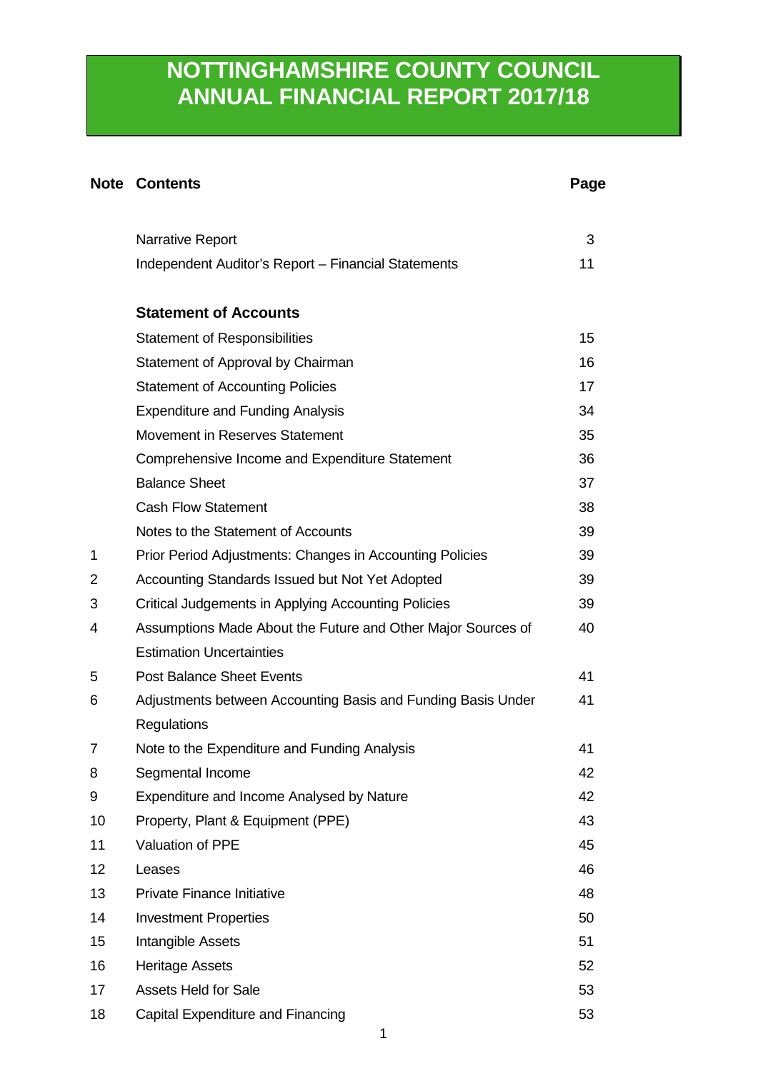# NOTTINGHAMSHIRE COUNTY COUNCIL ANNUAL FINANCIAL REPORT 2017/18

| Note | Contents | Page |
|---|---|---|
| | Narrative Report | 3 |
| | Independent Auditor's Report – Financial Statements | 11 |
| | **Statement of Accounts** | |
| | Statement of Responsibilities | 15 |
| | Statement of Approval by Chairman | 16 |
| | Statement of Accounting Policies | 17 |
| | Expenditure and Funding Analysis | 34 |
| | Movement in Reserves Statement | 35 |
| | Comprehensive Income and Expenditure Statement | 36 |
| | Balance Sheet | 37 |
| | Cash Flow Statement | 38 |
| | Notes to the Statement of Accounts | 39 |
| 1 | Prior Period Adjustments: Changes in Accounting Policies | 39 |
| 2 | Accounting Standards Issued but Not Yet Adopted | 39 |
| 3 | Critical Judgements in Applying Accounting Policies | 39 |
| 4 | Assumptions Made About the Future and Other Major Sources of Estimation Uncertainties | 40 |
| 5 | Post Balance Sheet Events | 41 |
| 6 | Adjustments between Accounting Basis and Funding Basis Under Regulations | 41 |
| 7 | Note to the Expenditure and Funding Analysis | 41 |
| 8 | Segmental Income | 42 |
| 9 | Expenditure and Income Analysed by Nature | 42 |
| 10 | Property, Plant & Equipment (PPE) | 43 |
| 11 | Valuation of PPE | 45 |
| 12 | Leases | 46 |
| 13 | Private Finance Initiative | 48 |
| 14 | Investment Properties | 50 |
| 15 | Intangible Assets | 51 |
| 16 | Heritage Assets | 52 |
| 17 | Assets Held for Sale | 53 |
| 18 | Capital Expenditure and Financing | 53 |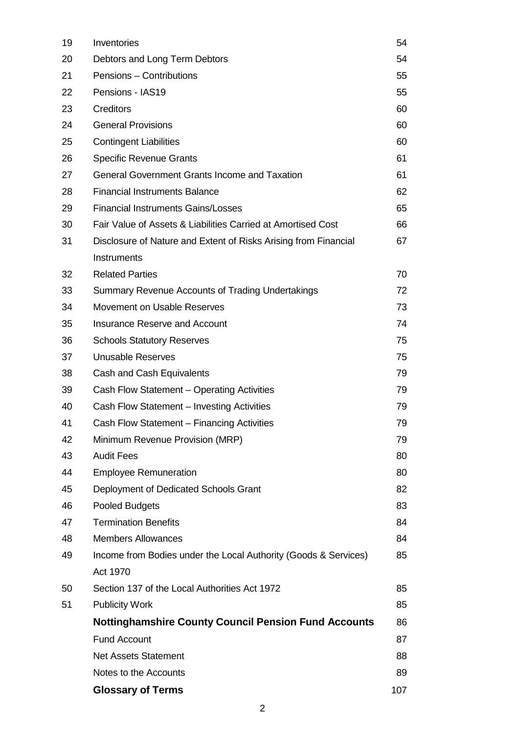| | | |
|---|---|---|
| 19 | Inventories | 54 |
| 20 | Debtors and Long Term Debtors | 54 |
| 21 | Pensions – Contributions | 55 |
| 22 | Pensions - IAS19 | 55 |
| 23 | Creditors | 60 |
| 24 | General Provisions | 60 |
| 25 | Contingent Liabilities | 60 |
| 26 | Specific Revenue Grants | 61 |
| 27 | General Government Grants Income and Taxation | 61 |
| 28 | Financial Instruments Balance | 62 |
| 29 | Financial Instruments Gains/Losses | 65 |
| 30 | Fair Value of Assets & Liabilities Carried at Amortised Cost | 66 |
| 31 | Disclosure of Nature and Extent of Risks Arising from Financial Instruments | 67 |
| 32 | Related Parties | 70 |
| 33 | Summary Revenue Accounts of Trading Undertakings | 72 |
| 34 | Movement on Usable Reserves | 73 |
| 35 | Insurance Reserve and Account | 74 |
| 36 | Schools Statutory Reserves | 75 |
| 37 | Unusable Reserves | 75 |
| 38 | Cash and Cash Equivalents | 79 |
| 39 | Cash Flow Statement – Operating Activities | 79 |
| 40 | Cash Flow Statement – Investing Activities | 79 |
| 41 | Cash Flow Statement – Financing Activities | 79 |
| 42 | Minimum Revenue Provision (MRP) | 79 |
| 43 | Audit Fees | 80 |
| 44 | Employee Remuneration | 80 |
| 45 | Deployment of Dedicated Schools Grant | 82 |
| 46 | Pooled Budgets | 83 |
| 47 | Termination Benefits | 84 |
| 48 | Members Allowances | 84 |
| 49 | Income from Bodies under the Local Authority (Goods & Services) Act 1970 | 85 |
| 50 | Section 137 of the Local Authorities Act 1972 | 85 |
| 51 | Publicity Work | 85 |
| | **Nottinghamshire County Council Pension Fund Accounts** | 86 |
| | Fund Account | 87 |
| | Net Assets Statement | 88 |
| | Notes to the Accounts | 89 |
| | **Glossary of Terms** | 107 |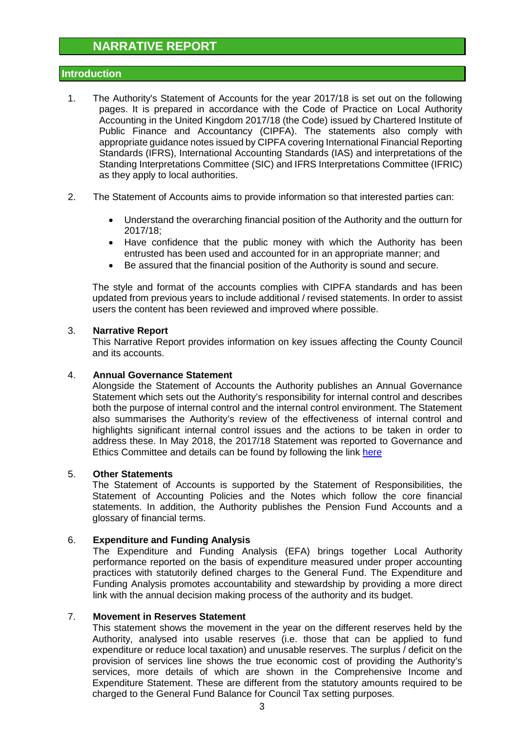# NARRATIVE REPORT

## Introduction

1. The Authority's Statement of Accounts for the year 2017/18 is set out on the following pages. It is prepared in accordance with the Code of Practice on Local Authority Accounting in the United Kingdom 2017/18 (the Code) issued by Chartered Institute of Public Finance and Accountancy (CIPFA). The statements also comply with appropriate guidance notes issued by CIPFA covering International Financial Reporting Standards (IFRS), International Accounting Standards (IAS) and interpretations of the Standing Interpretations Committee (SIC) and IFRS Interpretations Committee (IFRIC) as they apply to local authorities.

2. The Statement of Accounts aims to provide information so that interested parties can:

   - Understand the overarching financial position of the Authority and the outturn for 2017/18;
   - Have confidence that the public money with which the Authority has been entrusted has been used and accounted for in an appropriate manner; and
   - Be assured that the financial position of the Authority is sound and secure.

   The style and format of the accounts complies with CIPFA standards and has been updated from previous years to include additional / revised statements. In order to assist users the content has been reviewed and improved where possible.

3. **Narrative Report**
   This Narrative Report provides information on key issues affecting the County Council and its accounts.

4. **Annual Governance Statement**
   Alongside the Statement of Accounts the Authority publishes an Annual Governance Statement which sets out the Authority's responsibility for internal control and describes both the purpose of internal control and the internal control environment. The Statement also summarises the Authority's review of the effectiveness of internal control and highlights significant internal control issues and the actions to be taken in order to address these. In May 2018, the 2017/18 Statement was reported to Governance and Ethics Committee and details can be found by following the link here

5. **Other Statements**
   The Statement of Accounts is supported by the Statement of Responsibilities, the Statement of Accounting Policies and the Notes which follow the core financial statements. In addition, the Authority publishes the Pension Fund Accounts and a glossary of financial terms.

6. **Expenditure and Funding Analysis**
   The Expenditure and Funding Analysis (EFA) brings together Local Authority performance reported on the basis of expenditure measured under proper accounting practices with statutorily defined charges to the General Fund. The Expenditure and Funding Analysis promotes accountability and stewardship by providing a more direct link with the annual decision making process of the authority and its budget.

7. **Movement in Reserves Statement**
   This statement shows the movement in the year on the different reserves held by the Authority, analysed into usable reserves (i.e. those that can be applied to fund expenditure or reduce local taxation) and unusable reserves. The surplus / deficit on the provision of services line shows the true economic cost of providing the Authority's services, more details of which are shown in the Comprehensive Income and Expenditure Statement. These are different from the statutory amounts required to be charged to the General Fund Balance for Council Tax setting purposes.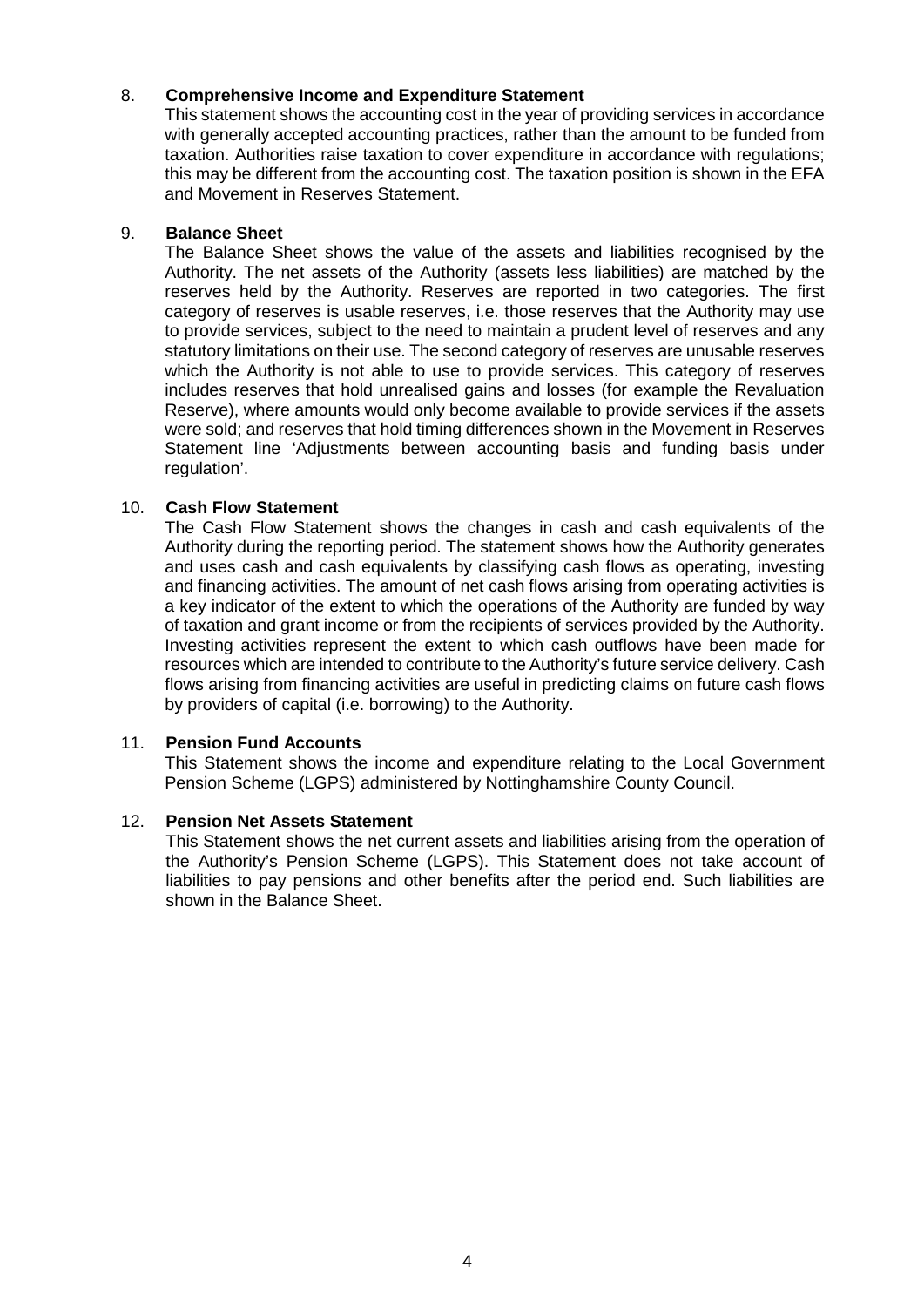8. **Comprehensive Income and Expenditure Statement**

   This statement shows the accounting cost in the year of providing services in accordance with generally accepted accounting practices, rather than the amount to be funded from taxation. Authorities raise taxation to cover expenditure in accordance with regulations; this may be different from the accounting cost. The taxation position is shown in the EFA and Movement in Reserves Statement.

9. **Balance Sheet**

   The Balance Sheet shows the value of the assets and liabilities recognised by the Authority. The net assets of the Authority (assets less liabilities) are matched by the reserves held by the Authority. Reserves are reported in two categories. The first category of reserves is usable reserves, i.e. those reserves that the Authority may use to provide services, subject to the need to maintain a prudent level of reserves and any statutory limitations on their use. The second category of reserves are unusable reserves which the Authority is not able to use to provide services. This category of reserves includes reserves that hold unrealised gains and losses (for example the Revaluation Reserve), where amounts would only become available to provide services if the assets were sold; and reserves that hold timing differences shown in the Movement in Reserves Statement line 'Adjustments between accounting basis and funding basis under regulation'.

10. **Cash Flow Statement**

    The Cash Flow Statement shows the changes in cash and cash equivalents of the Authority during the reporting period. The statement shows how the Authority generates and uses cash and cash equivalents by classifying cash flows as operating, investing and financing activities. The amount of net cash flows arising from operating activities is a key indicator of the extent to which the operations of the Authority are funded by way of taxation and grant income or from the recipients of services provided by the Authority. Investing activities represent the extent to which cash outflows have been made for resources which are intended to contribute to the Authority's future service delivery. Cash flows arising from financing activities are useful in predicting claims on future cash flows by providers of capital (i.e. borrowing) to the Authority.

11. **Pension Fund Accounts**

    This Statement shows the income and expenditure relating to the Local Government Pension Scheme (LGPS) administered by Nottinghamshire County Council.

12. **Pension Net Assets Statement**

    This Statement shows the net current assets and liabilities arising from the operation of the Authority's Pension Scheme (LGPS). This Statement does not take account of liabilities to pay pensions and other benefits after the period end. Such liabilities are shown in the Balance Sheet.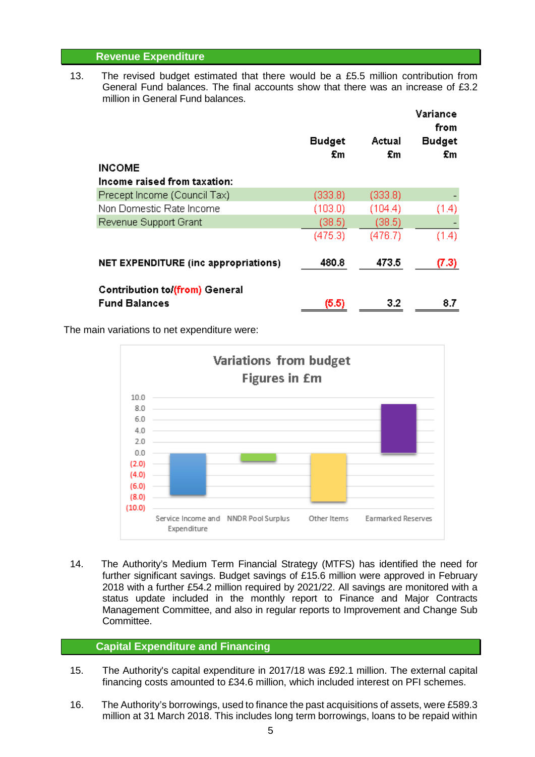## Revenue Expenditure

13. The revised budget estimated that there would be a £5.5 million contribution from General Fund balances. The final accounts show that there was an increase of £3.2 million in General Fund balances.

| | Budget £m | Actual £m | Variance from Budget £m |
|---|---|---|---|
| **INCOME** | | | |
| **Income raised from taxation:** | | | |
| Precept Income (Council Tax) | (333.8) | (333.8) | - |
| Non Domestic Rate Income | (103.0) | (104.4) | (1.4) |
| Revenue Support Grant | (38.5) | (38.5) | - |
| | (475.3) | (476.7) | (1.4) |
| **NET EXPENDITURE (inc appropriations)** | **480.8** | **473.5** | **(7.3)** |
| **Contribution to/(from) General Fund Balances** | **(5.5)** | **3.2** | **8.7** |

The main variations to net expenditure were:

**Variations from budget**
**Figures in £m**

Service Income and Expenditure | NNDR Pool Surplus | Other Items | Earmarked Reserves

14. The Authority's Medium Term Financial Strategy (MTFS) has identified the need for further significant savings. Budget savings of £15.6 million were approved in February 2018 with a further £54.2 million required by 2021/22. All savings are monitored with a status update included in the monthly report to Finance and Major Contracts Management Committee, and also in regular reports to Improvement and Change Sub Committee.

## Capital Expenditure and Financing

15. The Authority's capital expenditure in 2017/18 was £92.1 million. The external capital financing costs amounted to £34.6 million, which included interest on PFI schemes.

16. The Authority's borrowings, used to finance the past acquisitions of assets, were £589.3 million at 31 March 2018. This includes long term borrowings, loans to be repaid within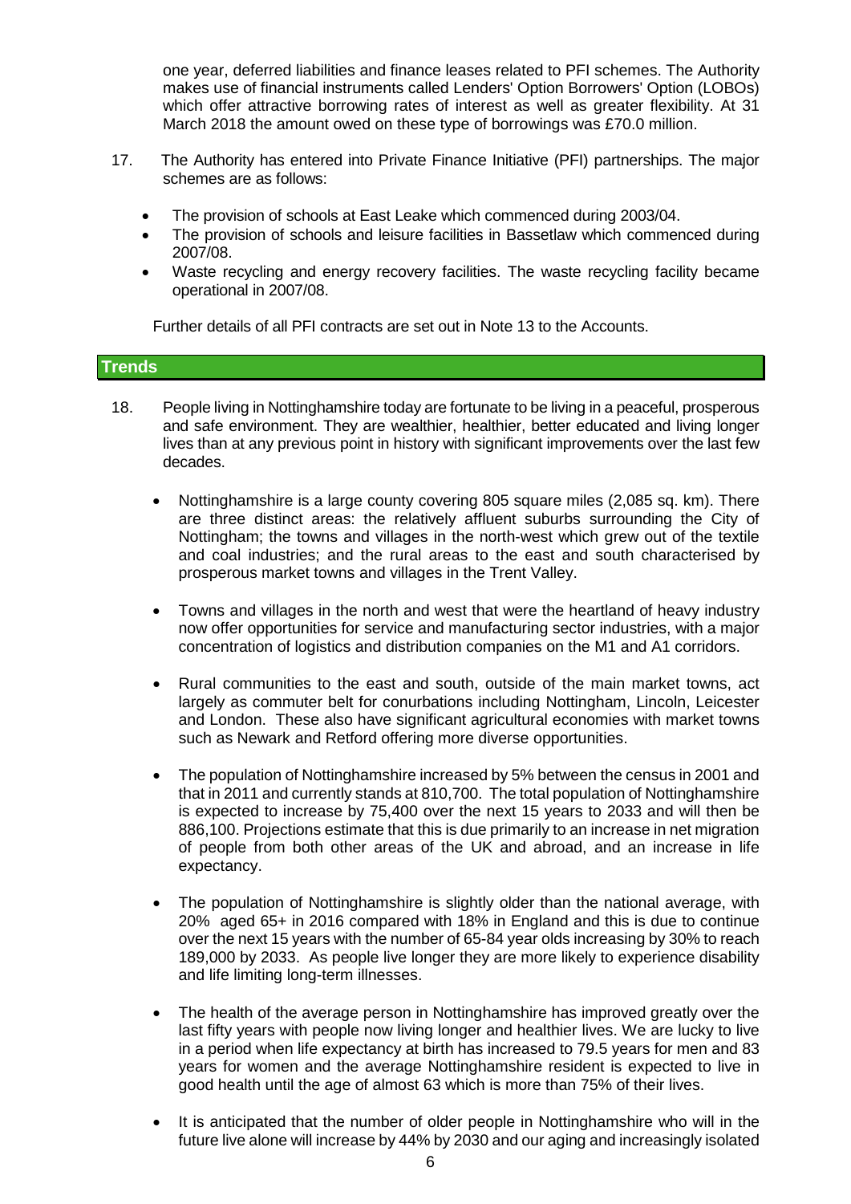one year, deferred liabilities and finance leases related to PFI schemes. The Authority makes use of financial instruments called Lenders' Option Borrowers' Option (LOBOs) which offer attractive borrowing rates of interest as well as greater flexibility. At 31 March 2018 the amount owed on these type of borrowings was £70.0 million.

17. The Authority has entered into Private Finance Initiative (PFI) partnerships. The major schemes are as follows:

   - The provision of schools at East Leake which commenced during 2003/04.
   - The provision of schools and leisure facilities in Bassetlaw which commenced during 2007/08.
   - Waste recycling and energy recovery facilities. The waste recycling facility became operational in 2007/08.

   Further details of all PFI contracts are set out in Note 13 to the Accounts.

## Trends

18. People living in Nottinghamshire today are fortunate to be living in a peaceful, prosperous and safe environment. They are wealthier, healthier, better educated and living longer lives than at any previous point in history with significant improvements over the last few decades.

   - Nottinghamshire is a large county covering 805 square miles (2,085 sq. km). There are three distinct areas: the relatively affluent suburbs surrounding the City of Nottingham; the towns and villages in the north-west which grew out of the textile and coal industries; and the rural areas to the east and south characterised by prosperous market towns and villages in the Trent Valley.

   - Towns and villages in the north and west that were the heartland of heavy industry now offer opportunities for service and manufacturing sector industries, with a major concentration of logistics and distribution companies on the M1 and A1 corridors.

   - Rural communities to the east and south, outside of the main market towns, act largely as commuter belt for conurbations including Nottingham, Lincoln, Leicester and London. These also have significant agricultural economies with market towns such as Newark and Retford offering more diverse opportunities.

   - The population of Nottinghamshire increased by 5% between the census in 2001 and that in 2011 and currently stands at 810,700. The total population of Nottinghamshire is expected to increase by 75,400 over the next 15 years to 2033 and will then be 886,100. Projections estimate that this is due primarily to an increase in net migration of people from both other areas of the UK and abroad, and an increase in life expectancy.

   - The population of Nottinghamshire is slightly older than the national average, with 20% aged 65+ in 2016 compared with 18% in England and this is due to continue over the next 15 years with the number of 65-84 year olds increasing by 30% to reach 189,000 by 2033. As people live longer they are more likely to experience disability and life limiting long-term illnesses.

   - The health of the average person in Nottinghamshire has improved greatly over the last fifty years with people now living longer and healthier lives. We are lucky to live in a period when life expectancy at birth has increased to 79.5 years for men and 83 years for women and the average Nottinghamshire resident is expected to live in good health until the age of almost 63 which is more than 75% of their lives.

   - It is anticipated that the number of older people in Nottinghamshire who will in the future live alone will increase by 44% by 2030 and our aging and increasingly isolated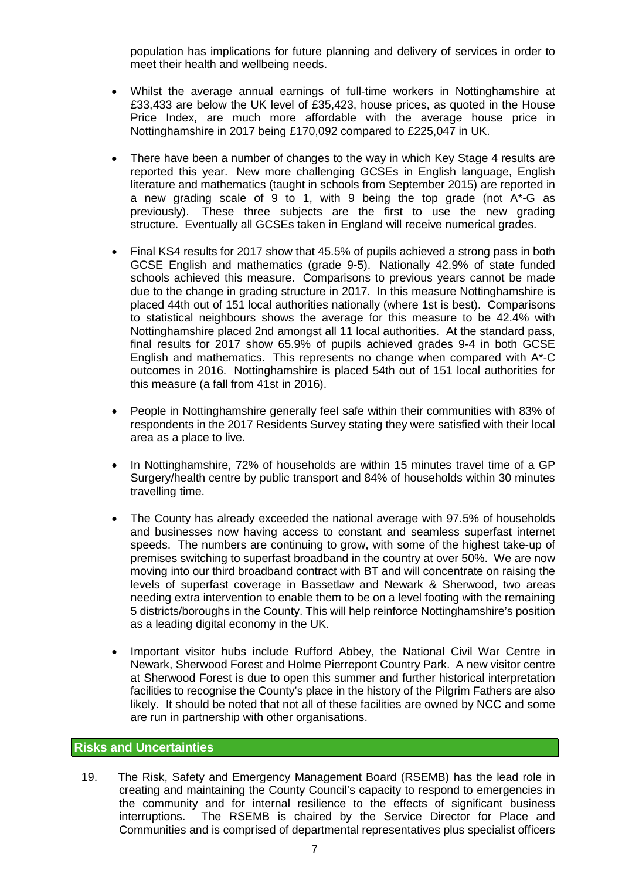population has implications for future planning and delivery of services in order to meet their health and wellbeing needs.

- Whilst the average annual earnings of full-time workers in Nottinghamshire at £33,433 are below the UK level of £35,423, house prices, as quoted in the House Price Index, are much more affordable with the average house price in Nottinghamshire in 2017 being £170,092 compared to £225,047 in UK.

- There have been a number of changes to the way in which Key Stage 4 results are reported this year. New more challenging GCSEs in English language, English literature and mathematics (taught in schools from September 2015) are reported in a new grading scale of 9 to 1, with 9 being the top grade (not A*-G as previously). These three subjects are the first to use the new grading structure. Eventually all GCSEs taken in England will receive numerical grades.

- Final KS4 results for 2017 show that 45.5% of pupils achieved a strong pass in both GCSE English and mathematics (grade 9-5). Nationally 42.9% of state funded schools achieved this measure. Comparisons to previous years cannot be made due to the change in grading structure in 2017. In this measure Nottinghamshire is placed 44th out of 151 local authorities nationally (where 1st is best). Comparisons to statistical neighbours shows the average for this measure to be 42.4% with Nottinghamshire placed 2nd amongst all 11 local authorities. At the standard pass, final results for 2017 show 65.9% of pupils achieved grades 9-4 in both GCSE English and mathematics. This represents no change when compared with A*-C outcomes in 2016. Nottinghamshire is placed 54th out of 151 local authorities for this measure (a fall from 41st in 2016).

- People in Nottinghamshire generally feel safe within their communities with 83% of respondents in the 2017 Residents Survey stating they were satisfied with their local area as a place to live.

- In Nottinghamshire, 72% of households are within 15 minutes travel time of a GP Surgery/health centre by public transport and 84% of households within 30 minutes travelling time.

- The County has already exceeded the national average with 97.5% of households and businesses now having access to constant and seamless superfast internet speeds. The numbers are continuing to grow, with some of the highest take-up of premises switching to superfast broadband in the country at over 50%. We are now moving into our third broadband contract with BT and will concentrate on raising the levels of superfast coverage in Bassetlaw and Newark & Sherwood, two areas needing extra intervention to enable them to be on a level footing with the remaining 5 districts/boroughs in the County. This will help reinforce Nottinghamshire's position as a leading digital economy in the UK.

- Important visitor hubs include Rufford Abbey, the National Civil War Centre in Newark, Sherwood Forest and Holme Pierrepont Country Park. A new visitor centre at Sherwood Forest is due to open this summer and further historical interpretation facilities to recognise the County's place in the history of the Pilgrim Fathers are also likely. It should be noted that not all of these facilities are owned by NCC and some are run in partnership with other organisations.

## Risks and Uncertainties

19. The Risk, Safety and Emergency Management Board (RSEMB) has the lead role in creating and maintaining the County Council's capacity to respond to emergencies in the community and for internal resilience to the effects of significant business interruptions. The RSEMB is chaired by the Service Director for Place and Communities and is comprised of departmental representatives plus specialist officers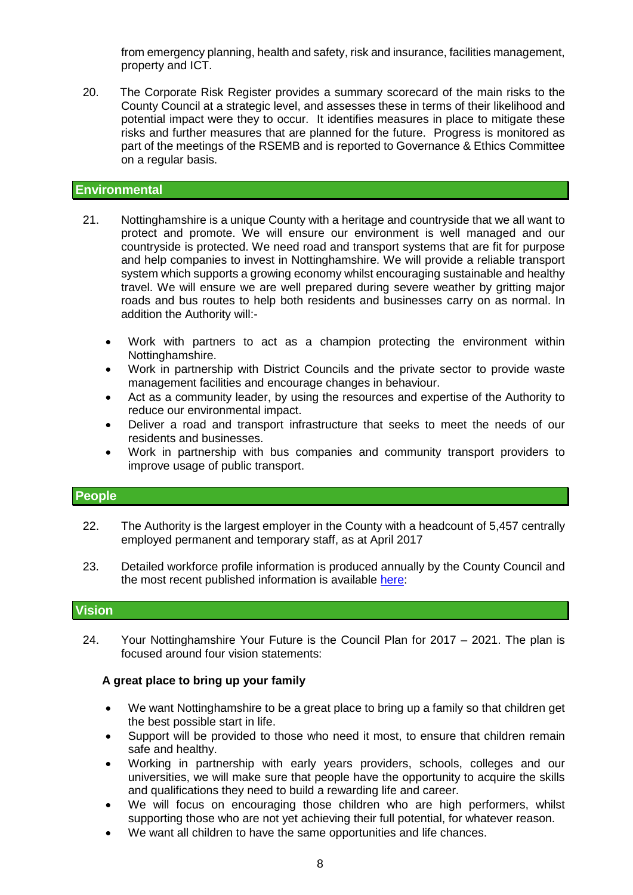from emergency planning, health and safety, risk and insurance, facilities management, property and ICT.

20. The Corporate Risk Register provides a summary scorecard of the main risks to the County Council at a strategic level, and assesses these in terms of their likelihood and potential impact were they to occur. It identifies measures in place to mitigate these risks and further measures that are planned for the future. Progress is monitored as part of the meetings of the RSEMB and is reported to Governance & Ethics Committee on a regular basis.

## Environmental

21. Nottinghamshire is a unique County with a heritage and countryside that we all want to protect and promote. We will ensure our environment is well managed and our countryside is protected. We need road and transport systems that are fit for purpose and help companies to invest in Nottinghamshire. We will provide a reliable transport system which supports a growing economy whilst encouraging sustainable and healthy travel. We will ensure we are well prepared during severe weather by gritting major roads and bus routes to help both residents and businesses carry on as normal. In addition the Authority will:-

- Work with partners to act as a champion protecting the environment within Nottinghamshire.
- Work in partnership with District Councils and the private sector to provide waste management facilities and encourage changes in behaviour.
- Act as a community leader, by using the resources and expertise of the Authority to reduce our environmental impact.
- Deliver a road and transport infrastructure that seeks to meet the needs of our residents and businesses.
- Work in partnership with bus companies and community transport providers to improve usage of public transport.

## People

22. The Authority is the largest employer in the County with a headcount of 5,457 centrally employed permanent and temporary staff, as at April 2017

23. Detailed workforce profile information is produced annually by the County Council and the most recent published information is available here:

## Vision

24. Your Nottinghamshire Your Future is the Council Plan for 2017 – 2021. The plan is focused around four vision statements:

**A great place to bring up your family**

- We want Nottinghamshire to be a great place to bring up a family so that children get the best possible start in life.
- Support will be provided to those who need it most, to ensure that children remain safe and healthy.
- Working in partnership with early years providers, schools, colleges and our universities, we will make sure that people have the opportunity to acquire the skills and qualifications they need to build a rewarding life and career.
- We will focus on encouraging those children who are high performers, whilst supporting those who are not yet achieving their full potential, for whatever reason.
- We want all children to have the same opportunities and life chances.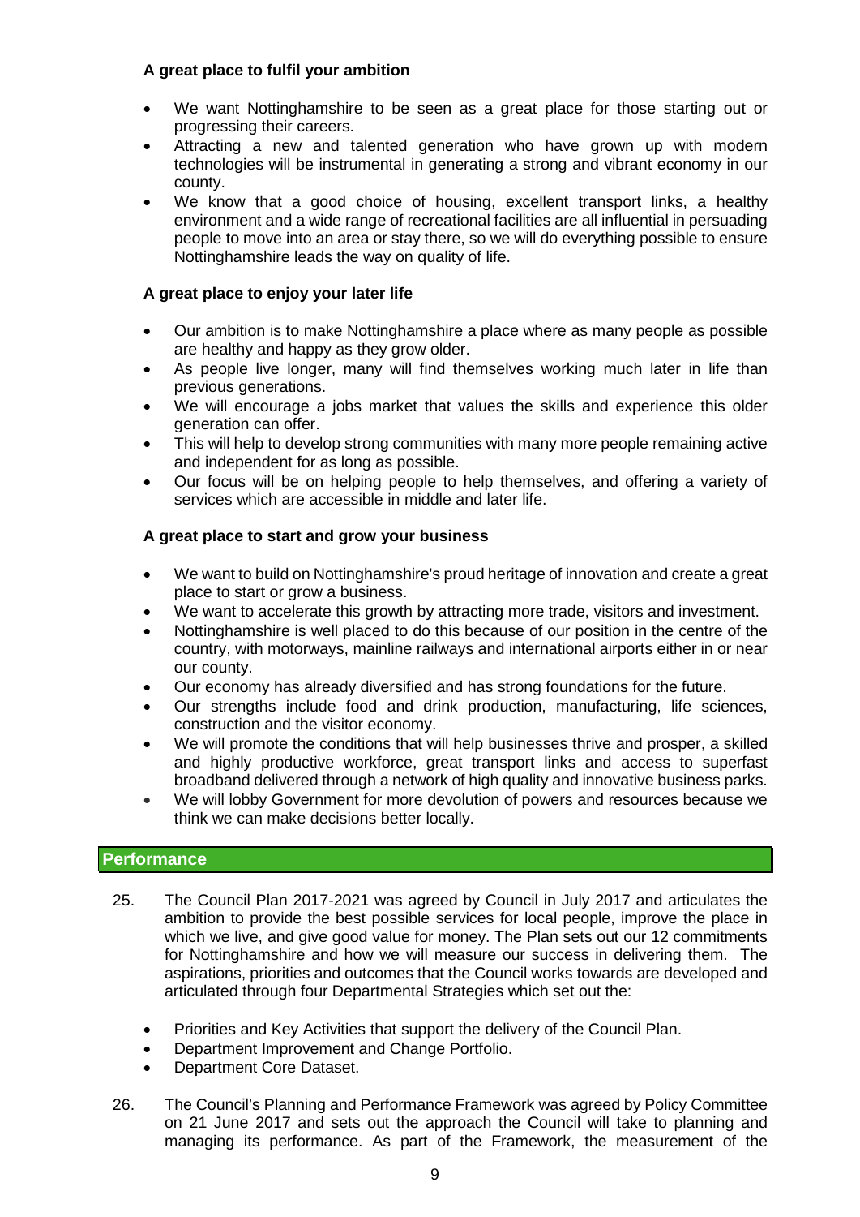**A great place to fulfil your ambition**

- We want Nottinghamshire to be seen as a great place for those starting out or progressing their careers.
- Attracting a new and talented generation who have grown up with modern technologies will be instrumental in generating a strong and vibrant economy in our county.
- We know that a good choice of housing, excellent transport links, a healthy environment and a wide range of recreational facilities are all influential in persuading people to move into an area or stay there, so we will do everything possible to ensure Nottinghamshire leads the way on quality of life.

**A great place to enjoy your later life**

- Our ambition is to make Nottinghamshire a place where as many people as possible are healthy and happy as they grow older.
- As people live longer, many will find themselves working much later in life than previous generations.
- We will encourage a jobs market that values the skills and experience this older generation can offer.
- This will help to develop strong communities with many more people remaining active and independent for as long as possible.
- Our focus will be on helping people to help themselves, and offering a variety of services which are accessible in middle and later life.

**A great place to start and grow your business**

- We want to build on Nottinghamshire's proud heritage of innovation and create a great place to start or grow a business.
- We want to accelerate this growth by attracting more trade, visitors and investment.
- Nottinghamshire is well placed to do this because of our position in the centre of the country, with motorways, mainline railways and international airports either in or near our county.
- Our economy has already diversified and has strong foundations for the future.
- Our strengths include food and drink production, manufacturing, life sciences, construction and the visitor economy.
- We will promote the conditions that will help businesses thrive and prosper, a skilled and highly productive workforce, great transport links and access to superfast broadband delivered through a network of high quality and innovative business parks.
- We will lobby Government for more devolution of powers and resources because we think we can make decisions better locally.

## Performance

25. The Council Plan 2017-2021 was agreed by Council in July 2017 and articulates the ambition to provide the best possible services for local people, improve the place in which we live, and give good value for money. The Plan sets out our 12 commitments for Nottinghamshire and how we will measure our success in delivering them. The aspirations, priorities and outcomes that the Council works towards are developed and articulated through four Departmental Strategies which set out the:

    - Priorities and Key Activities that support the delivery of the Council Plan.
    - Department Improvement and Change Portfolio.
    - Department Core Dataset.

26. The Council's Planning and Performance Framework was agreed by Policy Committee on 21 June 2017 and sets out the approach the Council will take to planning and managing its performance. As part of the Framework, the measurement of the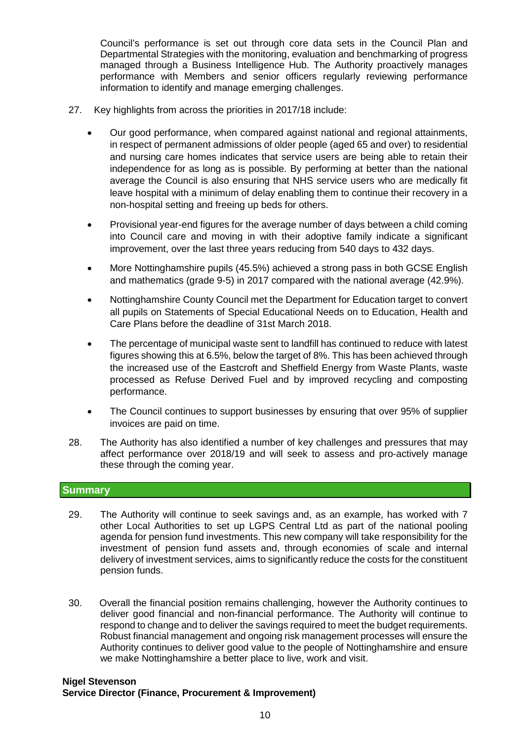Council's performance is set out through core data sets in the Council Plan and Departmental Strategies with the monitoring, evaluation and benchmarking of progress managed through a Business Intelligence Hub. The Authority proactively manages performance with Members and senior officers regularly reviewing performance information to identify and manage emerging challenges.

27. Key highlights from across the priorities in 2017/18 include:

   - Our good performance, when compared against national and regional attainments, in respect of permanent admissions of older people (aged 65 and over) to residential and nursing care homes indicates that service users are being able to retain their independence for as long as is possible. By performing at better than the national average the Council is also ensuring that NHS service users who are medically fit leave hospital with a minimum of delay enabling them to continue their recovery in a non-hospital setting and freeing up beds for others.
   - Provisional year-end figures for the average number of days between a child coming into Council care and moving in with their adoptive family indicate a significant improvement, over the last three years reducing from 540 days to 432 days.
   - More Nottinghamshire pupils (45.5%) achieved a strong pass in both GCSE English and mathematics (grade 9-5) in 2017 compared with the national average (42.9%).
   - Nottinghamshire County Council met the Department for Education target to convert all pupils on Statements of Special Educational Needs on to Education, Health and Care Plans before the deadline of 31st March 2018.
   - The percentage of municipal waste sent to landfill has continued to reduce with latest figures showing this at 6.5%, below the target of 8%. This has been achieved through the increased use of the Eastcroft and Sheffield Energy from Waste Plants, waste processed as Refuse Derived Fuel and by improved recycling and composting performance.
   - The Council continues to support businesses by ensuring that over 95% of supplier invoices are paid on time.

28. The Authority has also identified a number of key challenges and pressures that may affect performance over 2018/19 and will seek to assess and pro-actively manage these through the coming year.

## Summary

29. The Authority will continue to seek savings and, as an example, has worked with 7 other Local Authorities to set up LGPS Central Ltd as part of the national pooling agenda for pension fund investments. This new company will take responsibility for the investment of pension fund assets and, through economies of scale and internal delivery of investment services, aims to significantly reduce the costs for the constituent pension funds.

30. Overall the financial position remains challenging, however the Authority continues to deliver good financial and non-financial performance. The Authority will continue to respond to change and to deliver the savings required to meet the budget requirements. Robust financial management and ongoing risk management processes will ensure the Authority continues to deliver good value to the people of Nottinghamshire and ensure we make Nottinghamshire a better place to live, work and visit.

**Nigel Stevenson**
**Service Director (Finance, Procurement & Improvement)**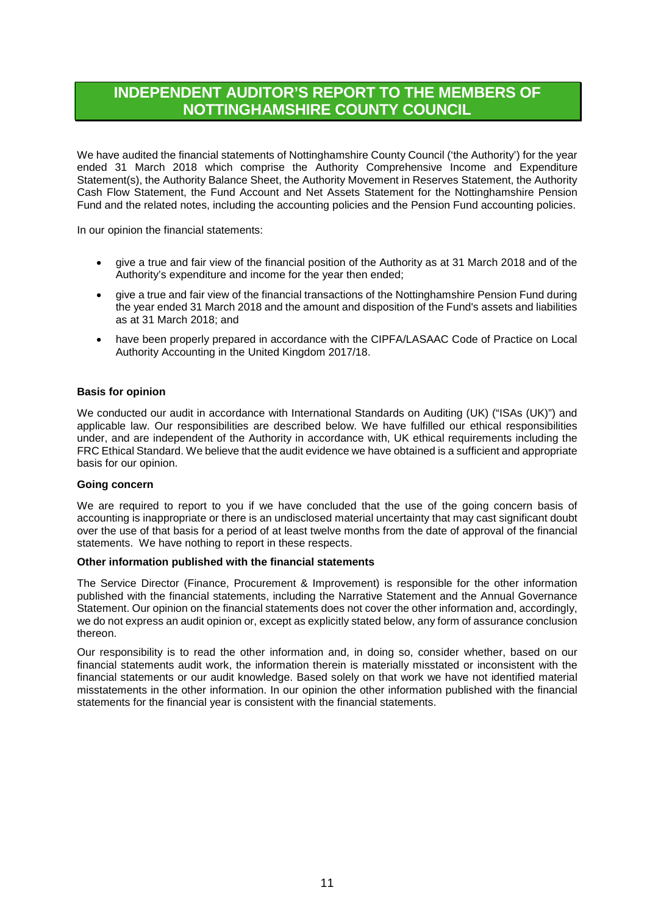# INDEPENDENT AUDITOR'S REPORT TO THE MEMBERS OF NOTTINGHAMSHIRE COUNTY COUNCIL

We have audited the financial statements of Nottinghamshire County Council ('the Authority') for the year ended 31 March 2018 which comprise the Authority Comprehensive Income and Expenditure Statement(s), the Authority Balance Sheet, the Authority Movement in Reserves Statement, the Authority Cash Flow Statement, the Fund Account and Net Assets Statement for the Nottinghamshire Pension Fund and the related notes, including the accounting policies and the Pension Fund accounting policies.

In our opinion the financial statements:

- give a true and fair view of the financial position of the Authority as at 31 March 2018 and of the Authority's expenditure and income for the year then ended;
- give a true and fair view of the financial transactions of the Nottinghamshire Pension Fund during the year ended 31 March 2018 and the amount and disposition of the Fund's assets and liabilities as at 31 March 2018; and
- have been properly prepared in accordance with the CIPFA/LASAAC Code of Practice on Local Authority Accounting in the United Kingdom 2017/18.

**Basis for opinion**

We conducted our audit in accordance with International Standards on Auditing (UK) ("ISAs (UK)") and applicable law. Our responsibilities are described below. We have fulfilled our ethical responsibilities under, and are independent of the Authority in accordance with, UK ethical requirements including the FRC Ethical Standard. We believe that the audit evidence we have obtained is a sufficient and appropriate basis for our opinion.

**Going concern**

We are required to report to you if we have concluded that the use of the going concern basis of accounting is inappropriate or there is an undisclosed material uncertainty that may cast significant doubt over the use of that basis for a period of at least twelve months from the date of approval of the financial statements. We have nothing to report in these respects.

**Other information published with the financial statements**

The Service Director (Finance, Procurement & Improvement) is responsible for the other information published with the financial statements, including the Narrative Statement and the Annual Governance Statement. Our opinion on the financial statements does not cover the other information and, accordingly, we do not express an audit opinion or, except as explicitly stated below, any form of assurance conclusion thereon.

Our responsibility is to read the other information and, in doing so, consider whether, based on our financial statements audit work, the information therein is materially misstated or inconsistent with the financial statements or our audit knowledge. Based solely on that work we have not identified material misstatements in the other information. In our opinion the other information published with the financial statements for the financial year is consistent with the financial statements.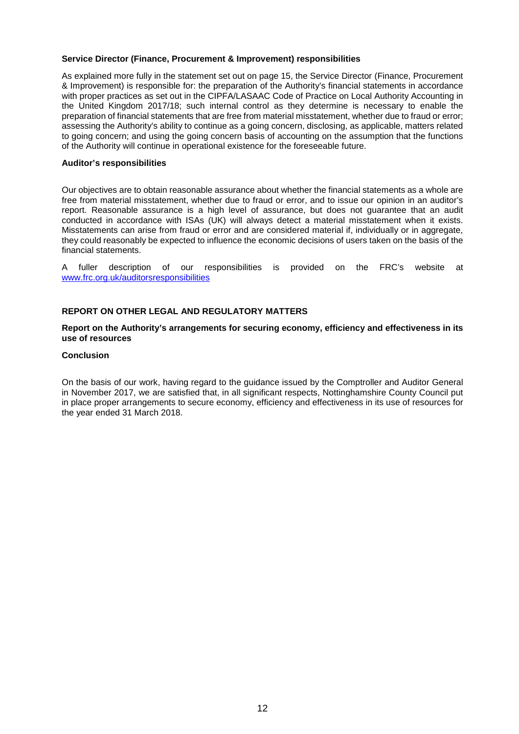**Service Director (Finance, Procurement & Improvement) responsibilities**

As explained more fully in the statement set out on page 15, the Service Director (Finance, Procurement & Improvement) is responsible for: the preparation of the Authority's financial statements in accordance with proper practices as set out in the CIPFA/LASAAC Code of Practice on Local Authority Accounting in the United Kingdom 2017/18; such internal control as they determine is necessary to enable the preparation of financial statements that are free from material misstatement, whether due to fraud or error; assessing the Authority's ability to continue as a going concern, disclosing, as applicable, matters related to going concern; and using the going concern basis of accounting on the assumption that the functions of the Authority will continue in operational existence for the foreseeable future.

**Auditor's responsibilities**

Our objectives are to obtain reasonable assurance about whether the financial statements as a whole are free from material misstatement, whether due to fraud or error, and to issue our opinion in an auditor's report. Reasonable assurance is a high level of assurance, but does not guarantee that an audit conducted in accordance with ISAs (UK) will always detect a material misstatement when it exists. Misstatements can arise from fraud or error and are considered material if, individually or in aggregate, they could reasonably be expected to influence the economic decisions of users taken on the basis of the financial statements.

A fuller description of our responsibilities is provided on the FRC's website at www.frc.org.uk/auditorsresponsibilities

**REPORT ON OTHER LEGAL AND REGULATORY MATTERS**

**Report on the Authority's arrangements for securing economy, efficiency and effectiveness in its use of resources**

**Conclusion**

On the basis of our work, having regard to the guidance issued by the Comptroller and Auditor General in November 2017, we are satisfied that, in all significant respects, Nottinghamshire County Council put in place proper arrangements to secure economy, efficiency and effectiveness in its use of resources for the year ended 31 March 2018.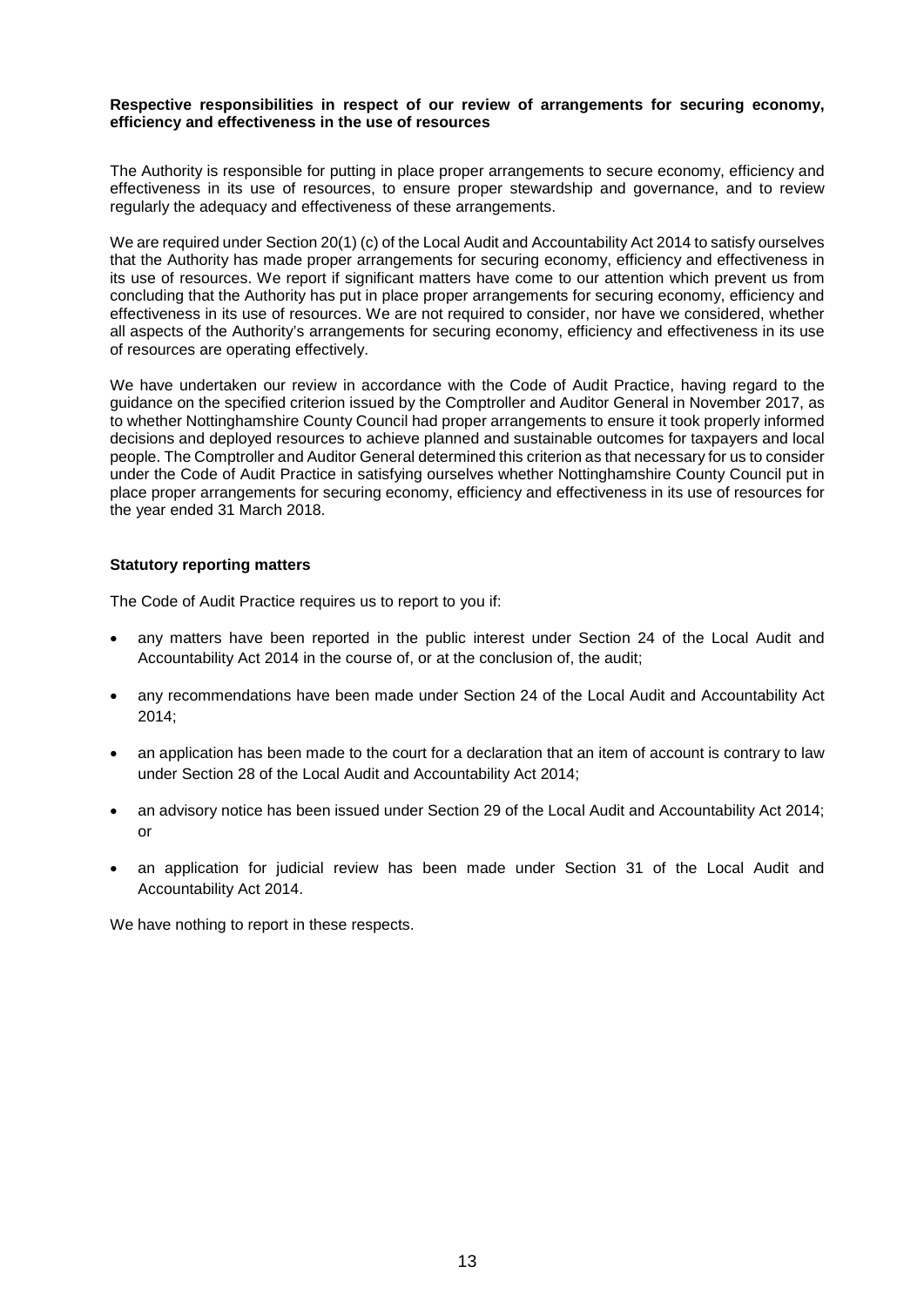**Respective responsibilities in respect of our review of arrangements for securing economy, efficiency and effectiveness in the use of resources**

The Authority is responsible for putting in place proper arrangements to secure economy, efficiency and effectiveness in its use of resources, to ensure proper stewardship and governance, and to review regularly the adequacy and effectiveness of these arrangements.

We are required under Section 20(1) (c) of the Local Audit and Accountability Act 2014 to satisfy ourselves that the Authority has made proper arrangements for securing economy, efficiency and effectiveness in its use of resources. We report if significant matters have come to our attention which prevent us from concluding that the Authority has put in place proper arrangements for securing economy, efficiency and effectiveness in its use of resources. We are not required to consider, nor have we considered, whether all aspects of the Authority's arrangements for securing economy, efficiency and effectiveness in its use of resources are operating effectively.

We have undertaken our review in accordance with the Code of Audit Practice, having regard to the guidance on the specified criterion issued by the Comptroller and Auditor General in November 2017, as to whether Nottinghamshire County Council had proper arrangements to ensure it took properly informed decisions and deployed resources to achieve planned and sustainable outcomes for taxpayers and local people. The Comptroller and Auditor General determined this criterion as that necessary for us to consider under the Code of Audit Practice in satisfying ourselves whether Nottinghamshire County Council put in place proper arrangements for securing economy, efficiency and effectiveness in its use of resources for the year ended 31 March 2018.

**Statutory reporting matters**

The Code of Audit Practice requires us to report to you if:

- any matters have been reported in the public interest under Section 24 of the Local Audit and Accountability Act 2014 in the course of, or at the conclusion of, the audit;
- any recommendations have been made under Section 24 of the Local Audit and Accountability Act 2014;
- an application has been made to the court for a declaration that an item of account is contrary to law under Section 28 of the Local Audit and Accountability Act 2014;
- an advisory notice has been issued under Section 29 of the Local Audit and Accountability Act 2014; or
- an application for judicial review has been made under Section 31 of the Local Audit and Accountability Act 2014.

We have nothing to report in these respects.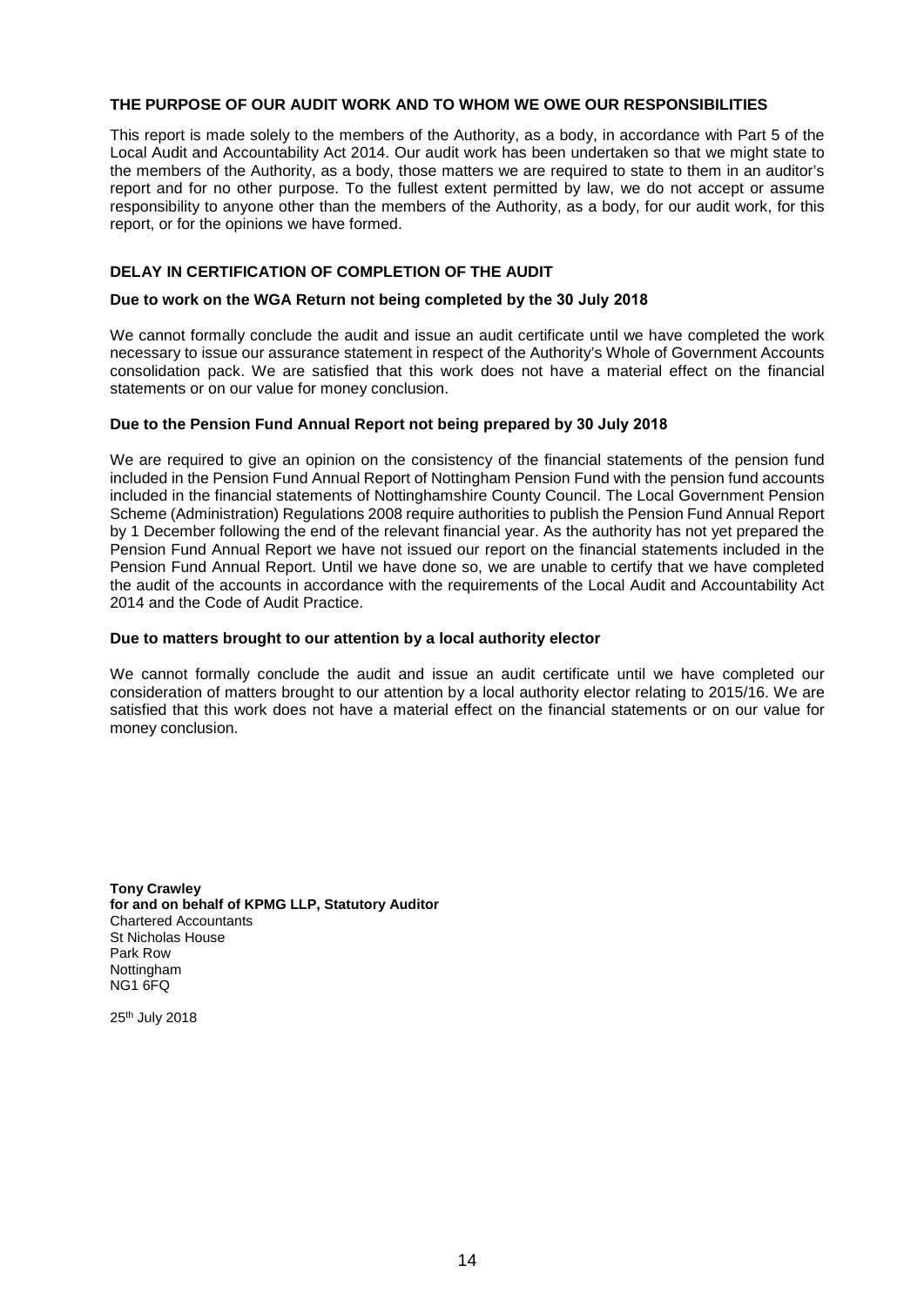## THE PURPOSE OF OUR AUDIT WORK AND TO WHOM WE OWE OUR RESPONSIBILITIES

This report is made solely to the members of the Authority, as a body, in accordance with Part 5 of the Local Audit and Accountability Act 2014. Our audit work has been undertaken so that we might state to the members of the Authority, as a body, those matters we are required to state to them in an auditor's report and for no other purpose. To the fullest extent permitted by law, we do not accept or assume responsibility to anyone other than the members of the Authority, as a body, for our audit work, for this report, or for the opinions we have formed.

## DELAY IN CERTIFICATION OF COMPLETION OF THE AUDIT

### Due to work on the WGA Return not being completed by the 30 July 2018

We cannot formally conclude the audit and issue an audit certificate until we have completed the work necessary to issue our assurance statement in respect of the Authority's Whole of Government Accounts consolidation pack. We are satisfied that this work does not have a material effect on the financial statements or on our value for money conclusion.

### Due to the Pension Fund Annual Report not being prepared by 30 July 2018

We are required to give an opinion on the consistency of the financial statements of the pension fund included in the Pension Fund Annual Report of Nottingham Pension Fund with the pension fund accounts included in the financial statements of Nottinghamshire County Council. The Local Government Pension Scheme (Administration) Regulations 2008 require authorities to publish the Pension Fund Annual Report by 1 December following the end of the relevant financial year. As the authority has not yet prepared the Pension Fund Annual Report we have not issued our report on the financial statements included in the Pension Fund Annual Report. Until we have done so, we are unable to certify that we have completed the audit of the accounts in accordance with the requirements of the Local Audit and Accountability Act 2014 and the Code of Audit Practice.

### Due to matters brought to our attention by a local authority elector

We cannot formally conclude the audit and issue an audit certificate until we have completed our consideration of matters brought to our attention by a local authority elector relating to 2015/16. We are satisfied that this work does not have a material effect on the financial statements or on our value for money conclusion.

**Tony Crawley**
**for and on behalf of KPMG LLP, Statutory Auditor**
Chartered Accountants
St Nicholas House
Park Row
Nottingham
NG1 6FQ

25th July 2018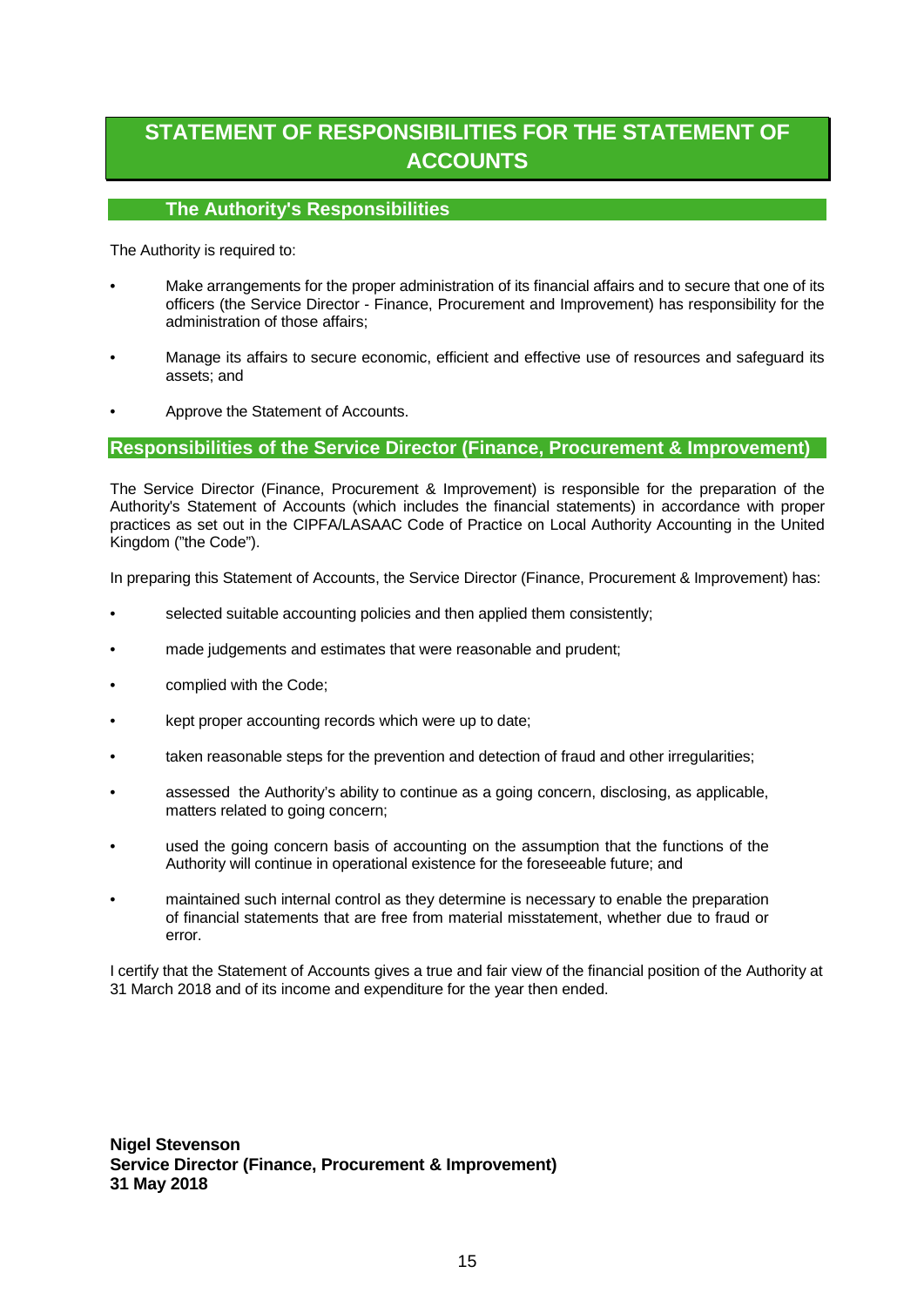# STATEMENT OF RESPONSIBILITIES FOR THE STATEMENT OF ACCOUNTS

## The Authority's Responsibilities

The Authority is required to:

- Make arrangements for the proper administration of its financial affairs and to secure that one of its officers (the Service Director - Finance, Procurement and Improvement) has responsibility for the administration of those affairs;
- Manage its affairs to secure economic, efficient and effective use of resources and safeguard its assets; and
- Approve the Statement of Accounts.

## Responsibilities of the Service Director (Finance, Procurement & Improvement)

The Service Director (Finance, Procurement & Improvement) is responsible for the preparation of the Authority's Statement of Accounts (which includes the financial statements) in accordance with proper practices as set out in the CIPFA/LASAAC Code of Practice on Local Authority Accounting in the United Kingdom ("the Code").

In preparing this Statement of Accounts, the Service Director (Finance, Procurement & Improvement) has:

- selected suitable accounting policies and then applied them consistently;
- made judgements and estimates that were reasonable and prudent;
- complied with the Code;
- kept proper accounting records which were up to date;
- taken reasonable steps for the prevention and detection of fraud and other irregularities;
- assessed the Authority's ability to continue as a going concern, disclosing, as applicable, matters related to going concern;
- used the going concern basis of accounting on the assumption that the functions of the Authority will continue in operational existence for the foreseeable future; and
- maintained such internal control as they determine is necessary to enable the preparation of financial statements that are free from material misstatement, whether due to fraud or error.

I certify that the Statement of Accounts gives a true and fair view of the financial position of the Authority at 31 March 2018 and of its income and expenditure for the year then ended.

**Nigel Stevenson**
**Service Director (Finance, Procurement & Improvement)**
**31 May 2018**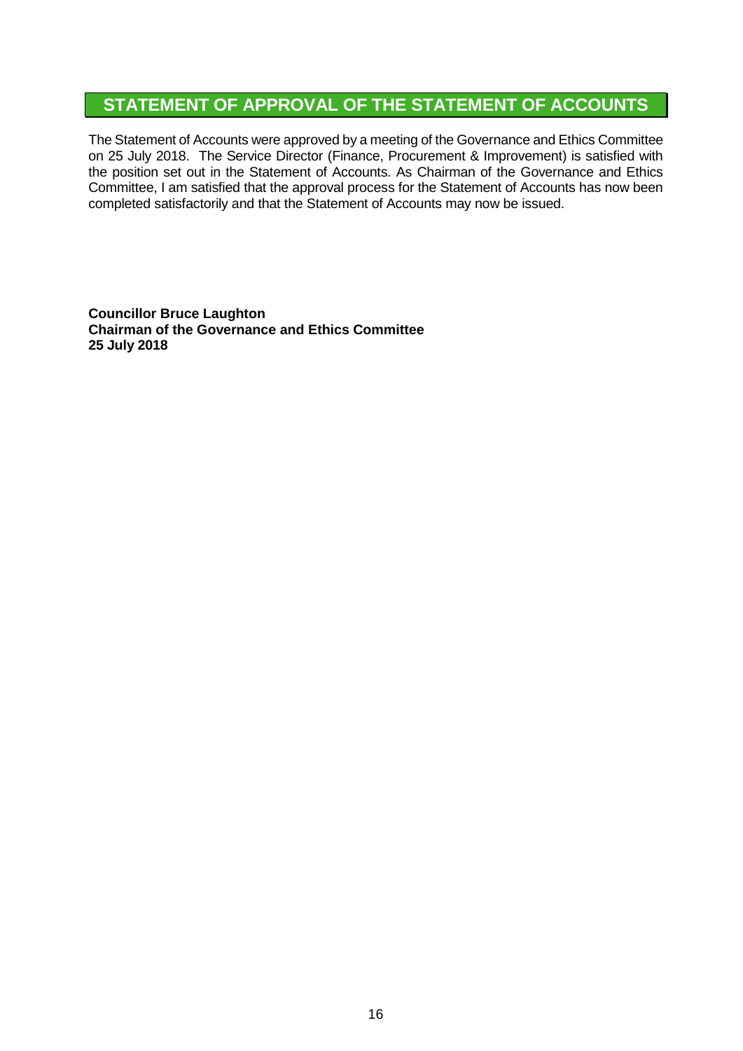## STATEMENT OF APPROVAL OF THE STATEMENT OF ACCOUNTS

The Statement of Accounts were approved by a meeting of the Governance and Ethics Committee on 25 July 2018. The Service Director (Finance, Procurement & Improvement) is satisfied with the position set out in the Statement of Accounts. As Chairman of the Governance and Ethics Committee, I am satisfied that the approval process for the Statement of Accounts has now been completed satisfactorily and that the Statement of Accounts may now be issued.

**Councillor Bruce Laughton**
**Chairman of the Governance and Ethics Committee**
**25 July 2018**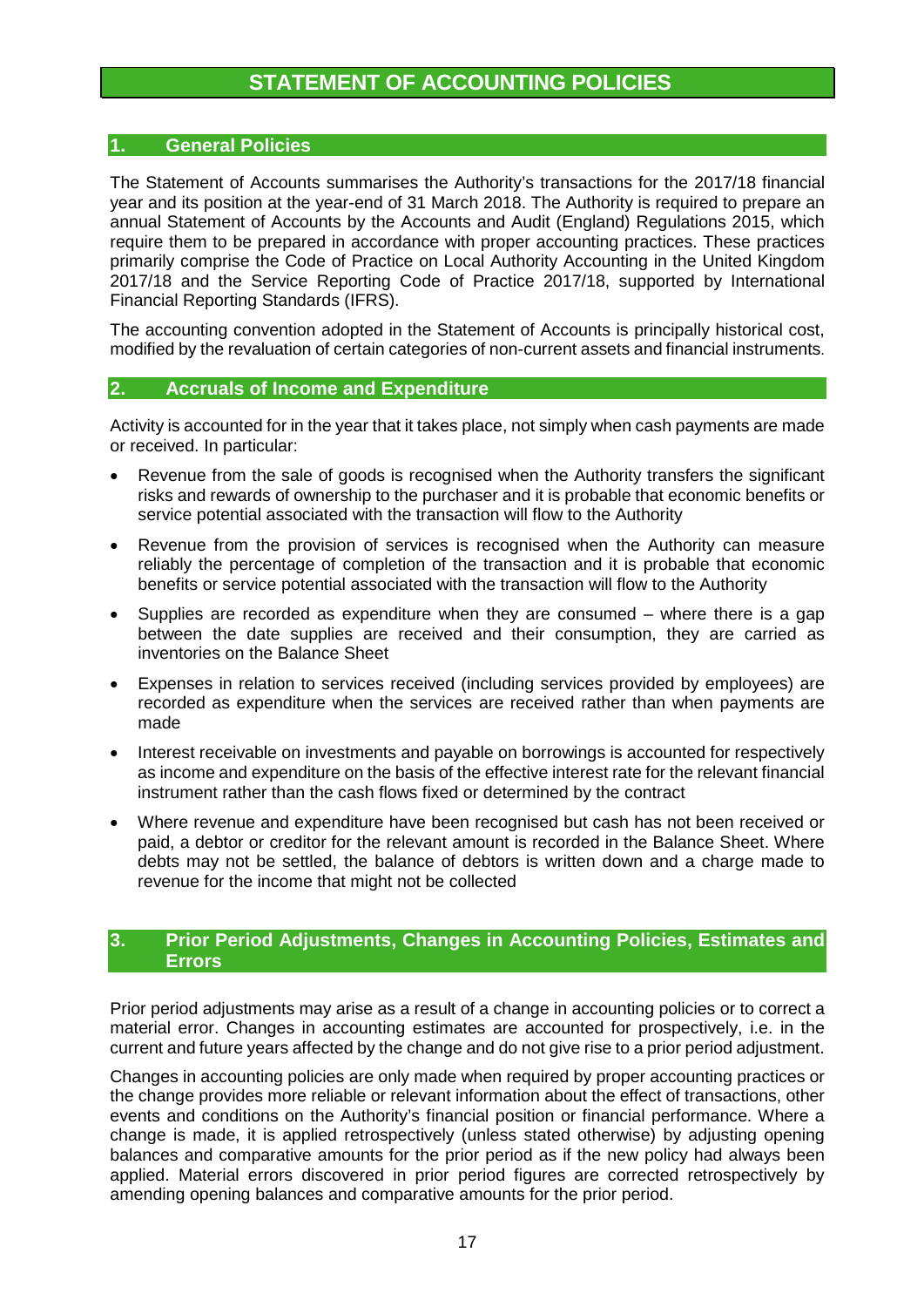# STATEMENT OF ACCOUNTING POLICIES

## 1. General Policies

The Statement of Accounts summarises the Authority's transactions for the 2017/18 financial year and its position at the year-end of 31 March 2018. The Authority is required to prepare an annual Statement of Accounts by the Accounts and Audit (England) Regulations 2015, which require them to be prepared in accordance with proper accounting practices. These practices primarily comprise the Code of Practice on Local Authority Accounting in the United Kingdom 2017/18 and the Service Reporting Code of Practice 2017/18, supported by International Financial Reporting Standards (IFRS).

The accounting convention adopted in the Statement of Accounts is principally historical cost, modified by the revaluation of certain categories of non-current assets and financial instruments.

## 2. Accruals of Income and Expenditure

Activity is accounted for in the year that it takes place, not simply when cash payments are made or received. In particular:

- Revenue from the sale of goods is recognised when the Authority transfers the significant risks and rewards of ownership to the purchaser and it is probable that economic benefits or service potential associated with the transaction will flow to the Authority
- Revenue from the provision of services is recognised when the Authority can measure reliably the percentage of completion of the transaction and it is probable that economic benefits or service potential associated with the transaction will flow to the Authority
- Supplies are recorded as expenditure when they are consumed – where there is a gap between the date supplies are received and their consumption, they are carried as inventories on the Balance Sheet
- Expenses in relation to services received (including services provided by employees) are recorded as expenditure when the services are received rather than when payments are made
- Interest receivable on investments and payable on borrowings is accounted for respectively as income and expenditure on the basis of the effective interest rate for the relevant financial instrument rather than the cash flows fixed or determined by the contract
- Where revenue and expenditure have been recognised but cash has not been received or paid, a debtor or creditor for the relevant amount is recorded in the Balance Sheet. Where debts may not be settled, the balance of debtors is written down and a charge made to revenue for the income that might not be collected

## 3. Prior Period Adjustments, Changes in Accounting Policies, Estimates and Errors

Prior period adjustments may arise as a result of a change in accounting policies or to correct a material error. Changes in accounting estimates are accounted for prospectively, i.e. in the current and future years affected by the change and do not give rise to a prior period adjustment.

Changes in accounting policies are only made when required by proper accounting practices or the change provides more reliable or relevant information about the effect of transactions, other events and conditions on the Authority's financial position or financial performance. Where a change is made, it is applied retrospectively (unless stated otherwise) by adjusting opening balances and comparative amounts for the prior period as if the new policy had always been applied. Material errors discovered in prior period figures are corrected retrospectively by amending opening balances and comparative amounts for the prior period.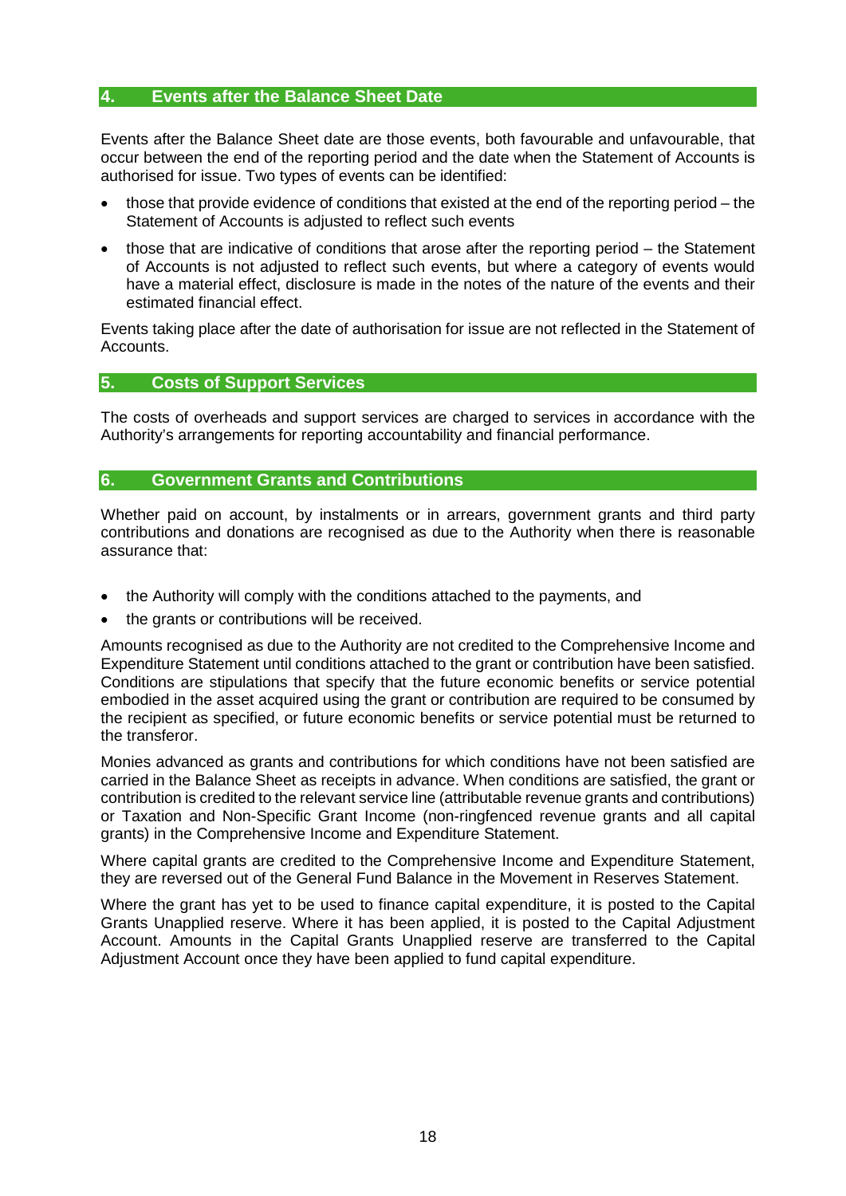## 4. Events after the Balance Sheet Date

Events after the Balance Sheet date are those events, both favourable and unfavourable, that occur between the end of the reporting period and the date when the Statement of Accounts is authorised for issue. Two types of events can be identified:

- those that provide evidence of conditions that existed at the end of the reporting period – the Statement of Accounts is adjusted to reflect such events
- those that are indicative of conditions that arose after the reporting period – the Statement of Accounts is not adjusted to reflect such events, but where a category of events would have a material effect, disclosure is made in the notes of the nature of the events and their estimated financial effect.

Events taking place after the date of authorisation for issue are not reflected in the Statement of Accounts.

## 5. Costs of Support Services

The costs of overheads and support services are charged to services in accordance with the Authority's arrangements for reporting accountability and financial performance.

## 6. Government Grants and Contributions

Whether paid on account, by instalments or in arrears, government grants and third party contributions and donations are recognised as due to the Authority when there is reasonable assurance that:

- the Authority will comply with the conditions attached to the payments, and
- the grants or contributions will be received.

Amounts recognised as due to the Authority are not credited to the Comprehensive Income and Expenditure Statement until conditions attached to the grant or contribution have been satisfied. Conditions are stipulations that specify that the future economic benefits or service potential embodied in the asset acquired using the grant or contribution are required to be consumed by the recipient as specified, or future economic benefits or service potential must be returned to the transferor.

Monies advanced as grants and contributions for which conditions have not been satisfied are carried in the Balance Sheet as receipts in advance. When conditions are satisfied, the grant or contribution is credited to the relevant service line (attributable revenue grants and contributions) or Taxation and Non-Specific Grant Income (non-ringfenced revenue grants and all capital grants) in the Comprehensive Income and Expenditure Statement.

Where capital grants are credited to the Comprehensive Income and Expenditure Statement, they are reversed out of the General Fund Balance in the Movement in Reserves Statement.

Where the grant has yet to be used to finance capital expenditure, it is posted to the Capital Grants Unapplied reserve. Where it has been applied, it is posted to the Capital Adjustment Account. Amounts in the Capital Grants Unapplied reserve are transferred to the Capital Adjustment Account once they have been applied to fund capital expenditure.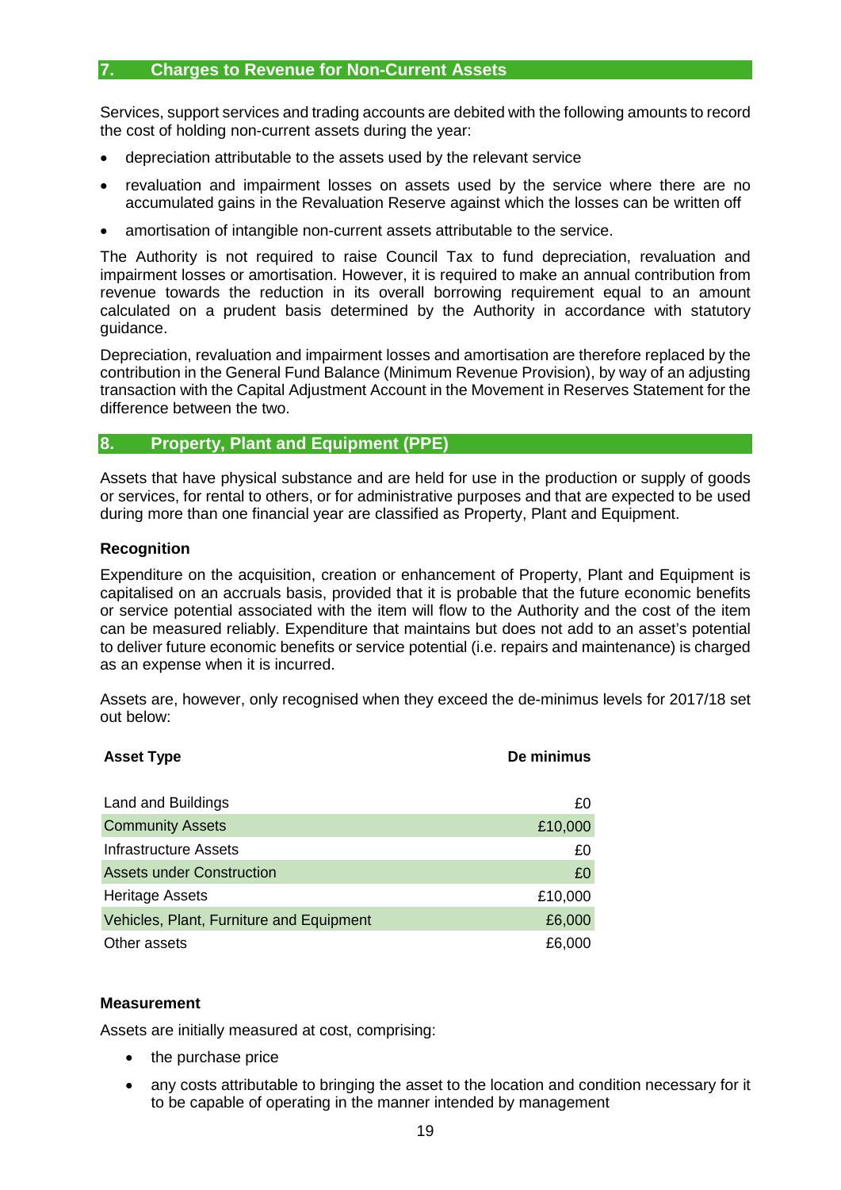## 7. Charges to Revenue for Non-Current Assets

Services, support services and trading accounts are debited with the following amounts to record the cost of holding non-current assets during the year:

- depreciation attributable to the assets used by the relevant service
- revaluation and impairment losses on assets used by the service where there are no accumulated gains in the Revaluation Reserve against which the losses can be written off
- amortisation of intangible non-current assets attributable to the service.

The Authority is not required to raise Council Tax to fund depreciation, revaluation and impairment losses or amortisation. However, it is required to make an annual contribution from revenue towards the reduction in its overall borrowing requirement equal to an amount calculated on a prudent basis determined by the Authority in accordance with statutory guidance.

Depreciation, revaluation and impairment losses and amortisation are therefore replaced by the contribution in the General Fund Balance (Minimum Revenue Provision), by way of an adjusting transaction with the Capital Adjustment Account in the Movement in Reserves Statement for the difference between the two.

## 8. Property, Plant and Equipment (PPE)

Assets that have physical substance and are held for use in the production or supply of goods or services, for rental to others, or for administrative purposes and that are expected to be used during more than one financial year are classified as Property, Plant and Equipment.

**Recognition**

Expenditure on the acquisition, creation or enhancement of Property, Plant and Equipment is capitalised on an accruals basis, provided that it is probable that the future economic benefits or service potential associated with the item will flow to the Authority and the cost of the item can be measured reliably. Expenditure that maintains but does not add to an asset's potential to deliver future economic benefits or service potential (i.e. repairs and maintenance) is charged as an expense when it is incurred.

Assets are, however, only recognised when they exceed the de-minimus levels for 2017/18 set out below:

| Asset Type | De minimus |
|---|---:|
| Land and Buildings | £0 |
| Community Assets | £10,000 |
| Infrastructure Assets | £0 |
| Assets under Construction | £0 |
| Heritage Assets | £10,000 |
| Vehicles, Plant, Furniture and Equipment | £6,000 |
| Other assets | £6,000 |

**Measurement**

Assets are initially measured at cost, comprising:

- the purchase price
- any costs attributable to bringing the asset to the location and condition necessary for it to be capable of operating in the manner intended by management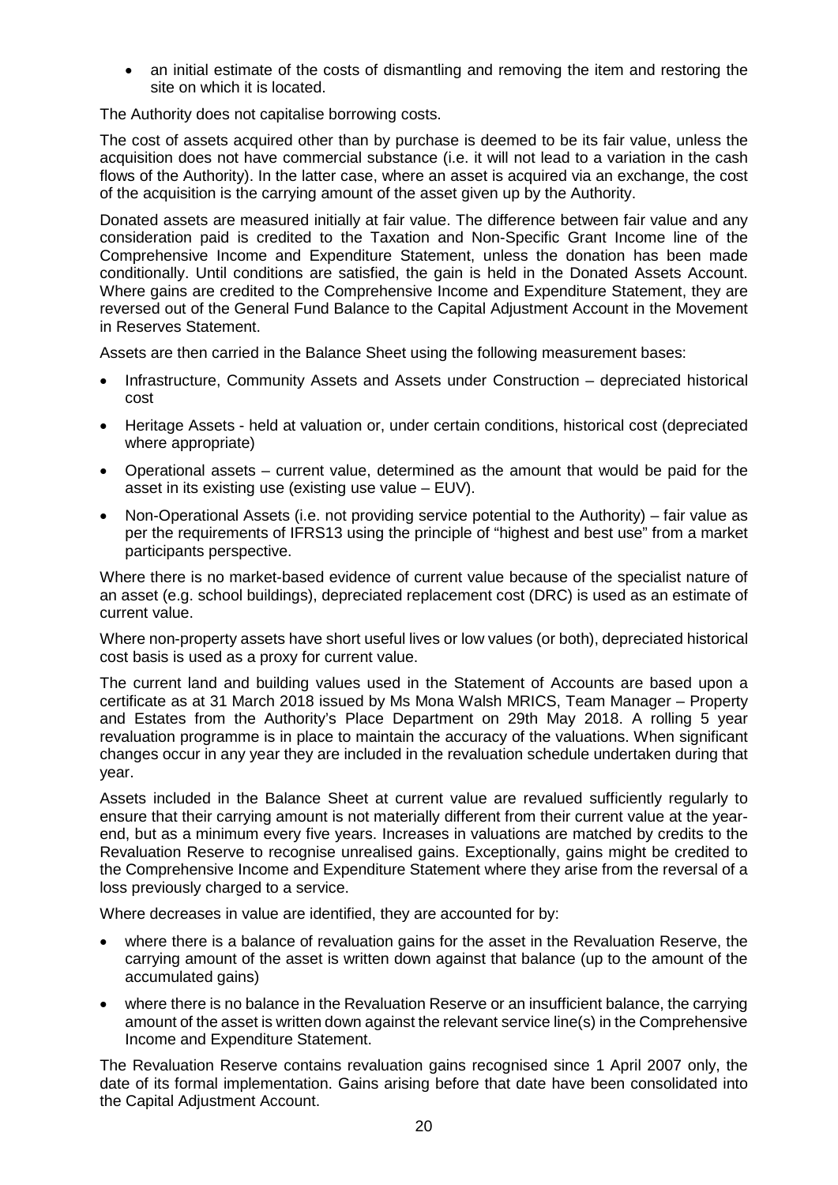- an initial estimate of the costs of dismantling and removing the item and restoring the site on which it is located.

The Authority does not capitalise borrowing costs.

The cost of assets acquired other than by purchase is deemed to be its fair value, unless the acquisition does not have commercial substance (i.e. it will not lead to a variation in the cash flows of the Authority). In the latter case, where an asset is acquired via an exchange, the cost of the acquisition is the carrying amount of the asset given up by the Authority.

Donated assets are measured initially at fair value. The difference between fair value and any consideration paid is credited to the Taxation and Non-Specific Grant Income line of the Comprehensive Income and Expenditure Statement, unless the donation has been made conditionally. Until conditions are satisfied, the gain is held in the Donated Assets Account. Where gains are credited to the Comprehensive Income and Expenditure Statement, they are reversed out of the General Fund Balance to the Capital Adjustment Account in the Movement in Reserves Statement.

Assets are then carried in the Balance Sheet using the following measurement bases:

- Infrastructure, Community Assets and Assets under Construction – depreciated historical cost
- Heritage Assets - held at valuation or, under certain conditions, historical cost (depreciated where appropriate)
- Operational assets – current value, determined as the amount that would be paid for the asset in its existing use (existing use value – EUV).
- Non-Operational Assets (i.e. not providing service potential to the Authority) – fair value as per the requirements of IFRS13 using the principle of "highest and best use" from a market participants perspective.

Where there is no market-based evidence of current value because of the specialist nature of an asset (e.g. school buildings), depreciated replacement cost (DRC) is used as an estimate of current value.

Where non-property assets have short useful lives or low values (or both), depreciated historical cost basis is used as a proxy for current value.

The current land and building values used in the Statement of Accounts are based upon a certificate as at 31 March 2018 issued by Ms Mona Walsh MRICS, Team Manager – Property and Estates from the Authority's Place Department on 29th May 2018. A rolling 5 year revaluation programme is in place to maintain the accuracy of the valuations. When significant changes occur in any year they are included in the revaluation schedule undertaken during that year.

Assets included in the Balance Sheet at current value are revalued sufficiently regularly to ensure that their carrying amount is not materially different from their current value at the year-end, but as a minimum every five years. Increases in valuations are matched by credits to the Revaluation Reserve to recognise unrealised gains. Exceptionally, gains might be credited to the Comprehensive Income and Expenditure Statement where they arise from the reversal of a loss previously charged to a service.

Where decreases in value are identified, they are accounted for by:

- where there is a balance of revaluation gains for the asset in the Revaluation Reserve, the carrying amount of the asset is written down against that balance (up to the amount of the accumulated gains)
- where there is no balance in the Revaluation Reserve or an insufficient balance, the carrying amount of the asset is written down against the relevant service line(s) in the Comprehensive Income and Expenditure Statement.

The Revaluation Reserve contains revaluation gains recognised since 1 April 2007 only, the date of its formal implementation. Gains arising before that date have been consolidated into the Capital Adjustment Account.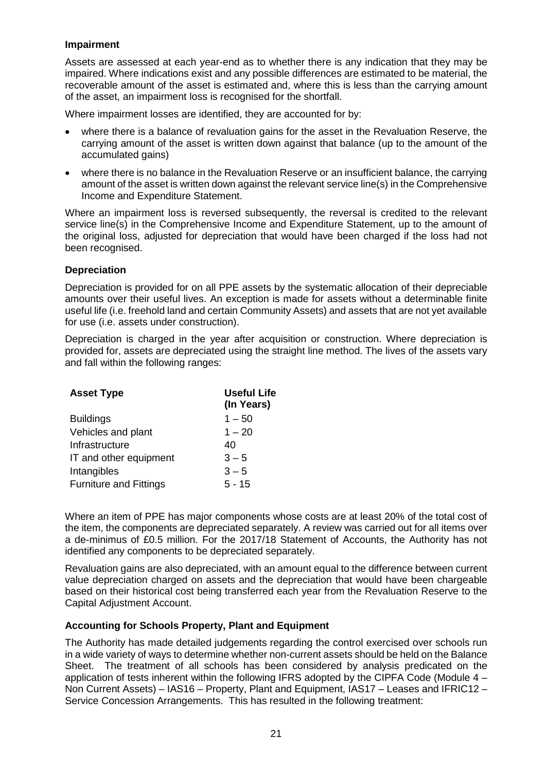### Impairment

Assets are assessed at each year-end as to whether there is any indication that they may be impaired. Where indications exist and any possible differences are estimated to be material, the recoverable amount of the asset is estimated and, where this is less than the carrying amount of the asset, an impairment loss is recognised for the shortfall.

Where impairment losses are identified, they are accounted for by:

- where there is a balance of revaluation gains for the asset in the Revaluation Reserve, the carrying amount of the asset is written down against that balance (up to the amount of the accumulated gains)
- where there is no balance in the Revaluation Reserve or an insufficient balance, the carrying amount of the asset is written down against the relevant service line(s) in the Comprehensive Income and Expenditure Statement.

Where an impairment loss is reversed subsequently, the reversal is credited to the relevant service line(s) in the Comprehensive Income and Expenditure Statement, up to the amount of the original loss, adjusted for depreciation that would have been charged if the loss had not been recognised.

### Depreciation

Depreciation is provided for on all PPE assets by the systematic allocation of their depreciable amounts over their useful lives. An exception is made for assets without a determinable finite useful life (i.e. freehold land and certain Community Assets) and assets that are not yet available for use (i.e. assets under construction).

Depreciation is charged in the year after acquisition or construction. Where depreciation is provided for, assets are depreciated using the straight line method. The lives of the assets vary and fall within the following ranges:

| Asset Type | Useful Life (In Years) |
|---|---|
| Buildings | 1 – 50 |
| Vehicles and plant | 1 – 20 |
| Infrastructure | 40 |
| IT and other equipment | 3 – 5 |
| Intangibles | 3 – 5 |
| Furniture and Fittings | 5 - 15 |

Where an item of PPE has major components whose costs are at least 20% of the total cost of the item, the components are depreciated separately. A review was carried out for all items over a de-minimus of £0.5 million. For the 2017/18 Statement of Accounts, the Authority has not identified any components to be depreciated separately.

Revaluation gains are also depreciated, with an amount equal to the difference between current value depreciation charged on assets and the depreciation that would have been chargeable based on their historical cost being transferred each year from the Revaluation Reserve to the Capital Adjustment Account.

### Accounting for Schools Property, Plant and Equipment

The Authority has made detailed judgements regarding the control exercised over schools run in a wide variety of ways to determine whether non-current assets should be held on the Balance Sheet. The treatment of all schools has been considered by analysis predicated on the application of tests inherent within the following IFRS adopted by the CIPFA Code (Module 4 – Non Current Assets) – IAS16 – Property, Plant and Equipment, IAS17 – Leases and IFRIC12 – Service Concession Arrangements. This has resulted in the following treatment: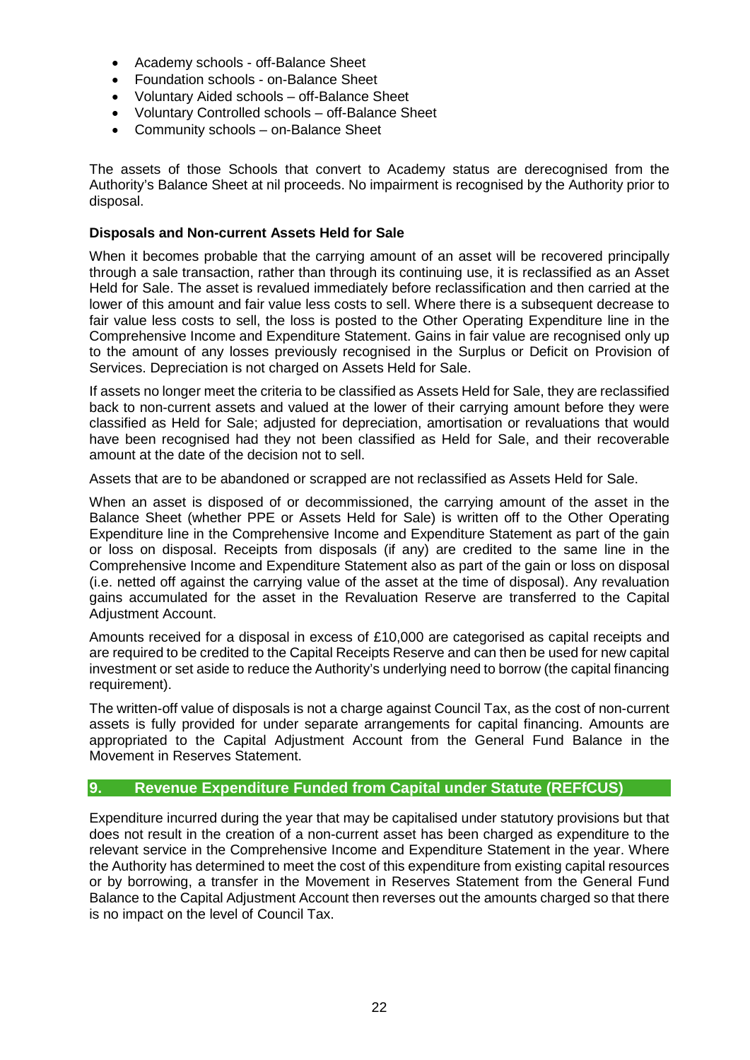- Academy schools - off-Balance Sheet
- Foundation schools - on-Balance Sheet
- Voluntary Aided schools – off-Balance Sheet
- Voluntary Controlled schools – off-Balance Sheet
- Community schools – on-Balance Sheet

The assets of those Schools that convert to Academy status are derecognised from the Authority's Balance Sheet at nil proceeds. No impairment is recognised by the Authority prior to disposal.

**Disposals and Non-current Assets Held for Sale**

When it becomes probable that the carrying amount of an asset will be recovered principally through a sale transaction, rather than through its continuing use, it is reclassified as an Asset Held for Sale. The asset is revalued immediately before reclassification and then carried at the lower of this amount and fair value less costs to sell. Where there is a subsequent decrease to fair value less costs to sell, the loss is posted to the Other Operating Expenditure line in the Comprehensive Income and Expenditure Statement. Gains in fair value are recognised only up to the amount of any losses previously recognised in the Surplus or Deficit on Provision of Services. Depreciation is not charged on Assets Held for Sale.

If assets no longer meet the criteria to be classified as Assets Held for Sale, they are reclassified back to non-current assets and valued at the lower of their carrying amount before they were classified as Held for Sale; adjusted for depreciation, amortisation or revaluations that would have been recognised had they not been classified as Held for Sale, and their recoverable amount at the date of the decision not to sell.

Assets that are to be abandoned or scrapped are not reclassified as Assets Held for Sale.

When an asset is disposed of or decommissioned, the carrying amount of the asset in the Balance Sheet (whether PPE or Assets Held for Sale) is written off to the Other Operating Expenditure line in the Comprehensive Income and Expenditure Statement as part of the gain or loss on disposal. Receipts from disposals (if any) are credited to the same line in the Comprehensive Income and Expenditure Statement also as part of the gain or loss on disposal (i.e. netted off against the carrying value of the asset at the time of disposal). Any revaluation gains accumulated for the asset in the Revaluation Reserve are transferred to the Capital Adjustment Account.

Amounts received for a disposal in excess of £10,000 are categorised as capital receipts and are required to be credited to the Capital Receipts Reserve and can then be used for new capital investment or set aside to reduce the Authority's underlying need to borrow (the capital financing requirement).

The written-off value of disposals is not a charge against Council Tax, as the cost of non-current assets is fully provided for under separate arrangements for capital financing. Amounts are appropriated to the Capital Adjustment Account from the General Fund Balance in the Movement in Reserves Statement.

## 9. Revenue Expenditure Funded from Capital under Statute (REFfCUS)

Expenditure incurred during the year that may be capitalised under statutory provisions but that does not result in the creation of a non-current asset has been charged as expenditure to the relevant service in the Comprehensive Income and Expenditure Statement in the year. Where the Authority has determined to meet the cost of this expenditure from existing capital resources or by borrowing, a transfer in the Movement in Reserves Statement from the General Fund Balance to the Capital Adjustment Account then reverses out the amounts charged so that there is no impact on the level of Council Tax.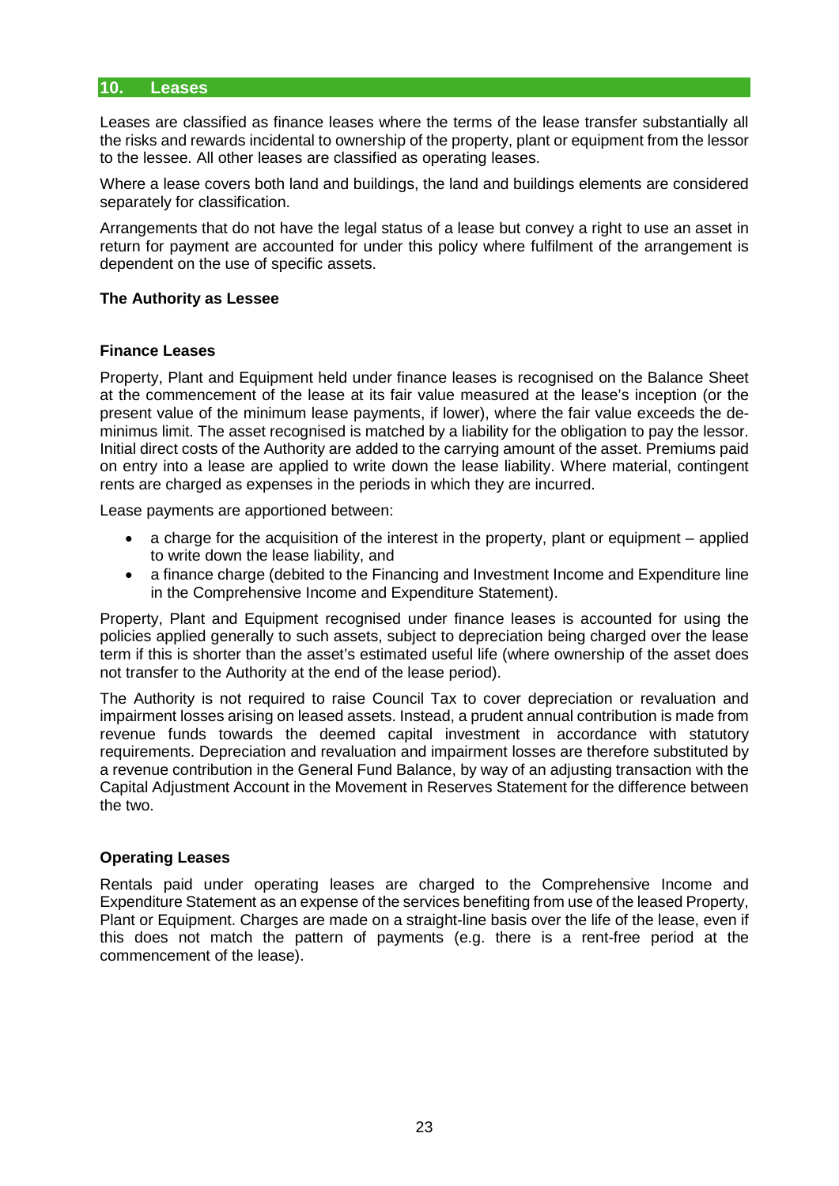## 10. Leases

Leases are classified as finance leases where the terms of the lease transfer substantially all the risks and rewards incidental to ownership of the property, plant or equipment from the lessor to the lessee. All other leases are classified as operating leases.

Where a lease covers both land and buildings, the land and buildings elements are considered separately for classification.

Arrangements that do not have the legal status of a lease but convey a right to use an asset in return for payment are accounted for under this policy where fulfilment of the arrangement is dependent on the use of specific assets.

### The Authority as Lessee

#### Finance Leases

Property, Plant and Equipment held under finance leases is recognised on the Balance Sheet at the commencement of the lease at its fair value measured at the lease's inception (or the present value of the minimum lease payments, if lower), where the fair value exceeds the de-minimus limit. The asset recognised is matched by a liability for the obligation to pay the lessor. Initial direct costs of the Authority are added to the carrying amount of the asset. Premiums paid on entry into a lease are applied to write down the lease liability. Where material, contingent rents are charged as expenses in the periods in which they are incurred.

Lease payments are apportioned between:

- a charge for the acquisition of the interest in the property, plant or equipment – applied to write down the lease liability, and
- a finance charge (debited to the Financing and Investment Income and Expenditure line in the Comprehensive Income and Expenditure Statement).

Property, Plant and Equipment recognised under finance leases is accounted for using the policies applied generally to such assets, subject to depreciation being charged over the lease term if this is shorter than the asset's estimated useful life (where ownership of the asset does not transfer to the Authority at the end of the lease period).

The Authority is not required to raise Council Tax to cover depreciation or revaluation and impairment losses arising on leased assets. Instead, a prudent annual contribution is made from revenue funds towards the deemed capital investment in accordance with statutory requirements. Depreciation and revaluation and impairment losses are therefore substituted by a revenue contribution in the General Fund Balance, by way of an adjusting transaction with the Capital Adjustment Account in the Movement in Reserves Statement for the difference between the two.

#### Operating Leases

Rentals paid under operating leases are charged to the Comprehensive Income and Expenditure Statement as an expense of the services benefiting from use of the leased Property, Plant or Equipment. Charges are made on a straight-line basis over the life of the lease, even if this does not match the pattern of payments (e.g. there is a rent-free period at the commencement of the lease).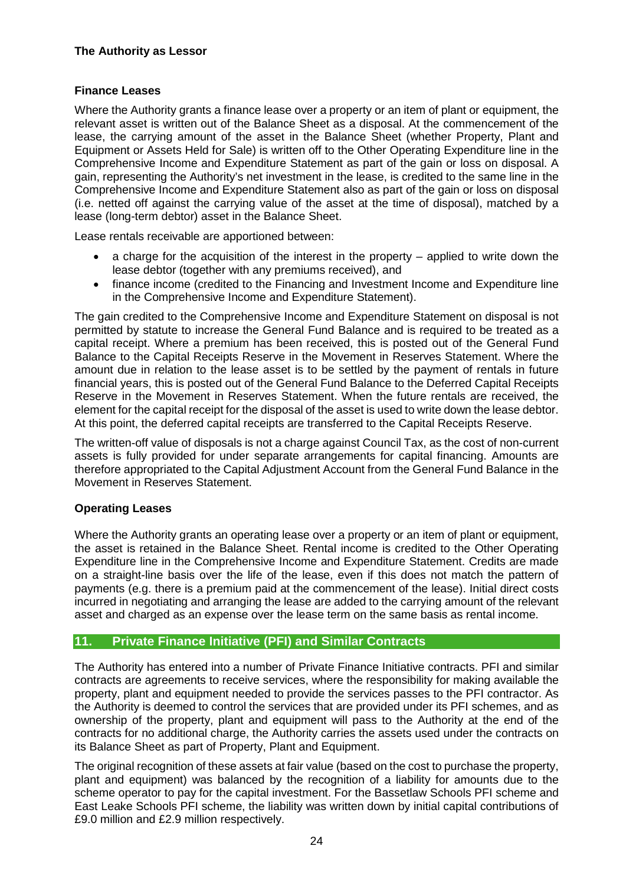**The Authority as Lessor**

**Finance Leases**

Where the Authority grants a finance lease over a property or an item of plant or equipment, the relevant asset is written out of the Balance Sheet as a disposal. At the commencement of the lease, the carrying amount of the asset in the Balance Sheet (whether Property, Plant and Equipment or Assets Held for Sale) is written off to the Other Operating Expenditure line in the Comprehensive Income and Expenditure Statement as part of the gain or loss on disposal. A gain, representing the Authority's net investment in the lease, is credited to the same line in the Comprehensive Income and Expenditure Statement also as part of the gain or loss on disposal (i.e. netted off against the carrying value of the asset at the time of disposal), matched by a lease (long-term debtor) asset in the Balance Sheet.

Lease rentals receivable are apportioned between:

- a charge for the acquisition of the interest in the property – applied to write down the lease debtor (together with any premiums received), and
- finance income (credited to the Financing and Investment Income and Expenditure line in the Comprehensive Income and Expenditure Statement).

The gain credited to the Comprehensive Income and Expenditure Statement on disposal is not permitted by statute to increase the General Fund Balance and is required to be treated as a capital receipt. Where a premium has been received, this is posted out of the General Fund Balance to the Capital Receipts Reserve in the Movement in Reserves Statement. Where the amount due in relation to the lease asset is to be settled by the payment of rentals in future financial years, this is posted out of the General Fund Balance to the Deferred Capital Receipts Reserve in the Movement in Reserves Statement. When the future rentals are received, the element for the capital receipt for the disposal of the asset is used to write down the lease debtor. At this point, the deferred capital receipts are transferred to the Capital Receipts Reserve.

The written-off value of disposals is not a charge against Council Tax, as the cost of non-current assets is fully provided for under separate arrangements for capital financing. Amounts are therefore appropriated to the Capital Adjustment Account from the General Fund Balance in the Movement in Reserves Statement.

**Operating Leases**

Where the Authority grants an operating lease over a property or an item of plant or equipment, the asset is retained in the Balance Sheet. Rental income is credited to the Other Operating Expenditure line in the Comprehensive Income and Expenditure Statement. Credits are made on a straight-line basis over the life of the lease, even if this does not match the pattern of payments (e.g. there is a premium paid at the commencement of the lease). Initial direct costs incurred in negotiating and arranging the lease are added to the carrying amount of the relevant asset and charged as an expense over the lease term on the same basis as rental income.

## 11. Private Finance Initiative (PFI) and Similar Contracts

The Authority has entered into a number of Private Finance Initiative contracts. PFI and similar contracts are agreements to receive services, where the responsibility for making available the property, plant and equipment needed to provide the services passes to the PFI contractor. As the Authority is deemed to control the services that are provided under its PFI schemes, and as ownership of the property, plant and equipment will pass to the Authority at the end of the contracts for no additional charge, the Authority carries the assets used under the contracts on its Balance Sheet as part of Property, Plant and Equipment.

The original recognition of these assets at fair value (based on the cost to purchase the property, plant and equipment) was balanced by the recognition of a liability for amounts due to the scheme operator to pay for the capital investment. For the Bassetlaw Schools PFI scheme and East Leake Schools PFI scheme, the liability was written down by initial capital contributions of £9.0 million and £2.9 million respectively.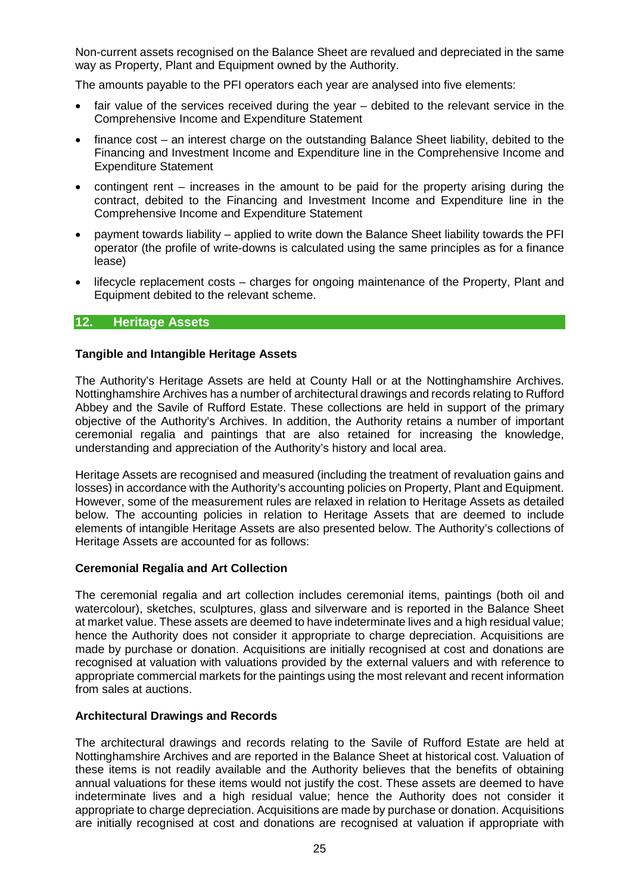Non-current assets recognised on the Balance Sheet are revalued and depreciated in the same way as Property, Plant and Equipment owned by the Authority.

The amounts payable to the PFI operators each year are analysed into five elements:

- fair value of the services received during the year – debited to the relevant service in the Comprehensive Income and Expenditure Statement
- finance cost – an interest charge on the outstanding Balance Sheet liability, debited to the Financing and Investment Income and Expenditure line in the Comprehensive Income and Expenditure Statement
- contingent rent – increases in the amount to be paid for the property arising during the contract, debited to the Financing and Investment Income and Expenditure line in the Comprehensive Income and Expenditure Statement
- payment towards liability – applied to write down the Balance Sheet liability towards the PFI operator (the profile of write-downs is calculated using the same principles as for a finance lease)
- lifecycle replacement costs – charges for ongoing maintenance of the Property, Plant and Equipment debited to the relevant scheme.

## 12. Heritage Assets

**Tangible and Intangible Heritage Assets**

The Authority's Heritage Assets are held at County Hall or at the Nottinghamshire Archives. Nottinghamshire Archives has a number of architectural drawings and records relating to Rufford Abbey and the Savile of Rufford Estate. These collections are held in support of the primary objective of the Authority's Archives. In addition, the Authority retains a number of important ceremonial regalia and paintings that are also retained for increasing the knowledge, understanding and appreciation of the Authority's history and local area.

Heritage Assets are recognised and measured (including the treatment of revaluation gains and losses) in accordance with the Authority's accounting policies on Property, Plant and Equipment. However, some of the measurement rules are relaxed in relation to Heritage Assets as detailed below. The accounting policies in relation to Heritage Assets that are deemed to include elements of intangible Heritage Assets are also presented below. The Authority's collections of Heritage Assets are accounted for as follows:

**Ceremonial Regalia and Art Collection**

The ceremonial regalia and art collection includes ceremonial items, paintings (both oil and watercolour), sketches, sculptures, glass and silverware and is reported in the Balance Sheet at market value. These assets are deemed to have indeterminate lives and a high residual value; hence the Authority does not consider it appropriate to charge depreciation. Acquisitions are made by purchase or donation. Acquisitions are initially recognised at cost and donations are recognised at valuation with valuations provided by the external valuers and with reference to appropriate commercial markets for the paintings using the most relevant and recent information from sales at auctions.

**Architectural Drawings and Records**

The architectural drawings and records relating to the Savile of Rufford Estate are held at Nottinghamshire Archives and are reported in the Balance Sheet at historical cost. Valuation of these items is not readily available and the Authority believes that the benefits of obtaining annual valuations for these items would not justify the cost. These assets are deemed to have indeterminate lives and a high residual value; hence the Authority does not consider it appropriate to charge depreciation. Acquisitions are made by purchase or donation. Acquisitions are initially recognised at cost and donations are recognised at valuation if appropriate with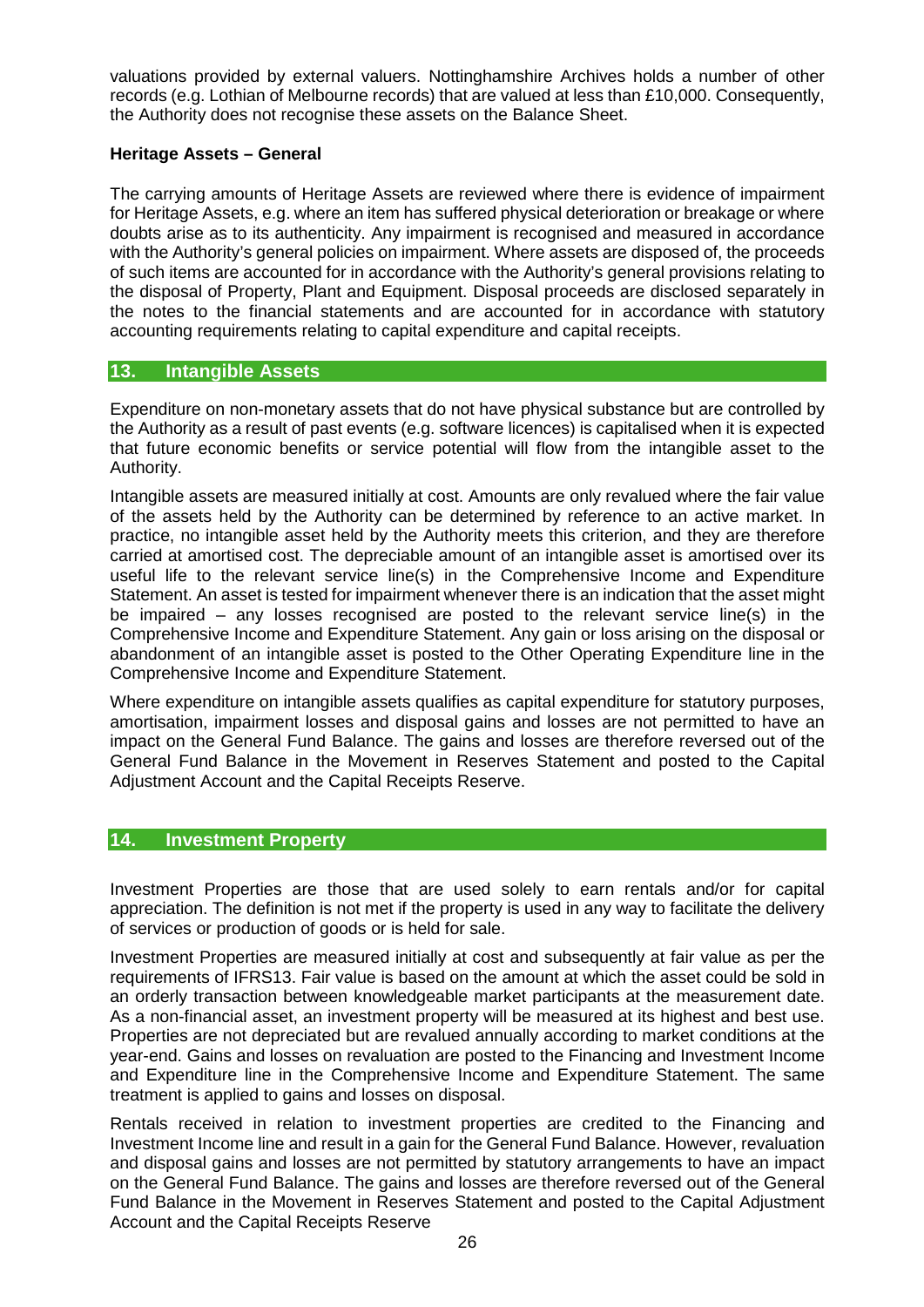valuations provided by external valuers. Nottinghamshire Archives holds a number of other records (e.g. Lothian of Melbourne records) that are valued at less than £10,000. Consequently, the Authority does not recognise these assets on the Balance Sheet.

**Heritage Assets – General**

The carrying amounts of Heritage Assets are reviewed where there is evidence of impairment for Heritage Assets, e.g. where an item has suffered physical deterioration or breakage or where doubts arise as to its authenticity. Any impairment is recognised and measured in accordance with the Authority's general policies on impairment. Where assets are disposed of, the proceeds of such items are accounted for in accordance with the Authority's general provisions relating to the disposal of Property, Plant and Equipment. Disposal proceeds are disclosed separately in the notes to the financial statements and are accounted for in accordance with statutory accounting requirements relating to capital expenditure and capital receipts.

## 13. Intangible Assets

Expenditure on non-monetary assets that do not have physical substance but are controlled by the Authority as a result of past events (e.g. software licences) is capitalised when it is expected that future economic benefits or service potential will flow from the intangible asset to the Authority.

Intangible assets are measured initially at cost. Amounts are only revalued where the fair value of the assets held by the Authority can be determined by reference to an active market. In practice, no intangible asset held by the Authority meets this criterion, and they are therefore carried at amortised cost. The depreciable amount of an intangible asset is amortised over its useful life to the relevant service line(s) in the Comprehensive Income and Expenditure Statement. An asset is tested for impairment whenever there is an indication that the asset might be impaired – any losses recognised are posted to the relevant service line(s) in the Comprehensive Income and Expenditure Statement. Any gain or loss arising on the disposal or abandonment of an intangible asset is posted to the Other Operating Expenditure line in the Comprehensive Income and Expenditure Statement.

Where expenditure on intangible assets qualifies as capital expenditure for statutory purposes, amortisation, impairment losses and disposal gains and losses are not permitted to have an impact on the General Fund Balance. The gains and losses are therefore reversed out of the General Fund Balance in the Movement in Reserves Statement and posted to the Capital Adjustment Account and the Capital Receipts Reserve.

## 14. Investment Property

Investment Properties are those that are used solely to earn rentals and/or for capital appreciation. The definition is not met if the property is used in any way to facilitate the delivery of services or production of goods or is held for sale.

Investment Properties are measured initially at cost and subsequently at fair value as per the requirements of IFRS13. Fair value is based on the amount at which the asset could be sold in an orderly transaction between knowledgeable market participants at the measurement date. As a non-financial asset, an investment property will be measured at its highest and best use. Properties are not depreciated but are revalued annually according to market conditions at the year-end. Gains and losses on revaluation are posted to the Financing and Investment Income and Expenditure line in the Comprehensive Income and Expenditure Statement. The same treatment is applied to gains and losses on disposal.

Rentals received in relation to investment properties are credited to the Financing and Investment Income line and result in a gain for the General Fund Balance. However, revaluation and disposal gains and losses are not permitted by statutory arrangements to have an impact on the General Fund Balance. The gains and losses are therefore reversed out of the General Fund Balance in the Movement in Reserves Statement and posted to the Capital Adjustment Account and the Capital Receipts Reserve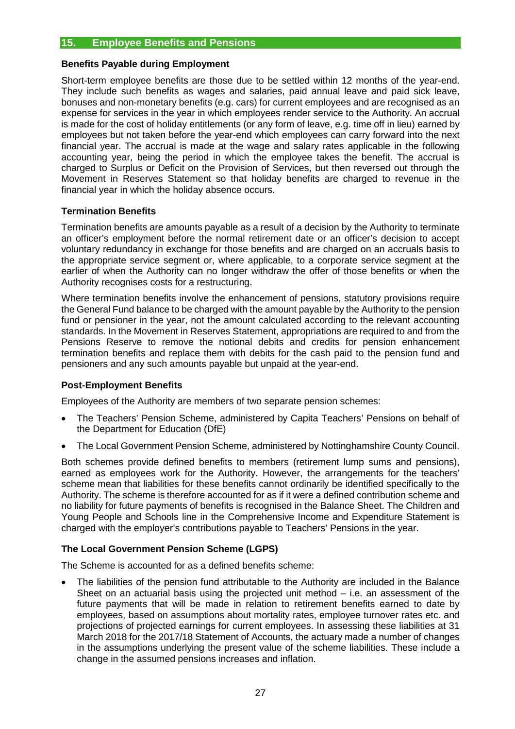## 15. Employee Benefits and Pensions

### Benefits Payable during Employment

Short-term employee benefits are those due to be settled within 12 months of the year-end. They include such benefits as wages and salaries, paid annual leave and paid sick leave, bonuses and non-monetary benefits (e.g. cars) for current employees and are recognised as an expense for services in the year in which employees render service to the Authority. An accrual is made for the cost of holiday entitlements (or any form of leave, e.g. time off in lieu) earned by employees but not taken before the year-end which employees can carry forward into the next financial year. The accrual is made at the wage and salary rates applicable in the following accounting year, being the period in which the employee takes the benefit. The accrual is charged to Surplus or Deficit on the Provision of Services, but then reversed out through the Movement in Reserves Statement so that holiday benefits are charged to revenue in the financial year in which the holiday absence occurs.

### Termination Benefits

Termination benefits are amounts payable as a result of a decision by the Authority to terminate an officer's employment before the normal retirement date or an officer's decision to accept voluntary redundancy in exchange for those benefits and are charged on an accruals basis to the appropriate service segment or, where applicable, to a corporate service segment at the earlier of when the Authority can no longer withdraw the offer of those benefits or when the Authority recognises costs for a restructuring.

Where termination benefits involve the enhancement of pensions, statutory provisions require the General Fund balance to be charged with the amount payable by the Authority to the pension fund or pensioner in the year, not the amount calculated according to the relevant accounting standards. In the Movement in Reserves Statement, appropriations are required to and from the Pensions Reserve to remove the notional debits and credits for pension enhancement termination benefits and replace them with debits for the cash paid to the pension fund and pensioners and any such amounts payable but unpaid at the year-end.

### Post-Employment Benefits

Employees of the Authority are members of two separate pension schemes:

- The Teachers' Pension Scheme, administered by Capita Teachers' Pensions on behalf of the Department for Education (DfE)
- The Local Government Pension Scheme, administered by Nottinghamshire County Council.

Both schemes provide defined benefits to members (retirement lump sums and pensions), earned as employees work for the Authority. However, the arrangements for the teachers' scheme mean that liabilities for these benefits cannot ordinarily be identified specifically to the Authority. The scheme is therefore accounted for as if it were a defined contribution scheme and no liability for future payments of benefits is recognised in the Balance Sheet. The Children and Young People and Schools line in the Comprehensive Income and Expenditure Statement is charged with the employer's contributions payable to Teachers' Pensions in the year.

### The Local Government Pension Scheme (LGPS)

The Scheme is accounted for as a defined benefits scheme:

- The liabilities of the pension fund attributable to the Authority are included in the Balance Sheet on an actuarial basis using the projected unit method – i.e. an assessment of the future payments that will be made in relation to retirement benefits earned to date by employees, based on assumptions about mortality rates, employee turnover rates etc. and projections of projected earnings for current employees. In assessing these liabilities at 31 March 2018 for the 2017/18 Statement of Accounts, the actuary made a number of changes in the assumptions underlying the present value of the scheme liabilities. These include a change in the assumed pensions increases and inflation.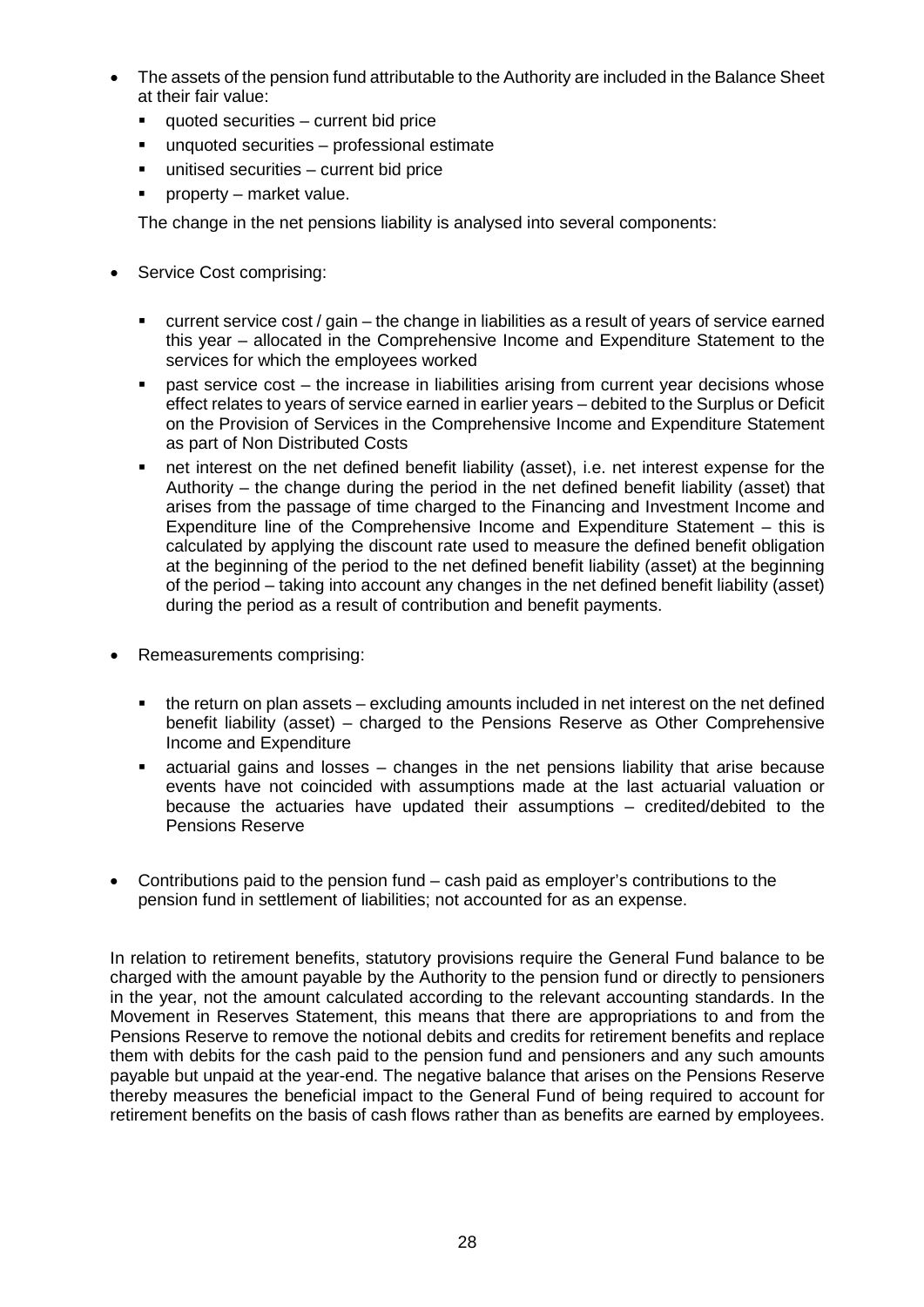- The assets of the pension fund attributable to the Authority are included in the Balance Sheet at their fair value:
  - quoted securities – current bid price
  - unquoted securities – professional estimate
  - unitised securities – current bid price
  - property – market value.

  The change in the net pensions liability is analysed into several components:

- Service Cost comprising:
  - current service cost / gain – the change in liabilities as a result of years of service earned this year – allocated in the Comprehensive Income and Expenditure Statement to the services for which the employees worked
  - past service cost – the increase in liabilities arising from current year decisions whose effect relates to years of service earned in earlier years – debited to the Surplus or Deficit on the Provision of Services in the Comprehensive Income and Expenditure Statement as part of Non Distributed Costs
  - net interest on the net defined benefit liability (asset), i.e. net interest expense for the Authority – the change during the period in the net defined benefit liability (asset) that arises from the passage of time charged to the Financing and Investment Income and Expenditure line of the Comprehensive Income and Expenditure Statement – this is calculated by applying the discount rate used to measure the defined benefit obligation at the beginning of the period to the net defined benefit liability (asset) at the beginning of the period – taking into account any changes in the net defined benefit liability (asset) during the period as a result of contribution and benefit payments.

- Remeasurements comprising:
  - the return on plan assets – excluding amounts included in net interest on the net defined benefit liability (asset) – charged to the Pensions Reserve as Other Comprehensive Income and Expenditure
  - actuarial gains and losses – changes in the net pensions liability that arise because events have not coincided with assumptions made at the last actuarial valuation or because the actuaries have updated their assumptions – credited/debited to the Pensions Reserve

- Contributions paid to the pension fund – cash paid as employer's contributions to the pension fund in settlement of liabilities; not accounted for as an expense.

In relation to retirement benefits, statutory provisions require the General Fund balance to be charged with the amount payable by the Authority to the pension fund or directly to pensioners in the year, not the amount calculated according to the relevant accounting standards. In the Movement in Reserves Statement, this means that there are appropriations to and from the Pensions Reserve to remove the notional debits and credits for retirement benefits and replace them with debits for the cash paid to the pension fund and pensioners and any such amounts payable but unpaid at the year-end. The negative balance that arises on the Pensions Reserve thereby measures the beneficial impact to the General Fund of being required to account for retirement benefits on the basis of cash flows rather than as benefits are earned by employees.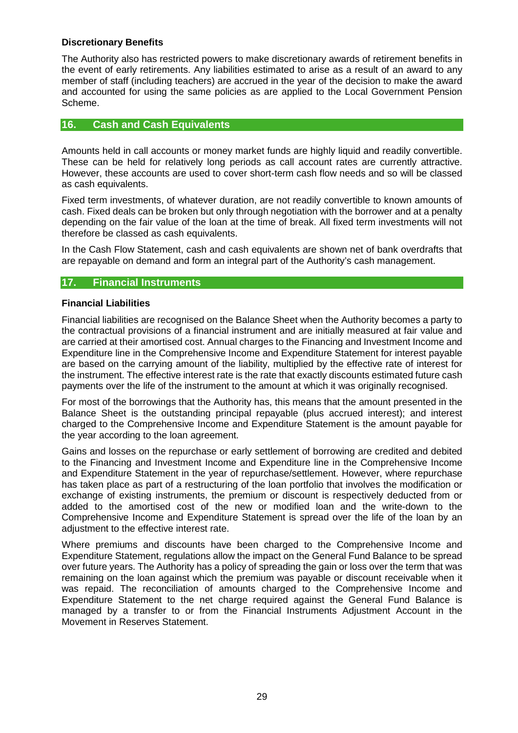**Discretionary Benefits**

The Authority also has restricted powers to make discretionary awards of retirement benefits in the event of early retirements. Any liabilities estimated to arise as a result of an award to any member of staff (including teachers) are accrued in the year of the decision to make the award and accounted for using the same policies as are applied to the Local Government Pension Scheme.

## 16. Cash and Cash Equivalents

Amounts held in call accounts or money market funds are highly liquid and readily convertible. These can be held for relatively long periods as call account rates are currently attractive. However, these accounts are used to cover short-term cash flow needs and so will be classed as cash equivalents.

Fixed term investments, of whatever duration, are not readily convertible to known amounts of cash. Fixed deals can be broken but only through negotiation with the borrower and at a penalty depending on the fair value of the loan at the time of break. All fixed term investments will not therefore be classed as cash equivalents.

In the Cash Flow Statement, cash and cash equivalents are shown net of bank overdrafts that are repayable on demand and form an integral part of the Authority's cash management.

## 17. Financial Instruments

**Financial Liabilities**

Financial liabilities are recognised on the Balance Sheet when the Authority becomes a party to the contractual provisions of a financial instrument and are initially measured at fair value and are carried at their amortised cost. Annual charges to the Financing and Investment Income and Expenditure line in the Comprehensive Income and Expenditure Statement for interest payable are based on the carrying amount of the liability, multiplied by the effective rate of interest for the instrument. The effective interest rate is the rate that exactly discounts estimated future cash payments over the life of the instrument to the amount at which it was originally recognised.

For most of the borrowings that the Authority has, this means that the amount presented in the Balance Sheet is the outstanding principal repayable (plus accrued interest); and interest charged to the Comprehensive Income and Expenditure Statement is the amount payable for the year according to the loan agreement.

Gains and losses on the repurchase or early settlement of borrowing are credited and debited to the Financing and Investment Income and Expenditure line in the Comprehensive Income and Expenditure Statement in the year of repurchase/settlement. However, where repurchase has taken place as part of a restructuring of the loan portfolio that involves the modification or exchange of existing instruments, the premium or discount is respectively deducted from or added to the amortised cost of the new or modified loan and the write-down to the Comprehensive Income and Expenditure Statement is spread over the life of the loan by an adjustment to the effective interest rate.

Where premiums and discounts have been charged to the Comprehensive Income and Expenditure Statement, regulations allow the impact on the General Fund Balance to be spread over future years. The Authority has a policy of spreading the gain or loss over the term that was remaining on the loan against which the premium was payable or discount receivable when it was repaid. The reconciliation of amounts charged to the Comprehensive Income and Expenditure Statement to the net charge required against the General Fund Balance is managed by a transfer to or from the Financial Instruments Adjustment Account in the Movement in Reserves Statement.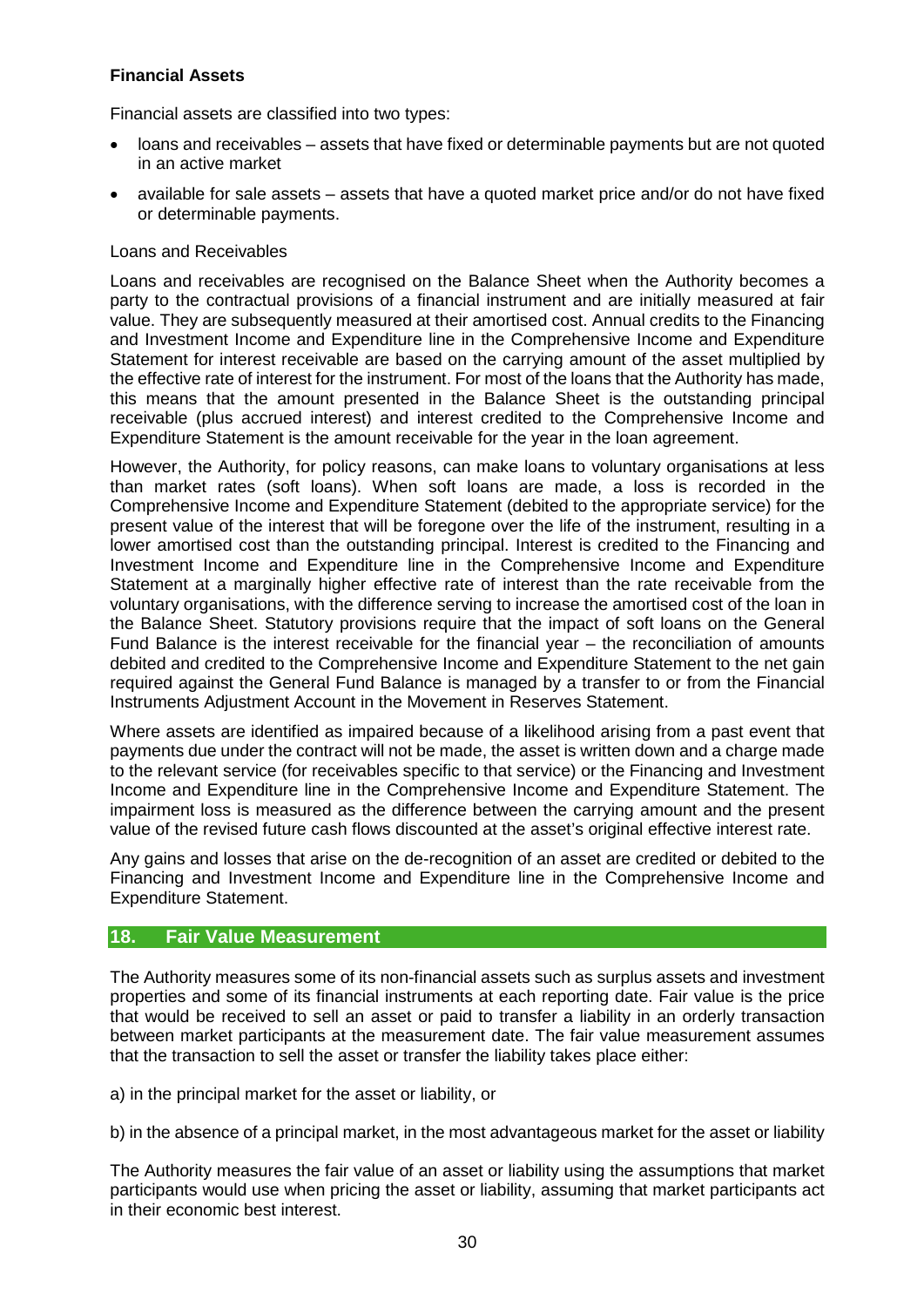**Financial Assets**

Financial assets are classified into two types:

- loans and receivables – assets that have fixed or determinable payments but are not quoted in an active market
- available for sale assets – assets that have a quoted market price and/or do not have fixed or determinable payments.

Loans and Receivables

Loans and receivables are recognised on the Balance Sheet when the Authority becomes a party to the contractual provisions of a financial instrument and are initially measured at fair value. They are subsequently measured at their amortised cost. Annual credits to the Financing and Investment Income and Expenditure line in the Comprehensive Income and Expenditure Statement for interest receivable are based on the carrying amount of the asset multiplied by the effective rate of interest for the instrument. For most of the loans that the Authority has made, this means that the amount presented in the Balance Sheet is the outstanding principal receivable (plus accrued interest) and interest credited to the Comprehensive Income and Expenditure Statement is the amount receivable for the year in the loan agreement.

However, the Authority, for policy reasons, can make loans to voluntary organisations at less than market rates (soft loans). When soft loans are made, a loss is recorded in the Comprehensive Income and Expenditure Statement (debited to the appropriate service) for the present value of the interest that will be foregone over the life of the instrument, resulting in a lower amortised cost than the outstanding principal. Interest is credited to the Financing and Investment Income and Expenditure line in the Comprehensive Income and Expenditure Statement at a marginally higher effective rate of interest than the rate receivable from the voluntary organisations, with the difference serving to increase the amortised cost of the loan in the Balance Sheet. Statutory provisions require that the impact of soft loans on the General Fund Balance is the interest receivable for the financial year – the reconciliation of amounts debited and credited to the Comprehensive Income and Expenditure Statement to the net gain required against the General Fund Balance is managed by a transfer to or from the Financial Instruments Adjustment Account in the Movement in Reserves Statement.

Where assets are identified as impaired because of a likelihood arising from a past event that payments due under the contract will not be made, the asset is written down and a charge made to the relevant service (for receivables specific to that service) or the Financing and Investment Income and Expenditure line in the Comprehensive Income and Expenditure Statement. The impairment loss is measured as the difference between the carrying amount and the present value of the revised future cash flows discounted at the asset's original effective interest rate.

Any gains and losses that arise on the de-recognition of an asset are credited or debited to the Financing and Investment Income and Expenditure line in the Comprehensive Income and Expenditure Statement.

## 18. Fair Value Measurement

The Authority measures some of its non-financial assets such as surplus assets and investment properties and some of its financial instruments at each reporting date. Fair value is the price that would be received to sell an asset or paid to transfer a liability in an orderly transaction between market participants at the measurement date. The fair value measurement assumes that the transaction to sell the asset or transfer the liability takes place either:

a) in the principal market for the asset or liability, or

b) in the absence of a principal market, in the most advantageous market for the asset or liability

The Authority measures the fair value of an asset or liability using the assumptions that market participants would use when pricing the asset or liability, assuming that market participants act in their economic best interest.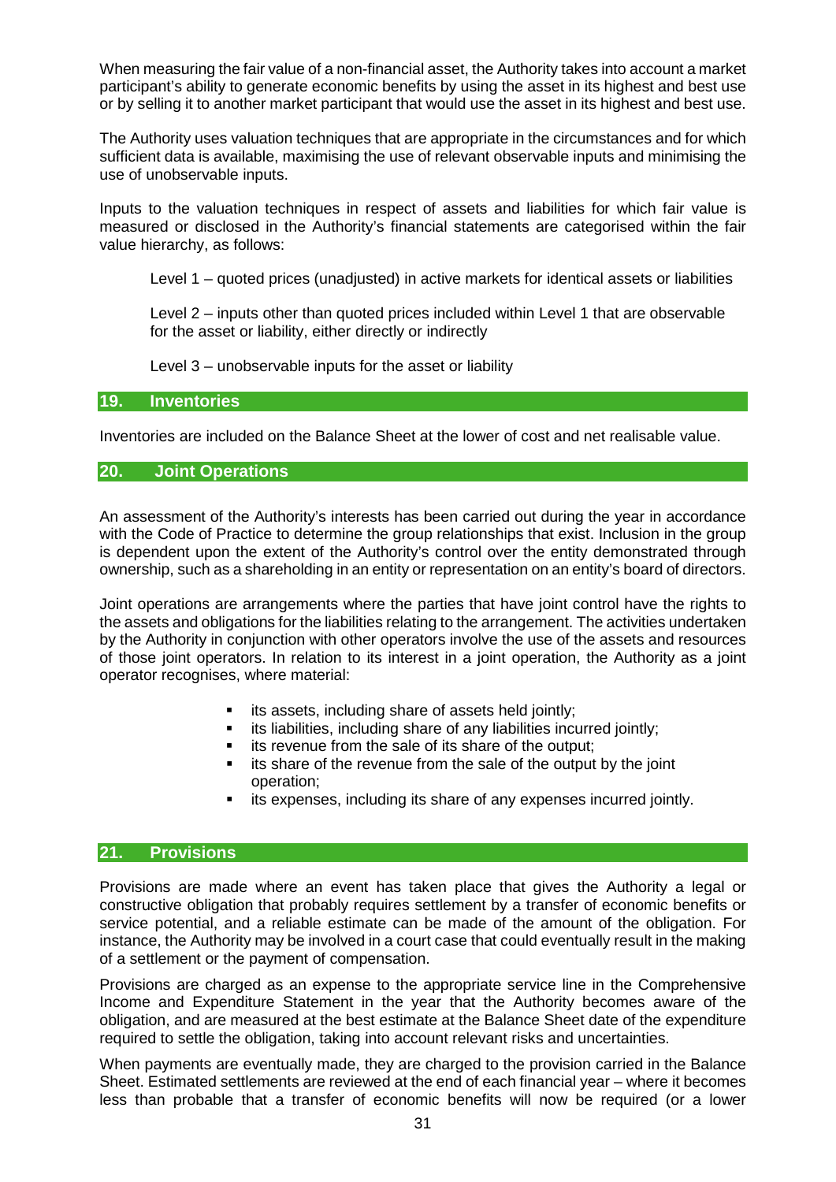When measuring the fair value of a non-financial asset, the Authority takes into account a market participant's ability to generate economic benefits by using the asset in its highest and best use or by selling it to another market participant that would use the asset in its highest and best use.

The Authority uses valuation techniques that are appropriate in the circumstances and for which sufficient data is available, maximising the use of relevant observable inputs and minimising the use of unobservable inputs.

Inputs to the valuation techniques in respect of assets and liabilities for which fair value is measured or disclosed in the Authority's financial statements are categorised within the fair value hierarchy, as follows:

Level 1 – quoted prices (unadjusted) in active markets for identical assets or liabilities

Level 2 – inputs other than quoted prices included within Level 1 that are observable for the asset or liability, either directly or indirectly

Level 3 – unobservable inputs for the asset or liability

## 19. Inventories

Inventories are included on the Balance Sheet at the lower of cost and net realisable value.

## 20. Joint Operations

An assessment of the Authority's interests has been carried out during the year in accordance with the Code of Practice to determine the group relationships that exist. Inclusion in the group is dependent upon the extent of the Authority's control over the entity demonstrated through ownership, such as a shareholding in an entity or representation on an entity's board of directors.

Joint operations are arrangements where the parties that have joint control have the rights to the assets and obligations for the liabilities relating to the arrangement. The activities undertaken by the Authority in conjunction with other operators involve the use of the assets and resources of those joint operators. In relation to its interest in a joint operation, the Authority as a joint operator recognises, where material:

- its assets, including share of assets held jointly;
- its liabilities, including share of any liabilities incurred jointly;
- its revenue from the sale of its share of the output;
- its share of the revenue from the sale of the output by the joint operation;
- its expenses, including its share of any expenses incurred jointly.

## 21. Provisions

Provisions are made where an event has taken place that gives the Authority a legal or constructive obligation that probably requires settlement by a transfer of economic benefits or service potential, and a reliable estimate can be made of the amount of the obligation. For instance, the Authority may be involved in a court case that could eventually result in the making of a settlement or the payment of compensation.

Provisions are charged as an expense to the appropriate service line in the Comprehensive Income and Expenditure Statement in the year that the Authority becomes aware of the obligation, and are measured at the best estimate at the Balance Sheet date of the expenditure required to settle the obligation, taking into account relevant risks and uncertainties.

When payments are eventually made, they are charged to the provision carried in the Balance Sheet. Estimated settlements are reviewed at the end of each financial year – where it becomes less than probable that a transfer of economic benefits will now be required (or a lower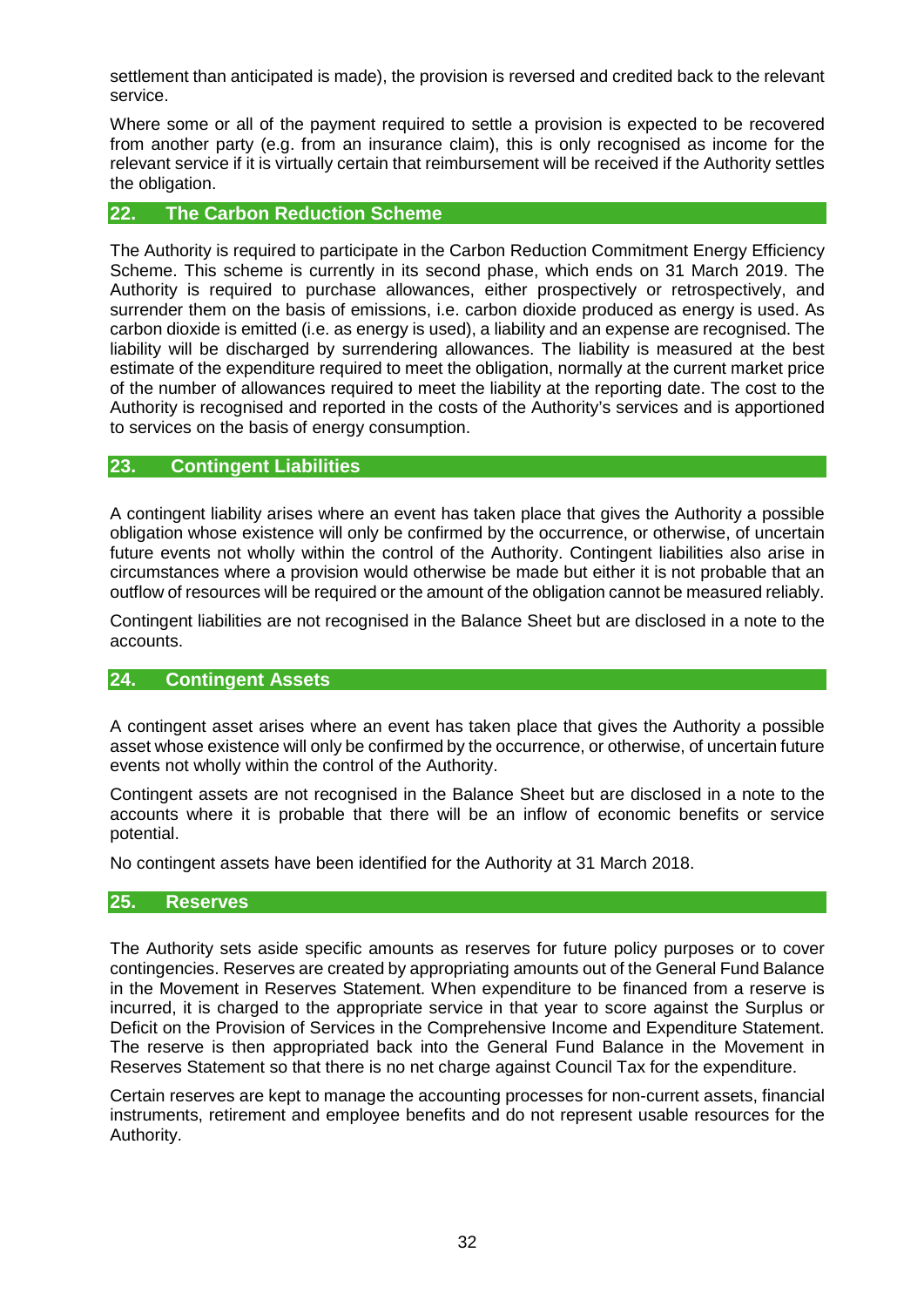settlement than anticipated is made), the provision is reversed and credited back to the relevant service.

Where some or all of the payment required to settle a provision is expected to be recovered from another party (e.g. from an insurance claim), this is only recognised as income for the relevant service if it is virtually certain that reimbursement will be received if the Authority settles the obligation.

## 22. The Carbon Reduction Scheme

The Authority is required to participate in the Carbon Reduction Commitment Energy Efficiency Scheme. This scheme is currently in its second phase, which ends on 31 March 2019. The Authority is required to purchase allowances, either prospectively or retrospectively, and surrender them on the basis of emissions, i.e. carbon dioxide produced as energy is used. As carbon dioxide is emitted (i.e. as energy is used), a liability and an expense are recognised. The liability will be discharged by surrendering allowances. The liability is measured at the best estimate of the expenditure required to meet the obligation, normally at the current market price of the number of allowances required to meet the liability at the reporting date. The cost to the Authority is recognised and reported in the costs of the Authority's services and is apportioned to services on the basis of energy consumption.

## 23. Contingent Liabilities

A contingent liability arises where an event has taken place that gives the Authority a possible obligation whose existence will only be confirmed by the occurrence, or otherwise, of uncertain future events not wholly within the control of the Authority. Contingent liabilities also arise in circumstances where a provision would otherwise be made but either it is not probable that an outflow of resources will be required or the amount of the obligation cannot be measured reliably.

Contingent liabilities are not recognised in the Balance Sheet but are disclosed in a note to the accounts.

## 24. Contingent Assets

A contingent asset arises where an event has taken place that gives the Authority a possible asset whose existence will only be confirmed by the occurrence, or otherwise, of uncertain future events not wholly within the control of the Authority.

Contingent assets are not recognised in the Balance Sheet but are disclosed in a note to the accounts where it is probable that there will be an inflow of economic benefits or service potential.

No contingent assets have been identified for the Authority at 31 March 2018.

## 25. Reserves

The Authority sets aside specific amounts as reserves for future policy purposes or to cover contingencies. Reserves are created by appropriating amounts out of the General Fund Balance in the Movement in Reserves Statement. When expenditure to be financed from a reserve is incurred, it is charged to the appropriate service in that year to score against the Surplus or Deficit on the Provision of Services in the Comprehensive Income and Expenditure Statement. The reserve is then appropriated back into the General Fund Balance in the Movement in Reserves Statement so that there is no net charge against Council Tax for the expenditure.

Certain reserves are kept to manage the accounting processes for non-current assets, financial instruments, retirement and employee benefits and do not represent usable resources for the Authority.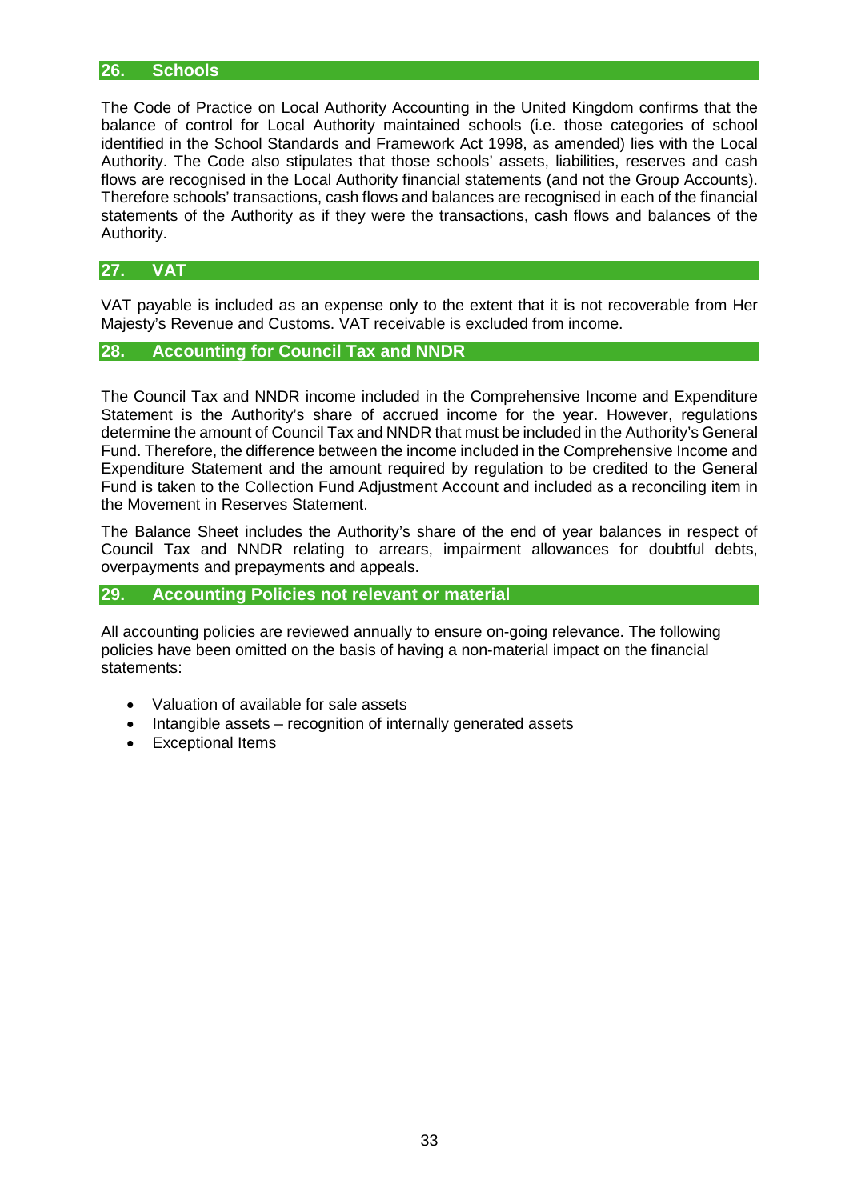## 26. Schools

The Code of Practice on Local Authority Accounting in the United Kingdom confirms that the balance of control for Local Authority maintained schools (i.e. those categories of school identified in the School Standards and Framework Act 1998, as amended) lies with the Local Authority. The Code also stipulates that those schools' assets, liabilities, reserves and cash flows are recognised in the Local Authority financial statements (and not the Group Accounts). Therefore schools' transactions, cash flows and balances are recognised in each of the financial statements of the Authority as if they were the transactions, cash flows and balances of the Authority.

## 27. VAT

VAT payable is included as an expense only to the extent that it is not recoverable from Her Majesty's Revenue and Customs. VAT receivable is excluded from income.

## 28. Accounting for Council Tax and NNDR

The Council Tax and NNDR income included in the Comprehensive Income and Expenditure Statement is the Authority's share of accrued income for the year. However, regulations determine the amount of Council Tax and NNDR that must be included in the Authority's General Fund. Therefore, the difference between the income included in the Comprehensive Income and Expenditure Statement and the amount required by regulation to be credited to the General Fund is taken to the Collection Fund Adjustment Account and included as a reconciling item in the Movement in Reserves Statement.

The Balance Sheet includes the Authority's share of the end of year balances in respect of Council Tax and NNDR relating to arrears, impairment allowances for doubtful debts, overpayments and prepayments and appeals.

## 29. Accounting Policies not relevant or material

All accounting policies are reviewed annually to ensure on-going relevance. The following policies have been omitted on the basis of having a non-material impact on the financial statements:

- Valuation of available for sale assets
- Intangible assets – recognition of internally generated assets
- Exceptional Items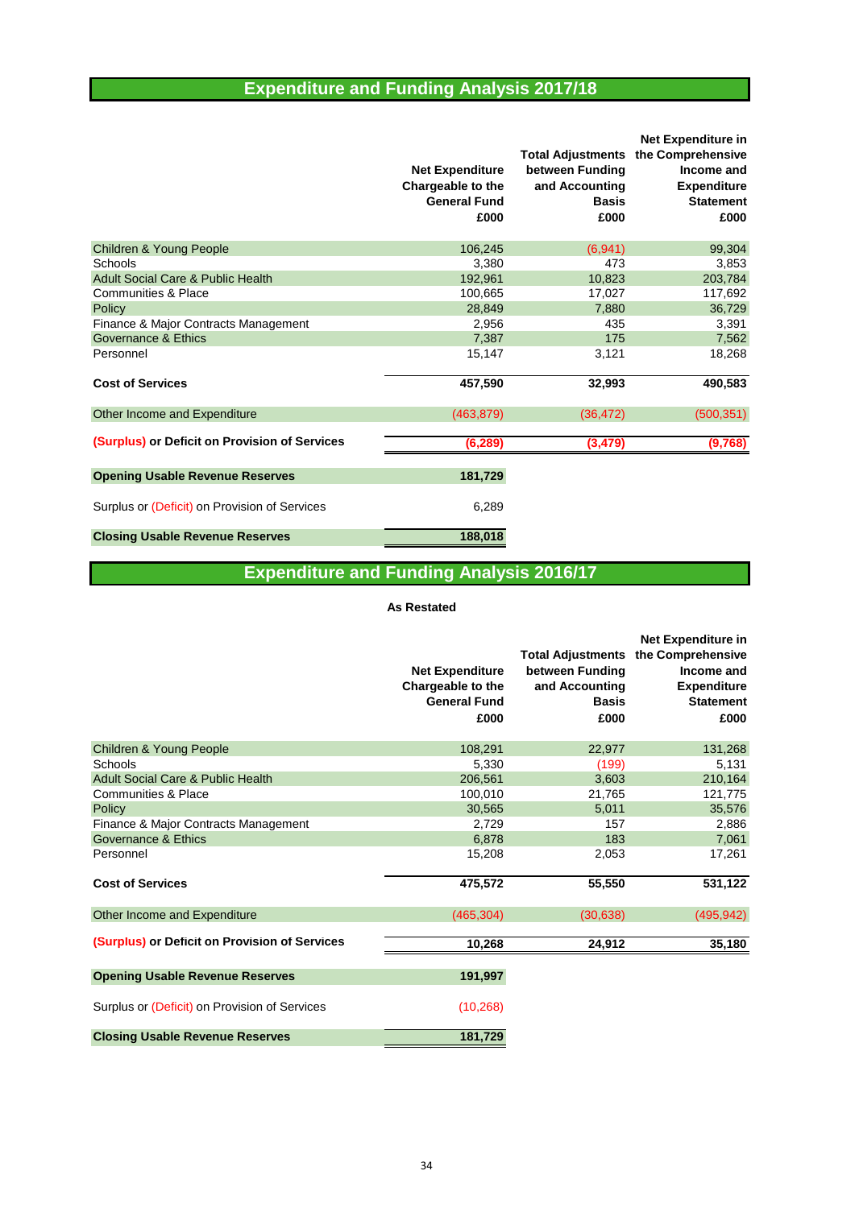# Expenditure and Funding Analysis 2017/18

| | Net Expenditure Chargeable to the General Fund £000 | Total Adjustments between Funding and Accounting Basis £000 | Net Expenditure in the Comprehensive Income and Expenditure Statement £000 |
|---|---|---|---|
| Children & Young People | 106,245 | (6,941) | 99,304 |
| Schools | 3,380 | 473 | 3,853 |
| Adult Social Care & Public Health | 192,961 | 10,823 | 203,784 |
| Communities & Place | 100,665 | 17,027 | 117,692 |
| Policy | 28,849 | 7,880 | 36,729 |
| Finance & Major Contracts Management | 2,956 | 435 | 3,391 |
| Governance & Ethics | 7,387 | 175 | 7,562 |
| Personnel | 15,147 | 3,121 | 18,268 |
| **Cost of Services** | **457,590** | **32,993** | **490,583** |
| Other Income and Expenditure | (463,879) | (36,472) | (500,351) |
| **(Surplus) or Deficit on Provision of Services** | **(6,289)** | **(3,479)** | **(9,768)** |
| **Opening Usable Revenue Reserves** | **181,729** | | |
| Surplus or (Deficit) on Provision of Services | 6,289 | | |
| **Closing Usable Revenue Reserves** | **188,018** | | |

# Expenditure and Funding Analysis 2016/17

**As Restated**

| | Net Expenditure Chargeable to the General Fund £000 | Total Adjustments between Funding and Accounting Basis £000 | Net Expenditure in the Comprehensive Income and Expenditure Statement £000 |
|---|---|---|---|
| Children & Young People | 108,291 | 22,977 | 131,268 |
| Schools | 5,330 | (199) | 5,131 |
| Adult Social Care & Public Health | 206,561 | 3,603 | 210,164 |
| Communities & Place | 100,010 | 21,765 | 121,775 |
| Policy | 30,565 | 5,011 | 35,576 |
| Finance & Major Contracts Management | 2,729 | 157 | 2,886 |
| Governance & Ethics | 6,878 | 183 | 7,061 |
| Personnel | 15,208 | 2,053 | 17,261 |
| **Cost of Services** | **475,572** | **55,550** | **531,122** |
| Other Income and Expenditure | (465,304) | (30,638) | (495,942) |
| **(Surplus) or Deficit on Provision of Services** | **10,268** | **24,912** | **35,180** |
| **Opening Usable Revenue Reserves** | **191,997** | | |
| Surplus or (Deficit) on Provision of Services | (10,268) | | |
| **Closing Usable Revenue Reserves** | **181,729** | | |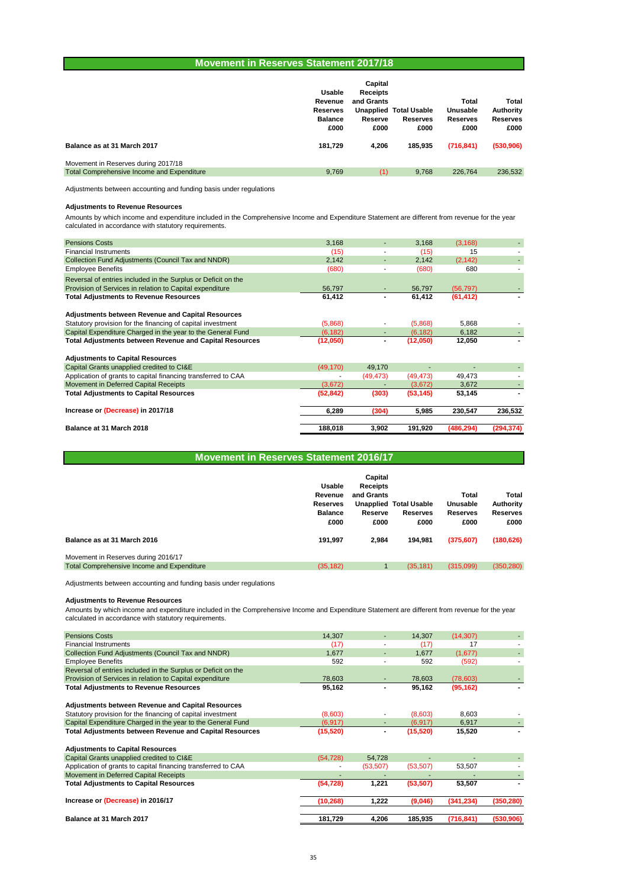## Movement in Reserves Statement 2017/18

| | Usable Revenue Reserves Balance £000 | Capital Receipts and Grants Unapplied Reserve £000 | Total Usable Reserves £000 | Total Unusable Reserves £000 | Total Authority Reserves £000 |
|---|---|---|---|---|---|
| **Balance as at 31 March 2017** | **181,729** | **4,206** | **185,935** | **(716,841)** | **(530,906)** |
| Movement in Reserves during 2017/18 | | | | | |
| Total Comprehensive Income and Expenditure | 9,769 | (1) | 9,768 | 226,764 | 236,532 |
| Adjustments between accounting and funding basis under regulations | | | | | |
| **Adjustments to Revenue Resources** | | | | | |
| Amounts by which income and expenditure included in the Comprehensive Income and Expenditure Statement are different from revenue for the year calculated in accordance with statutory requirements. | | | | | |
| Pensions Costs | 3,168 | - | 3,168 | (3,168) | - |
| Financial Instruments | (15) | - | (15) | 15 | - |
| Collection Fund Adjustments (Council Tax and NNDR) | 2,142 | - | 2,142 | (2,142) | - |
| Employee Benefits | (680) | - | (680) | 680 | - |
| Reversal of entries included in the Surplus or Deficit on the Provision of Services in relation to Capital expenditure | 56,797 | - | 56,797 | (56,797) | - |
| **Total Adjustments to Revenue Resources** | **61,412** | **-** | **61,412** | **(61,412)** | **-** |
| **Adjustments between Revenue and Capital Resources** | | | | | |
| Statutory provision for the financing of capital investment | (5,868) | - | (5,868) | 5,868 | - |
| Capital Expenditure Charged in the year to the General Fund | (6,182) | - | (6,182) | 6,182 | - |
| **Total Adjustments between Revenue and Capital Resources** | **(12,050)** | **-** | **(12,050)** | **12,050** | **-** |
| **Adjustments to Capital Resources** | | | | | |
| Capital Grants unapplied credited to CI&E | (49,170) | 49,170 | - | - | - |
| Application of grants to capital financing transferred to CAA | - | (49,473) | (49,473) | 49,473 | - |
| Movement in Deferred Capital Receipts | (3,672) | - | (3,672) | 3,672 | - |
| **Total Adjustments to Capital Resources** | **(52,842)** | **(303)** | **(53,145)** | **53,145** | **-** |
| **Increase or (Decrease) in 2017/18** | **6,289** | **(304)** | **5,985** | **230,547** | **236,532** |
| **Balance at 31 March 2018** | **188,018** | **3,902** | **191,920** | **(486,294)** | **(294,374)** |

## Movement in Reserves Statement 2016/17

| | Usable Revenue Reserves Balance £000 | Capital Receipts and Grants Unapplied Reserve £000 | Total Usable Reserves £000 | Total Unusable Reserves £000 | Total Authority Reserves £000 |
|---|---|---|---|---|---|
| **Balance as at 31 March 2016** | **191,997** | **2,984** | **194,981** | **(375,607)** | **(180,626)** |
| Movement in Reserves during 2016/17 | | | | | |
| Total Comprehensive Income and Expenditure | (35,182) | 1 | (35,181) | (315,099) | (350,280) |
| Adjustments between accounting and funding basis under regulations | | | | | |
| **Adjustments to Revenue Resources** | | | | | |
| Amounts by which income and expenditure included in the Comprehensive Income and Expenditure Statement are different from revenue for the year calculated in accordance with statutory requirements. | | | | | |
| Pensions Costs | 14,307 | - | 14,307 | (14,307) | - |
| Financial Instruments | (17) | - | (17) | 17 | - |
| Collection Fund Adjustments (Council Tax and NNDR) | 1,677 | - | 1,677 | (1,677) | - |
| Employee Benefits | 592 | - | 592 | (592) | - |
| Reversal of entries included in the Surplus or Deficit on the Provision of Services in relation to Capital expenditure | 78,603 | - | 78,603 | (78,603) | - |
| **Total Adjustments to Revenue Resources** | **95,162** | **-** | **95,162** | **(95,162)** | **-** |
| **Adjustments between Revenue and Capital Resources** | | | | | |
| Statutory provision for the financing of capital investment | (8,603) | - | (8,603) | 8,603 | - |
| Capital Expenditure Charged in the year to the General Fund | (6,917) | - | (6,917) | 6,917 | - |
| **Total Adjustments between Revenue and Capital Resources** | **(15,520)** | **-** | **(15,520)** | **15,520** | **-** |
| **Adjustments to Capital Resources** | | | | | |
| Capital Grants unapplied credited to CI&E | (54,728) | 54,728 | - | - | - |
| Application of grants to capital financing transferred to CAA | - | (53,507) | (53,507) | 53,507 | - |
| Movement in Deferred Capital Receipts | - | - | - | - | - |
| **Total Adjustments to Capital Resources** | **(54,728)** | **1,221** | **(53,507)** | **53,507** | **-** |
| **Increase or (Decrease) in 2016/17** | **(10,268)** | **1,222** | **(9,046)** | **(341,234)** | **(350,280)** |
| **Balance at 31 March 2017** | **181,729** | **4,206** | **185,935** | **(716,841)** | **(530,906)** |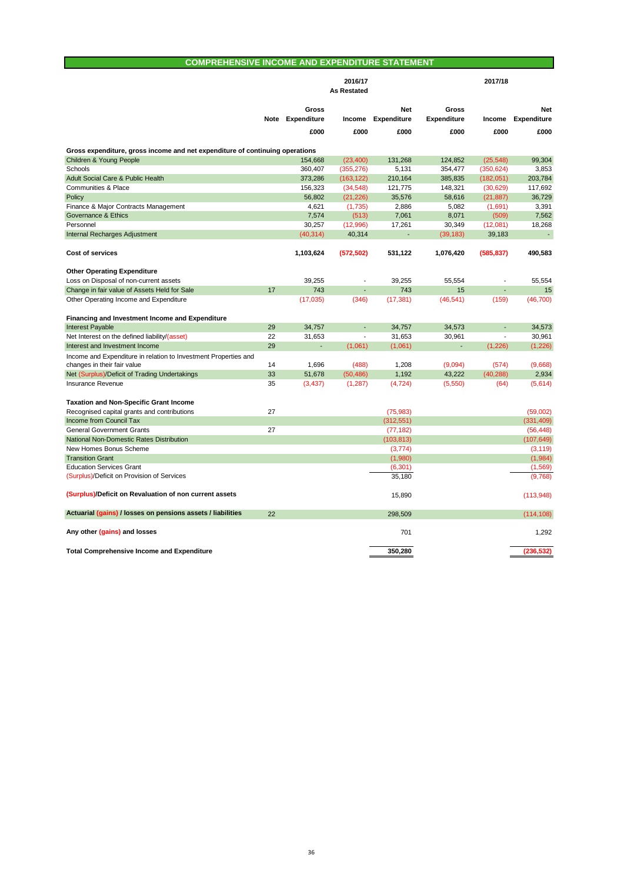## COMPREHENSIVE INCOME AND EXPENDITURE STATEMENT

| | Note | 2016/17 As Restated Gross Expenditure | Income | Net Expenditure | 2017/18 Gross Expenditure | Income | Net Expenditure |
|---|---|---|---|---|---|---|---|
| | | £000 | £000 | £000 | £000 | £000 | £000 |
| **Gross expenditure, gross income and net expenditure of continuing operations** | | | | | | | |
| Children & Young People | | 154,668 | (23,400) | 131,268 | 124,852 | (25,548) | 99,304 |
| Schools | | 360,407 | (355,276) | 5,131 | 354,477 | (350,624) | 3,853 |
| Adult Social Care & Public Health | | 373,286 | (163,122) | 210,164 | 385,835 | (182,051) | 203,784 |
| Communities & Place | | 156,323 | (34,548) | 121,775 | 148,321 | (30,629) | 117,692 |
| Policy | | 56,802 | (21,226) | 35,576 | 58,616 | (21,887) | 36,729 |
| Finance & Major Contracts Management | | 4,621 | (1,735) | 2,886 | 5,082 | (1,691) | 3,391 |
| Governance & Ethics | | 7,574 | (513) | 7,061 | 8,071 | (509) | 7,562 |
| Personnel | | 30,257 | (12,996) | 17,261 | 30,349 | (12,081) | 18,268 |
| Internal Recharges Adjustment | | (40,314) | 40,314 | - | (39,183) | 39,183 | - |
| **Cost of services** | | **1,103,624** | **(572,502)** | **531,122** | **1,076,420** | **(585,837)** | **490,583** |
| **Other Operating Expenditure** | | | | | | | |
| Loss on Disposal of non-current assets | | 39,255 | - | 39,255 | 55,554 | - | 55,554 |
| Change in fair value of Assets Held for Sale | 17 | 743 | - | 743 | 15 | - | 15 |
| Other Operating Income and Expenditure | | (17,035) | (346) | (17,381) | (46,541) | (159) | (46,700) |
| **Financing and Investment Income and Expenditure** | | | | | | | |
| Interest Payable | 29 | 34,757 | - | 34,757 | 34,573 | - | 34,573 |
| Net Interest on the defined liability/(asset) | 22 | 31,653 | - | 31,653 | 30,961 | - | 30,961 |
| Interest and Investment Income | 29 | - | (1,061) | (1,061) | - | (1,226) | (1,226) |
| Income and Expenditure in relation to Investment Properties and changes in their fair value | 14 | 1,696 | (488) | 1,208 | (9,094) | (574) | (9,668) |
| Net (Surplus)/Deficit of Trading Undertakings | 33 | 51,678 | (50,486) | 1,192 | 43,222 | (40,288) | 2,934 |
| Insurance Revenue | 35 | (3,437) | (1,287) | (4,724) | (5,550) | (64) | (5,614) |
| **Taxation and Non-Specific Grant Income** | | | | | | | |
| Recognised capital grants and contributions | 27 | | | (75,983) | | | (59,002) |
| Income from Council Tax | | | | (312,551) | | | (331,409) |
| General Government Grants | 27 | | | (77,182) | | | (56,448) |
| National Non-Domestic Rates Distribution | | | | (103,813) | | | (107,649) |
| New Homes Bonus Scheme | | | | (3,774) | | | (3,119) |
| Transition Grant | | | | (1,980) | | | (1,984) |
| Education Services Grant | | | | (6,301) | | | (1,569) |
| (Surplus)/Deficit on Provision of Services | | | | 35,180 | | | (9,768) |
| **(Surplus)/Deficit on Revaluation of non current assets** | | | | 15,890 | | | (113,948) |
| **Actuarial (gains) / losses on pensions assets / liabilities** | 22 | | | 298,509 | | | (114,108) |
| **Any other (gains) and losses** | | | | 701 | | | 1,292 |
| **Total Comprehensive Income and Expenditure** | | | | **350,280** | | | **(236,532)** |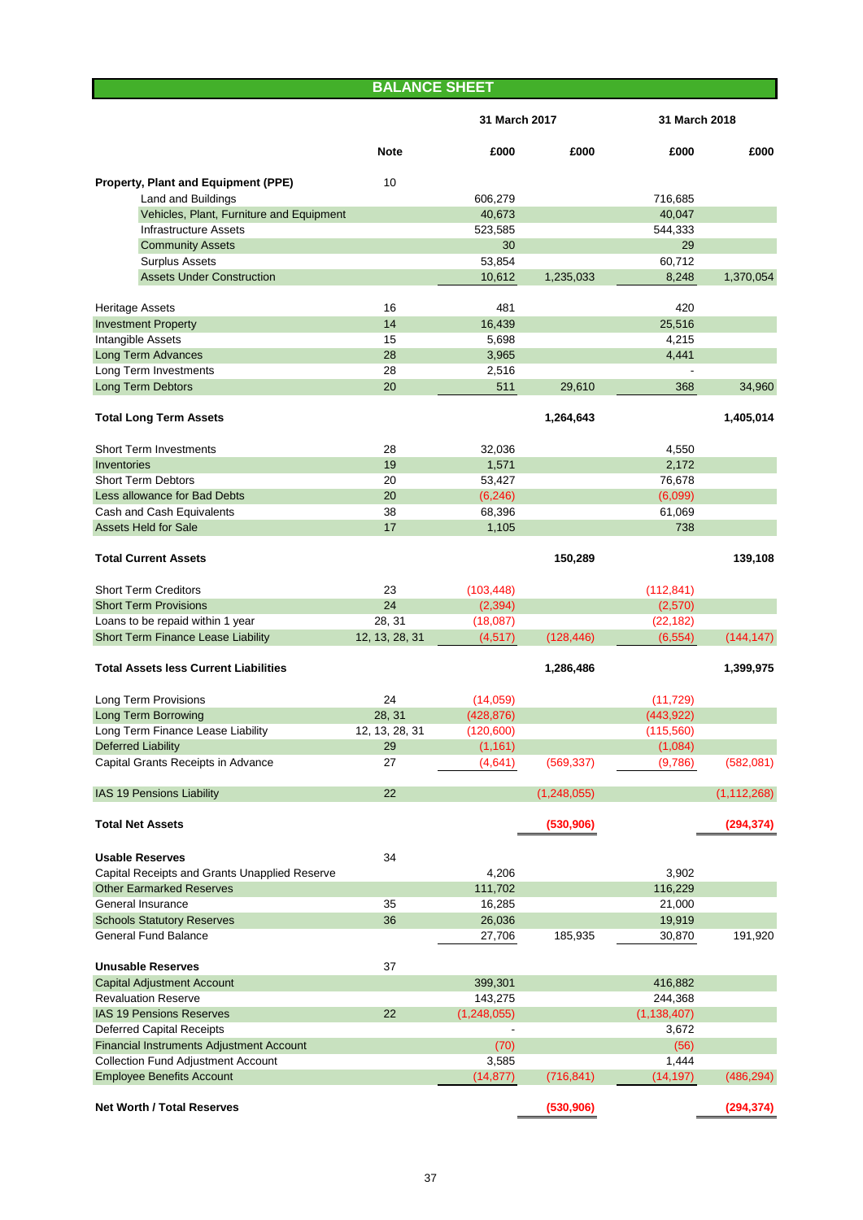# BALANCE SHEET

| | Note | 31 March 2017 £000 | 31 March 2017 £000 | 31 March 2018 £000 | 31 March 2018 £000 |
|---|---|---|---|---|---|
| **Property, Plant and Equipment (PPE)** | 10 | | | | |
| Land and Buildings | | 606,279 | | 716,685 | |
| Vehicles, Plant, Furniture and Equipment | | 40,673 | | 40,047 | |
| Infrastructure Assets | | 523,585 | | 544,333 | |
| Community Assets | | 30 | | 29 | |
| Surplus Assets | | 53,854 | | 60,712 | |
| Assets Under Construction | | 10,612 | 1,235,033 | 8,248 | 1,370,054 |
| Heritage Assets | 16 | 481 | | 420 | |
| Investment Property | 14 | 16,439 | | 25,516 | |
| Intangible Assets | 15 | 5,698 | | 4,215 | |
| Long Term Advances | 28 | 3,965 | | 4,441 | |
| Long Term Investments | 28 | 2,516 | | - | |
| Long Term Debtors | 20 | 511 | 29,610 | 368 | 34,960 |
| **Total Long Term Assets** | | | **1,264,643** | | **1,405,014** |
| Short Term Investments | 28 | 32,036 | | 4,550 | |
| Inventories | 19 | 1,571 | | 2,172 | |
| Short Term Debtors | 20 | 53,427 | | 76,678 | |
| Less allowance for Bad Debts | 20 | (6,246) | | (6,099) | |
| Cash and Cash Equivalents | 38 | 68,396 | | 61,069 | |
| Assets Held for Sale | 17 | 1,105 | | 738 | |
| **Total Current Assets** | | | **150,289** | | **139,108** |
| Short Term Creditors | 23 | (103,448) | | (112,841) | |
| Short Term Provisions | 24 | (2,394) | | (2,570) | |
| Loans to be repaid within 1 year | 28, 31 | (18,087) | | (22,182) | |
| Short Term Finance Lease Liability | 12, 13, 28, 31 | (4,517) | (128,446) | (6,554) | (144,147) |
| **Total Assets less Current Liabilities** | | | **1,286,486** | | **1,399,975** |
| Long Term Provisions | 24 | (14,059) | | (11,729) | |
| Long Term Borrowing | 28, 31 | (428,876) | | (443,922) | |
| Long Term Finance Lease Liability | 12, 13, 28, 31 | (120,600) | | (115,560) | |
| Deferred Liability | 29 | (1,161) | | (1,084) | |
| Capital Grants Receipts in Advance | 27 | (4,641) | (569,337) | (9,786) | (582,081) |
| IAS 19 Pensions Liability | 22 | | (1,248,055) | | (1,112,268) |
| **Total Net Assets** | | | **(530,906)** | | **(294,374)** |
| **Usable Reserves** | 34 | | | | |
| Capital Receipts and Grants Unapplied Reserve | | 4,206 | | 3,902 | |
| Other Earmarked Reserves | | 111,702 | | 116,229 | |
| General Insurance | 35 | 16,285 | | 21,000 | |
| Schools Statutory Reserves | 36 | 26,036 | | 19,919 | |
| General Fund Balance | | 27,706 | 185,935 | 30,870 | 191,920 |
| **Unusable Reserves** | 37 | | | | |
| Capital Adjustment Account | | 399,301 | | 416,882 | |
| Revaluation Reserve | | 143,275 | | 244,368 | |
| IAS 19 Pensions Reserves | 22 | (1,248,055) | | (1,138,407) | |
| Deferred Capital Receipts | | - | | 3,672 | |
| Financial Instruments Adjustment Account | | (70) | | (56) | |
| Collection Fund Adjustment Account | | 3,585 | | 1,444 | |
| Employee Benefits Account | | (14,877) | (716,841) | (14,197) | (486,294) |
| **Net Worth / Total Reserves** | | | **(530,906)** | | **(294,374)** |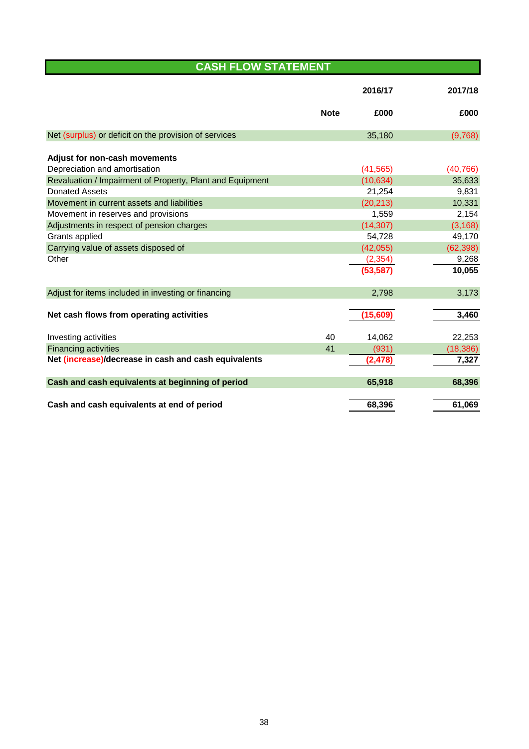# CASH FLOW STATEMENT

| | Note | 2016/17 £000 | 2017/18 £000 |
|---|---|---|---|
| Net (surplus) or deficit on the provision of services | | 35,180 | (9,768) |
| | | | |
| **Adjust for non-cash movements** | | | |
| Depreciation and amortisation | | (41,565) | (40,766) |
| Revaluation / Impairment of Property, Plant and Equipment | | (10,634) | 35,633 |
| Donated Assets | | 21,254 | 9,831 |
| Movement in current assets and liabilities | | (20,213) | 10,331 |
| Movement in reserves and provisions | | 1,559 | 2,154 |
| Adjustments in respect of pension charges | | (14,307) | (3,168) |
| Grants applied | | 54,728 | 49,170 |
| Carrying value of assets disposed of | | (42,055) | (62,398) |
| Other | | (2,354) | 9,268 |
| | | **(53,587)** | **10,055** |
| | | | |
| Adjust for items included in investing or financing | | 2,798 | 3,173 |
| | | | |
| **Net cash flows from operating activities** | | **(15,609)** | **3,460** |
| | | | |
| Investing activities | 40 | 14,062 | 22,253 |
| Financing activities | 41 | (931) | (18,386) |
| **Net (increase)/decrease in cash and cash equivalents** | | **(2,478)** | **7,327** |
| | | | |
| **Cash and cash equivalents at beginning of period** | | **65,918** | **68,396** |
| | | | |
| **Cash and cash equivalents at end of period** | | **68,396** | **61,069** |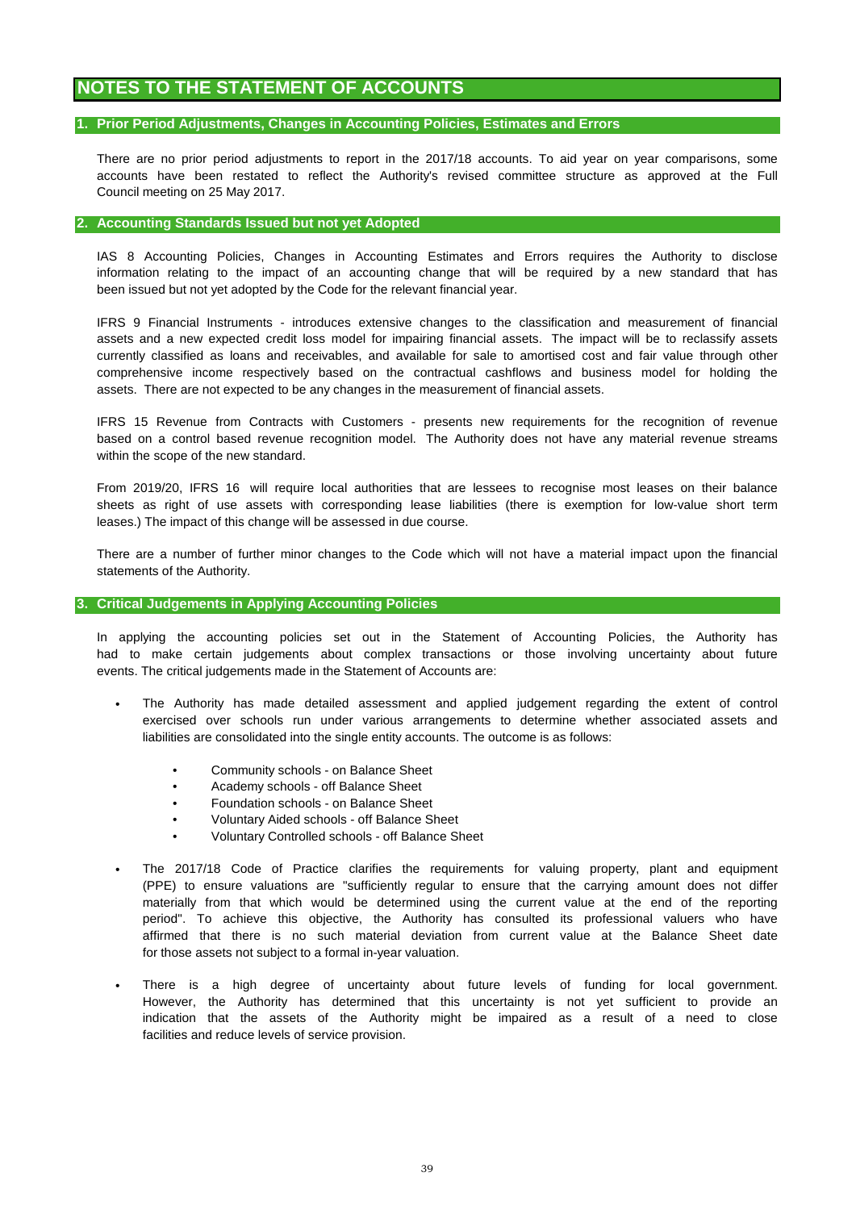# NOTES TO THE STATEMENT OF ACCOUNTS

## 1. Prior Period Adjustments, Changes in Accounting Policies, Estimates and Errors

There are no prior period adjustments to report in the 2017/18 accounts. To aid year on year comparisons, some accounts have been restated to reflect the Authority's revised committee structure as approved at the Full Council meeting on 25 May 2017.

## 2. Accounting Standards Issued but not yet Adopted

IAS 8 Accounting Policies, Changes in Accounting Estimates and Errors requires the Authority to disclose information relating to the impact of an accounting change that will be required by a new standard that has been issued but not yet adopted by the Code for the relevant financial year.

IFRS 9 Financial Instruments - introduces extensive changes to the classification and measurement of financial assets and a new expected credit loss model for impairing financial assets. The impact will be to reclassify assets currently classified as loans and receivables, and available for sale to amortised cost and fair value through other comprehensive income respectively based on the contractual cashflows and business model for holding the assets. There are not expected to be any changes in the measurement of financial assets.

IFRS 15 Revenue from Contracts with Customers - presents new requirements for the recognition of revenue based on a control based revenue recognition model. The Authority does not have any material revenue streams within the scope of the new standard.

From 2019/20, IFRS 16 will require local authorities that are lessees to recognise most leases on their balance sheets as right of use assets with corresponding lease liabilities (there is exemption for low-value short term leases.) The impact of this change will be assessed in due course.

There are a number of further minor changes to the Code which will not have a material impact upon the financial statements of the Authority.

## 3. Critical Judgements in Applying Accounting Policies

In applying the accounting policies set out in the Statement of Accounting Policies, the Authority has had to make certain judgements about complex transactions or those involving uncertainty about future events. The critical judgements made in the Statement of Accounts are:

- The Authority has made detailed assessment and applied judgement regarding the extent of control exercised over schools run under various arrangements to determine whether associated assets and liabilities are consolidated into the single entity accounts. The outcome is as follows:
  - Community schools - on Balance Sheet
  - Academy schools - off Balance Sheet
  - Foundation schools - on Balance Sheet
  - Voluntary Aided schools - off Balance Sheet
  - Voluntary Controlled schools - off Balance Sheet
- The 2017/18 Code of Practice clarifies the requirements for valuing property, plant and equipment (PPE) to ensure valuations are "sufficiently regular to ensure that the carrying amount does not differ materially from that which would be determined using the current value at the end of the reporting period". To achieve this objective, the Authority has consulted its professional valuers who have affirmed that there is no such material deviation from current value at the Balance Sheet date for those assets not subject to a formal in-year valuation.
- There is a high degree of uncertainty about future levels of funding for local government. However, the Authority has determined that this uncertainty is not yet sufficient to provide an indication that the assets of the Authority might be impaired as a result of a need to close facilities and reduce levels of service provision.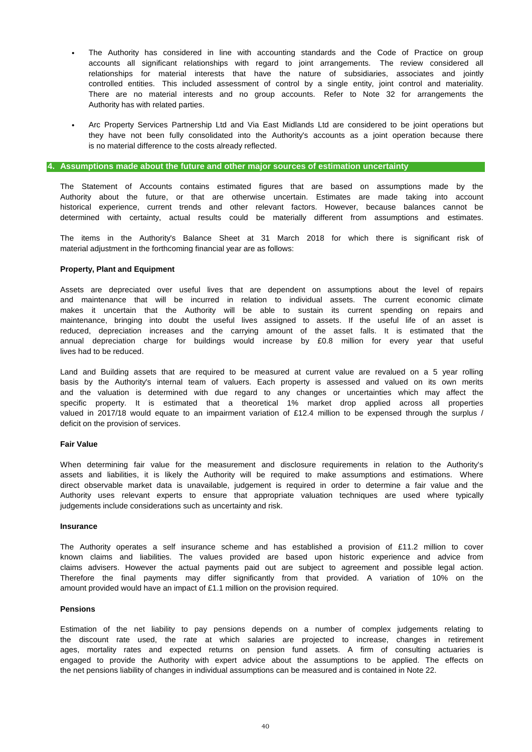- The Authority has considered in line with accounting standards and the Code of Practice on group accounts all significant relationships with regard to joint arrangements. The review considered all relationships for material interests that have the nature of subsidiaries, associates and jointly controlled entities. This included assessment of control by a single entity, joint control and materiality. There are no material interests and no group accounts. Refer to Note 32 for arrangements the Authority has with related parties.

- Arc Property Services Partnership Ltd and Via East Midlands Ltd are considered to be joint operations but they have not been fully consolidated into the Authority's accounts as a joint operation because there is no material difference to the costs already reflected.

## 4. Assumptions made about the future and other major sources of estimation uncertainty

The Statement of Accounts contains estimated figures that are based on assumptions made by the Authority about the future, or that are otherwise uncertain. Estimates are made taking into account historical experience, current trends and other relevant factors. However, because balances cannot be determined with certainty, actual results could be materially different from assumptions and estimates.

The items in the Authority's Balance Sheet at 31 March 2018 for which there is significant risk of material adjustment in the forthcoming financial year are as follows:

**Property, Plant and Equipment**

Assets are depreciated over useful lives that are dependent on assumptions about the level of repairs and maintenance that will be incurred in relation to individual assets. The current economic climate makes it uncertain that the Authority will be able to sustain its current spending on repairs and maintenance, bringing into doubt the useful lives assigned to assets. If the useful life of an asset is reduced, depreciation increases and the carrying amount of the asset falls. It is estimated that the annual depreciation charge for buildings would increase by £0.8 million for every year that useful lives had to be reduced.

Land and Building assets that are required to be measured at current value are revalued on a 5 year rolling basis by the Authority's internal team of valuers. Each property is assessed and valued on its own merits and the valuation is determined with due regard to any changes or uncertainties which may affect the specific property. It is estimated that a theoretical 1% market drop applied across all properties valued in 2017/18 would equate to an impairment variation of £12.4 million to be expensed through the surplus / deficit on the provision of services.

**Fair Value**

When determining fair value for the measurement and disclosure requirements in relation to the Authority's assets and liabilities, it is likely the Authority will be required to make assumptions and estimations. Where direct observable market data is unavailable, judgement is required in order to determine a fair value and the Authority uses relevant experts to ensure that appropriate valuation techniques are used where typically judgements include considerations such as uncertainty and risk.

**Insurance**

The Authority operates a self insurance scheme and has established a provision of £11.2 million to cover known claims and liabilities. The values provided are based upon historic experience and advice from claims advisers. However the actual payments paid out are subject to agreement and possible legal action. Therefore the final payments may differ significantly from that provided. A variation of 10% on the amount provided would have an impact of £1.1 million on the provision required.

**Pensions**

Estimation of the net liability to pay pensions depends on a number of complex judgements relating to the discount rate used, the rate at which salaries are projected to increase, changes in retirement ages, mortality rates and expected returns on pension fund assets. A firm of consulting actuaries is engaged to provide the Authority with expert advice about the assumptions to be applied. The effects on the net pensions liability of changes in individual assumptions can be measured and is contained in Note 22.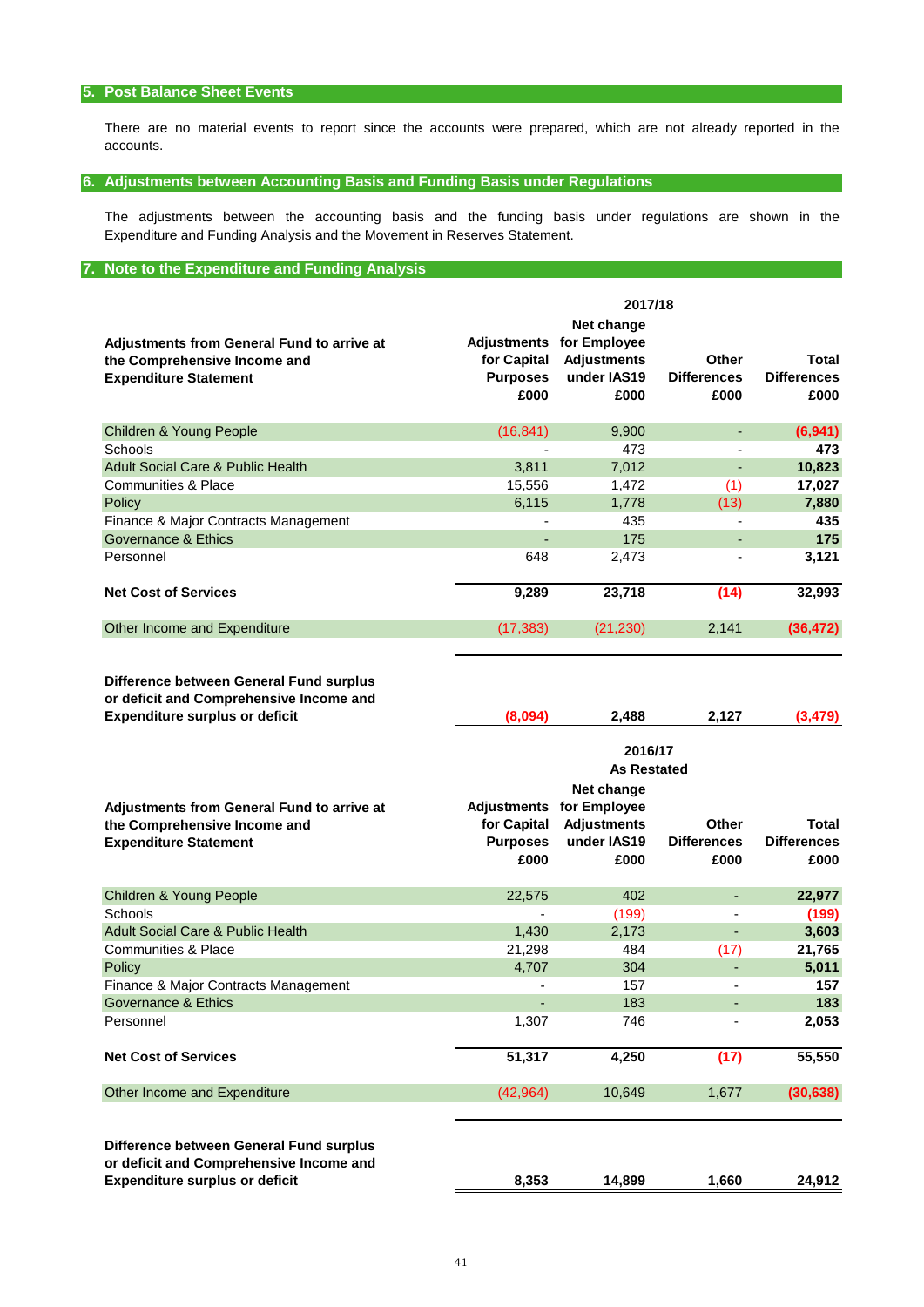## 5. Post Balance Sheet Events

There are no material events to report since the accounts were prepared, which are not already reported in the accounts.

## 6. Adjustments between Accounting Basis and Funding Basis under Regulations

The adjustments between the accounting basis and the funding basis under regulations are shown in the Expenditure and Funding Analysis and the Movement in Reserves Statement.

## 7. Note to the Expenditure and Funding Analysis

| 2017/18 | | | | |
|---|---|---|---|---|
| **Adjustments from General Fund to arrive at the Comprehensive Income and Expenditure Statement** | **Adjustments for Capital Purposes £000** | **Net change for Employee Adjustments under IAS19 £000** | **Other Differences £000** | **Total Differences £000** |
| Children & Young People | (16,841) | 9,900 | - | **(6,941)** |
| Schools | - | 473 | - | **473** |
| Adult Social Care & Public Health | 3,811 | 7,012 | - | **10,823** |
| Communities & Place | 15,556 | 1,472 | (1) | **17,027** |
| Policy | 6,115 | 1,778 | (13) | **7,880** |
| Finance & Major Contracts Management | - | 435 | - | **435** |
| Governance & Ethics | - | 175 | - | **175** |
| Personnel | 648 | 2,473 | - | **3,121** |
| **Net Cost of Services** | **9,289** | **23,718** | **(14)** | **32,993** |
| Other Income and Expenditure | (17,383) | (21,230) | 2,141 | **(36,472)** |
| **Difference between General Fund surplus or deficit and Comprehensive Income and Expenditure surplus or deficit** | **(8,094)** | **2,488** | **2,127** | **(3,479)** |

| 2016/17 As Restated | | | | |
|---|---|---|---|---|
| **Adjustments from General Fund to arrive at the Comprehensive Income and Expenditure Statement** | **Adjustments for Capital Purposes £000** | **Net change for Employee Adjustments under IAS19 £000** | **Other Differences £000** | **Total Differences £000** |
| Children & Young People | 22,575 | 402 | - | **22,977** |
| Schools | - | (199) | - | **(199)** |
| Adult Social Care & Public Health | 1,430 | 2,173 | - | **3,603** |
| Communities & Place | 21,298 | 484 | (17) | **21,765** |
| Policy | 4,707 | 304 | - | **5,011** |
| Finance & Major Contracts Management | - | 157 | - | **157** |
| Governance & Ethics | - | 183 | - | **183** |
| Personnel | 1,307 | 746 | - | **2,053** |
| **Net Cost of Services** | **51,317** | **4,250** | **(17)** | **55,550** |
| Other Income and Expenditure | (42,964) | 10,649 | 1,677 | **(30,638)** |
| **Difference between General Fund surplus or deficit and Comprehensive Income and Expenditure surplus or deficit** | **8,353** | **14,899** | **1,660** | **24,912** |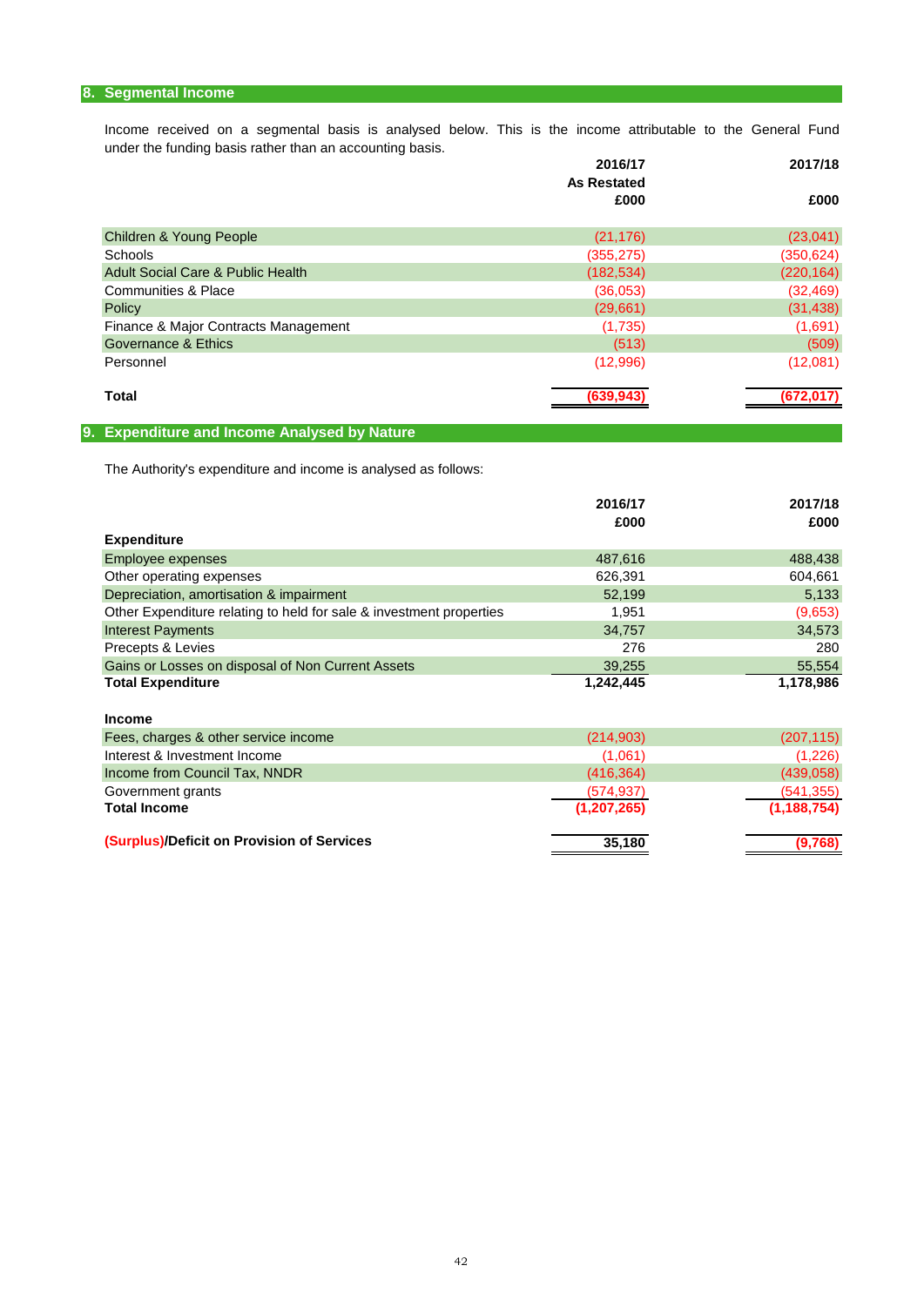## 8. Segmental Income

Income received on a segmental basis is analysed below. This is the income attributable to the General Fund under the funding basis rather than an accounting basis.

| | 2016/17 As Restated £000 | 2017/18 £000 |
|---|---|---|
| Children & Young People | (21,176) | (23,041) |
| Schools | (355,275) | (350,624) |
| Adult Social Care & Public Health | (182,534) | (220,164) |
| Communities & Place | (36,053) | (32,469) |
| Policy | (29,661) | (31,438) |
| Finance & Major Contracts Management | (1,735) | (1,691) |
| Governance & Ethics | (513) | (509) |
| Personnel | (12,996) | (12,081) |
| **Total** | **(639,943)** | **(672,017)** |

## 9. Expenditure and Income Analysed by Nature

The Authority's expenditure and income is analysed as follows:

| | 2016/17 £000 | 2017/18 £000 |
|---|---|---|
| **Expenditure** | | |
| Employee expenses | 487,616 | 488,438 |
| Other operating expenses | 626,391 | 604,661 |
| Depreciation, amortisation & impairment | 52,199 | 5,133 |
| Other Expenditure relating to held for sale & investment properties | 1,951 | (9,653) |
| Interest Payments | 34,757 | 34,573 |
| Precepts & Levies | 276 | 280 |
| Gains or Losses on disposal of Non Current Assets | 39,255 | 55,554 |
| **Total Expenditure** | **1,242,445** | **1,178,986** |
| | | |
| **Income** | | |
| Fees, charges & other service income | (214,903) | (207,115) |
| Interest & Investment Income | (1,061) | (1,226) |
| Income from Council Tax, NNDR | (416,364) | (439,058) |
| Government grants | (574,937) | (541,355) |
| **Total Income** | **(1,207,265)** | **(1,188,754)** |
| | | |
| **(Surplus)/Deficit on Provision of Services** | **35,180** | **(9,768)** |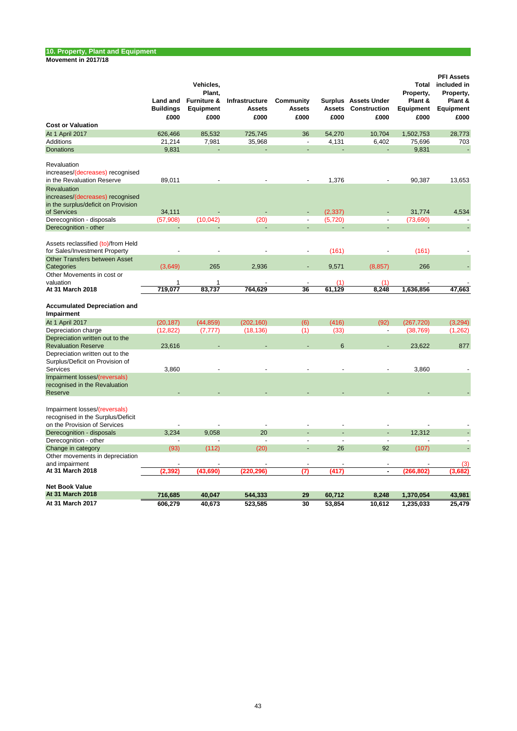## 10. Property, Plant and Equipment

**Movement in 2017/18**

| | Land and Buildings £000 | Vehicles, Plant, Furniture & Equipment £000 | Infrastructure Assets £000 | Community Assets £000 | Surplus Assets £000 | Assets Under Construction £000 | Total Property, Plant & Equipment £000 | PFI Assets included in Property, Plant & Equipment £000 |
|---|---|---|---|---|---|---|---|---|
| **Cost or Valuation** | | | | | | | | |
| At 1 April 2017 | 626,466 | 85,532 | 725,745 | 36 | 54,270 | 10,704 | 1,502,753 | 28,773 |
| Additions | 21,214 | 7,981 | 35,968 | - | 4,131 | 6,402 | 75,696 | 703 |
| Donations | 9,831 | - | - | - | - | - | 9,831 | - |
| Revaluation increases/(decreases) recognised in the Revaluation Reserve | 89,011 | - | - | - | 1,376 | - | 90,387 | 13,653 |
| Revaluation increases/(decreases) recognised in the surplus/deficit on Provision of Services | 34,111 | - | - | - | (2,337) | - | 31,774 | 4,534 |
| Derecognition - disposals | (57,908) | (10,042) | (20) | - | (5,720) | - | (73,690) | - |
| Derecognition - other | - | - | - | - | - | - | - | - |
| Assets reclassified (to)/from Held for Sales/Investment Property | - | - | - | - | (161) | - | (161) | - |
| Other Transfers between Asset Categories | (3,649) | 265 | 2,936 | - | 9,571 | (8,857) | 266 | - |
| Other Movements in cost or valuation | 1 | 1 | - | - | (1) | (1) | - | - |
| **At 31 March 2018** | **719,077** | **83,737** | **764,629** | **36** | **61,129** | **8,248** | **1,636,856** | **47,663** |
| **Accumulated Depreciation and Impairment** | | | | | | | | |
| At 1 April 2017 | (20,187) | (44,859) | (202,160) | (6) | (416) | (92) | (267,720) | (3,294) |
| Depreciation charge | (12,822) | (7,777) | (18,136) | (1) | (33) | - | (38,769) | (1,262) |
| Depreciation written out to the Revaluation Reserve | 23,616 | - | - | - | 6 | - | 23,622 | 877 |
| Depreciation written out to the Surplus/Deficit on Provision of Services | 3,860 | - | - | - | - | - | 3,860 | - |
| Impairment losses/(reversals) recognised in the Revaluation Reserve | - | - | - | - | - | - | - | - |
| Impairment losses/(reversals) recognised in the Surplus/Deficit on the Provision of Services | - | - | - | - | - | - | - | - |
| Derecognition - disposals | 3,234 | 9,058 | 20 | - | - | - | 12,312 | - |
| Derecognition - other | - | - | - | - | - | - | - | - |
| Change in category | (93) | (112) | (20) | - | 26 | 92 | (107) | - |
| Other movements in depreciation and impairment | - | - | - | - | - | - | - | (3) |
| **At 31 March 2018** | **(2,392)** | **(43,690)** | **(220,296)** | **(7)** | **(417)** | **-** | **(266,802)** | **(3,682)** |
| **Net Book Value** | | | | | | | | |
| **At 31 March 2018** | **716,685** | **40,047** | **544,333** | **29** | **60,712** | **8,248** | **1,370,054** | **43,981** |
| **At 31 March 2017** | **606,279** | **40,673** | **523,585** | **30** | **53,854** | **10,612** | **1,235,033** | **25,479** |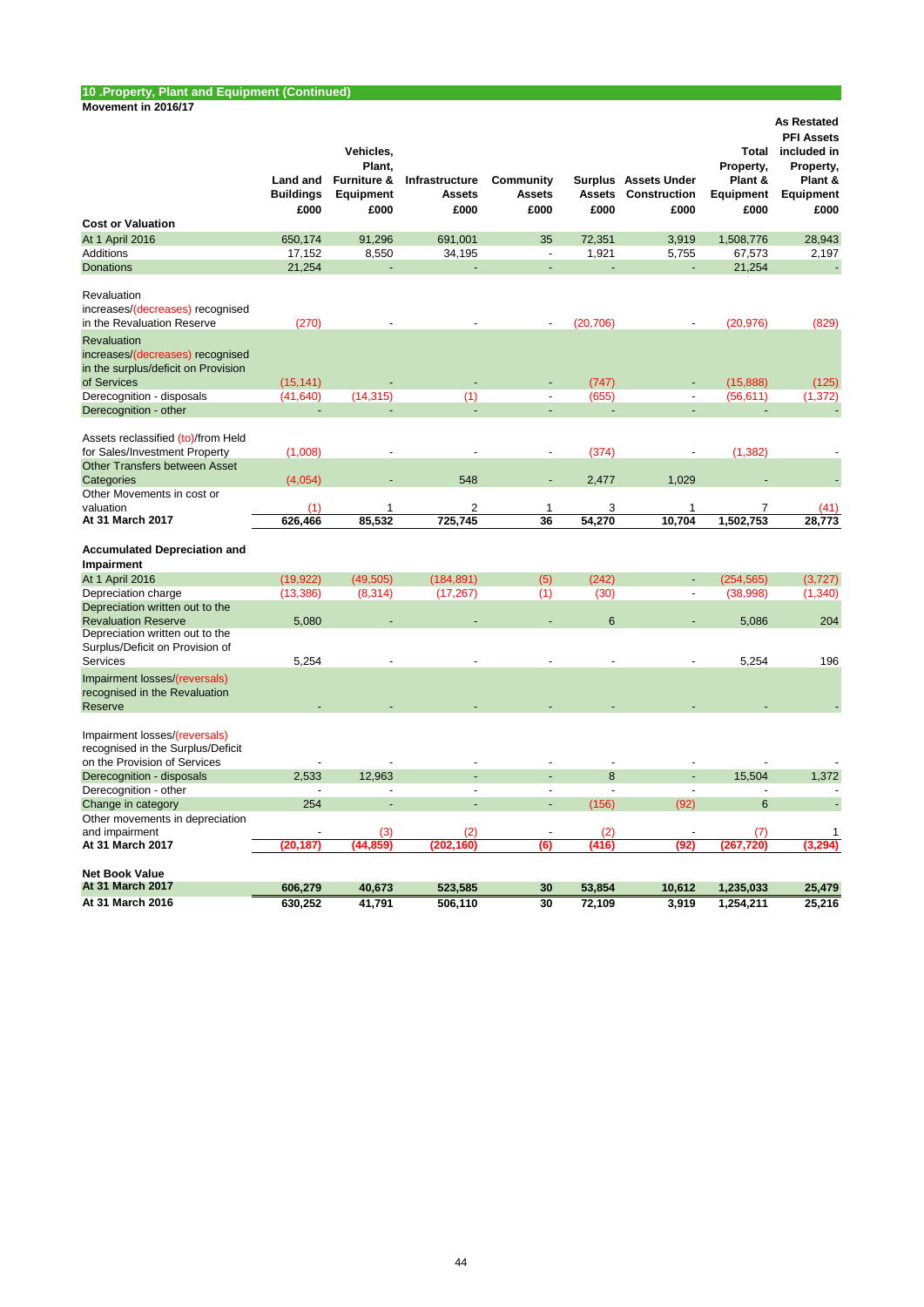## 10 .Property, Plant and Equipment (Continued)

**Movement in 2016/17**

| | Land and Buildings £000 | Vehicles, Plant, Furniture & Equipment £000 | Infrastructure Assets £000 | Community Assets £000 | Surplus Assets £000 | Assets Under Construction £000 | Total Property, Plant & Equipment £000 | As Restated PFI Assets included in Property, Plant & Equipment £000 |
|---|---|---|---|---|---|---|---|---|
| **Cost or Valuation** | | | | | | | | |
| At 1 April 2016 | 650,174 | 91,296 | 691,001 | 35 | 72,351 | 3,919 | 1,508,776 | 28,943 |
| Additions | 17,152 | 8,550 | 34,195 | - | 1,921 | 5,755 | 67,573 | 2,197 |
| Donations | 21,254 | - | - | - | - | - | 21,254 | - |
| Revaluation increases/(decreases) recognised in the Revaluation Reserve | (270) | - | - | - | (20,706) | - | (20,976) | (829) |
| Revaluation increases/(decreases) recognised in the surplus/deficit on Provision of Services | (15,141) | - | - | - | (747) | - | (15,888) | (125) |
| Derecognition - disposals | (41,640) | (14,315) | (1) | - | (655) | - | (56,611) | (1,372) |
| Derecognition - other | - | - | - | - | - | - | - | - |
| Assets reclassified (to)/from Held for Sales/Investment Property | (1,008) | - | - | - | (374) | - | (1,382) | - |
| Other Transfers between Asset Categories | (4,054) | - | 548 | - | 2,477 | 1,029 | - | - |
| Other Movements in cost or valuation | (1) | 1 | 2 | 1 | 3 | 1 | 7 | (41) |
| **At 31 March 2017** | **626,466** | **85,532** | **725,745** | **36** | **54,270** | **10,704** | **1,502,753** | **28,773** |
| **Accumulated Depreciation and Impairment** | | | | | | | | |
| At 1 April 2016 | (19,922) | (49,505) | (184,891) | (5) | (242) | - | (254,565) | (3,727) |
| Depreciation charge | (13,386) | (8,314) | (17,267) | (1) | (30) | - | (38,998) | (1,340) |
| Depreciation written out to the Revaluation Reserve | 5,080 | - | - | - | 6 | - | 5,086 | 204 |
| Depreciation written out to the Surplus/Deficit on Provision of Services | 5,254 | - | - | - | - | - | 5,254 | 196 |
| Impairment losses/(reversals) recognised in the Revaluation Reserve | - | - | - | - | - | - | - | - |
| Impairment losses/(reversals) recognised in the Surplus/Deficit on the Provision of Services | - | - | - | - | - | - | - | - |
| Derecognition - disposals | 2,533 | 12,963 | - | - | 8 | - | 15,504 | 1,372 |
| Derecognition - other | - | - | - | - | - | - | - | - |
| Change in category | 254 | - | - | - | (156) | (92) | 6 | - |
| Other movements in depreciation and impairment | - | (3) | (2) | - | (2) | - | (7) | 1 |
| **At 31 March 2017** | **(20,187)** | **(44,859)** | **(202,160)** | **(6)** | **(416)** | **(92)** | **(267,720)** | **(3,294)** |
| **Net Book Value** | | | | | | | | |
| **At 31 March 2017** | **606,279** | **40,673** | **523,585** | **30** | **53,854** | **10,612** | **1,235,033** | **25,479** |
| **At 31 March 2016** | **630,252** | **41,791** | **506,110** | **30** | **72,109** | **3,919** | **1,254,211** | **25,216** |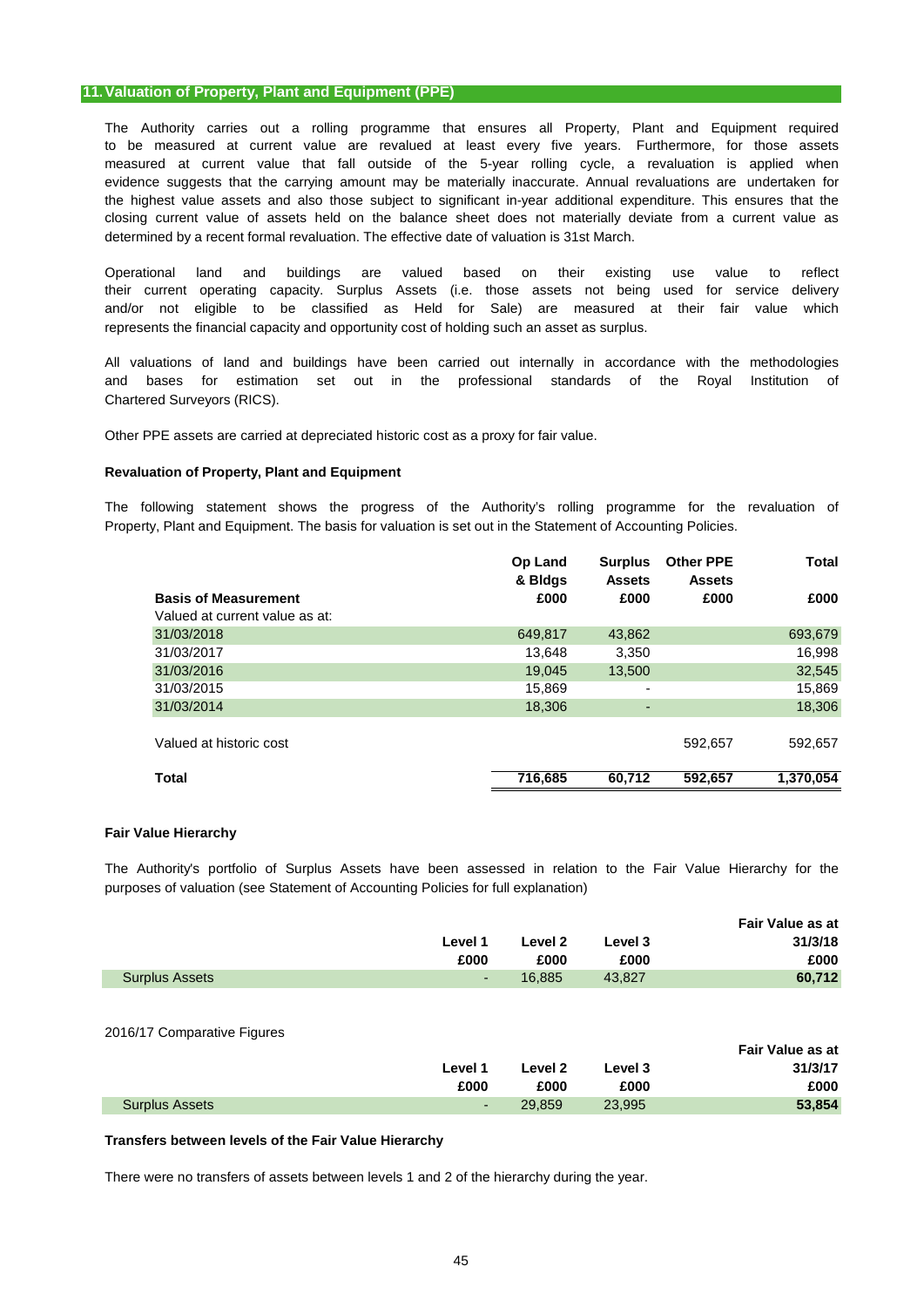## 11. Valuation of Property, Plant and Equipment (PPE)

The Authority carries out a rolling programme that ensures all Property, Plant and Equipment required to be measured at current value are revalued at least every five years. Furthermore, for those assets measured at current value that fall outside of the 5-year rolling cycle, a revaluation is applied when evidence suggests that the carrying amount may be materially inaccurate. Annual revaluations are undertaken for the highest value assets and also those subject to significant in-year additional expenditure. This ensures that the closing current value of assets held on the balance sheet does not materially deviate from a current value as determined by a recent formal revaluation. The effective date of valuation is 31st March.

Operational land and buildings are valued based on their existing use value to reflect their current operating capacity. Surplus Assets (i.e. those assets not being used for service delivery and/or not eligible to be classified as Held for Sale) are measured at their fair value which represents the financial capacity and opportunity cost of holding such an asset as surplus.

All valuations of land and buildings have been carried out internally in accordance with the methodologies and bases for estimation set out in the professional standards of the Royal Institution of Chartered Surveyors (RICS).

Other PPE assets are carried at depreciated historic cost as a proxy for fair value.

### Revaluation of Property, Plant and Equipment

The following statement shows the progress of the Authority's rolling programme for the revaluation of Property, Plant and Equipment. The basis for valuation is set out in the Statement of Accounting Policies.

| Basis of Measurement | Op Land & Bldgs £000 | Surplus Assets £000 | Other PPE Assets £000 | Total £000 |
|---|---|---|---|---|
| Valued at current value as at: | | | | |
| 31/03/2018 | 649,817 | 43,862 | | 693,679 |
| 31/03/2017 | 13,648 | 3,350 | | 16,998 |
| 31/03/2016 | 19,045 | 13,500 | | 32,545 |
| 31/03/2015 | 15,869 | - | | 15,869 |
| 31/03/2014 | 18,306 | - | | 18,306 |
| Valued at historic cost | | | 592,657 | 592,657 |
| **Total** | **716,685** | **60,712** | **592,657** | **1,370,054** |

### Fair Value Hierarchy

The Authority's portfolio of Surplus Assets have been assessed in relation to the Fair Value Hierarchy for the purposes of valuation (see Statement of Accounting Policies for full explanation)

| | Level 1 £000 | Level 2 £000 | Level 3 £000 | Fair Value as at 31/3/18 £000 |
|---|---|---|---|---|
| Surplus Assets | - | 16,885 | 43,827 | **60,712** |

2016/17 Comparative Figures

| | Level 1 £000 | Level 2 £000 | Level 3 £000 | Fair Value as at 31/3/17 £000 |
|---|---|---|---|---|
| Surplus Assets | - | 29,859 | 23,995 | **53,854** |

### Transfers between levels of the Fair Value Hierarchy

There were no transfers of assets between levels 1 and 2 of the hierarchy during the year.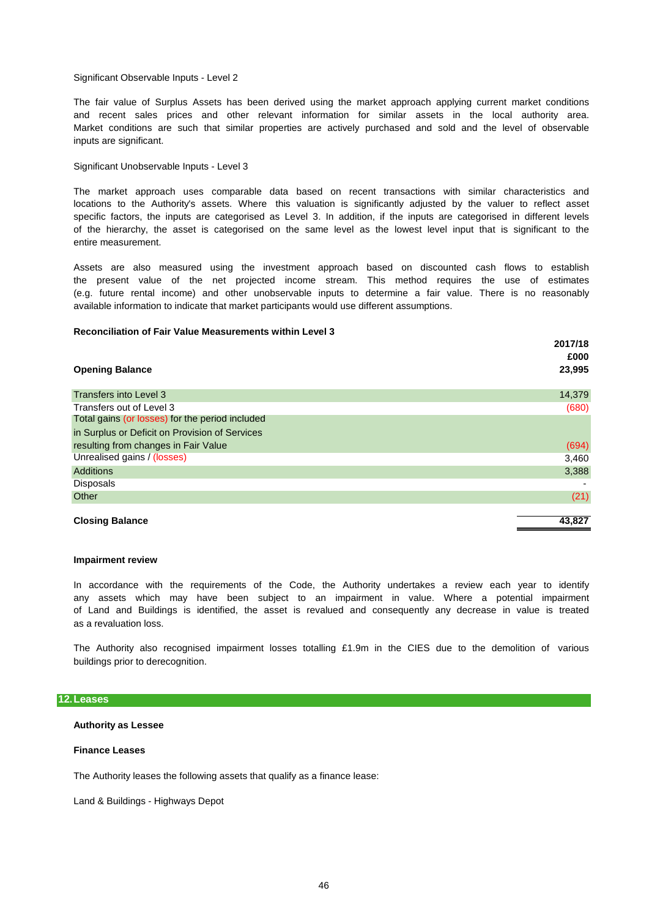Significant Observable Inputs - Level 2

The fair value of Surplus Assets has been derived using the market approach applying current market conditions and recent sales prices and other relevant information for similar assets in the local authority area. Market conditions are such that similar properties are actively purchased and sold and the level of observable inputs are significant.

Significant Unobservable Inputs - Level 3

The market approach uses comparable data based on recent transactions with similar characteristics and locations to the Authority's assets. Where this valuation is significantly adjusted by the valuer to reflect asset specific factors, the inputs are categorised as Level 3. In addition, if the inputs are categorised in different levels of the hierarchy, the asset is categorised on the same level as the lowest level input that is significant to the entire measurement.

Assets are also measured using the investment approach based on discounted cash flows to establish the present value of the net projected income stream. This method requires the use of estimates (e.g. future rental income) and other unobservable inputs to determine a fair value. There is no reasonably available information to indicate that market participants would use different assumptions.

**Reconciliation of Fair Value Measurements within Level 3**

| | 2017/18 £000 |
|---|---|
| **Opening Balance** | **23,995** |
| Transfers into Level 3 | 14,379 |
| Transfers out of Level 3 | (680) |
| Total gains (or losses) for the period included in Surplus or Deficit on Provision of Services resulting from changes in Fair Value | (694) |
| Unrealised gains / (losses) | 3,460 |
| Additions | 3,388 |
| Disposals | - |
| Other | (21) |
| **Closing Balance** | **43,827** |

**Impairment review**

In accordance with the requirements of the Code, the Authority undertakes a review each year to identify any assets which may have been subject to an impairment in value. Where a potential impairment of Land and Buildings is identified, the asset is revalued and consequently any decrease in value is treated as a revaluation loss.

The Authority also recognised impairment losses totalling £1.9m in the CIES due to the demolition of various buildings prior to derecognition.

## 12. Leases

**Authority as Lessee**

**Finance Leases**

The Authority leases the following assets that qualify as a finance lease:

Land & Buildings - Highways Depot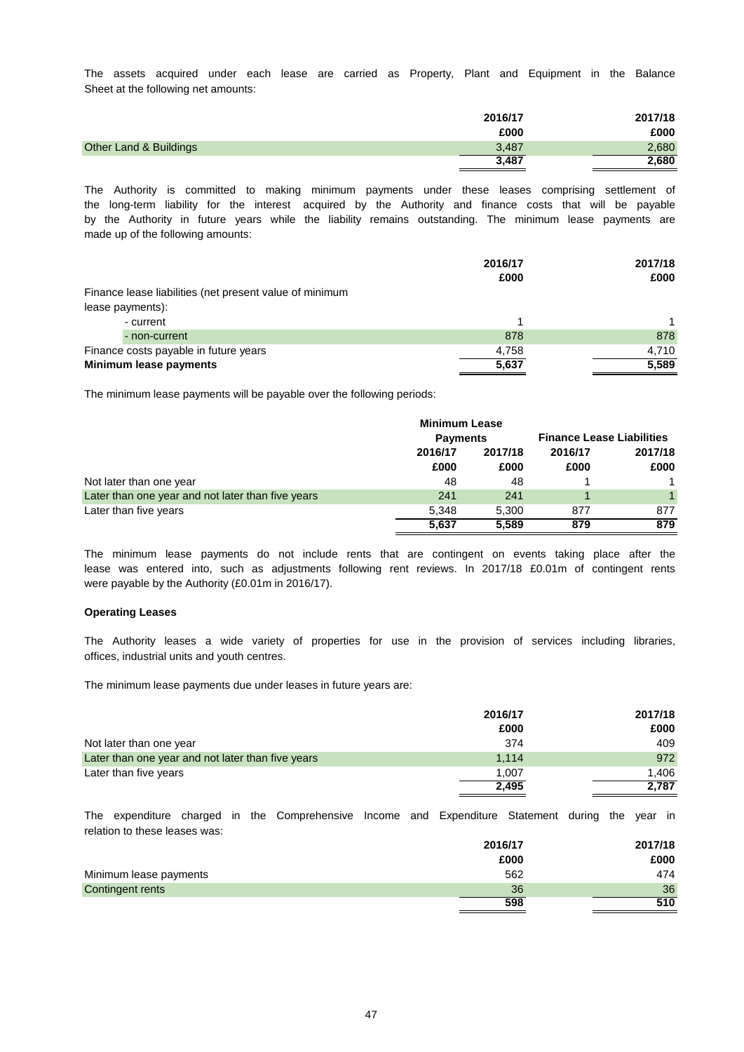The assets acquired under each lease are carried as Property, Plant and Equipment in the Balance Sheet at the following net amounts:

| | 2016/17 | 2017/18 |
|---|---|---|
| | £000 | £000 |
| Other Land & Buildings | 3,487 | 2,680 |
| | 3,487 | 2,680 |

The Authority is committed to making minimum payments under these leases comprising settlement of the long-term liability for the interest acquired by the Authority and finance costs that will be payable by the Authority in future years while the liability remains outstanding. The minimum lease payments are made up of the following amounts:

| | 2016/17 | 2017/18 |
|---|---|---|
| | £000 | £000 |
| Finance lease liabilities (net present value of minimum lease payments): | | |
| - current | 1 | 1 |
| - non-current | 878 | 878 |
| Finance costs payable in future years | 4,758 | 4,710 |
| **Minimum lease payments** | 5,637 | 5,589 |

The minimum lease payments will be payable over the following periods:

| | Minimum Lease Payments | | Finance Lease Liabilities | |
|---|---|---|---|---|
| | 2016/17 | 2017/18 | 2016/17 | 2017/18 |
| | £000 | £000 | £000 | £000 |
| Not later than one year | 48 | 48 | 1 | 1 |
| Later than one year and not later than five years | 241 | 241 | 1 | 1 |
| Later than five years | 5,348 | 5,300 | 877 | 877 |
| | 5,637 | 5,589 | 879 | 879 |

The minimum lease payments do not include rents that are contingent on events taking place after the lease was entered into, such as adjustments following rent reviews. In 2017/18 £0.01m of contingent rents were payable by the Authority (£0.01m in 2016/17).

**Operating Leases**

The Authority leases a wide variety of properties for use in the provision of services including libraries, offices, industrial units and youth centres.

The minimum lease payments due under leases in future years are:

| | 2016/17 | 2017/18 |
|---|---|---|
| | £000 | £000 |
| Not later than one year | 374 | 409 |
| Later than one year and not later than five years | 1,114 | 972 |
| Later than five years | 1,007 | 1,406 |
| | 2,495 | 2,787 |

The expenditure charged in the Comprehensive Income and Expenditure Statement during the year in relation to these leases was:

| | 2016/17 | 2017/18 |
|---|---|---|
| | £000 | £000 |
| Minimum lease payments | 562 | 474 |
| Contingent rents | 36 | 36 |
| | 598 | 510 |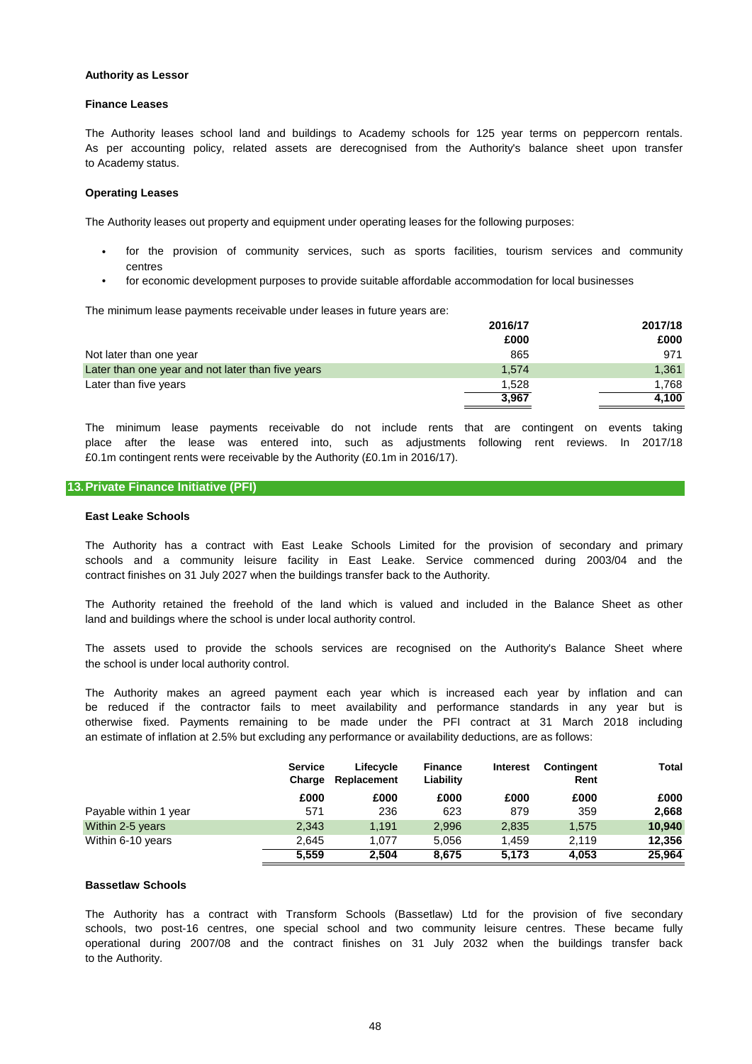### Authority as Lessor

#### Finance Leases

The Authority leases school land and buildings to Academy schools for 125 year terms on peppercorn rentals. As per accounting policy, related assets are derecognised from the Authority's balance sheet upon transfer to Academy status.

#### Operating Leases

The Authority leases out property and equipment under operating leases for the following purposes:

- for the provision of community services, such as sports facilities, tourism services and community centres
- for economic development purposes to provide suitable affordable accommodation for local businesses

The minimum lease payments receivable under leases in future years are:

| | 2016/17 | 2017/18 |
|---|---|---|
| | £000 | £000 |
| Not later than one year | 865 | 971 |
| Later than one year and not later than five years | 1,574 | 1,361 |
| Later than five years | 1,528 | 1,768 |
| | **3,967** | **4,100** |

The minimum lease payments receivable do not include rents that are contingent on events taking place after the lease was entered into, such as adjustments following rent reviews. In 2017/18 £0.1m contingent rents were receivable by the Authority (£0.1m in 2016/17).

## 13. Private Finance Initiative (PFI)

### East Leake Schools

The Authority has a contract with East Leake Schools Limited for the provision of secondary and primary schools and a community leisure facility in East Leake. Service commenced during 2003/04 and the contract finishes on 31 July 2027 when the buildings transfer back to the Authority.

The Authority retained the freehold of the land which is valued and included in the Balance Sheet as other land and buildings where the school is under local authority control.

The assets used to provide the schools services are recognised on the Authority's Balance Sheet where the school is under local authority control.

The Authority makes an agreed payment each year which is increased each year by inflation and can be reduced if the contractor fails to meet availability and performance standards in any year but is otherwise fixed. Payments remaining to be made under the PFI contract at 31 March 2018 including an estimate of inflation at 2.5% but excluding any performance or availability deductions, are as follows:

| | Service Charge | Lifecycle Replacement | Finance Liability | Interest | Contingent Rent | Total |
|---|---|---|---|---|---|---|
| | £000 | £000 | £000 | £000 | £000 | £000 |
| Payable within 1 year | 571 | 236 | 623 | 879 | 359 | **2,668** |
| Within 2-5 years | 2,343 | 1,191 | 2,996 | 2,835 | 1,575 | **10,940** |
| Within 6-10 years | 2,645 | 1,077 | 5,056 | 1,459 | 2,119 | **12,356** |
| | **5,559** | **2,504** | **8,675** | **5,173** | **4,053** | **25,964** |

### Bassetlaw Schools

The Authority has a contract with Transform Schools (Bassetlaw) Ltd for the provision of five secondary schools, two post-16 centres, one special school and two community leisure centres. These became fully operational during 2007/08 and the contract finishes on 31 July 2032 when the buildings transfer back to the Authority.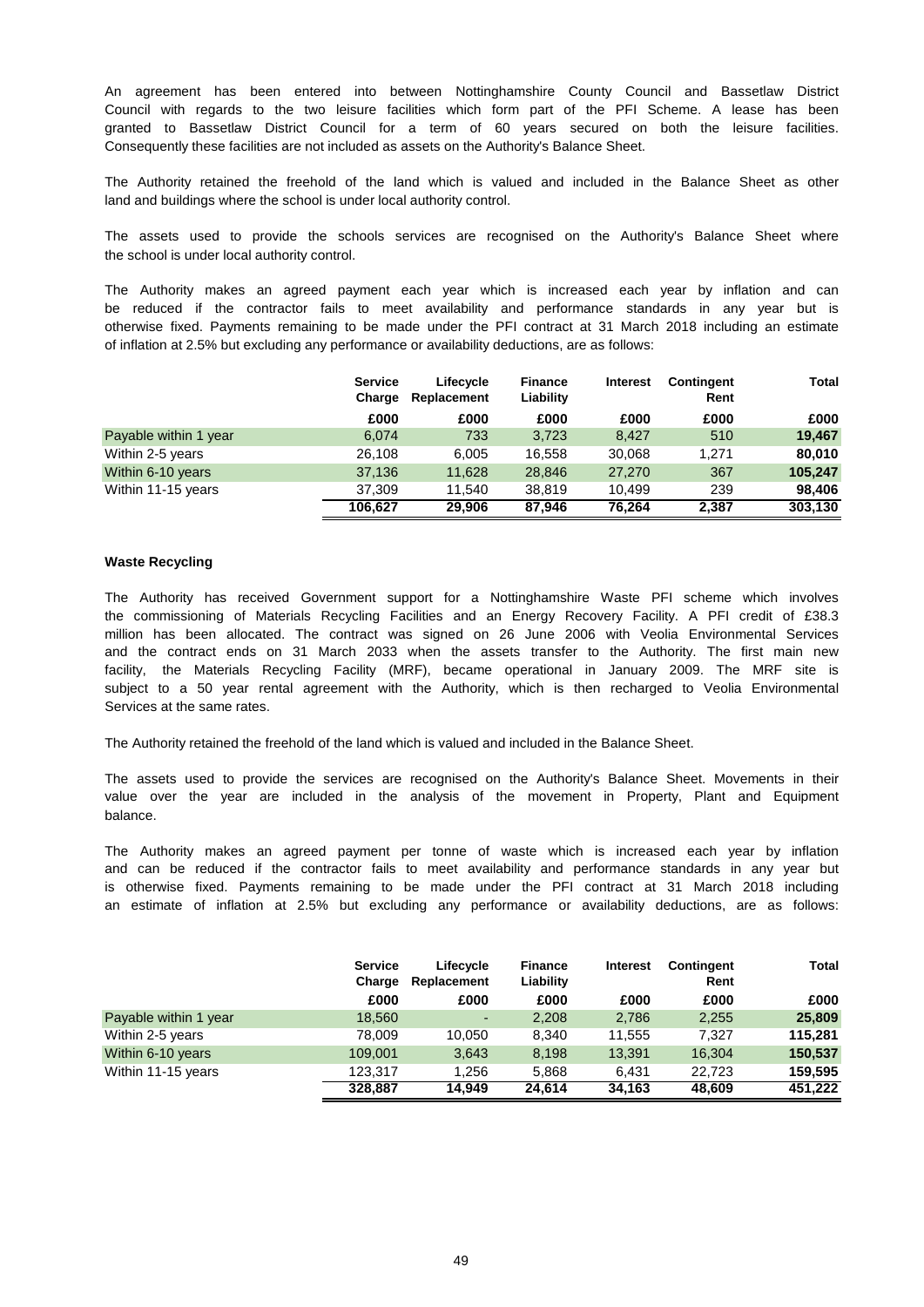An agreement has been entered into between Nottinghamshire County Council and Bassetlaw District Council with regards to the two leisure facilities which form part of the PFI Scheme. A lease has been granted to Bassetlaw District Council for a term of 60 years secured on both the leisure facilities. Consequently these facilities are not included as assets on the Authority's Balance Sheet.

The Authority retained the freehold of the land which is valued and included in the Balance Sheet as other land and buildings where the school is under local authority control.

The assets used to provide the schools services are recognised on the Authority's Balance Sheet where the school is under local authority control.

The Authority makes an agreed payment each year which is increased each year by inflation and can be reduced if the contractor fails to meet availability and performance standards in any year but is otherwise fixed. Payments remaining to be made under the PFI contract at 31 March 2018 including an estimate of inflation at 2.5% but excluding any performance or availability deductions, are as follows:

| | Service Charge | Lifecycle Replacement | Finance Liability | Interest | Contingent Rent | Total |
|---|---|---|---|---|---|---|
| | £000 | £000 | £000 | £000 | £000 | £000 |
| Payable within 1 year | 6,074 | 733 | 3,723 | 8,427 | 510 | **19,467** |
| Within 2-5 years | 26,108 | 6,005 | 16,558 | 30,068 | 1,271 | **80,010** |
| Within 6-10 years | 37,136 | 11,628 | 28,846 | 27,270 | 367 | **105,247** |
| Within 11-15 years | 37,309 | 11,540 | 38,819 | 10,499 | 239 | **98,406** |
| | **106,627** | **29,906** | **87,946** | **76,264** | **2,387** | **303,130** |

**Waste Recycling**

The Authority has received Government support for a Nottinghamshire Waste PFI scheme which involves the commissioning of Materials Recycling Facilities and an Energy Recovery Facility. A PFI credit of £38.3 million has been allocated. The contract was signed on 26 June 2006 with Veolia Environmental Services and the contract ends on 31 March 2033 when the assets transfer to the Authority. The first main new facility, the Materials Recycling Facility (MRF), became operational in January 2009. The MRF site is subject to a 50 year rental agreement with the Authority, which is then recharged to Veolia Environmental Services at the same rates.

The Authority retained the freehold of the land which is valued and included in the Balance Sheet.

The assets used to provide the services are recognised on the Authority's Balance Sheet. Movements in their value over the year are included in the analysis of the movement in Property, Plant and Equipment balance.

The Authority makes an agreed payment per tonne of waste which is increased each year by inflation and can be reduced if the contractor fails to meet availability and performance standards in any year but is otherwise fixed. Payments remaining to be made under the PFI contract at 31 March 2018 including an estimate of inflation at 2.5% but excluding any performance or availability deductions, are as follows:

| | Service Charge | Lifecycle Replacement | Finance Liability | Interest | Contingent Rent | Total |
|---|---|---|---|---|---|---|
| | £000 | £000 | £000 | £000 | £000 | £000 |
| Payable within 1 year | 18,560 | - | 2,208 | 2,786 | 2,255 | **25,809** |
| Within 2-5 years | 78,009 | 10,050 | 8,340 | 11,555 | 7,327 | **115,281** |
| Within 6-10 years | 109,001 | 3,643 | 8,198 | 13,391 | 16,304 | **150,537** |
| Within 11-15 years | 123,317 | 1,256 | 5,868 | 6,431 | 22,723 | **159,595** |
| | **328,887** | **14,949** | **24,614** | **34,163** | **48,609** | **451,222** |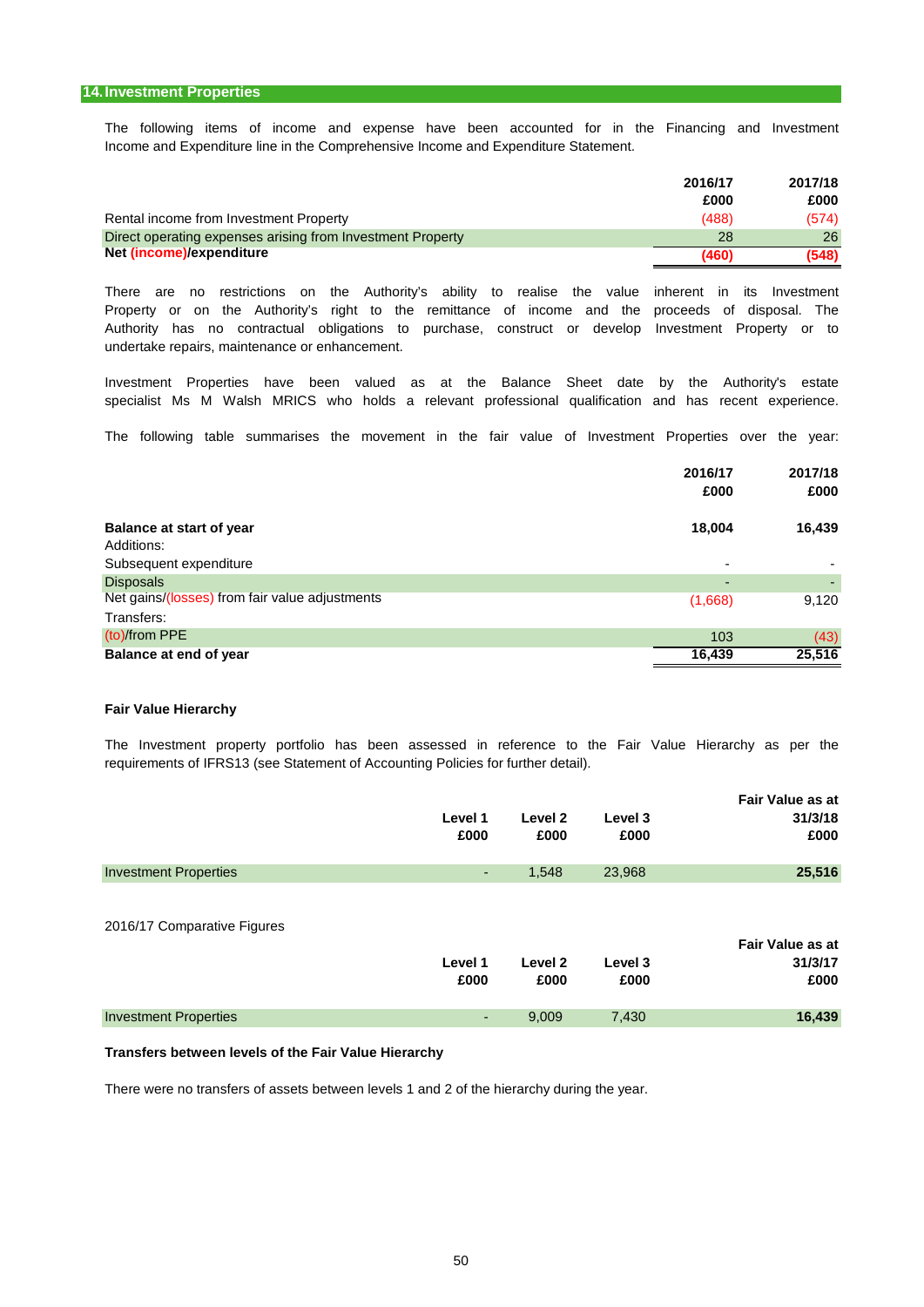## 14. Investment Properties

The following items of income and expense have been accounted for in the Financing and Investment Income and Expenditure line in the Comprehensive Income and Expenditure Statement.

| | 2016/17 £000 | 2017/18 £000 |
|---|---|---|
| Rental income from Investment Property | (488) | (574) |
| Direct operating expenses arising from Investment Property | 28 | 26 |
| **Net (income)/expenditure** | **(460)** | **(548)** |

There are no restrictions on the Authority's ability to realise the value inherent in its Investment Property or on the Authority's right to the remittance of income and the proceeds of disposal. The Authority has no contractual obligations to purchase, construct or develop Investment Property or to undertake repairs, maintenance or enhancement.

Investment Properties have been valued as at the Balance Sheet date by the Authority's estate specialist Ms M Walsh MRICS who holds a relevant professional qualification and has recent experience.

The following table summarises the movement in the fair value of Investment Properties over the year:

| | 2016/17 £000 | 2017/18 £000 |
|---|---|---|
| **Balance at start of year** | **18,004** | **16,439** |
| Additions: | | |
| Subsequent expenditure | - | - |
| Disposals | - | - |
| Net gains/(losses) from fair value adjustments | (1,668) | 9,120 |
| Transfers: | | |
| (to)/from PPE | 103 | (43) |
| **Balance at end of year** | **16,439** | **25,516** |

**Fair Value Hierarchy**

The Investment property portfolio has been assessed in reference to the Fair Value Hierarchy as per the requirements of IFRS13 (see Statement of Accounting Policies for further detail).

| | Level 1 £000 | Level 2 £000 | Level 3 £000 | Fair Value as at 31/3/18 £000 |
|---|---|---|---|---|
| Investment Properties | - | 1,548 | 23,968 | **25,516** |

2016/17 Comparative Figures

| | Level 1 £000 | Level 2 £000 | Level 3 £000 | Fair Value as at 31/3/17 £000 |
|---|---|---|---|---|
| Investment Properties | - | 9,009 | 7,430 | **16,439** |

**Transfers between levels of the Fair Value Hierarchy**

There were no transfers of assets between levels 1 and 2 of the hierarchy during the year.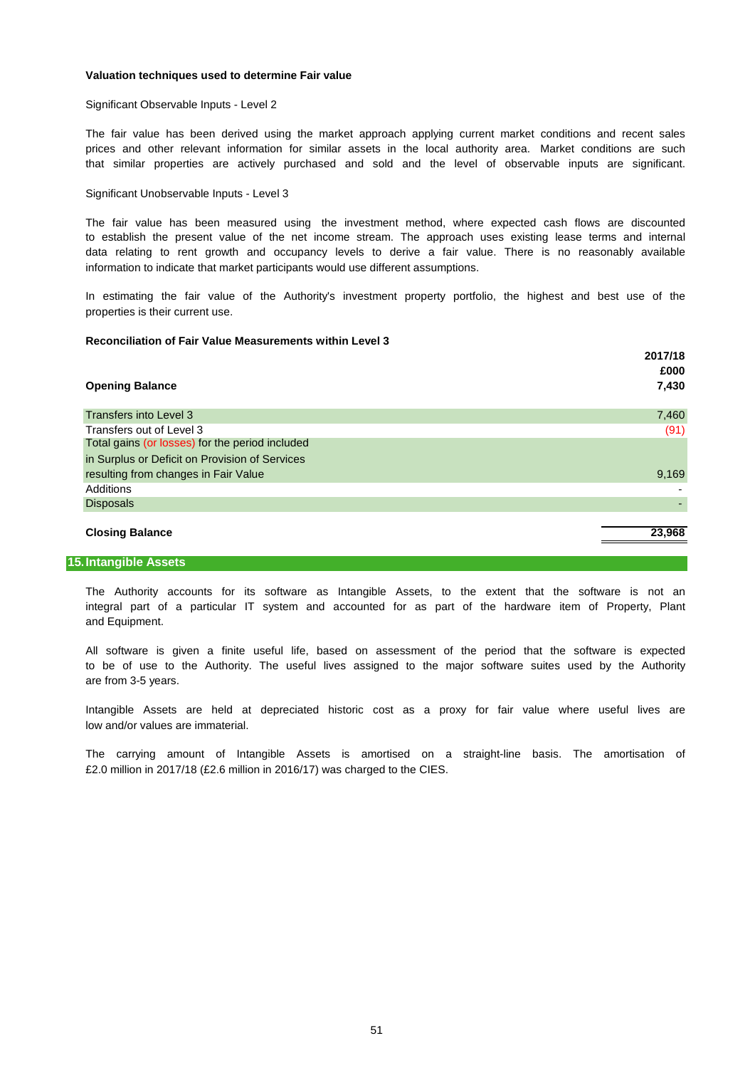**Valuation techniques used to determine Fair value**

Significant Observable Inputs - Level 2

The fair value has been derived using the market approach applying current market conditions and recent sales prices and other relevant information for similar assets in the local authority area. Market conditions are such that similar properties are actively purchased and sold and the level of observable inputs are significant.

Significant Unobservable Inputs - Level 3

The fair value has been measured using the investment method, where expected cash flows are discounted to establish the present value of the net income stream. The approach uses existing lease terms and internal data relating to rent growth and occupancy levels to derive a fair value. There is no reasonably available information to indicate that market participants would use different assumptions.

In estimating the fair value of the Authority's investment property portfolio, the highest and best use of the properties is their current use.

**Reconciliation of Fair Value Measurements within Level 3**

| | 2017/18 £000 |
|---|---|
| **Opening Balance** | **7,430** |
| Transfers into Level 3 | 7,460 |
| Transfers out of Level 3 | (91) |
| Total gains (or losses) for the period included in Surplus or Deficit on Provision of Services resulting from changes in Fair Value | 9,169 |
| Additions | - |
| Disposals | - |
| **Closing Balance** | **23,968** |

## 15. Intangible Assets

The Authority accounts for its software as Intangible Assets, to the extent that the software is not an integral part of a particular IT system and accounted for as part of the hardware item of Property, Plant and Equipment.

All software is given a finite useful life, based on assessment of the period that the software is expected to be of use to the Authority. The useful lives assigned to the major software suites used by the Authority are from 3-5 years.

Intangible Assets are held at depreciated historic cost as a proxy for fair value where useful lives are low and/or values are immaterial.

The carrying amount of Intangible Assets is amortised on a straight-line basis. The amortisation of £2.0 million in 2017/18 (£2.6 million in 2016/17) was charged to the CIES.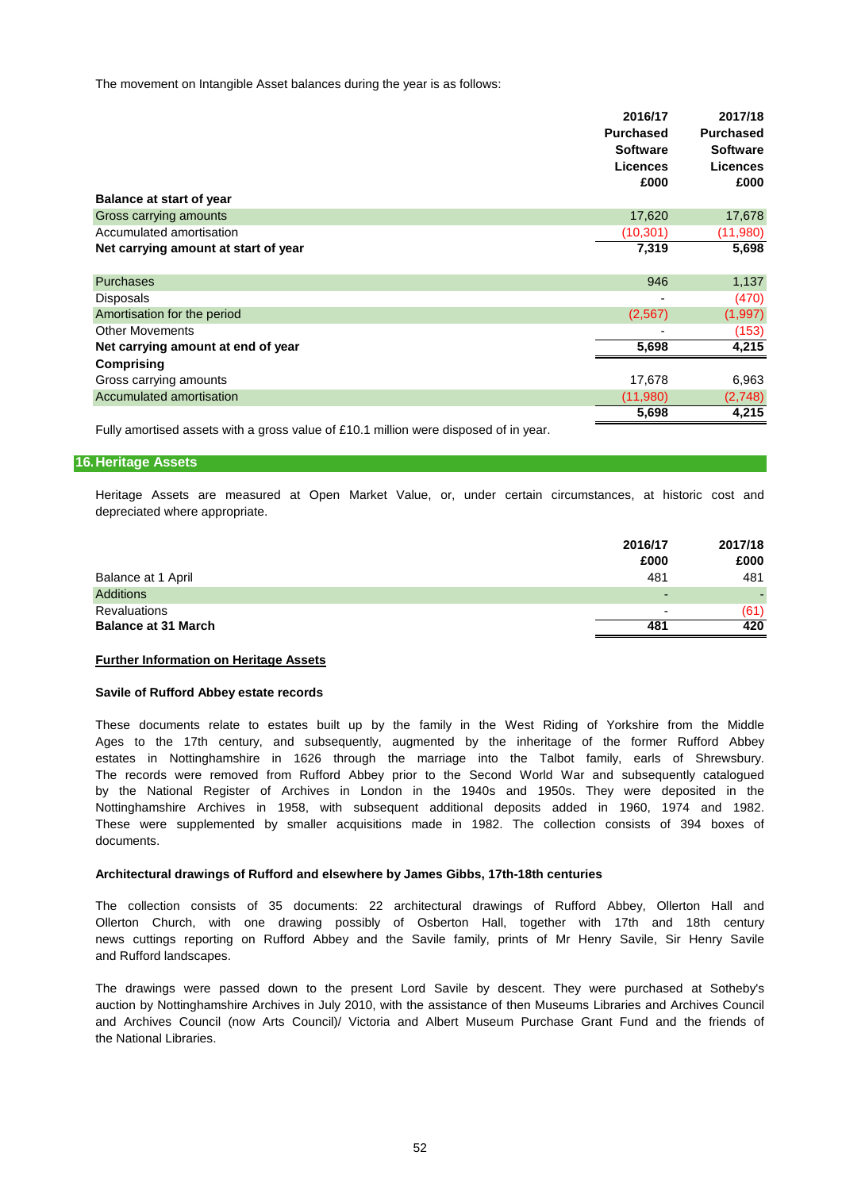The movement on Intangible Asset balances during the year is as follows:

| | 2016/17 Purchased Software Licences £000 | 2017/18 Purchased Software Licences £000 |
|---|---|---|
| **Balance at start of year** | | |
| Gross carrying amounts | 17,620 | 17,678 |
| Accumulated amortisation | (10,301) | (11,980) |
| **Net carrying amount at start of year** | **7,319** | **5,698** |
| | | |
| Purchases | 946 | 1,137 |
| Disposals | - | (470) |
| Amortisation for the period | (2,567) | (1,997) |
| Other Movements | - | (153) |
| **Net carrying amount at end of year** | **5,698** | **4,215** |
| **Comprising** | | |
| Gross carrying amounts | 17,678 | 6,963 |
| Accumulated amortisation | (11,980) | (2,748) |
| | **5,698** | **4,215** |

Fully amortised assets with a gross value of £10.1 million were disposed of in year.

## 16. Heritage Assets

Heritage Assets are measured at Open Market Value, or, under certain circumstances, at historic cost and depreciated where appropriate.

| | 2016/17 £000 | 2017/18 £000 |
|---|---|---|
| Balance at 1 April | 481 | 481 |
| Additions | - | - |
| Revaluations | - | (61) |
| **Balance at 31 March** | **481** | **420** |

**Further Information on Heritage Assets**

**Savile of Rufford Abbey estate records**

These documents relate to estates built up by the family in the West Riding of Yorkshire from the Middle Ages to the 17th century, and subsequently, augmented by the inheritage of the former Rufford Abbey estates in Nottinghamshire in 1626 through the marriage into the Talbot family, earls of Shrewsbury. The records were removed from Rufford Abbey prior to the Second World War and subsequently catalogued by the National Register of Archives in London in the 1940s and 1950s. They were deposited in the Nottinghamshire Archives in 1958, with subsequent additional deposits added in 1960, 1974 and 1982. These were supplemented by smaller acquisitions made in 1982. The collection consists of 394 boxes of documents.

**Architectural drawings of Rufford and elsewhere by James Gibbs, 17th-18th centuries**

The collection consists of 35 documents: 22 architectural drawings of Rufford Abbey, Ollerton Hall and Ollerton Church, with one drawing possibly of Osberton Hall, together with 17th and 18th century news cuttings reporting on Rufford Abbey and the Savile family, prints of Mr Henry Savile, Sir Henry Savile and Rufford landscapes.

The drawings were passed down to the present Lord Savile by descent. They were purchased at Sotheby's auction by Nottinghamshire Archives in July 2010, with the assistance of then Museums Libraries and Archives Council and Archives Council (now Arts Council)/ Victoria and Albert Museum Purchase Grant Fund and the friends of the National Libraries.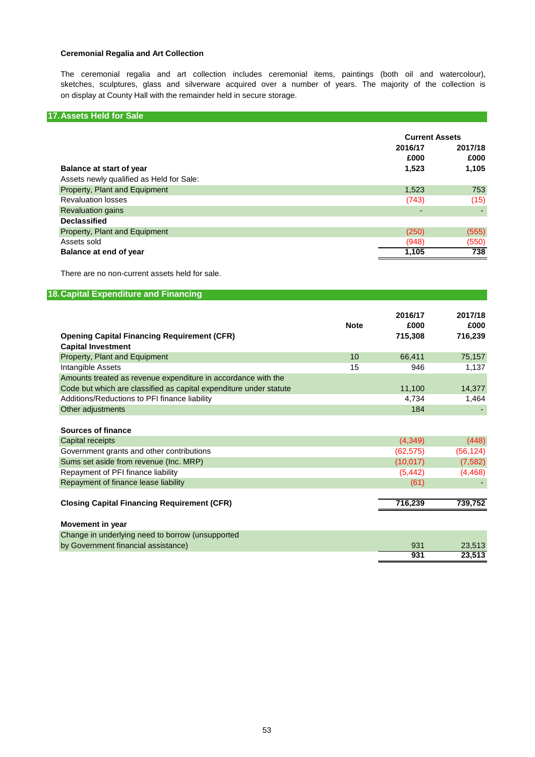**Ceremonial Regalia and Art Collection**

The ceremonial regalia and art collection includes ceremonial items, paintings (both oil and watercolour), sketches, sculptures, glass and silverware acquired over a number of years. The majority of the collection is on display at County Hall with the remainder held in secure storage.

## 17. Assets Held for Sale

| | Current Assets | |
|---|---|---|
| | 2016/17 | 2017/18 |
| | £000 | £000 |
| **Balance at start of year** | **1,523** | **1,105** |
| Assets newly qualified as Held for Sale: | | |
| Property, Plant and Equipment | 1,523 | 753 |
| Revaluation losses | (743) | (15) |
| Revaluation gains | - | - |
| **Declassified** | | |
| Property, Plant and Equipment | (250) | (555) |
| Assets sold | (948) | (550) |
| **Balance at end of year** | **1,105** | **738** |

There are no non-current assets held for sale.

## 18. Capital Expenditure and Financing

| | Note | 2016/17 £000 | 2017/18 £000 |
|---|---|---|---|
| **Opening Capital Financing Requirement (CFR)** | | **715,308** | **716,239** |
| **Capital Investment** | | | |
| Property, Plant and Equipment | 10 | 66,411 | 75,157 |
| Intangible Assets | 15 | 946 | 1,137 |
| Amounts treated as revenue expenditure in accordance with the Code but which are classified as capital expenditure under statute | | 11,100 | 14,377 |
| Additions/Reductions to PFI finance liability | | 4,734 | 1,464 |
| Other adjustments | | 184 | - |
| | | | |
| **Sources of finance** | | | |
| Capital receipts | | (4,349) | (448) |
| Government grants and other contributions | | (62,575) | (56,124) |
| Sums set aside from revenue (Inc. MRP) | | (10,017) | (7,582) |
| Repayment of PFI finance liability | | (5,442) | (4,468) |
| Repayment of finance lease liability | | (61) | - |
| | | | |
| **Closing Capital Financing Requirement (CFR)** | | **716,239** | **739,752** |
| | | | |
| **Movement in year** | | | |
| Change in underlying need to borrow (unsupported by Government financial assistance) | | 931 | 23,513 |
| | | **931** | **23,513** |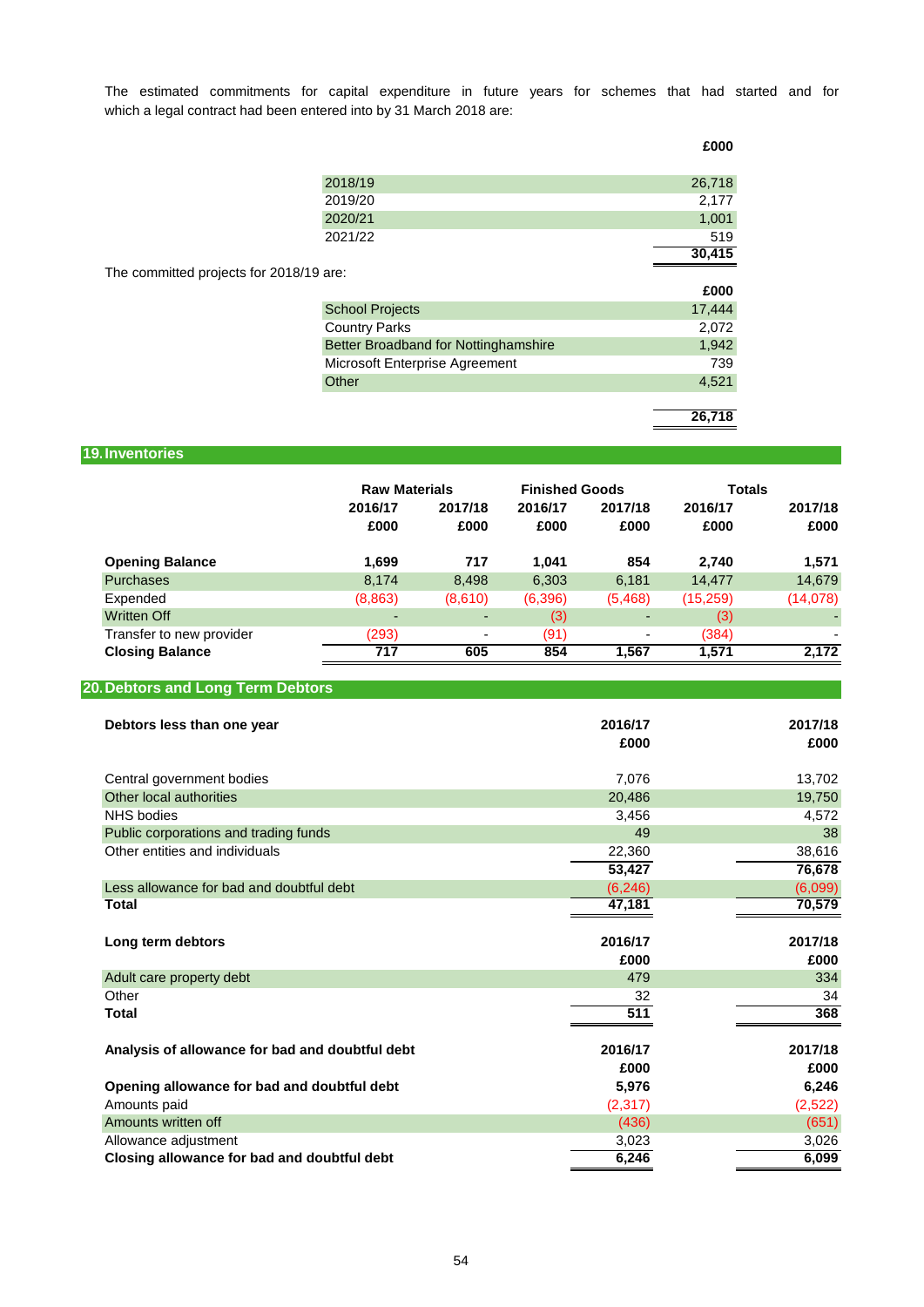The estimated commitments for capital expenditure in future years for schemes that had started and for which a legal contract had been entered into by 31 March 2018 are:

| | £000 |
|---|---|
| 2018/19 | 26,718 |
| 2019/20 | 2,177 |
| 2020/21 | 1,001 |
| 2021/22 | 519 |
| | **30,415** |

The committed projects for 2018/19 are:

| | £000 |
|---|---|
| School Projects | 17,444 |
| Country Parks | 2,072 |
| Better Broadband for Nottinghamshire | 1,942 |
| Microsoft Enterprise Agreement | 739 |
| Other | 4,521 |
| | **26,718** |

## 19. Inventories

| | Raw Materials | | Finished Goods | | Totals | |
|---|---|---|---|---|---|---|
| | 2016/17 | 2017/18 | 2016/17 | 2017/18 | 2016/17 | 2017/18 |
| | £000 | £000 | £000 | £000 | £000 | £000 |
| **Opening Balance** | **1,699** | **717** | **1,041** | **854** | **2,740** | **1,571** |
| Purchases | 8,174 | 8,498 | 6,303 | 6,181 | 14,477 | 14,679 |
| Expended | (8,863) | (8,610) | (6,396) | (5,468) | (15,259) | (14,078) |
| Written Off | - | - | (3) | - | (3) | - |
| Transfer to new provider | (293) | - | (91) | - | (384) | - |
| **Closing Balance** | **717** | **605** | **854** | **1,567** | **1,571** | **2,172** |

## 20. Debtors and Long Term Debtors

| **Debtors less than one year** | 2016/17 | 2017/18 |
|---|---|---|
| | £000 | £000 |
| Central government bodies | 7,076 | 13,702 |
| Other local authorities | 20,486 | 19,750 |
| NHS bodies | 3,456 | 4,572 |
| Public corporations and trading funds | 49 | 38 |
| Other entities and individuals | 22,360 | 38,616 |
| | **53,427** | **76,678** |
| Less allowance for bad and doubtful debt | (6,246) | (6,099) |
| **Total** | **47,181** | **70,579** |

| **Long term debtors** | 2016/17 | 2017/18 |
|---|---|---|
| | £000 | £000 |
| Adult care property debt | 479 | 334 |
| Other | 32 | 34 |
| **Total** | **511** | **368** |

| **Analysis of allowance for bad and doubtful debt** | 2016/17 | 2017/18 |
|---|---|---|
| | £000 | £000 |
| **Opening allowance for bad and doubtful debt** | **5,976** | **6,246** |
| Amounts paid | (2,317) | (2,522) |
| Amounts written off | (436) | (651) |
| Allowance adjustment | 3,023 | 3,026 |
| **Closing allowance for bad and doubtful debt** | **6,246** | **6,099** |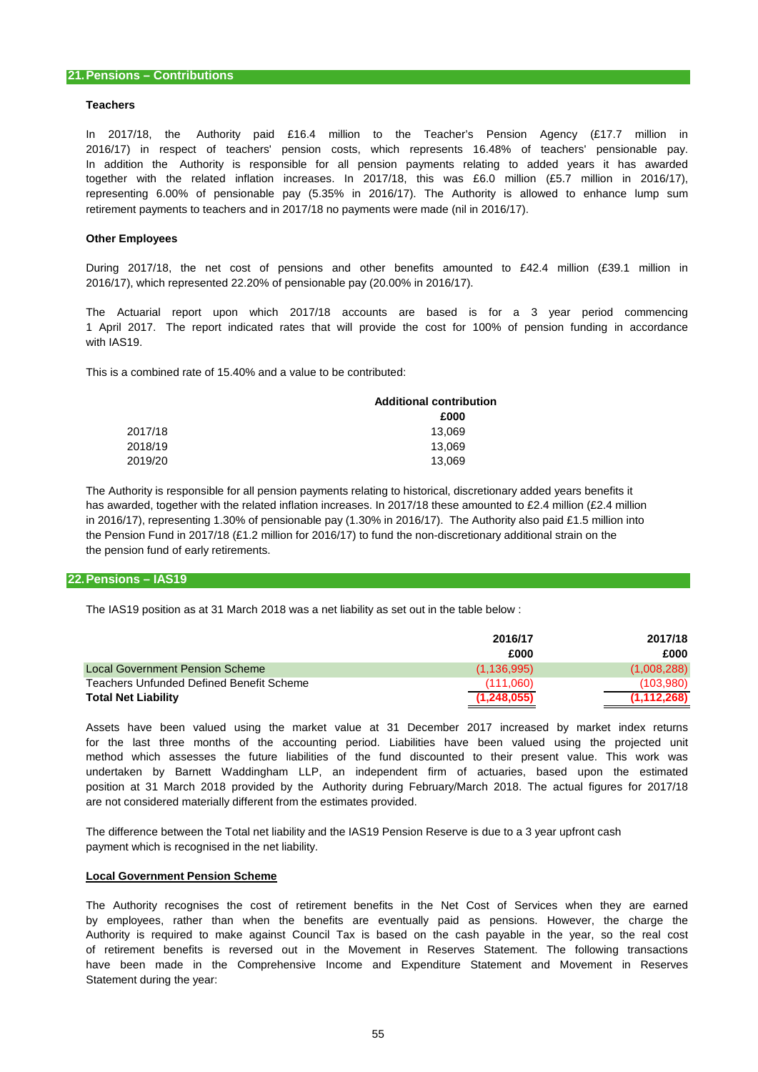## 21. Pensions – Contributions

### Teachers

In 2017/18, the Authority paid £16.4 million to the Teacher's Pension Agency (£17.7 million in 2016/17) in respect of teachers' pension costs, which represents 16.48% of teachers' pensionable pay. In addition the Authority is responsible for all pension payments relating to added years it has awarded together with the related inflation increases. In 2017/18, this was £6.0 million (£5.7 million in 2016/17), representing 6.00% of pensionable pay (5.35% in 2016/17). The Authority is allowed to enhance lump sum retirement payments to teachers and in 2017/18 no payments were made (nil in 2016/17).

### Other Employees

During 2017/18, the net cost of pensions and other benefits amounted to £42.4 million (£39.1 million in 2016/17), which represented 22.20% of pensionable pay (20.00% in 2016/17).

The Actuarial report upon which 2017/18 accounts are based is for a 3 year period commencing 1 April 2017. The report indicated rates that will provide the cost for 100% of pension funding in accordance with IAS19.

This is a combined rate of 15.40% and a value to be contributed:

| | Additional contribution |
|---|---|
| | £000 |
| 2017/18 | 13,069 |
| 2018/19 | 13,069 |
| 2019/20 | 13,069 |

The Authority is responsible for all pension payments relating to historical, discretionary added years benefits it has awarded, together with the related inflation increases. In 2017/18 these amounted to £2.4 million (£2.4 million in 2016/17), representing 1.30% of pensionable pay (1.30% in 2016/17). The Authority also paid £1.5 million into the Pension Fund in 2017/18 (£1.2 million for 2016/17) to fund the non-discretionary additional strain on the the pension fund of early retirements.

## 22. Pensions – IAS19

The IAS19 position as at 31 March 2018 was a net liability as set out in the table below :

| | 2016/17 | 2017/18 |
|---|---|---|
| | £000 | £000 |
| Local Government Pension Scheme | (1,136,995) | (1,008,288) |
| Teachers Unfunded Defined Benefit Scheme | (111,060) | (103,980) |
| **Total Net Liability** | **(1,248,055)** | **(1,112,268)** |

Assets have been valued using the market value at 31 December 2017 increased by market index returns for the last three months of the accounting period. Liabilities have been valued using the projected unit method which assesses the future liabilities of the fund discounted to their present value. This work was undertaken by Barnett Waddingham LLP, an independent firm of actuaries, based upon the estimated position at 31 March 2018 provided by the Authority during February/March 2018. The actual figures for 2017/18 are not considered materially different from the estimates provided.

The difference between the Total net liability and the IAS19 Pension Reserve is due to a 3 year upfront cash payment which is recognised in the net liability.

### Local Government Pension Scheme

The Authority recognises the cost of retirement benefits in the Net Cost of Services when they are earned by employees, rather than when the benefits are eventually paid as pensions. However, the charge the Authority is required to make against Council Tax is based on the cash payable in the year, so the real cost of retirement benefits is reversed out in the Movement in Reserves Statement. The following transactions have been made in the Comprehensive Income and Expenditure Statement and Movement in Reserves Statement during the year: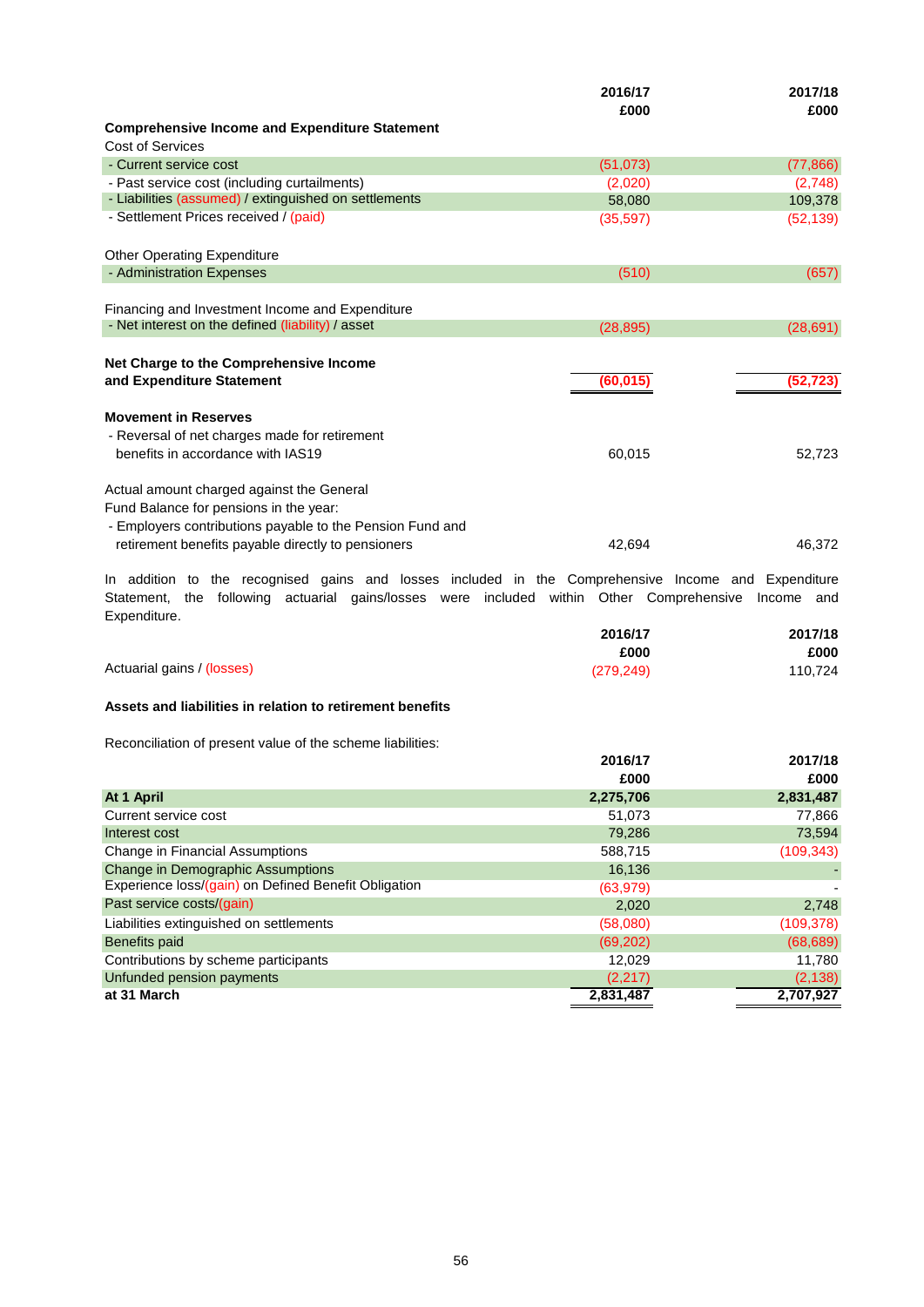| | 2016/17 £000 | 2017/18 £000 |
|---|---|---|
| **Comprehensive Income and Expenditure Statement** | | |
| Cost of Services | | |
| - Current service cost | (51,073) | (77,866) |
| - Past service cost (including curtailments) | (2,020) | (2,748) |
| - Liabilities (assumed) / extinguished on settlements | 58,080 | 109,378 |
| - Settlement Prices received / (paid) | (35,597) | (52,139) |
| Other Operating Expenditure | | |
| - Administration Expenses | (510) | (657) |
| Financing and Investment Income and Expenditure | | |
| - Net interest on the defined (liability) / asset | (28,895) | (28,691) |
| **Net Charge to the Comprehensive Income and Expenditure Statement** | **(60,015)** | **(52,723)** |
| **Movement in Reserves** | | |
| - Reversal of net charges made for retirement benefits in accordance with IAS19 | 60,015 | 52,723 |
| Actual amount charged against the General Fund Balance for pensions in the year: | | |
| - Employers contributions payable to the Pension Fund and retirement benefits payable directly to pensioners | 42,694 | 46,372 |

In addition to the recognised gains and losses included in the Comprehensive Income and Expenditure Statement, the following actuarial gains/losses were included within Other Comprehensive Income and Expenditure.

| | 2016/17 £000 | 2017/18 £000 |
|---|---|---|
| Actuarial gains / (losses) | (279,249) | 110,724 |

**Assets and liabilities in relation to retirement benefits**

Reconciliation of present value of the scheme liabilities:

| | 2016/17 £000 | 2017/18 £000 |
|---|---|---|
| **At 1 April** | **2,275,706** | **2,831,487** |
| Current service cost | 51,073 | 77,866 |
| Interest cost | 79,286 | 73,594 |
| Change in Financial Assumptions | 588,715 | (109,343) |
| Change in Demographic Assumptions | 16,136 | - |
| Experience loss/(gain) on Defined Benefit Obligation | (63,979) | - |
| Past service costs/(gain) | 2,020 | 2,748 |
| Liabilities extinguished on settlements | (58,080) | (109,378) |
| Benefits paid | (69,202) | (68,689) |
| Contributions by scheme participants | 12,029 | 11,780 |
| Unfunded pension payments | (2,217) | (2,138) |
| **at 31 March** | **2,831,487** | **2,707,927** |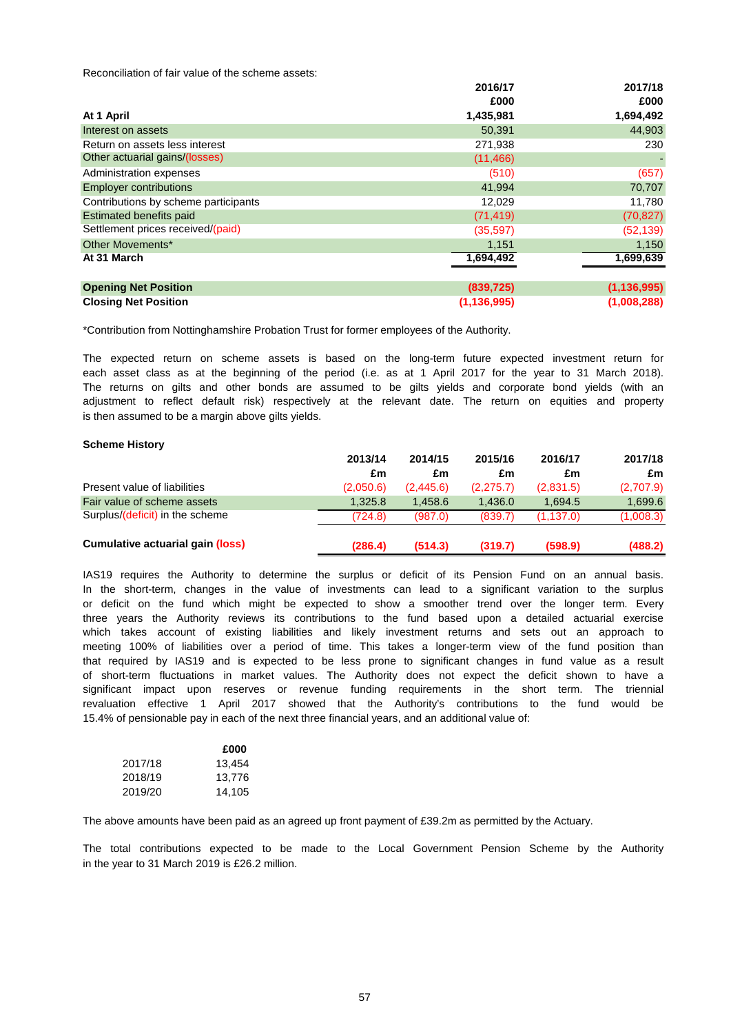Reconciliation of fair value of the scheme assets:

| | 2016/17 | 2017/18 |
|---|---|---|
| | £000 | £000 |
| **At 1 April** | **1,435,981** | **1,694,492** |
| Interest on assets | 50,391 | 44,903 |
| Return on assets less interest | 271,938 | 230 |
| Other actuarial gains/(losses) | (11,466) | - |
| Administration expenses | (510) | (657) |
| Employer contributions | 41,994 | 70,707 |
| Contributions by scheme participants | 12,029 | 11,780 |
| Estimated benefits paid | (71,419) | (70,827) |
| Settlement prices received/(paid) | (35,597) | (52,139) |
| Other Movements* | 1,151 | 1,150 |
| **At 31 March** | **1,694,492** | **1,699,639** |
| | | |
| **Opening Net Position** | **(839,725)** | **(1,136,995)** |
| **Closing Net Position** | **(1,136,995)** | **(1,008,288)** |

*Contribution from Nottinghamshire Probation Trust for former employees of the Authority.

The expected return on scheme assets is based on the long-term future expected investment return for each asset class as at the beginning of the period (i.e. as at 1 April 2017 for the year to 31 March 2018). The returns on gilts and other bonds are assumed to be gilts yields and corporate bond yields (with an adjustment to reflect default risk) respectively at the relevant date. The return on equities and property is then assumed to be a margin above gilts yields.

**Scheme History**

| | 2013/14 | 2014/15 | 2015/16 | 2016/17 | 2017/18 |
|---|---|---|---|---|---|
| | £m | £m | £m | £m | £m |
| Present value of liabilities | (2,050.6) | (2,445.6) | (2,275.7) | (2,831.5) | (2,707.9) |
| Fair value of scheme assets | 1,325.8 | 1,458.6 | 1,436.0 | 1,694.5 | 1,699.6 |
| Surplus/(deficit) in the scheme | (724.8) | (987.0) | (839.7) | (1,137.0) | (1,008.3) |
| | | | | | |
| **Cumulative actuarial gain (loss)** | **(286.4)** | **(514.3)** | **(319.7)** | **(598.9)** | **(488.2)** |

IAS19 requires the Authority to determine the surplus or deficit of its Pension Fund on an annual basis. In the short-term, changes in the value of investments can lead to a significant variation to the surplus or deficit on the fund which might be expected to show a smoother trend over the longer term. Every three years the Authority reviews its contributions to the fund based upon a detailed actuarial exercise which takes account of existing liabilities and likely investment returns and sets out an approach to meeting 100% of liabilities over a period of time. This takes a longer-term view of the fund position than that required by IAS19 and is expected to be less prone to significant changes in fund value as a result of short-term fluctuations in market values. The Authority does not expect the deficit shown to have a significant impact upon reserves or revenue funding requirements in the short term. The triennial revaluation effective 1 April 2017 showed that the Authority's contributions to the fund would be 15.4% of pensionable pay in each of the next three financial years, and an additional value of:

| | £000 |
|---|---|
| 2017/18 | 13,454 |
| 2018/19 | 13,776 |
| 2019/20 | 14,105 |

The above amounts have been paid as an agreed up front payment of £39.2m as permitted by the Actuary.

The total contributions expected to be made to the Local Government Pension Scheme by the Authority in the year to 31 March 2019 is £26.2 million.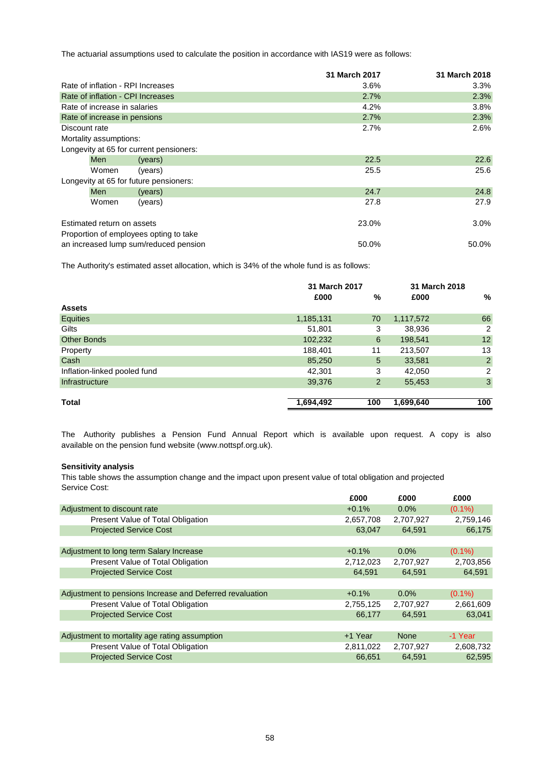The actuarial assumptions used to calculate the position in accordance with IAS19 were as follows:

| | | 31 March 2017 | 31 March 2018 |
|---|---|---|---|
| Rate of inflation - RPI Increases | | 3.6% | 3.3% |
| Rate of inflation - CPI Increases | | 2.7% | 2.3% |
| Rate of increase in salaries | | 4.2% | 3.8% |
| Rate of increase in pensions | | 2.7% | 2.3% |
| Discount rate | | 2.7% | 2.6% |
| Mortality assumptions: | | | |
| Longevity at 65 for current pensioners: | | | |
| Men | (years) | 22.5 | 22.6 |
| Women | (years) | 25.5 | 25.6 |
| Longevity at 65 for future pensioners: | | | |
| Men | (years) | 24.7 | 24.8 |
| Women | (years) | 27.8 | 27.9 |
| | | | |
| Estimated return on assets | | 23.0% | 3.0% |
| Proportion of employees opting to take an increased lump sum/reduced pension | | 50.0% | 50.0% |

The Authority's estimated asset allocation, which is 34% of the whole fund is as follows:

| | 31 March 2017 | | 31 March 2018 | |
|---|---|---|---|---|
| | £000 | % | £000 | % |
| **Assets** | | | | |
| Equities | 1,185,131 | 70 | 1,117,572 | 66 |
| Gilts | 51,801 | 3 | 38,936 | 2 |
| Other Bonds | 102,232 | 6 | 198,541 | 12 |
| Property | 188,401 | 11 | 213,507 | 13 |
| Cash | 85,250 | 5 | 33,581 | 2 |
| Inflation-linked pooled fund | 42,301 | 3 | 42,050 | 2 |
| Infrastructure | 39,376 | 2 | 55,453 | 3 |
| **Total** | **1,694,492** | **100** | **1,699,640** | **100** |

The Authority publishes a Pension Fund Annual Report which is available upon request. A copy is also available on the pension fund website (www.nottspf.org.uk).

**Sensitivity analysis**

This table shows the assumption change and the impact upon present value of total obligation and projected Service Cost:

| | £000 | £000 | £000 |
|---|---|---|---|
| Adjustment to discount rate | +0.1% | 0.0% | (0.1%) |
| Present Value of Total Obligation | 2,657,708 | 2,707,927 | 2,759,146 |
| Projected Service Cost | 63,047 | 64,591 | 66,175 |
| | | | |
| Adjustment to long term Salary Increase | +0.1% | 0.0% | (0.1%) |
| Present Value of Total Obligation | 2,712,023 | 2,707,927 | 2,703,856 |
| Projected Service Cost | 64,591 | 64,591 | 64,591 |
| | | | |
| Adjustment to pensions Increase and Deferred revaluation | +0.1% | 0.0% | (0.1%) |
| Present Value of Total Obligation | 2,755,125 | 2,707,927 | 2,661,609 |
| Projected Service Cost | 66,177 | 64,591 | 63,041 |
| | | | |
| Adjustment to mortality age rating assumption | +1 Year | None | -1 Year |
| Present Value of Total Obligation | 2,811,022 | 2,707,927 | 2,608,732 |
| Projected Service Cost | 66,651 | 64,591 | 62,595 |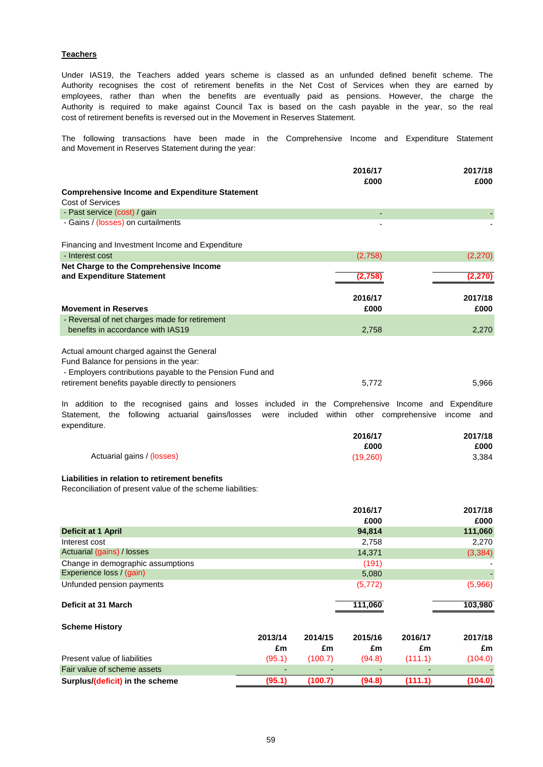**Teachers**

Under IAS19, the Teachers added years scheme is classed as an unfunded defined benefit scheme. The Authority recognises the cost of retirement benefits in the Net Cost of Services when they are earned by employees, rather than when the benefits are eventually paid as pensions. However, the charge the Authority is required to make against Council Tax is based on the cash payable in the year, so the real cost of retirement benefits is reversed out in the Movement in Reserves Statement.

The following transactions have been made in the Comprehensive Income and Expenditure Statement and Movement in Reserves Statement during the year:

| | 2016/17 £000 | 2017/18 £000 |
|---|---|---|
| **Comprehensive Income and Expenditure Statement** | | |
| Cost of Services | | |
| - Past service (cost) / gain | - | - |
| - Gains / (losses) on curtailments | - | - |
| Financing and Investment Income and Expenditure | | |
| - Interest cost | (2,758) | (2,270) |
| **Net Charge to the Comprehensive Income and Expenditure Statement** | **(2,758)** | **(2,270)** |

| **Movement in Reserves** | 2016/17 £000 | 2017/18 £000 |
|---|---|---|
| - Reversal of net charges made for retirement benefits in accordance with IAS19 | 2,758 | 2,270 |
| Actual amount charged against the General Fund Balance for pensions in the year: | | |
| - Employers contributions payable to the Pension Fund and retirement benefits payable directly to pensioners | 5,772 | 5,966 |

In addition to the recognised gains and losses included in the Comprehensive Income and Expenditure Statement, the following actuarial gains/losses were included within other comprehensive income and expenditure.

| | 2016/17 £000 | 2017/18 £000 |
|---|---|---|
| Actuarial gains / (losses) | (19,260) | 3,384 |

**Liabilities in relation to retirement benefits**

Reconciliation of present value of the scheme liabilities:

| | 2016/17 £000 | 2017/18 £000 |
|---|---|---|
| **Deficit at 1 April** | **94,814** | **111,060** |
| Interest cost | 2,758 | 2,270 |
| Actuarial (gains) / losses | 14,371 | (3,384) |
| Change in demographic assumptions | (191) | - |
| Experience loss / (gain) | 5,080 | - |
| Unfunded pension payments | (5,772) | (5,966) |
| **Deficit at 31 March** | **111,060** | **103,980** |

**Scheme History**

| | 2013/14 £m | 2014/15 £m | 2015/16 £m | 2016/17 £m | 2017/18 £m |
|---|---|---|---|---|---|
| Present value of liabilities | (95.1) | (100.7) | (94.8) | (111.1) | (104.0) |
| Fair value of scheme assets | - | - | - | - | - |
| **Surplus/(deficit) in the scheme** | **(95.1)** | **(100.7)** | **(94.8)** | **(111.1)** | **(104.0)** |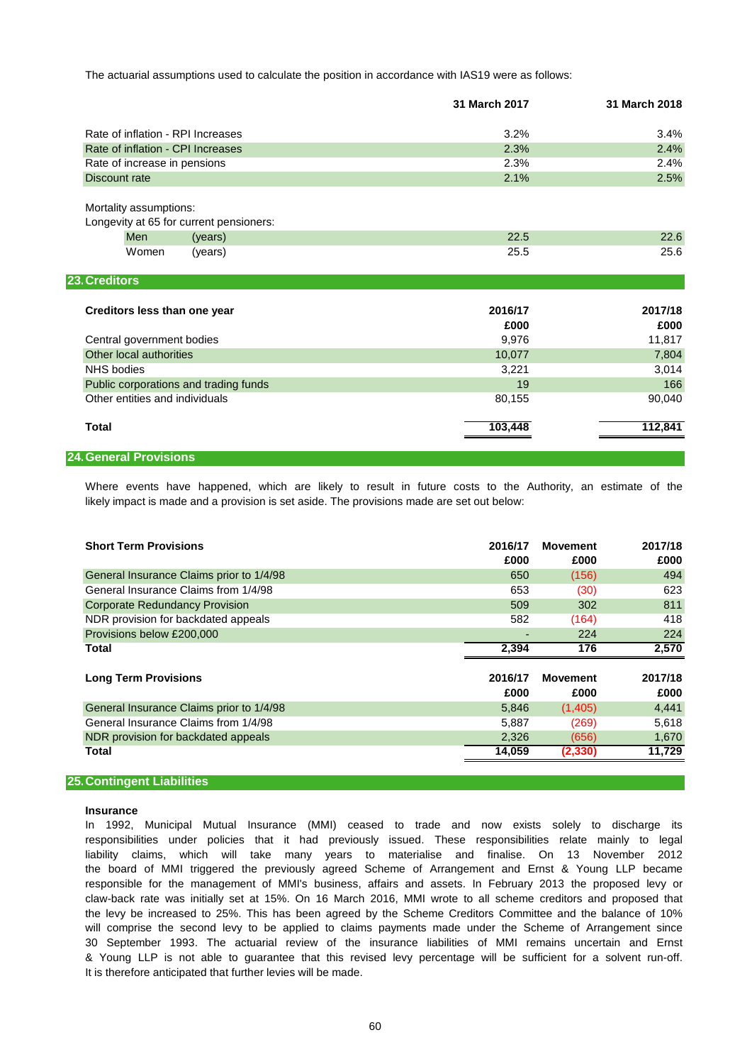The actuarial assumptions used to calculate the position in accordance with IAS19 were as follows:

| | 31 March 2017 | 31 March 2018 |
|---|---|---|
| Rate of inflation - RPI Increases | 3.2% | 3.4% |
| Rate of inflation - CPI Increases | 2.3% | 2.4% |
| Rate of increase in pensions | 2.3% | 2.4% |
| Discount rate | 2.1% | 2.5% |

Mortality assumptions:
Longevity at 65 for current pensioners:

| | 31 March 2017 | 31 March 2018 |
|---|---|---|
| Men (years) | 22.5 | 22.6 |
| Women (years) | 25.5 | 25.6 |

## 23. Creditors

| Creditors less than one year | 2016/17 £000 | 2017/18 £000 |
|---|---|---|
| Central government bodies | 9,976 | 11,817 |
| Other local authorities | 10,077 | 7,804 |
| NHS bodies | 3,221 | 3,014 |
| Public corporations and trading funds | 19 | 166 |
| Other entities and individuals | 80,155 | 90,040 |
| **Total** | **103,448** | **112,841** |

## 24. General Provisions

Where events have happened, which are likely to result in future costs to the Authority, an estimate of the likely impact is made and a provision is set aside. The provisions made are set out below:

| Short Term Provisions | 2016/17 £000 | Movement £000 | 2017/18 £000 |
|---|---|---|---|
| General Insurance Claims prior to 1/4/98 | 650 | (156) | 494 |
| General Insurance Claims from 1/4/98 | 653 | (30) | 623 |
| Corporate Redundancy Provision | 509 | 302 | 811 |
| NDR provision for backdated appeals | 582 | (164) | 418 |
| Provisions below £200,000 | - | 224 | 224 |
| **Total** | **2,394** | **176** | **2,570** |

| Long Term Provisions | 2016/17 £000 | Movement £000 | 2017/18 £000 |
|---|---|---|---|
| General Insurance Claims prior to 1/4/98 | 5,846 | (1,405) | 4,441 |
| General Insurance Claims from 1/4/98 | 5,887 | (269) | 5,618 |
| NDR provision for backdated appeals | 2,326 | (656) | 1,670 |
| **Total** | **14,059** | **(2,330)** | **11,729** |

## 25. Contingent Liabilities

**Insurance**

In 1992, Municipal Mutual Insurance (MMI) ceased to trade and now exists solely to discharge its responsibilities under policies that it had previously issued. These responsibilities relate mainly to legal liability claims, which will take many years to materialise and finalise. On 13 November 2012 the board of MMI triggered the previously agreed Scheme of Arrangement and Ernst & Young LLP became responsible for the management of MMI's business, affairs and assets. In February 2013 the proposed levy or claw-back rate was initially set at 15%. On 16 March 2016, MMI wrote to all scheme creditors and proposed that the levy be increased to 25%. This has been agreed by the Scheme Creditors Committee and the balance of 10% will comprise the second levy to be applied to claims payments made under the Scheme of Arrangement since 30 September 1993. The actuarial review of the insurance liabilities of MMI remains uncertain and Ernst & Young LLP is not able to guarantee that this revised levy percentage will be sufficient for a solvent run-off. It is therefore anticipated that further levies will be made.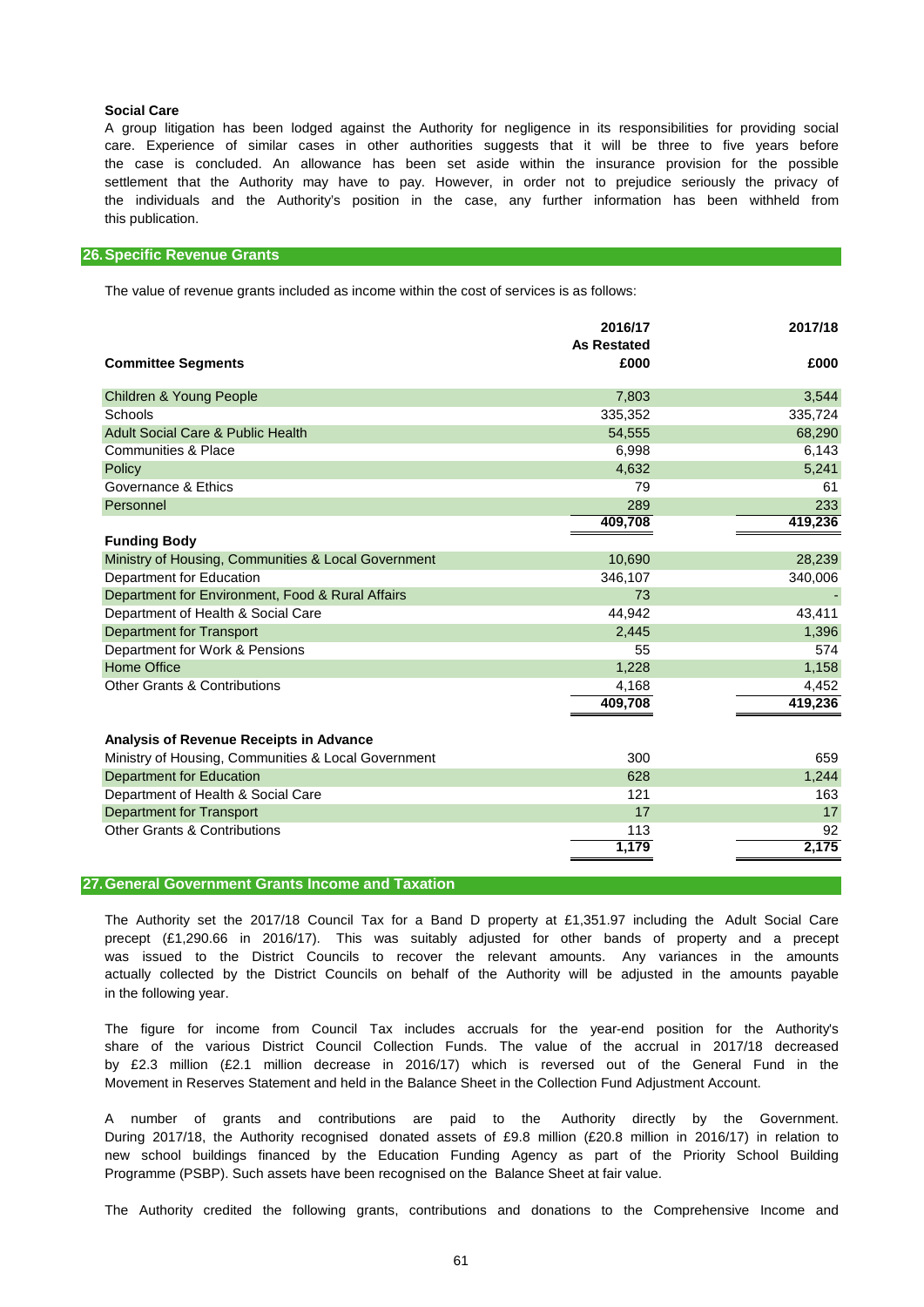**Social Care**

A group litigation has been lodged against the Authority for negligence in its responsibilities for providing social care. Experience of similar cases in other authorities suggests that it will be three to five years before the case is concluded. An allowance has been set aside within the insurance provision for the possible settlement that the Authority may have to pay. However, in order not to prejudice seriously the privacy of the individuals and the Authority's position in the case, any further information has been withheld from this publication.

## 26. Specific Revenue Grants

The value of revenue grants included as income within the cost of services is as follows:

| | 2016/17 As Restated | 2017/18 |
|---|---|---|
| **Committee Segments** | £000 | £000 |
| Children & Young People | 7,803 | 3,544 |
| Schools | 335,352 | 335,724 |
| Adult Social Care & Public Health | 54,555 | 68,290 |
| Communities & Place | 6,998 | 6,143 |
| Policy | 4,632 | 5,241 |
| Governance & Ethics | 79 | 61 |
| Personnel | 289 | 233 |
| | 409,708 | 419,236 |
| **Funding Body** | | |
| Ministry of Housing, Communities & Local Government | 10,690 | 28,239 |
| Department for Education | 346,107 | 340,006 |
| Department for Environment, Food & Rural Affairs | 73 | - |
| Department of Health & Social Care | 44,942 | 43,411 |
| Department for Transport | 2,445 | 1,396 |
| Department for Work & Pensions | 55 | 574 |
| Home Office | 1,228 | 1,158 |
| Other Grants & Contributions | 4,168 | 4,452 |
| | 409,708 | 419,236 |
| **Analysis of Revenue Receipts in Advance** | | |
| Ministry of Housing, Communities & Local Government | 300 | 659 |
| Department for Education | 628 | 1,244 |
| Department of Health & Social Care | 121 | 163 |
| Department for Transport | 17 | 17 |
| Other Grants & Contributions | 113 | 92 |
| | 1,179 | 2,175 |

## 27. General Government Grants Income and Taxation

The Authority set the 2017/18 Council Tax for a Band D property at £1,351.97 including the Adult Social Care precept (£1,290.66 in 2016/17). This was suitably adjusted for other bands of property and a precept was issued to the District Councils to recover the relevant amounts. Any variances in the amounts actually collected by the District Councils on behalf of the Authority will be adjusted in the amounts payable in the following year.

The figure for income from Council Tax includes accruals for the year-end position for the Authority's share of the various District Council Collection Funds. The value of the accrual in 2017/18 decreased by £2.3 million (£2.1 million decrease in 2016/17) which is reversed out of the General Fund in the Movement in Reserves Statement and held in the Balance Sheet in the Collection Fund Adjustment Account.

A number of grants and contributions are paid to the Authority directly by the Government. During 2017/18, the Authority recognised donated assets of £9.8 million (£20.8 million in 2016/17) in relation to new school buildings financed by the Education Funding Agency as part of the Priority School Building Programme (PSBP). Such assets have been recognised on the Balance Sheet at fair value.

The Authority credited the following grants, contributions and donations to the Comprehensive Income and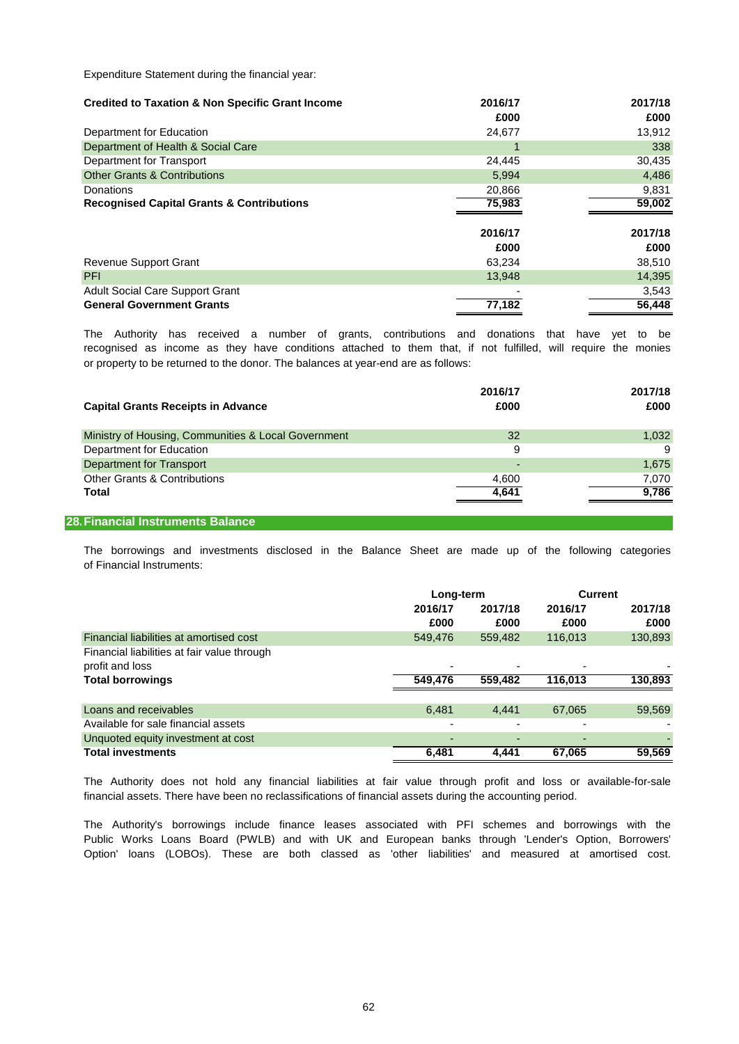Expenditure Statement during the financial year:

| Credited to Taxation & Non Specific Grant Income | 2016/17 | 2017/18 |
|---|---|---|
| | £000 | £000 |
| Department for Education | 24,677 | 13,912 |
| Department of Health & Social Care | 1 | 338 |
| Department for Transport | 24,445 | 30,435 |
| Other Grants & Contributions | 5,994 | 4,486 |
| Donations | 20,866 | 9,831 |
| **Recognised Capital Grants & Contributions** | **75,983** | **59,002** |

| | 2016/17 | 2017/18 |
|---|---|---|
| | £000 | £000 |
| Revenue Support Grant | 63,234 | 38,510 |
| PFI | 13,948 | 14,395 |
| Adult Social Care Support Grant | - | 3,543 |
| **General Government Grants** | **77,182** | **56,448** |

The Authority has received a number of grants, contributions and donations that have yet to be recognised as income as they have conditions attached to them that, if not fulfilled, will require the monies or property to be returned to the donor. The balances at year-end are as follows:

| Capital Grants Receipts in Advance | 2016/17 £000 | 2017/18 £000 |
|---|---|---|
| Ministry of Housing, Communities & Local Government | 32 | 1,032 |
| Department for Education | 9 | 9 |
| Department for Transport | - | 1,675 |
| Other Grants & Contributions | 4,600 | 7,070 |
| **Total** | **4,641** | **9,786** |

## 28. Financial Instruments Balance

The borrowings and investments disclosed in the Balance Sheet are made up of the following categories of Financial Instruments:

| | Long-term | | Current | |
|---|---|---|---|---|
| | 2016/17 | 2017/18 | 2016/17 | 2017/18 |
| | £000 | £000 | £000 | £000 |
| Financial liabilities at amortised cost | 549,476 | 559,482 | 116,013 | 130,893 |
| Financial liabilities at fair value through profit and loss | - | - | - | - |
| **Total borrowings** | **549,476** | **559,482** | **116,013** | **130,893** |
| Loans and receivables | 6,481 | 4,441 | 67,065 | 59,569 |
| Available for sale financial assets | - | - | - | - |
| Unquoted equity investment at cost | - | - | - | - |
| **Total investments** | **6,481** | **4,441** | **67,065** | **59,569** |

The Authority does not hold any financial liabilities at fair value through profit and loss or available-for-sale financial assets. There have been no reclassifications of financial assets during the accounting period.

The Authority's borrowings include finance leases associated with PFI schemes and borrowings with the Public Works Loans Board (PWLB) and with UK and European banks through 'Lender's Option, Borrowers' Option' loans (LOBOs). These are both classed as 'other liabilities' and measured at amortised cost.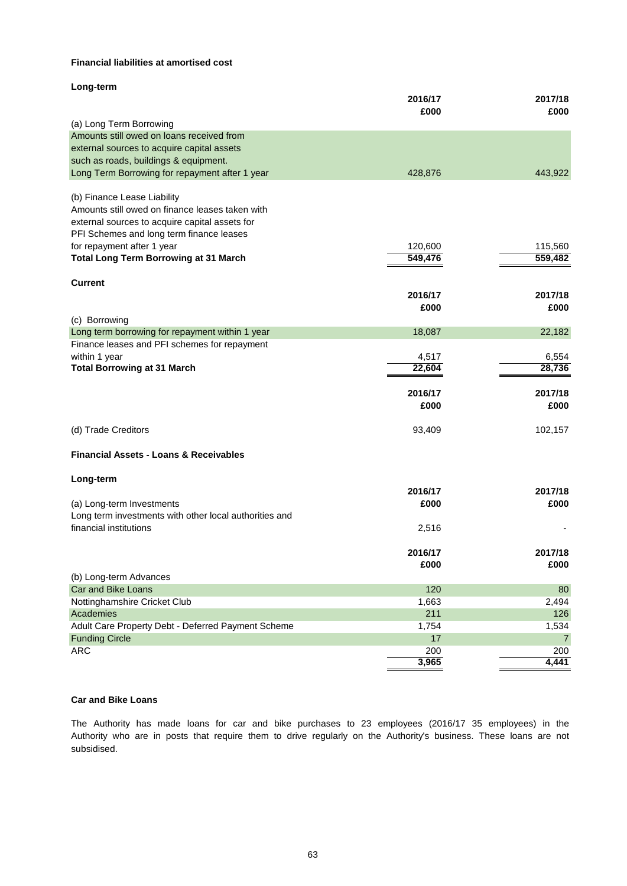**Financial liabilities at amortised cost**

**Long-term**

| | 2016/17 £000 | 2017/18 £000 |
|---|---|---|
| (a) Long Term Borrowing | | |
| Amounts still owed on loans received from external sources to acquire capital assets such as roads, buildings & equipment. | | |
| Long Term Borrowing for repayment after 1 year | 428,876 | 443,922 |
| | | |
| (b) Finance Lease Liability | | |
| Amounts still owed on finance leases taken with external sources to acquire capital assets for PFI Schemes and long term finance leases for repayment after 1 year | 120,600 | 115,560 |
| **Total Long Term Borrowing at 31 March** | **549,476** | **559,482** |

**Current**

| | 2016/17 £000 | 2017/18 £000 |
|---|---|---|
| (c) Borrowing | | |
| Long term borrowing for repayment within 1 year | 18,087 | 22,182 |
| Finance leases and PFI schemes for repayment within 1 year | 4,517 | 6,554 |
| **Total Borrowing at 31 March** | **22,604** | **28,736** |

| | 2016/17 £000 | 2017/18 £000 |
|---|---|---|
| (d) Trade Creditors | 93,409 | 102,157 |

**Financial Assets - Loans & Receivables**

**Long-term**

| | 2016/17 £000 | 2017/18 £000 |
|---|---|---|
| (a) Long-term Investments | | |
| Long term investments with other local authorities and financial institutions | 2,516 | - |

| | 2016/17 £000 | 2017/18 £000 |
|---|---|---|
| (b) Long-term Advances | | |
| Car and Bike Loans | 120 | 80 |
| Nottinghamshire Cricket Club | 1,663 | 2,494 |
| Academies | 211 | 126 |
| Adult Care Property Debt - Deferred Payment Scheme | 1,754 | 1,534 |
| Funding Circle | 17 | 7 |
| ARC | 200 | 200 |
| | **3,965** | **4,441** |

**Car and Bike Loans**

The Authority has made loans for car and bike purchases to 23 employees (2016/17 35 employees) in the Authority who are in posts that require them to drive regularly on the Authority's business. These loans are not subsidised.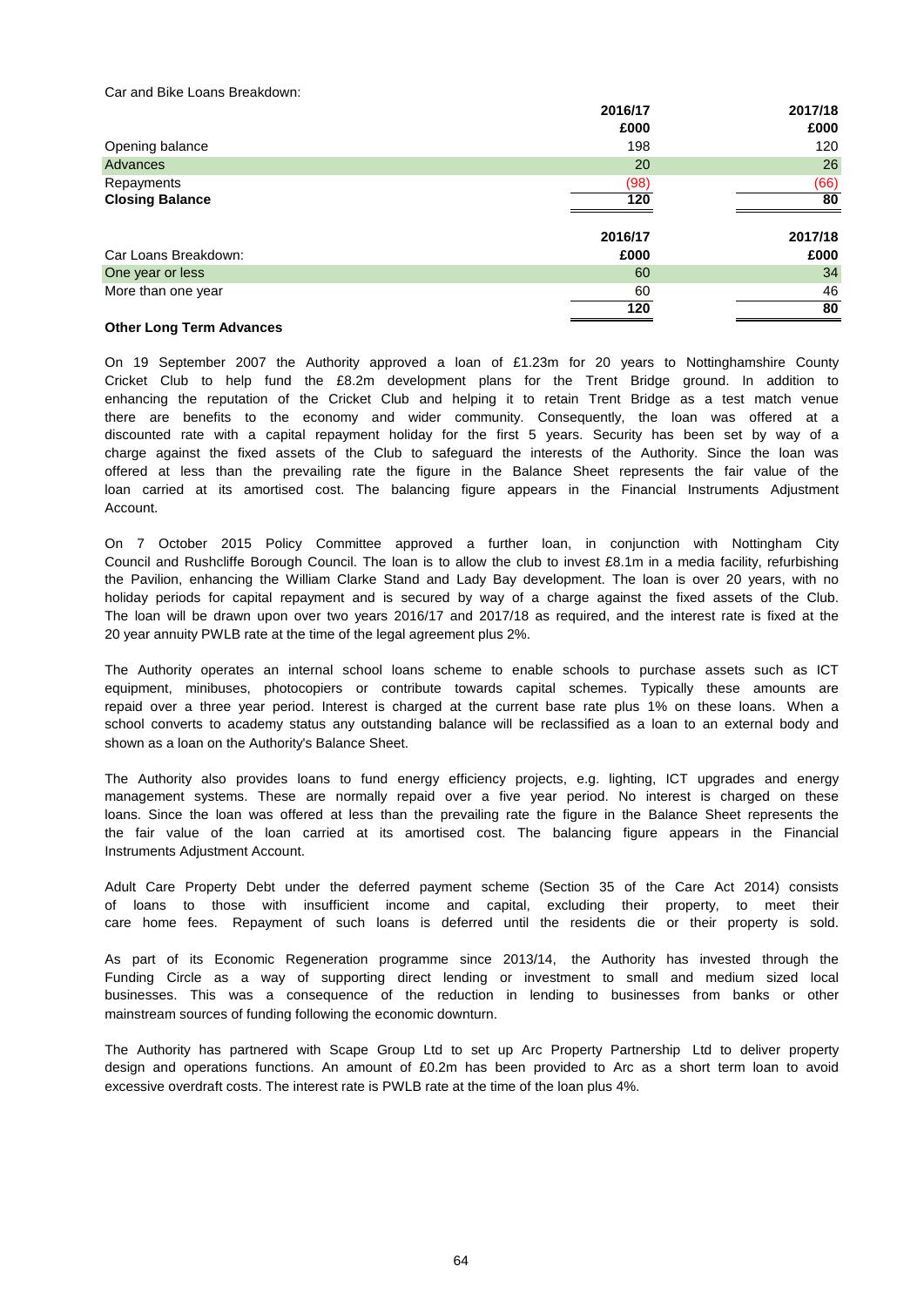Car and Bike Loans Breakdown:

| | 2016/17 | 2017/18 |
|---|---|---|
| | £000 | £000 |
| Opening balance | 198 | 120 |
| Advances | 20 | 26 |
| Repayments | (98) | (66) |
| **Closing Balance** | 120 | 80 |

| | 2016/17 | 2017/18 |
|---|---|---|
| Car Loans Breakdown: | £000 | £000 |
| One year or less | 60 | 34 |
| More than one year | 60 | 46 |
| | 120 | 80 |

**Other Long Term Advances**

On 19 September 2007 the Authority approved a loan of £1.23m for 20 years to Nottinghamshire County Cricket Club to help fund the £8.2m development plans for the Trent Bridge ground. In addition to enhancing the reputation of the Cricket Club and helping it to retain Trent Bridge as a test match venue there are benefits to the economy and wider community. Consequently, the loan was offered at a discounted rate with a capital repayment holiday for the first 5 years. Security has been set by way of a charge against the fixed assets of the Club to safeguard the interests of the Authority. Since the loan was offered at less than the prevailing rate the figure in the Balance Sheet represents the fair value of the loan carried at its amortised cost. The balancing figure appears in the Financial Instruments Adjustment Account.

On 7 October 2015 Policy Committee approved a further loan, in conjunction with Nottingham City Council and Rushcliffe Borough Council. The loan is to allow the club to invest £8.1m in a media facility, refurbishing the Pavilion, enhancing the William Clarke Stand and Lady Bay development. The loan is over 20 years, with no holiday periods for capital repayment and is secured by way of a charge against the fixed assets of the Club. The loan will be drawn upon over two years 2016/17 and 2017/18 as required, and the interest rate is fixed at the 20 year annuity PWLB rate at the time of the legal agreement plus 2%.

The Authority operates an internal school loans scheme to enable schools to purchase assets such as ICT equipment, minibuses, photocopiers or contribute towards capital schemes. Typically these amounts are repaid over a three year period. Interest is charged at the current base rate plus 1% on these loans. When a school converts to academy status any outstanding balance will be reclassified as a loan to an external body and shown as a loan on the Authority's Balance Sheet.

The Authority also provides loans to fund energy efficiency projects, e.g. lighting, ICT upgrades and energy management systems. These are normally repaid over a five year period. No interest is charged on these loans. Since the loan was offered at less than the prevailing rate the figure in the Balance Sheet represents the the fair value of the loan carried at its amortised cost. The balancing figure appears in the Financial Instruments Adjustment Account.

Adult Care Property Debt under the deferred payment scheme (Section 35 of the Care Act 2014) consists of loans to those with insufficient income and capital, excluding their property, to meet their care home fees. Repayment of such loans is deferred until the residents die or their property is sold.

As part of its Economic Regeneration programme since 2013/14, the Authority has invested through the Funding Circle as a way of supporting direct lending or investment to small and medium sized local businesses. This was a consequence of the reduction in lending to businesses from banks or other mainstream sources of funding following the economic downturn.

The Authority has partnered with Scape Group Ltd to set up Arc Property Partnership Ltd to deliver property design and operations functions. An amount of £0.2m has been provided to Arc as a short term loan to avoid excessive overdraft costs. The interest rate is PWLB rate at the time of the loan plus 4%.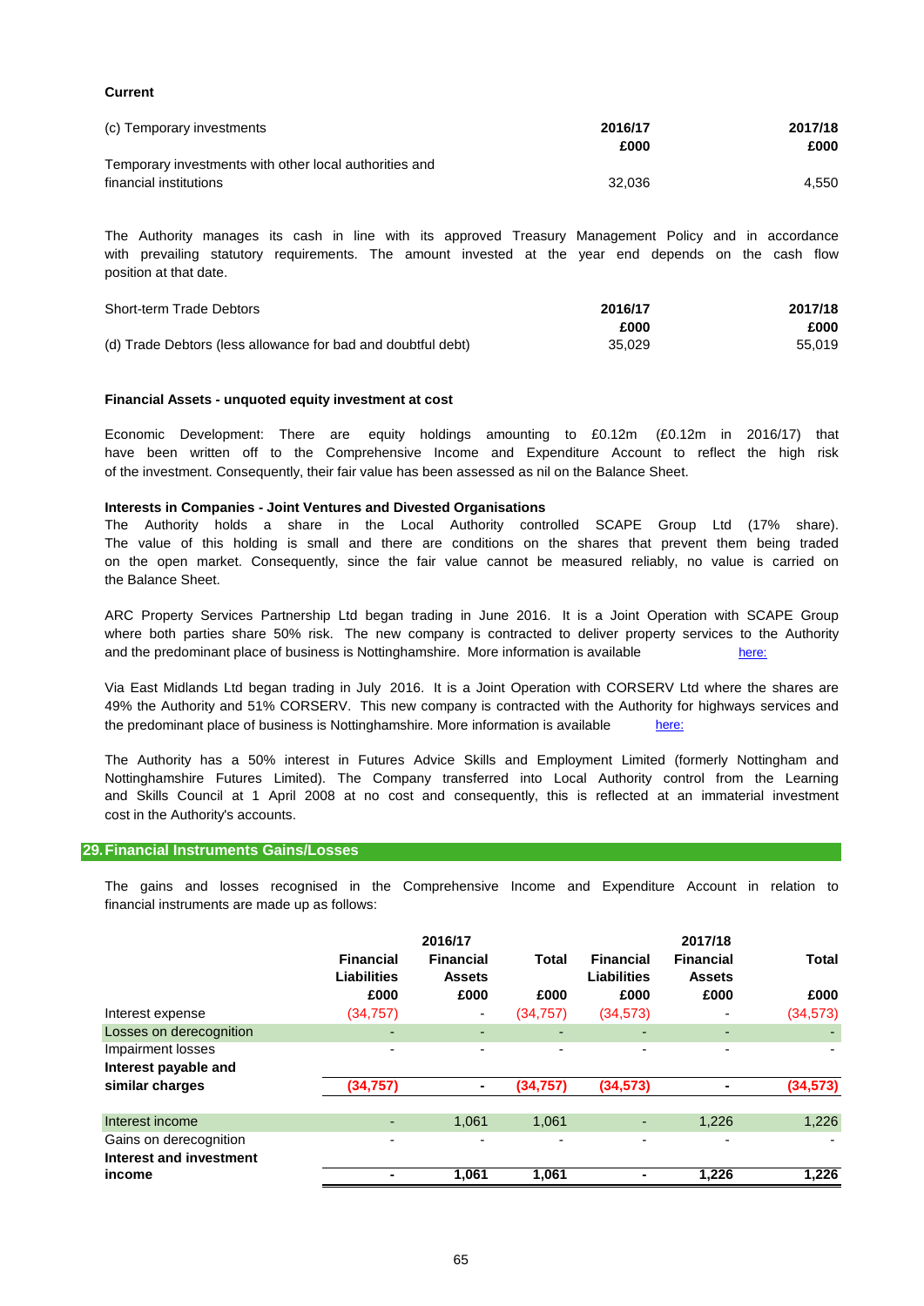**Current**

| (c) Temporary investments | 2016/17<br>£000 | 2017/18<br>£000 |
|---|---|---|
| Temporary investments with other local authorities and financial institutions | 32,036 | 4,550 |

The Authority manages its cash in line with its approved Treasury Management Policy and in accordance with prevailing statutory requirements. The amount invested at the year end depends on the cash flow position at that date.

| Short-term Trade Debtors | 2016/17<br>£000 | 2017/18<br>£000 |
|---|---|---|
| (d) Trade Debtors (less allowance for bad and doubtful debt) | 35,029 | 55,019 |

**Financial Assets - unquoted equity investment at cost**

Economic Development: There are equity holdings amounting to £0.12m (£0.12m in 2016/17) that have been written off to the Comprehensive Income and Expenditure Account to reflect the high risk of the investment. Consequently, their fair value has been assessed as nil on the Balance Sheet.

**Interests in Companies - Joint Ventures and Divested Organisations**

The Authority holds a share in the Local Authority controlled SCAPE Group Ltd (17% share). The value of this holding is small and there are conditions on the shares that prevent them being traded on the open market. Consequently, since the fair value cannot be measured reliably, no value is carried on the Balance Sheet.

ARC Property Services Partnership Ltd began trading in June 2016. It is a Joint Operation with SCAPE Group where both parties share 50% risk. The new company is contracted to deliver property services to the Authority and the predominant place of business is Nottinghamshire. More information is available here:

Via East Midlands Ltd began trading in July 2016. It is a Joint Operation with CORSERV Ltd where the shares are 49% the Authority and 51% CORSERV. This new company is contracted with the Authority for highways services and the predominant place of business is Nottinghamshire. More information is available here:

The Authority has a 50% interest in Futures Advice Skills and Employment Limited (formerly Nottingham and Nottinghamshire Futures Limited). The Company transferred into Local Authority control from the Learning and Skills Council at 1 April 2008 at no cost and consequently, this is reflected at an immaterial investment cost in the Authority's accounts.

## 29. Financial Instruments Gains/Losses

The gains and losses recognised in the Comprehensive Income and Expenditure Account in relation to financial instruments are made up as follows:

| | 2016/17 | | | 2017/18 | | |
|---|---|---|---|---|---|---|
| | Financial Liabilities<br>£000 | Financial Assets<br>£000 | Total<br>£000 | Financial Liabilities<br>£000 | Financial Assets<br>£000 | Total<br>£000 |
| Interest expense | (34,757) | - | (34,757) | (34,573) | - | (34,573) |
| Losses on derecognition | - | - | - | - | - | - |
| Impairment losses | - | - | - | - | - | - |
| **Interest payable and similar charges** | **(34,757)** | **-** | **(34,757)** | **(34,573)** | **-** | **(34,573)** |
| Interest income | - | 1,061 | 1,061 | - | 1,226 | 1,226 |
| Gains on derecognition | - | - | - | - | - | - |
| **Interest and investment income** | **-** | **1,061** | **1,061** | **-** | **1,226** | **1,226** |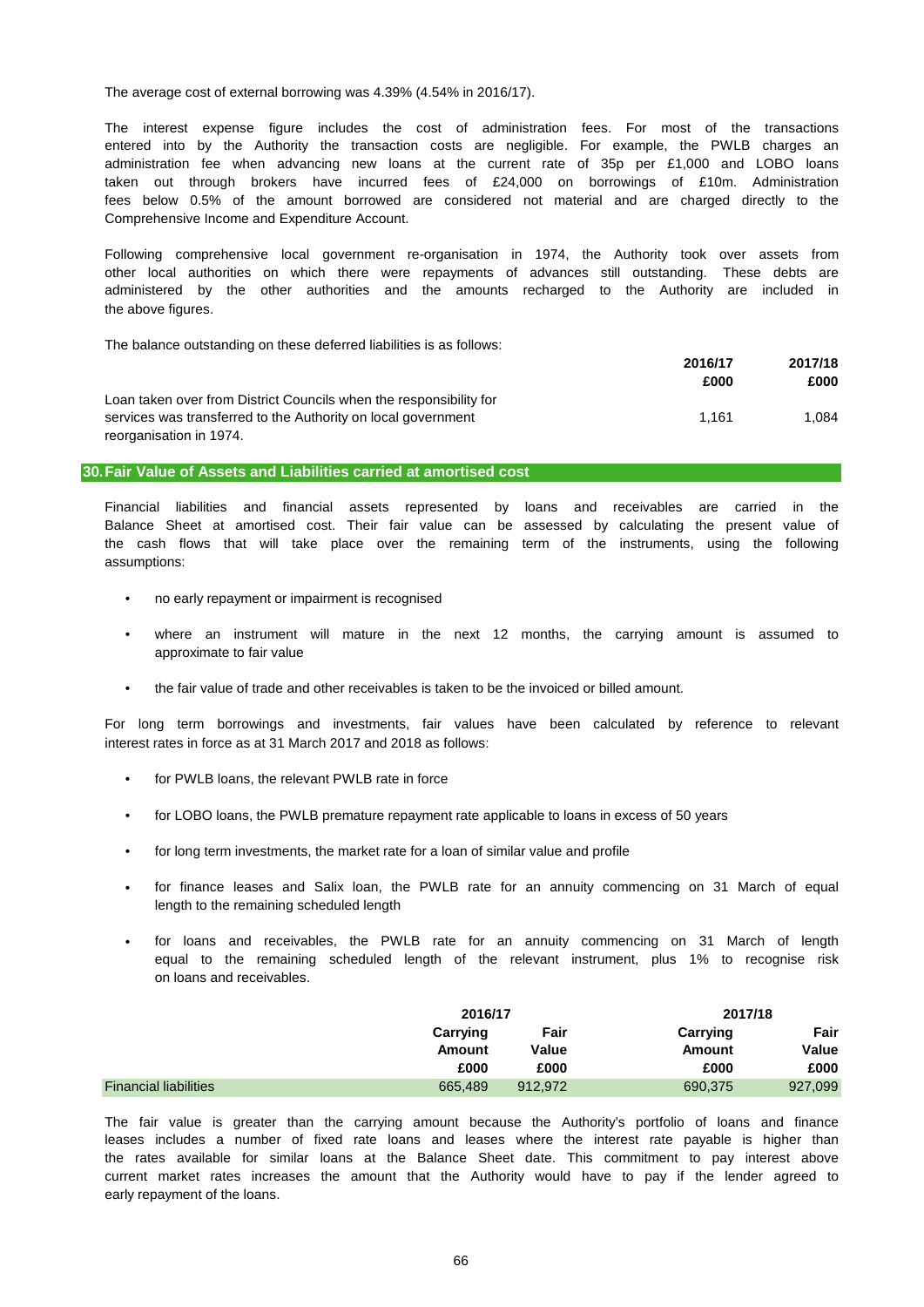The average cost of external borrowing was 4.39% (4.54% in 2016/17).

The interest expense figure includes the cost of administration fees. For most of the transactions entered into by the Authority the transaction costs are negligible. For example, the PWLB charges an administration fee when advancing new loans at the current rate of 35p per £1,000 and LOBO loans taken out through brokers have incurred fees of £24,000 on borrowings of £10m. Administration fees below 0.5% of the amount borrowed are considered not material and are charged directly to the Comprehensive Income and Expenditure Account.

Following comprehensive local government re-organisation in 1974, the Authority took over assets from other local authorities on which there were repayments of advances still outstanding. These debts are administered by the other authorities and the amounts recharged to the Authority are included in the above figures.

The balance outstanding on these deferred liabilities is as follows:

| | 2016/17 | 2017/18 |
|---|---|---|
| | £000 | £000 |
| Loan taken over from District Councils when the responsibility for services was transferred to the Authority on local government reorganisation in 1974. | 1,161 | 1,084 |

## 30. Fair Value of Assets and Liabilities carried at amortised cost

Financial liabilities and financial assets represented by loans and receivables are carried in the Balance Sheet at amortised cost. Their fair value can be assessed by calculating the present value of the cash flows that will take place over the remaining term of the instruments, using the following assumptions:

- no early repayment or impairment is recognised
- where an instrument will mature in the next 12 months, the carrying amount is assumed to approximate to fair value
- the fair value of trade and other receivables is taken to be the invoiced or billed amount.

For long term borrowings and investments, fair values have been calculated by reference to relevant interest rates in force as at 31 March 2017 and 2018 as follows:

- for PWLB loans, the relevant PWLB rate in force
- for LOBO loans, the PWLB premature repayment rate applicable to loans in excess of 50 years
- for long term investments, the market rate for a loan of similar value and profile
- for finance leases and Salix loan, the PWLB rate for an annuity commencing on 31 March of equal length to the remaining scheduled length
- for loans and receivables, the PWLB rate for an annuity commencing on 31 March of length equal to the remaining scheduled length of the relevant instrument, plus 1% to recognise risk on loans and receivables.

| | 2016/17 | | 2017/18 | |
|---|---|---|---|---|
| | Carrying Amount | Fair Value | Carrying Amount | Fair Value |
| | £000 | £000 | £000 | £000 |
| Financial liabilities | 665,489 | 912,972 | 690,375 | 927,099 |

The fair value is greater than the carrying amount because the Authority's portfolio of loans and finance leases includes a number of fixed rate loans and leases where the interest rate payable is higher than the rates available for similar loans at the Balance Sheet date. This commitment to pay interest above current market rates increases the amount that the Authority would have to pay if the lender agreed to early repayment of the loans.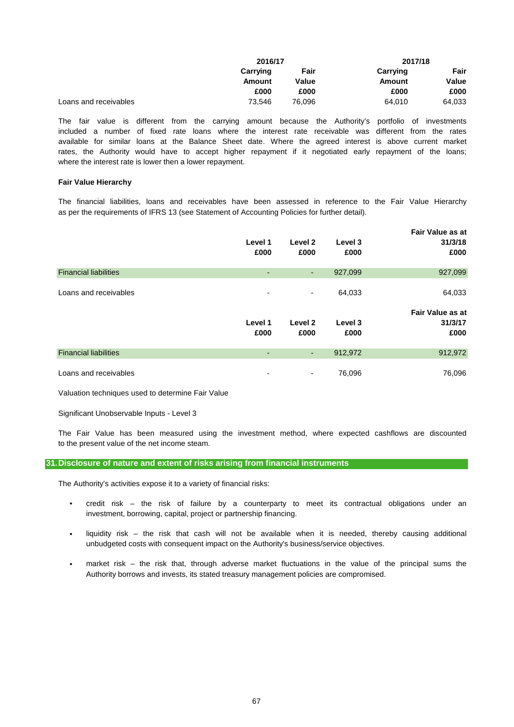| | 2016/17 | | 2017/18 | |
|---|---|---|---|---|
| | Carrying Amount | Fair Value | Carrying Amount | Fair Value |
| | £000 | £000 | £000 | £000 |
| Loans and receivables | 73,546 | 76,096 | 64,010 | 64,033 |

The fair value is different from the carrying amount because the Authority's portfolio of investments included a number of fixed rate loans where the interest rate receivable was different from the rates available for similar loans at the Balance Sheet date. Where the agreed interest is above current market rates, the Authority would have to accept higher repayment if it negotiated early repayment of the loans; where the interest rate is lower then a lower repayment.

**Fair Value Hierarchy**

The financial liabilities, loans and receivables have been assessed in reference to the Fair Value Hierarchy as per the requirements of IFRS 13 (see Statement of Accounting Policies for further detail).

| | Level 1 £000 | Level 2 £000 | Level 3 £000 | Fair Value as at 31/3/18 £000 |
|---|---|---|---|---|
| Financial liabilities | - | - | 927,099 | 927,099 |
| Loans and receivables | - | - | 64,033 | 64,033 |

| | Level 1 £000 | Level 2 £000 | Level 3 £000 | Fair Value as at 31/3/17 £000 |
|---|---|---|---|---|
| Financial liabilities | - | - | 912,972 | 912,972 |
| Loans and receivables | - | - | 76,096 | 76,096 |

Valuation techniques used to determine Fair Value

Significant Unobservable Inputs - Level 3

The Fair Value has been measured using the investment method, where expected cashflows are discounted to the present value of the net income steam.

## 31. Disclosure of nature and extent of risks arising from financial instruments

The Authority's activities expose it to a variety of financial risks:

- credit risk – the risk of failure by a counterparty to meet its contractual obligations under an investment, borrowing, capital, project or partnership financing.
- liquidity risk – the risk that cash will not be available when it is needed, thereby causing additional unbudgeted costs with consequent impact on the Authority's business/service objectives.
- market risk – the risk that, through adverse market fluctuations in the value of the principal sums the Authority borrows and invests, its stated treasury management policies are compromised.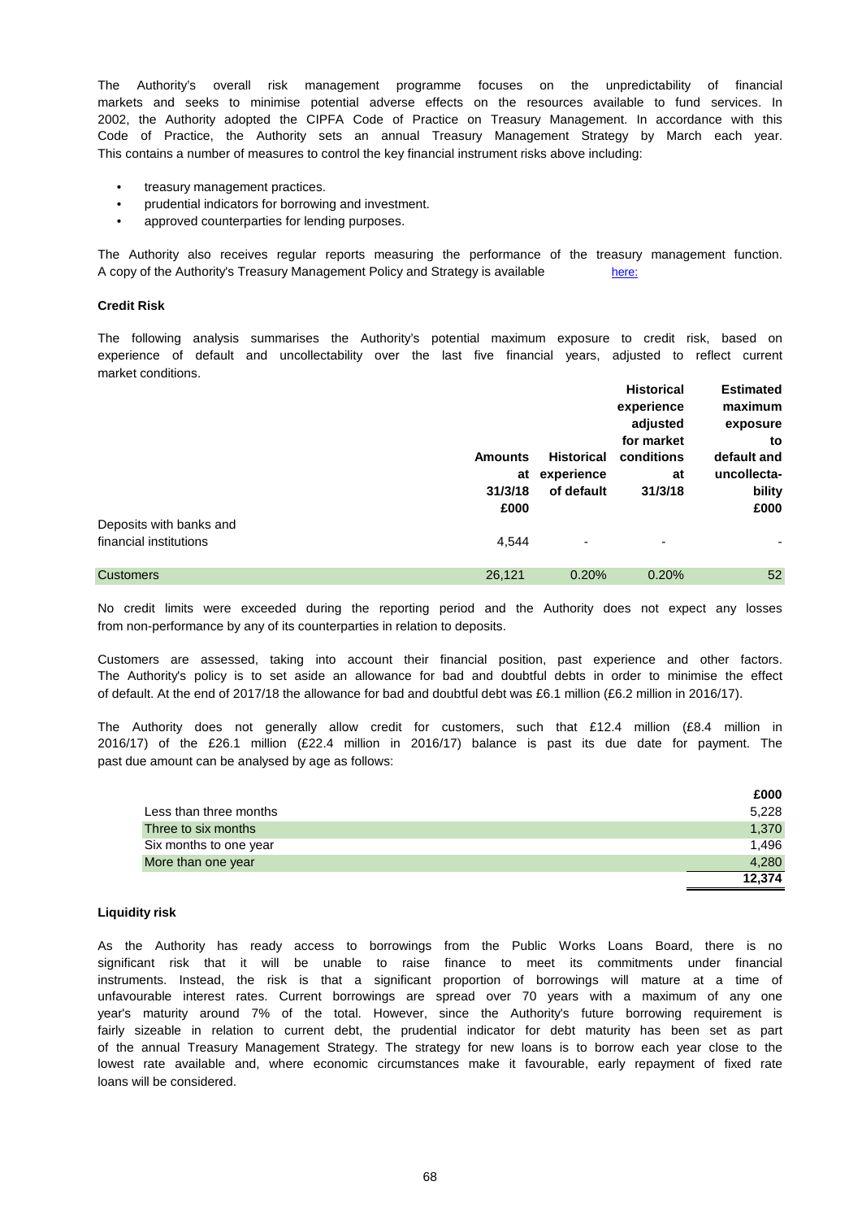The Authority's overall risk management programme focuses on the unpredictability of financial markets and seeks to minimise potential adverse effects on the resources available to fund services. In 2002, the Authority adopted the CIPFA Code of Practice on Treasury Management. In accordance with this Code of Practice, the Authority sets an annual Treasury Management Strategy by March each year. This contains a number of measures to control the key financial instrument risks above including:

- treasury management practices.
- prudential indicators for borrowing and investment.
- approved counterparties for lending purposes.

The Authority also receives regular reports measuring the performance of the treasury management function. A copy of the Authority's Treasury Management Policy and Strategy is available here:

### Credit Risk

The following analysis summarises the Authority's potential maximum exposure to credit risk, based on experience of default and uncollectability over the last five financial years, adjusted to reflect current market conditions.

| | Amounts at 31/3/18 £000 | Historical experience of default | Historical experience adjusted for market conditions at 31/3/18 | Estimated maximum exposure to default and uncollecta-bility £000 |
|---|---|---|---|---|
| Deposits with banks and financial institutions | 4,544 | - | - | - |
| Customers | 26,121 | 0.20% | 0.20% | 52 |

No credit limits were exceeded during the reporting period and the Authority does not expect any losses from non-performance by any of its counterparties in relation to deposits.

Customers are assessed, taking into account their financial position, past experience and other factors. The Authority's policy is to set aside an allowance for bad and doubtful debts in order to minimise the effect of default. At the end of 2017/18 the allowance for bad and doubtful debt was £6.1 million (£6.2 million in 2016/17).

The Authority does not generally allow credit for customers, such that £12.4 million (£8.4 million in 2016/17) of the £26.1 million (£22.4 million in 2016/17) balance is past its due date for payment. The past due amount can be analysed by age as follows:

| | £000 |
|---|---|
| Less than three months | 5,228 |
| Three to six months | 1,370 |
| Six months to one year | 1,496 |
| More than one year | 4,280 |
| | **12,374** |

### Liquidity risk

As the Authority has ready access to borrowings from the Public Works Loans Board, there is no significant risk that it will be unable to raise finance to meet its commitments under financial instruments. Instead, the risk is that a significant proportion of borrowings will mature at a time of unfavourable interest rates. Current borrowings are spread over 70 years with a maximum of any one year's maturity around 7% of the total. However, since the Authority's future borrowing requirement is fairly sizeable in relation to current debt, the prudential indicator for debt maturity has been set as part of the annual Treasury Management Strategy. The strategy for new loans is to borrow each year close to the lowest rate available and, where economic circumstances make it favourable, early repayment of fixed rate loans will be considered.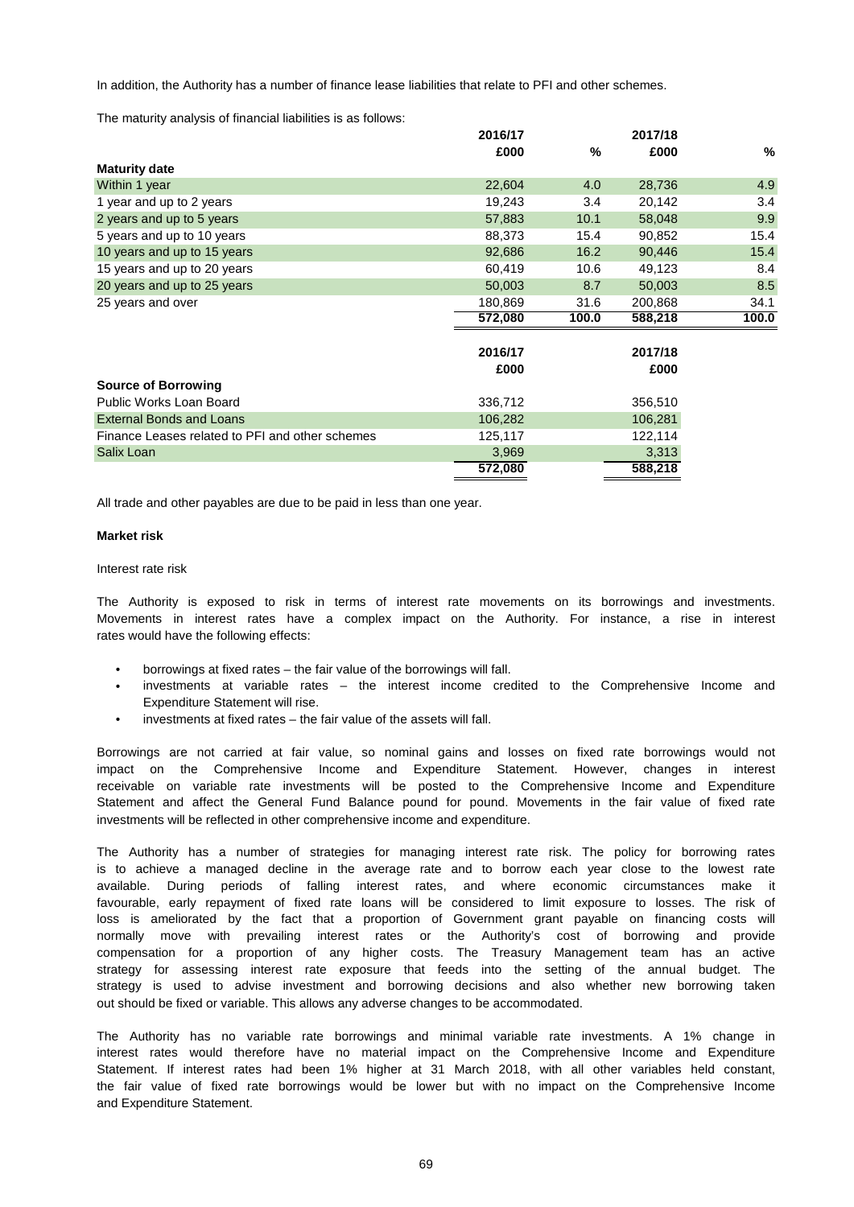In addition, the Authority has a number of finance lease liabilities that relate to PFI and other schemes.

The maturity analysis of financial liabilities is as follows:

| | 2016/17 | | 2017/18 | |
|---|---|---|---|---|
| | £000 | % | £000 | % |
| **Maturity date** | | | | |
| Within 1 year | 22,604 | 4.0 | 28,736 | 4.9 |
| 1 year and up to 2 years | 19,243 | 3.4 | 20,142 | 3.4 |
| 2 years and up to 5 years | 57,883 | 10.1 | 58,048 | 9.9 |
| 5 years and up to 10 years | 88,373 | 15.4 | 90,852 | 15.4 |
| 10 years and up to 15 years | 92,686 | 16.2 | 90,446 | 15.4 |
| 15 years and up to 20 years | 60,419 | 10.6 | 49,123 | 8.4 |
| 20 years and up to 25 years | 50,003 | 8.7 | 50,003 | 8.5 |
| 25 years and over | 180,869 | 31.6 | 200,868 | 34.1 |
| | 572,080 | 100.0 | 588,218 | 100.0 |

| | 2016/17 | 2017/18 |
|---|---|---|
| | £000 | £000 |
| **Source of Borrowing** | | |
| Public Works Loan Board | 336,712 | 356,510 |
| External Bonds and Loans | 106,282 | 106,281 |
| Finance Leases related to PFI and other schemes | 125,117 | 122,114 |
| Salix Loan | 3,969 | 3,313 |
| | 572,080 | 588,218 |

All trade and other payables are due to be paid in less than one year.

**Market risk**

Interest rate risk

The Authority is exposed to risk in terms of interest rate movements on its borrowings and investments. Movements in interest rates have a complex impact on the Authority. For instance, a rise in interest rates would have the following effects:

- borrowings at fixed rates – the fair value of the borrowings will fall.
- investments at variable rates – the interest income credited to the Comprehensive Income and Expenditure Statement will rise.
- investments at fixed rates – the fair value of the assets will fall.

Borrowings are not carried at fair value, so nominal gains and losses on fixed rate borrowings would not impact on the Comprehensive Income and Expenditure Statement. However, changes in interest receivable on variable rate investments will be posted to the Comprehensive Income and Expenditure Statement and affect the General Fund Balance pound for pound. Movements in the fair value of fixed rate investments will be reflected in other comprehensive income and expenditure.

The Authority has a number of strategies for managing interest rate risk. The policy for borrowing rates is to achieve a managed decline in the average rate and to borrow each year close to the lowest rate available. During periods of falling interest rates, and where economic circumstances make it favourable, early repayment of fixed rate loans will be considered to limit exposure to losses. The risk of loss is ameliorated by the fact that a proportion of Government grant payable on financing costs will normally move with prevailing interest rates or the Authority's cost of borrowing and provide compensation for a proportion of any higher costs. The Treasury Management team has an active strategy for assessing interest rate exposure that feeds into the setting of the annual budget. The strategy is used to advise investment and borrowing decisions and also whether new borrowing taken out should be fixed or variable. This allows any adverse changes to be accommodated.

The Authority has no variable rate borrowings and minimal variable rate investments. A 1% change in interest rates would therefore have no material impact on the Comprehensive Income and Expenditure Statement. If interest rates had been 1% higher at 31 March 2018, with all other variables held constant, the fair value of fixed rate borrowings would be lower but with no impact on the Comprehensive Income and Expenditure Statement.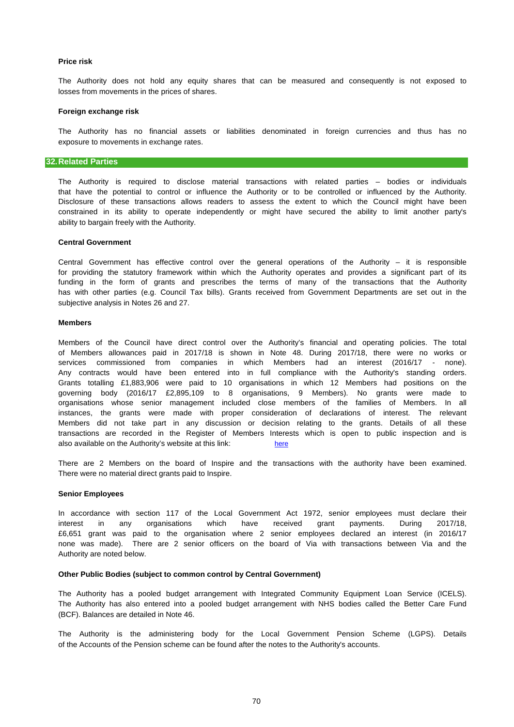### Price risk

The Authority does not hold any equity shares that can be measured and consequently is not exposed to losses from movements in the prices of shares.

### Foreign exchange risk

The Authority has no financial assets or liabilities denominated in foreign currencies and thus has no exposure to movements in exchange rates.

## 32. Related Parties

The Authority is required to disclose material transactions with related parties – bodies or individuals that have the potential to control or influence the Authority or to be controlled or influenced by the Authority. Disclosure of these transactions allows readers to assess the extent to which the Council might have been constrained in its ability to operate independently or might have secured the ability to limit another party's ability to bargain freely with the Authority.

### Central Government

Central Government has effective control over the general operations of the Authority – it is responsible for providing the statutory framework within which the Authority operates and provides a significant part of its funding in the form of grants and prescribes the terms of many of the transactions that the Authority has with other parties (e.g. Council Tax bills). Grants received from Government Departments are set out in the subjective analysis in Notes 26 and 27.

### Members

Members of the Council have direct control over the Authority's financial and operating policies. The total of Members allowances paid in 2017/18 is shown in Note 48. During 2017/18, there were no works or services commissioned from companies in which Members had an interest (2016/17 - none). Any contracts would have been entered into in full compliance with the Authority's standing orders. Grants totalling £1,883,906 were paid to 10 organisations in which 12 Members had positions on the governing body (2016/17 £2,895,109 to 8 organisations, 9 Members). No grants were made to organisations whose senior management included close members of the families of Members. In all instances, the grants were made with proper consideration of declarations of interest. The relevant Members did not take part in any discussion or decision relating to the grants. Details of all these transactions are recorded in the Register of Members Interests which is open to public inspection and is also available on the Authority's website at this link: here

There are 2 Members on the board of Inspire and the transactions with the authority have been examined. There were no material direct grants paid to Inspire.

### Senior Employees

In accordance with section 117 of the Local Government Act 1972, senior employees must declare their interest in any organisations which have received grant payments. During 2017/18, £6,651 grant was paid to the organisation where 2 senior employees declared an interest (in 2016/17 none was made). There are 2 senior officers on the board of Via with transactions between Via and the Authority are noted below.

### Other Public Bodies (subject to common control by Central Government)

The Authority has a pooled budget arrangement with Integrated Community Equipment Loan Service (ICELS). The Authority has also entered into a pooled budget arrangement with NHS bodies called the Better Care Fund (BCF). Balances are detailed in Note 46.

The Authority is the administering body for the Local Government Pension Scheme (LGPS). Details of the Accounts of the Pension scheme can be found after the notes to the Authority's accounts.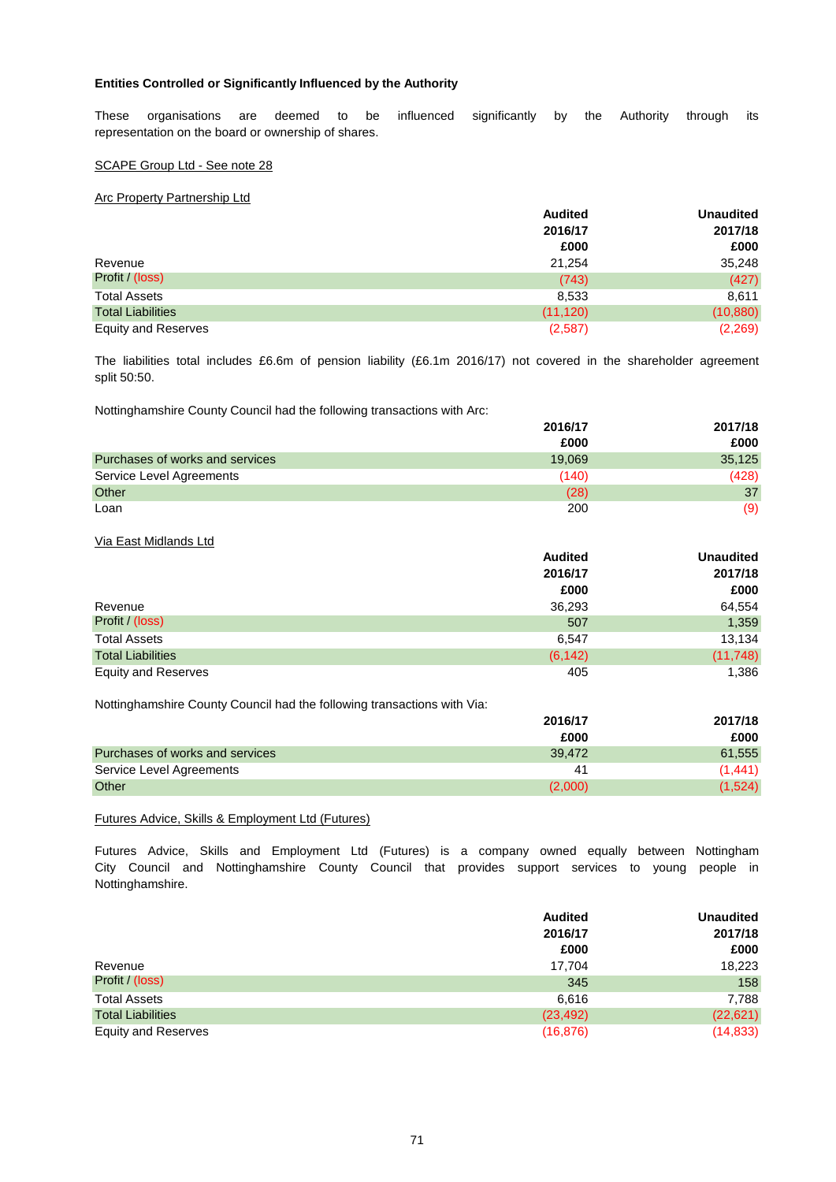### Entities Controlled or Significantly Influenced by the Authority

These organisations are deemed to be influenced significantly by the Authority through its representation on the board or ownership of shares.

SCAPE Group Ltd - See note 28

Arc Property Partnership Ltd

| | Audited 2016/17 £000 | Unaudited 2017/18 £000 |
|---|---|---|
| Revenue | 21,254 | 35,248 |
| Profit / (loss) | (743) | (427) |
| Total Assets | 8,533 | 8,611 |
| Total Liabilities | (11,120) | (10,880) |
| Equity and Reserves | (2,587) | (2,269) |

The liabilities total includes £6.6m of pension liability (£6.1m 2016/17) not covered in the shareholder agreement split 50:50.

Nottinghamshire County Council had the following transactions with Arc:

| | 2016/17 £000 | 2017/18 £000 |
|---|---|---|
| Purchases of works and services | 19,069 | 35,125 |
| Service Level Agreements | (140) | (428) |
| Other | (28) | 37 |
| Loan | 200 | (9) |

Via East Midlands Ltd

| | Audited 2016/17 £000 | Unaudited 2017/18 £000 |
|---|---|---|
| Revenue | 36,293 | 64,554 |
| Profit / (loss) | 507 | 1,359 |
| Total Assets | 6,547 | 13,134 |
| Total Liabilities | (6,142) | (11,748) |
| Equity and Reserves | 405 | 1,386 |

Nottinghamshire County Council had the following transactions with Via:

| | 2016/17 £000 | 2017/18 £000 |
|---|---|---|
| Purchases of works and services | 39,472 | 61,555 |
| Service Level Agreements | 41 | (1,441) |
| Other | (2,000) | (1,524) |

Futures Advice, Skills & Employment Ltd (Futures)

Futures Advice, Skills and Employment Ltd (Futures) is a company owned equally between Nottingham City Council and Nottinghamshire County Council that provides support services to young people in Nottinghamshire.

| | Audited 2016/17 £000 | Unaudited 2017/18 £000 |
|---|---|---|
| Revenue | 17,704 | 18,223 |
| Profit / (loss) | 345 | 158 |
| Total Assets | 6,616 | 7,788 |
| Total Liabilities | (23,492) | (22,621) |
| Equity and Reserves | (16,876) | (14,833) |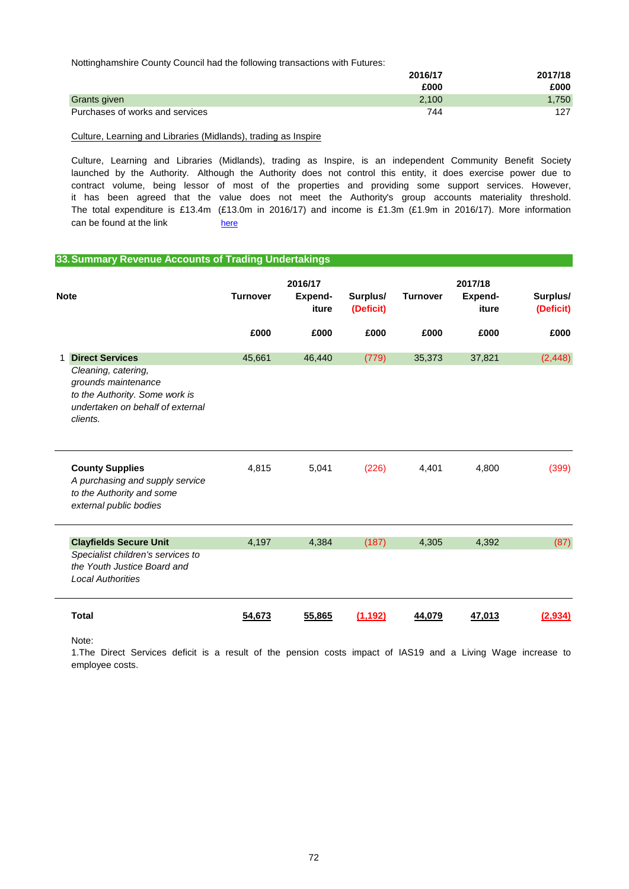Nottinghamshire County Council had the following transactions with Futures:

| | 2016/17 £000 | 2017/18 £000 |
|---|---|---|
| Grants given | 2,100 | 1,750 |
| Purchases of works and services | 744 | 127 |

Culture, Learning and Libraries (Midlands), trading as Inspire

Culture, Learning and Libraries (Midlands), trading as Inspire, is an independent Community Benefit Society launched by the Authority. Although the Authority does not control this entity, it does exercise power due to contract volume, being lessor of most of the properties and providing some support services. However, it has been agreed that the value does not meet the Authority's group accounts materiality threshold. The total expenditure is £13.4m (£13.0m in 2016/17) and income is £1.3m (£1.9m in 2016/17). More information can be found at the link here

## 33. Summary Revenue Accounts of Trading Undertakings

| Note | | 2016/17 Turnover £000 | 2016/17 Expenditure £000 | 2016/17 Surplus/ (Deficit) £000 | 2017/18 Turnover £000 | 2017/18 Expenditure £000 | 2017/18 Surplus/ (Deficit) £000 |
|---|---|---|---|---|---|---|---|
| 1 | **Direct Services** *Cleaning, catering, grounds maintenance to the Authority. Some work is undertaken on behalf of external clients.* | 45,661 | 46,440 | (779) | 35,373 | 37,821 | (2,448) |
| | **County Supplies** *A purchasing and supply service to the Authority and some external public bodies* | 4,815 | 5,041 | (226) | 4,401 | 4,800 | (399) |
| | **Clayfields Secure Unit** *Specialist children's services to the Youth Justice Board and Local Authorities* | 4,197 | 4,384 | (187) | 4,305 | 4,392 | (87) |
| | **Total** | 54,673 | 55,865 | (1,192) | 44,079 | 47,013 | (2,934) |

Note:
1.The Direct Services deficit is a result of the pension costs impact of IAS19 and a Living Wage increase to employee costs.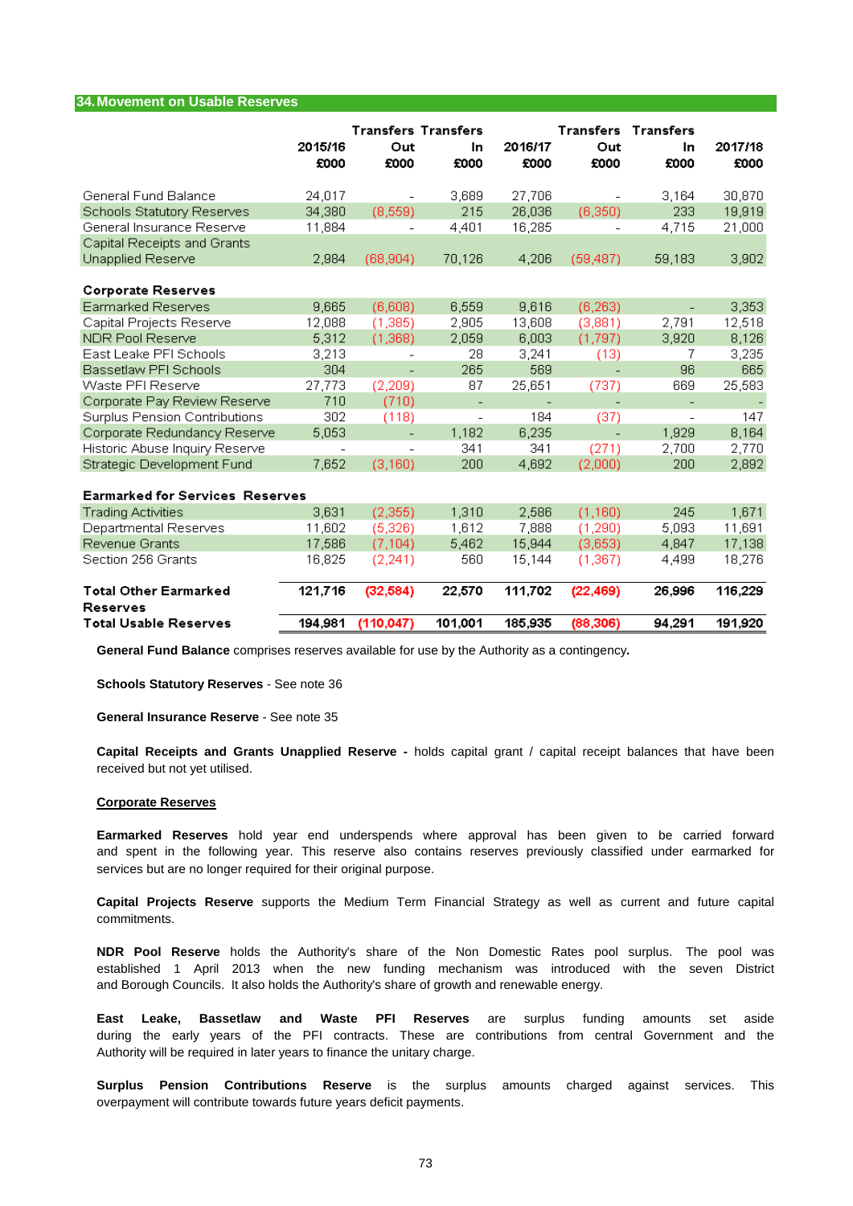## 34. Movement on Usable Reserves

| | 2015/16 £000 | Transfers Out £000 | Transfers In £000 | 2016/17 £000 | Transfers Out £000 | Transfers In £000 | 2017/18 £000 |
|---|---|---|---|---|---|---|---|
| General Fund Balance | 24,017 | - | 3,689 | 27,706 | - | 3,164 | 30,870 |
| Schools Statutory Reserves | 34,380 | (8,559) | 215 | 26,036 | (6,350) | 233 | 19,919 |
| General Insurance Reserve | 11,884 | - | 4,401 | 16,285 | - | 4,715 | 21,000 |
| Capital Receipts and Grants Unapplied Reserve | 2,984 | (68,904) | 70,126 | 4,206 | (59,487) | 59,183 | 3,902 |
| **Corporate Reserves** | | | | | | | |
| Earmarked Reserves | 9,665 | (6,608) | 6,559 | 9,616 | (6,263) | - | 3,353 |
| Capital Projects Reserve | 12,088 | (1,385) | 2,905 | 13,608 | (3,881) | 2,791 | 12,518 |
| NDR Pool Reserve | 5,312 | (1,368) | 2,059 | 6,003 | (1,797) | 3,920 | 8,126 |
| East Leake PFI Schools | 3,213 | - | 28 | 3,241 | (13) | 7 | 3,235 |
| Bassetlaw PFI Schools | 304 | - | 265 | 569 | - | 96 | 665 |
| Waste PFI Reserve | 27,773 | (2,209) | 87 | 25,651 | (737) | 669 | 25,583 |
| Corporate Pay Review Reserve | 710 | (710) | - | - | - | - | - |
| Surplus Pension Contributions | 302 | (118) | - | 184 | (37) | - | 147 |
| Corporate Redundancy Reserve | 5,053 | - | 1,182 | 6,235 | - | 1,929 | 8,164 |
| Historic Abuse Inquiry Reserve | - | - | 341 | 341 | (271) | 2,700 | 2,770 |
| Strategic Development Fund | 7,652 | (3,160) | 200 | 4,692 | (2,000) | 200 | 2,892 |
| **Earmarked for Services Reserves** | | | | | | | |
| Trading Activities | 3,631 | (2,355) | 1,310 | 2,586 | (1,160) | 245 | 1,671 |
| Departmental Reserves | 11,602 | (5,326) | 1,612 | 7,888 | (1,290) | 5,093 | 11,691 |
| Revenue Grants | 17,586 | (7,104) | 5,462 | 15,944 | (3,653) | 4,847 | 17,138 |
| Section 256 Grants | 16,825 | (2,241) | 560 | 15,144 | (1,367) | 4,499 | 18,276 |
| **Total Other Earmarked Reserves** | **121,716** | **(32,584)** | **22,570** | **111,702** | **(22,469)** | **26,996** | **116,229** |
| **Total Usable Reserves** | **194,981** | **(110,047)** | **101,001** | **185,935** | **(88,306)** | **94,291** | **191,920** |

**General Fund Balance** comprises reserves available for use by the Authority as a contingency.

**Schools Statutory Reserves** - See note 36

**General Insurance Reserve** - See note 35

**Capital Receipts and Grants Unapplied Reserve -** holds capital grant / capital receipt balances that have been received but not yet utilised.

**Corporate Reserves**

**Earmarked Reserves** hold year end underspends where approval has been given to be carried forward and spent in the following year. This reserve also contains reserves previously classified under earmarked for services but are no longer required for their original purpose.

**Capital Projects Reserve** supports the Medium Term Financial Strategy as well as current and future capital commitments.

**NDR Pool Reserve** holds the Authority's share of the Non Domestic Rates pool surplus. The pool was established 1 April 2013 when the new funding mechanism was introduced with the seven District and Borough Councils. It also holds the Authority's share of growth and renewable energy.

**East Leake, Bassetlaw and Waste PFI Reserves** are surplus funding amounts set aside during the early years of the PFI contracts. These are contributions from central Government and the Authority will be required in later years to finance the unitary charge.

**Surplus Pension Contributions Reserve** is the surplus amounts charged against services. This overpayment will contribute towards future years deficit payments.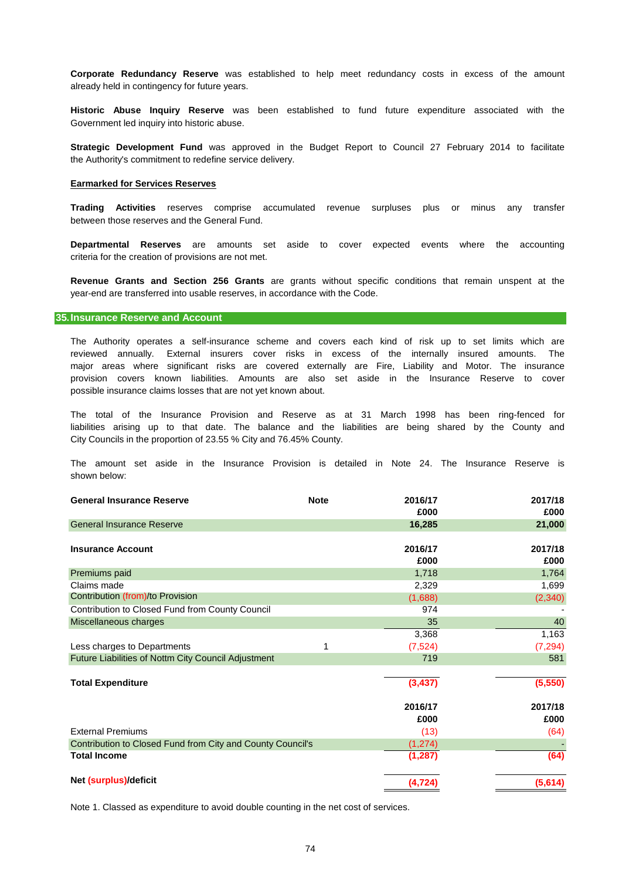**Corporate Redundancy Reserve** was established to help meet redundancy costs in excess of the amount already held in contingency for future years.

**Historic Abuse Inquiry Reserve** was been established to fund future expenditure associated with the Government led inquiry into historic abuse.

**Strategic Development Fund** was approved in the Budget Report to Council 27 February 2014 to facilitate the Authority's commitment to redefine service delivery.

**Earmarked for Services Reserves**

**Trading Activities** reserves comprise accumulated revenue surpluses plus or minus any transfer between those reserves and the General Fund.

**Departmental Reserves** are amounts set aside to cover expected events where the accounting criteria for the creation of provisions are not met.

**Revenue Grants and Section 256 Grants** are grants without specific conditions that remain unspent at the year-end are transferred into usable reserves, in accordance with the Code.

## 35. Insurance Reserve and Account

The Authority operates a self-insurance scheme and covers each kind of risk up to set limits which are reviewed annually. External insurers cover risks in excess of the internally insured amounts. The major areas where significant risks are covered externally are Fire, Liability and Motor. The insurance provision covers known liabilities. Amounts are also set aside in the Insurance Reserve to cover possible insurance claims losses that are not yet known about.

The total of the Insurance Provision and Reserve as at 31 March 1998 has been ring-fenced for liabilities arising up to that date. The balance and the liabilities are being shared by the County and City Councils in the proportion of 23.55 % City and 76.45% County.

The amount set aside in the Insurance Provision is detailed in Note 24. The Insurance Reserve is shown below:

| General Insurance Reserve | Note | 2016/17 £000 | 2017/18 £000 |
|---|---|---|---|
| General Insurance Reserve | | 16,285 | 21,000 |

| Insurance Account | Note | 2016/17 £000 | 2017/18 £000 |
|---|---|---|---|
| Premiums paid | | 1,718 | 1,764 |
| Claims made | | 2,329 | 1,699 |
| Contribution (from)/to Provision | | (1,688) | (2,340) |
| Contribution to Closed Fund from County Council | | 974 | - |
| Miscellaneous charges | | 35 | 40 |
| | | 3,368 | 1,163 |
| Less charges to Departments | 1 | (7,524) | (7,294) |
| Future Liabilities of Nottm City Council Adjustment | | 719 | 581 |
| **Total Expenditure** | | **(3,437)** | **(5,550)** |
| | | **2016/17 £000** | **2017/18 £000** |
| External Premiums | | (13) | (64) |
| Contribution to Closed Fund from City and County Council's | | (1,274) | - |
| **Total Income** | | **(1,287)** | **(64)** |
| **Net (surplus)/deficit** | | **(4,724)** | **(5,614)** |

Note 1. Classed as expenditure to avoid double counting in the net cost of services.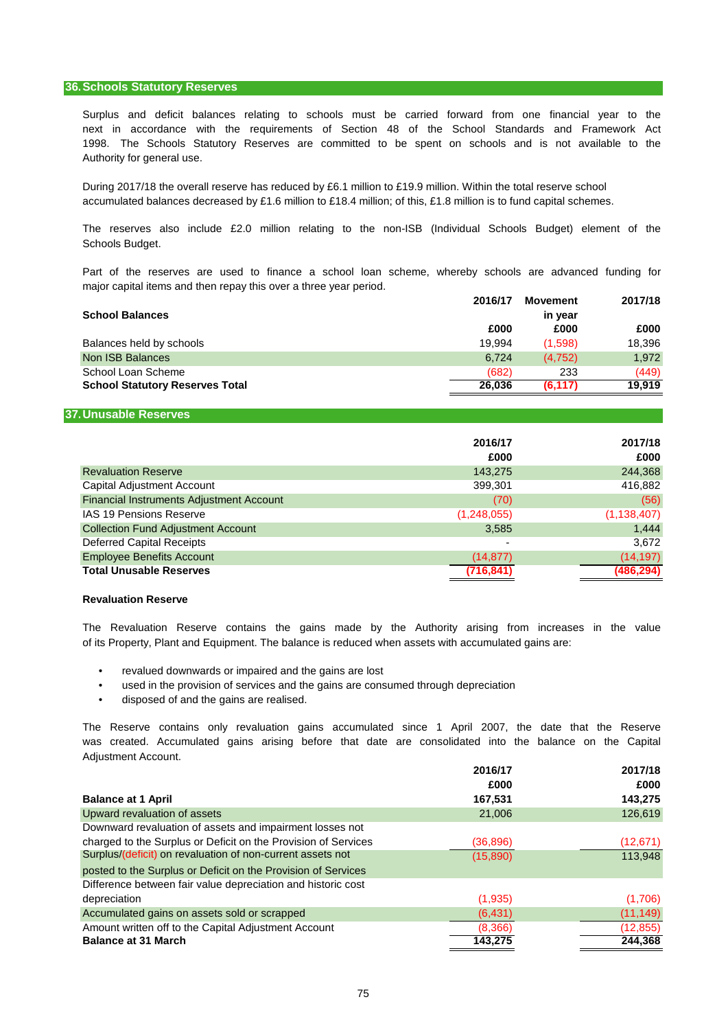## 36. Schools Statutory Reserves

Surplus and deficit balances relating to schools must be carried forward from one financial year to the next in accordance with the requirements of Section 48 of the School Standards and Framework Act 1998. The Schools Statutory Reserves are committed to be spent on schools and is not available to the Authority for general use.

During 2017/18 the overall reserve has reduced by £6.1 million to £19.9 million. Within the total reserve school accumulated balances decreased by £1.6 million to £18.4 million; of this, £1.8 million is to fund capital schemes.

The reserves also include £2.0 million relating to the non-ISB (Individual Schools Budget) element of the Schools Budget.

Part of the reserves are used to finance a school loan scheme, whereby schools are advanced funding for major capital items and then repay this over a three year period.

| **School Balances** | **2016/17** £000 | **Movement in year** £000 | **2017/18** £000 |
|---|---|---|---|
| Balances held by schools | 19,994 | (1,598) | 18,396 |
| Non ISB Balances | 6,724 | (4,752) | 1,972 |
| School Loan Scheme | (682) | 233 | (449) |
| **School Statutory Reserves Total** | **26,036** | **(6,117)** | **19,919** |

## 37. Unusable Reserves

| | **2016/17** £000 | **2017/18** £000 |
|---|---|---|
| Revaluation Reserve | 143,275 | 244,368 |
| Capital Adjustment Account | 399,301 | 416,882 |
| Financial Instruments Adjustment Account | (70) | (56) |
| IAS 19 Pensions Reserve | (1,248,055) | (1,138,407) |
| Collection Fund Adjustment Account | 3,585 | 1,444 |
| Deferred Capital Receipts | - | 3,672 |
| Employee Benefits Account | (14,877) | (14,197) |
| **Total Unusable Reserves** | **(716,841)** | **(486,294)** |

**Revaluation Reserve**

The Revaluation Reserve contains the gains made by the Authority arising from increases in the value of its Property, Plant and Equipment. The balance is reduced when assets with accumulated gains are:

- revalued downwards or impaired and the gains are lost
- used in the provision of services and the gains are consumed through depreciation
- disposed of and the gains are realised.

The Reserve contains only revaluation gains accumulated since 1 April 2007, the date that the Reserve was created. Accumulated gains arising before that date are consolidated into the balance on the Capital Adjustment Account.

| | **2016/17** £000 | **2017/18** £000 |
|---|---|---|
| **Balance at 1 April** | **167,531** | **143,275** |
| Upward revaluation of assets | 21,006 | 126,619 |
| Downward revaluation of assets and impairment losses not charged to the Surplus or Deficit on the Provision of Services | (36,896) | (12,671) |
| Surplus/(deficit) on revaluation of non-current assets not posted to the Surplus or Deficit on the Provision of Services | (15,890) | 113,948 |
| Difference between fair value depreciation and historic cost depreciation | (1,935) | (1,706) |
| Accumulated gains on assets sold or scrapped | (6,431) | (11,149) |
| Amount written off to the Capital Adjustment Account | (8,366) | (12,855) |
| **Balance at 31 March** | **143,275** | **244,368** |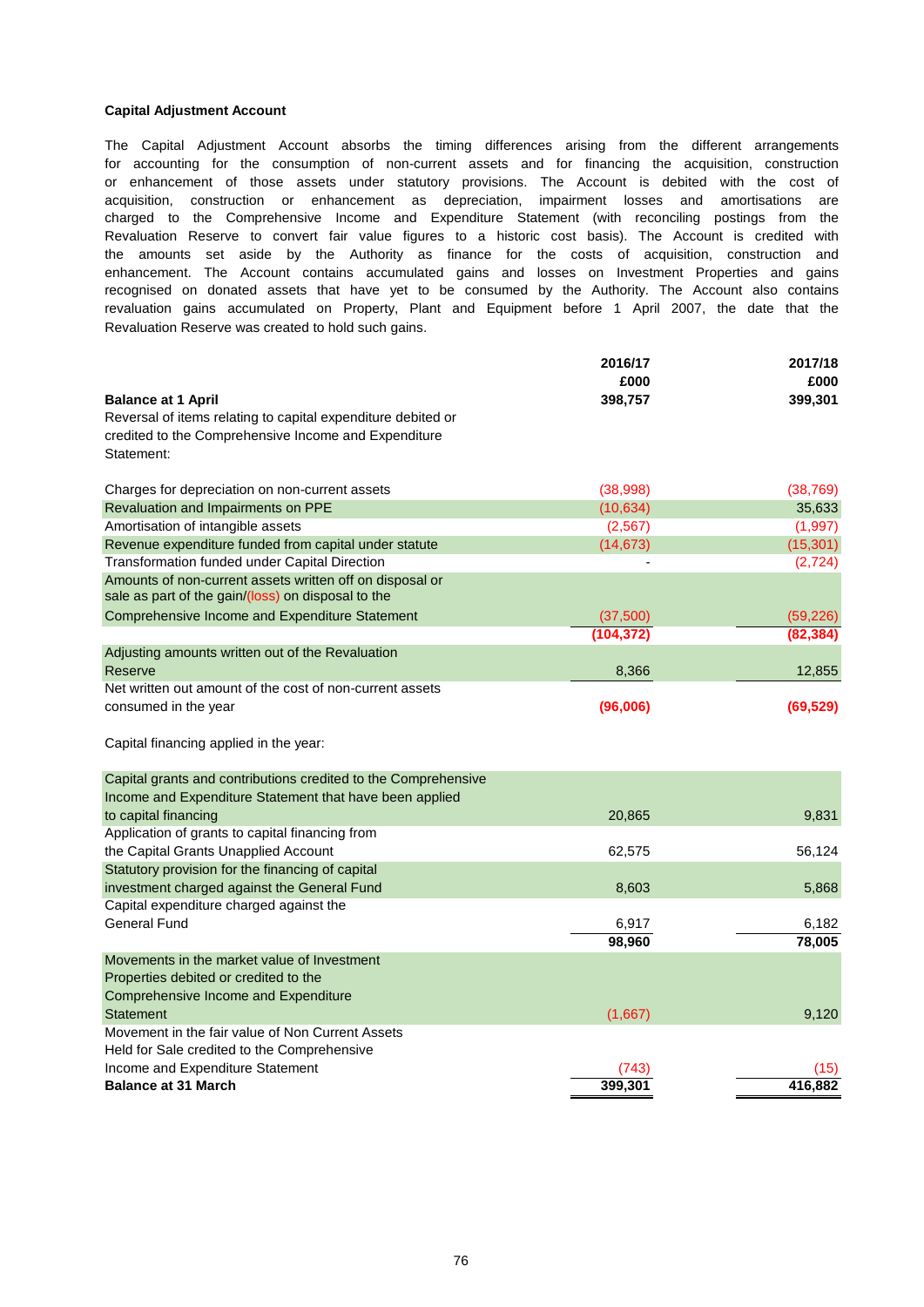**Capital Adjustment Account**

The Capital Adjustment Account absorbs the timing differences arising from the different arrangements for accounting for the consumption of non-current assets and for financing the acquisition, construction or enhancement of those assets under statutory provisions. The Account is debited with the cost of acquisition, construction or enhancement as depreciation, impairment losses and amortisations are charged to the Comprehensive Income and Expenditure Statement (with reconciling postings from the Revaluation Reserve to convert fair value figures to a historic cost basis). The Account is credited with the amounts set aside by the Authority as finance for the costs of acquisition, construction and enhancement. The Account contains accumulated gains and losses on Investment Properties and gains recognised on donated assets that have yet to be consumed by the Authority. The Account also contains revaluation gains accumulated on Property, Plant and Equipment before 1 April 2007, the date that the Revaluation Reserve was created to hold such gains.

| | 2016/17 £000 | 2017/18 £000 |
|---|---|---|
| **Balance at 1 April** | **398,757** | **399,301** |
| Reversal of items relating to capital expenditure debited or credited to the Comprehensive Income and Expenditure Statement: | | |
| Charges for depreciation on non-current assets | (38,998) | (38,769) |
| Revaluation and Impairments on PPE | (10,634) | 35,633 |
| Amortisation of intangible assets | (2,567) | (1,997) |
| Revenue expenditure funded from capital under statute | (14,673) | (15,301) |
| Transformation funded under Capital Direction | - | (2,724) |
| Amounts of non-current assets written off on disposal or sale as part of the gain/(loss) on disposal to the Comprehensive Income and Expenditure Statement | (37,500) | (59,226) |
| | **(104,372)** | **(82,384)** |
| Adjusting amounts written out of the Revaluation Reserve | 8,366 | 12,855 |
| Net written out amount of the cost of non-current assets consumed in the year | **(96,006)** | **(69,529)** |
| Capital financing applied in the year: | | |
| Capital grants and contributions credited to the Comprehensive Income and Expenditure Statement that have been applied to capital financing | 20,865 | 9,831 |
| Application of grants to capital financing from the Capital Grants Unapplied Account | 62,575 | 56,124 |
| Statutory provision for the financing of capital investment charged against the General Fund | 8,603 | 5,868 |
| Capital expenditure charged against the General Fund | 6,917 | 6,182 |
| | **98,960** | **78,005** |
| Movements in the market value of Investment Properties debited or credited to the Comprehensive Income and Expenditure Statement | (1,667) | 9,120 |
| Movement in the fair value of Non Current Assets Held for Sale credited to the Comprehensive Income and Expenditure Statement | (743) | (15) |
| **Balance at 31 March** | **399,301** | **416,882** |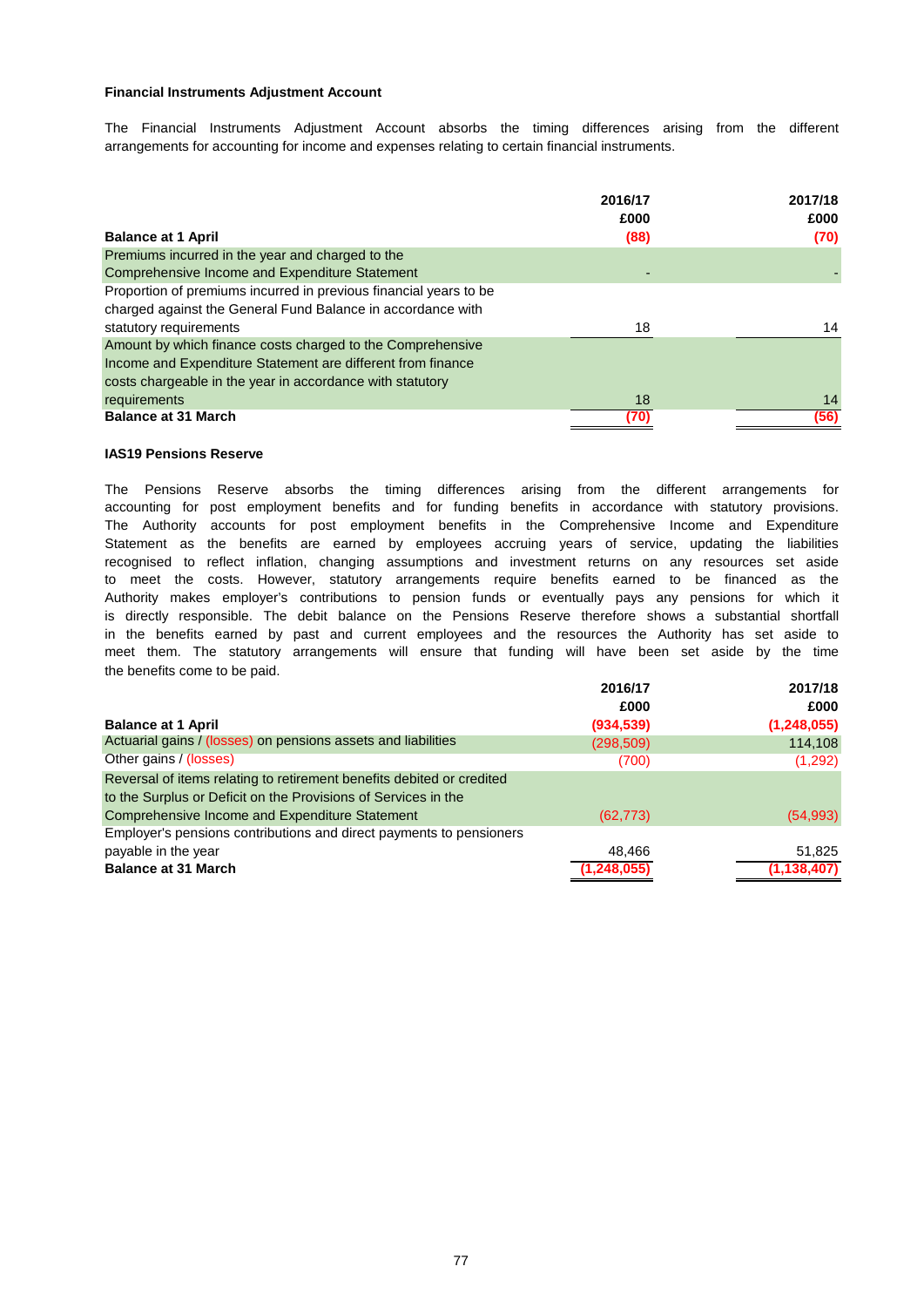### Financial Instruments Adjustment Account

The Financial Instruments Adjustment Account absorbs the timing differences arising from the different arrangements for accounting for income and expenses relating to certain financial instruments.

| | 2016/17 £000 | 2017/18 £000 |
|---|---|---|
| **Balance at 1 April** | **(88)** | **(70)** |
| Premiums incurred in the year and charged to the Comprehensive Income and Expenditure Statement | - | - |
| Proportion of premiums incurred in previous financial years to be charged against the General Fund Balance in accordance with statutory requirements | 18 | 14 |
| Amount by which finance costs charged to the Comprehensive Income and Expenditure Statement are different from finance costs chargeable in the year in accordance with statutory requirements | 18 | 14 |
| **Balance at 31 March** | **(70)** | **(56)** |

### IAS19 Pensions Reserve

The Pensions Reserve absorbs the timing differences arising from the different arrangements for accounting for post employment benefits and for funding benefits in accordance with statutory provisions. The Authority accounts for post employment benefits in the Comprehensive Income and Expenditure Statement as the benefits are earned by employees accruing years of service, updating the liabilities recognised to reflect inflation, changing assumptions and investment returns on any resources set aside to meet the costs. However, statutory arrangements require benefits earned to be financed as the Authority makes employer's contributions to pension funds or eventually pays any pensions for which it is directly responsible. The debit balance on the Pensions Reserve therefore shows a substantial shortfall in the benefits earned by past and current employees and the resources the Authority has set aside to meet them. The statutory arrangements will ensure that funding will have been set aside by the time the benefits come to be paid.

| | 2016/17 £000 | 2017/18 £000 |
|---|---|---|
| **Balance at 1 April** | **(934,539)** | **(1,248,055)** |
| Actuarial gains / (losses) on pensions assets and liabilities | (298,509) | 114,108 |
| Other gains / (losses) | (700) | (1,292) |
| Reversal of items relating to retirement benefits debited or credited to the Surplus or Deficit on the Provisions of Services in the Comprehensive Income and Expenditure Statement | (62,773) | (54,993) |
| Employer's pensions contributions and direct payments to pensioners payable in the year | 48,466 | 51,825 |
| **Balance at 31 March** | **(1,248,055)** | **(1,138,407)** |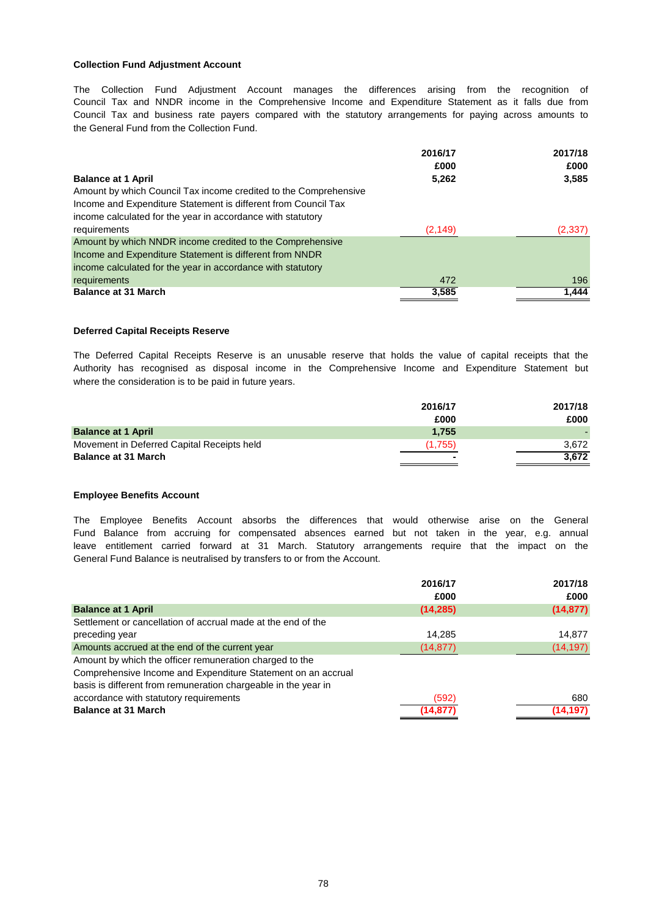### Collection Fund Adjustment Account

The Collection Fund Adjustment Account manages the differences arising from the recognition of Council Tax and NNDR income in the Comprehensive Income and Expenditure Statement as it falls due from Council Tax and business rate payers compared with the statutory arrangements for paying across amounts to the General Fund from the Collection Fund.

| | 2016/17 | 2017/18 |
|---|---|---|
| | £000 | £000 |
| **Balance at 1 April** | **5,262** | **3,585** |
| Amount by which Council Tax income credited to the Comprehensive Income and Expenditure Statement is different from Council Tax income calculated for the year in accordance with statutory requirements | (2,149) | (2,337) |
| Amount by which NNDR income credited to the Comprehensive Income and Expenditure Statement is different from NNDR income calculated for the year in accordance with statutory requirements | 472 | 196 |
| **Balance at 31 March** | **3,585** | **1,444** |

### Deferred Capital Receipts Reserve

The Deferred Capital Receipts Reserve is an unusable reserve that holds the value of capital receipts that the Authority has recognised as disposal income in the Comprehensive Income and Expenditure Statement but where the consideration is to be paid in future years.

| | 2016/17 | 2017/18 |
|---|---|---|
| | £000 | £000 |
| **Balance at 1 April** | **1,755** | **-** |
| Movement in Deferred Capital Receipts held | (1,755) | 3,672 |
| **Balance at 31 March** | **-** | **3,672** |

### Employee Benefits Account

The Employee Benefits Account absorbs the differences that would otherwise arise on the General Fund Balance from accruing for compensated absences earned but not taken in the year, e.g. annual leave entitlement carried forward at 31 March. Statutory arrangements require that the impact on the General Fund Balance is neutralised by transfers to or from the Account.

| | 2016/17 | 2017/18 |
|---|---|---|
| | £000 | £000 |
| **Balance at 1 April** | **(14,285)** | **(14,877)** |
| Settlement or cancellation of accrual made at the end of the preceding year | 14,285 | 14,877 |
| Amounts accrued at the end of the current year | (14,877) | (14,197) |
| Amount by which the officer remuneration charged to the Comprehensive Income and Expenditure Statement on an accrual basis is different from remuneration chargeable in the year in accordance with statutory requirements | (592) | 680 |
| **Balance at 31 March** | **(14,877)** | **(14,197)** |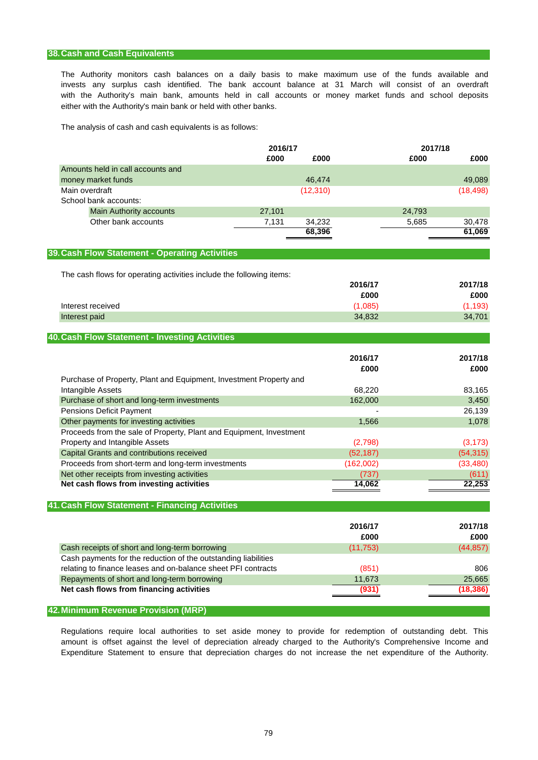## 38. Cash and Cash Equivalents

The Authority monitors cash balances on a daily basis to make maximum use of the funds available and invests any surplus cash identified. The bank account balance at 31 March will consist of an overdraft with the Authority's main bank, amounts held in call accounts or money market funds and school deposits either with the Authority's main bank or held with other banks.

The analysis of cash and cash equivalents is as follows:

| | 2016/17 | | 2017/18 | |
|---|---|---|---|---|
| | £000 | £000 | £000 | £000 |
| Amounts held in call accounts and money market funds | | 46,474 | | 49,089 |
| Main overdraft | | (12,310) | | (18,498) |
| School bank accounts: | | | | |
| Main Authority accounts | 27,101 | | 24,793 | |
| Other bank accounts | 7,131 | 34,232 | 5,685 | 30,478 |
| | | **68,396** | | **61,069** |

## 39. Cash Flow Statement - Operating Activities

The cash flows for operating activities include the following items:

| | 2016/17 | 2017/18 |
|---|---|---|
| | £000 | £000 |
| Interest received | (1,085) | (1,193) |
| Interest paid | 34,832 | 34,701 |

## 40. Cash Flow Statement - Investing Activities

| | 2016/17 | 2017/18 |
|---|---|---|
| | £000 | £000 |
| Purchase of Property, Plant and Equipment, Investment Property and Intangible Assets | 68,220 | 83,165 |
| Purchase of short and long-term investments | 162,000 | 3,450 |
| Pensions Deficit Payment | - | 26,139 |
| Other payments for investing activities | 1,566 | 1,078 |
| Proceeds from the sale of Property, Plant and Equipment, Investment Property and Intangible Assets | (2,798) | (3,173) |
| Capital Grants and contributions received | (52,187) | (54,315) |
| Proceeds from short-term and long-term investments | (162,002) | (33,480) |
| Net other receipts from investing activities | (737) | (611) |
| **Net cash flows from investing activities** | **14,062** | **22,253** |

## 41. Cash Flow Statement - Financing Activities

| | 2016/17 | 2017/18 |
|---|---|---|
| | £000 | £000 |
| Cash receipts of short and long-term borrowing | (11,753) | (44,857) |
| Cash payments for the reduction of the outstanding liabilities relating to finance leases and on-balance sheet PFI contracts | (851) | 806 |
| Repayments of short and long-term borrowing | 11,673 | 25,665 |
| **Net cash flows from financing activities** | **(931)** | **(18,386)** |

## 42. Minimum Revenue Provision (MRP)

Regulations require local authorities to set aside money to provide for redemption of outstanding debt. This amount is offset against the level of depreciation already charged to the Authority's Comprehensive Income and Expenditure Statement to ensure that depreciation charges do not increase the net expenditure of the Authority.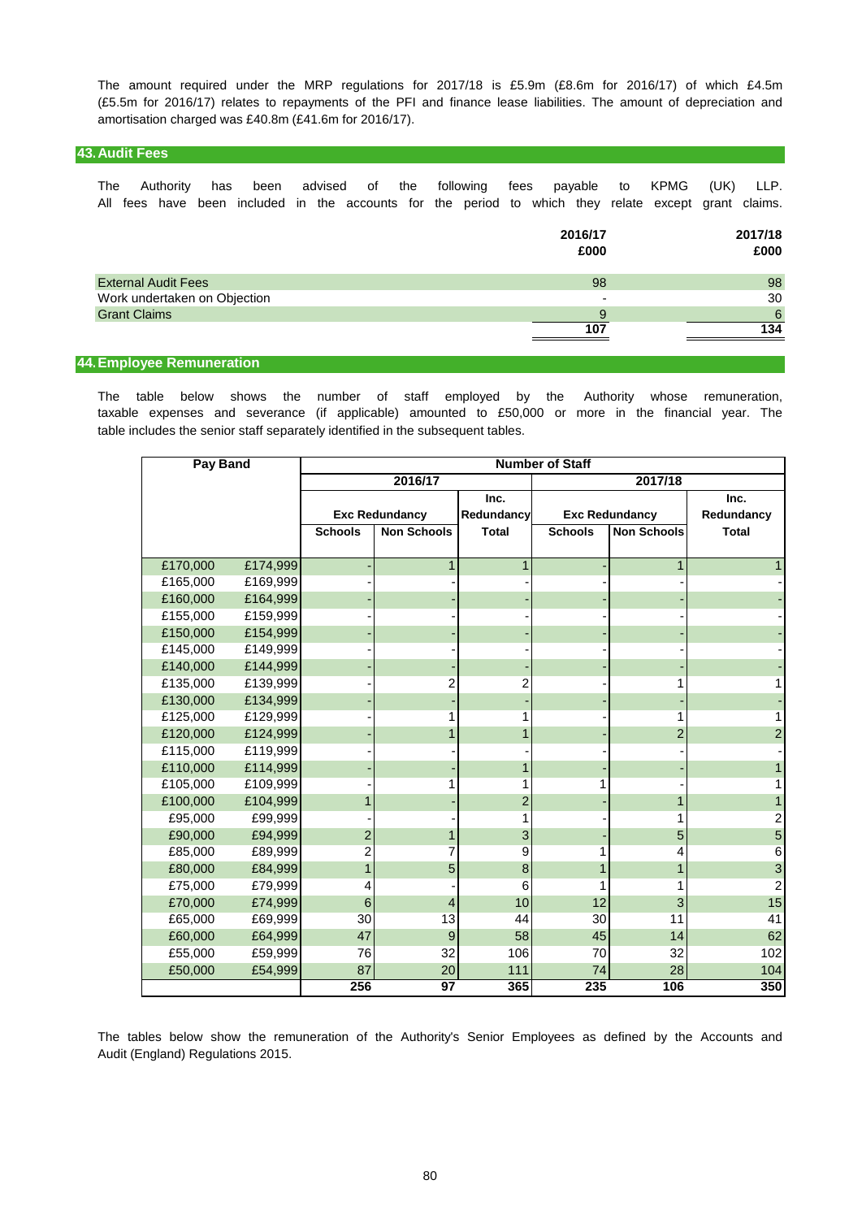The amount required under the MRP regulations for 2017/18 is £5.9m (£8.6m for 2016/17) of which £4.5m (£5.5m for 2016/17) relates to repayments of the PFI and finance lease liabilities. The amount of depreciation and amortisation charged was £40.8m (£41.6m for 2016/17).

## 43. Audit Fees

The Authority has been advised of the following fees payable to KPMG (UK) LLP. All fees have been included in the accounts for the period to which they relate except grant claims.

| | 2016/17 £000 | 2017/18 £000 |
|---|---|---|
| External Audit Fees | 98 | 98 |
| Work undertaken on Objection | - | 30 |
| Grant Claims | 9 | 6 |
| | 107 | 134 |

## 44. Employee Remuneration

The table below shows the number of staff employed by the Authority whose remuneration, taxable expenses and severance (if applicable) amounted to £50,000 or more in the financial year. The table includes the senior staff separately identified in the subsequent tables.

| Pay Band | | Number of Staff | | | | | |
|---|---|---|---|---|---|---|---|
| | | 2016/17 | | | 2017/18 | | |
| | | Exc Redundancy | | Inc. Redundancy | Exc Redundancy | | Inc. Redundancy |
| | | Schools | Non Schools | Total | Schools | Non Schools | Total |
| £170,000 | £174,999 | - | 1 | 1 | - | 1 | 1 |
| £165,000 | £169,999 | - | - | - | - | - | - |
| £160,000 | £164,999 | - | - | - | - | - | - |
| £155,000 | £159,999 | - | - | - | - | - | - |
| £150,000 | £154,999 | - | - | - | - | - | - |
| £145,000 | £149,999 | - | - | - | - | - | - |
| £140,000 | £144,999 | - | - | - | - | - | - |
| £135,000 | £139,999 | - | 2 | 2 | - | 1 | 1 |
| £130,000 | £134,999 | - | - | - | - | - | - |
| £125,000 | £129,999 | - | 1 | 1 | - | 1 | 1 |
| £120,000 | £124,999 | - | 1 | 1 | - | 2 | 2 |
| £115,000 | £119,999 | - | - | - | - | - | - |
| £110,000 | £114,999 | - | - | 1 | - | - | 1 |
| £105,000 | £109,999 | - | 1 | 1 | 1 | - | 1 |
| £100,000 | £104,999 | 1 | - | 2 | - | 1 | 1 |
| £95,000 | £99,999 | - | - | 1 | - | 1 | 2 |
| £90,000 | £94,999 | 2 | 1 | 3 | - | 5 | 5 |
| £85,000 | £89,999 | 2 | 7 | 9 | 1 | 4 | 6 |
| £80,000 | £84,999 | 1 | 5 | 8 | 1 | 1 | 3 |
| £75,000 | £79,999 | 4 | - | 6 | 1 | 1 | 2 |
| £70,000 | £74,999 | 6 | 4 | 10 | 12 | 3 | 15 |
| £65,000 | £69,999 | 30 | 13 | 44 | 30 | 11 | 41 |
| £60,000 | £64,999 | 47 | 9 | 58 | 45 | 14 | 62 |
| £55,000 | £59,999 | 76 | 32 | 106 | 70 | 32 | 102 |
| £50,000 | £54,999 | 87 | 20 | 111 | 74 | 28 | 104 |
| | | 256 | 97 | 365 | 235 | 106 | 350 |

The tables below show the remuneration of the Authority's Senior Employees as defined by the Accounts and Audit (England) Regulations 2015.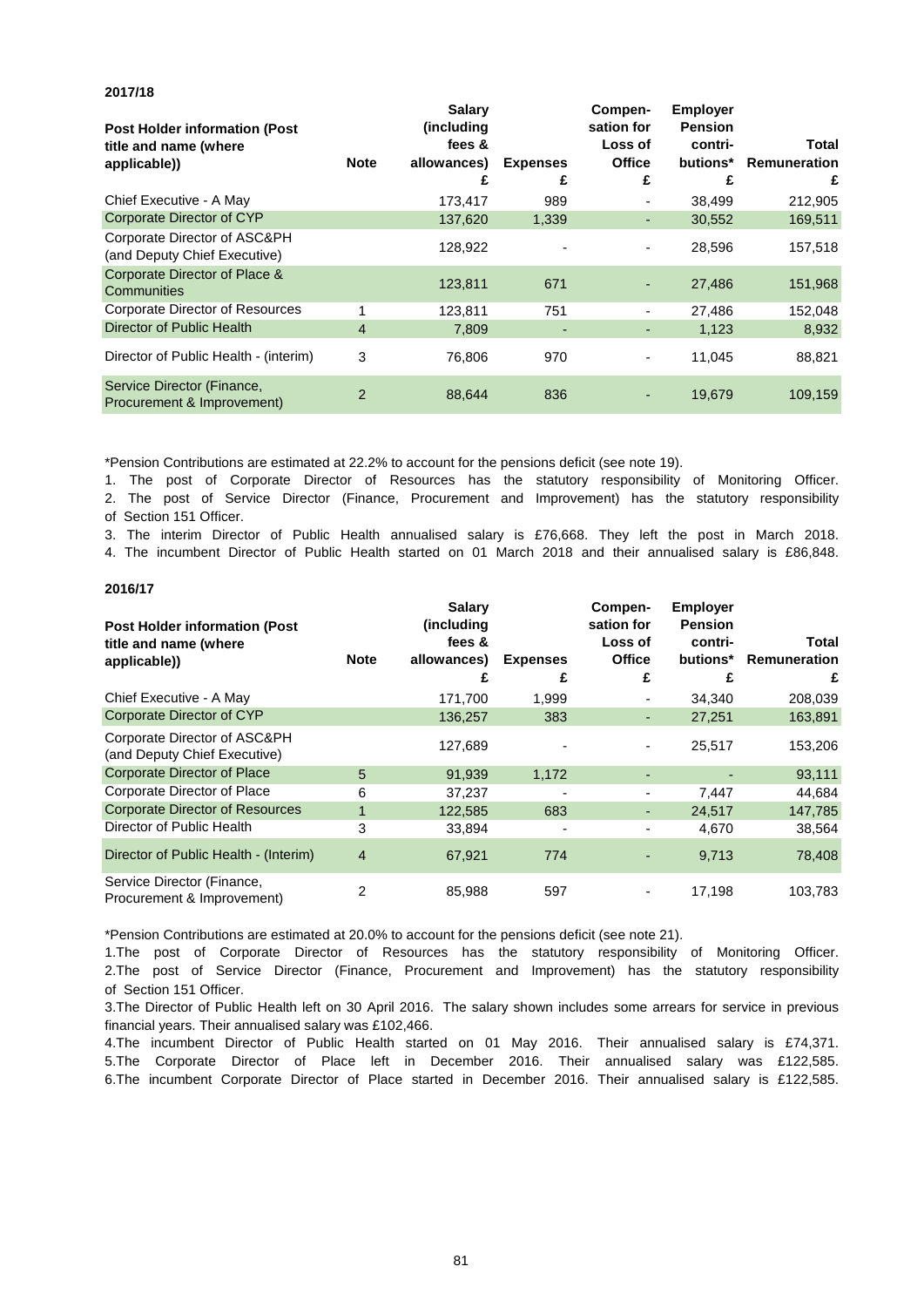**2017/18**

| Post Holder information (Post title and name (where applicable)) | Note | Salary (including fees & allowances) £ | Expenses £ | Compen-sation for Loss of Office £ | Employer Pension contri-butions* £ | Total Remuneration £ |
|---|---|---|---|---|---|---|
| Chief Executive - A May | | 173,417 | 989 | - | 38,499 | 212,905 |
| Corporate Director of CYP | | 137,620 | 1,339 | - | 30,552 | 169,511 |
| Corporate Director of ASC&PH (and Deputy Chief Executive) | | 128,922 | - | - | 28,596 | 157,518 |
| Corporate Director of Place & Communities | | 123,811 | 671 | - | 27,486 | 151,968 |
| Corporate Director of Resources | 1 | 123,811 | 751 | - | 27,486 | 152,048 |
| Director of Public Health | 4 | 7,809 | - | - | 1,123 | 8,932 |
| Director of Public Health - (interim) | 3 | 76,806 | 970 | - | 11,045 | 88,821 |
| Service Director (Finance, Procurement & Improvement) | 2 | 88,644 | 836 | - | 19,679 | 109,159 |

*Pension Contributions are estimated at 22.2% to account for the pensions deficit (see note 19).

1. The post of Corporate Director of Resources has the statutory responsibility of Monitoring Officer.
2. The post of Service Director (Finance, Procurement and Improvement) has the statutory responsibility of Section 151 Officer.
3. The interim Director of Public Health annualised salary is £76,668. They left the post in March 2018.
4. The incumbent Director of Public Health started on 01 March 2018 and their annualised salary is £86,848.

**2016/17**

| Post Holder information (Post title and name (where applicable)) | Note | Salary (including fees & allowances) £ | Expenses £ | Compen-sation for Loss of Office £ | Employer Pension contri-butions* £ | Total Remuneration £ |
|---|---|---|---|---|---|---|
| Chief Executive - A May | | 171,700 | 1,999 | - | 34,340 | 208,039 |
| Corporate Director of CYP | | 136,257 | 383 | - | 27,251 | 163,891 |
| Corporate Director of ASC&PH (and Deputy Chief Executive) | | 127,689 | - | - | 25,517 | 153,206 |
| Corporate Director of Place | 5 | 91,939 | 1,172 | - | - | 93,111 |
| Corporate Director of Place | 6 | 37,237 | - | - | 7,447 | 44,684 |
| Corporate Director of Resources | 1 | 122,585 | 683 | - | 24,517 | 147,785 |
| Director of Public Health | 3 | 33,894 | - | - | 4,670 | 38,564 |
| Director of Public Health - (Interim) | 4 | 67,921 | 774 | - | 9,713 | 78,408 |
| Service Director (Finance, Procurement & Improvement) | 2 | 85,988 | 597 | - | 17,198 | 103,783 |

*Pension Contributions are estimated at 20.0% to account for the pensions deficit (see note 21).

1. The post of Corporate Director of Resources has the statutory responsibility of Monitoring Officer.
2. The post of Service Director (Finance, Procurement and Improvement) has the statutory responsibility of Section 151 Officer.
3. The Director of Public Health left on 30 April 2016. The salary shown includes some arrears for service in previous financial years. Their annualised salary was £102,466.
4. The incumbent Director of Public Health started on 01 May 2016. Their annualised salary is £74,371.
5. The Corporate Director of Place left in December 2016. Their annualised salary was £122,585.
6. The incumbent Corporate Director of Place started in December 2016. Their annualised salary is £122,585.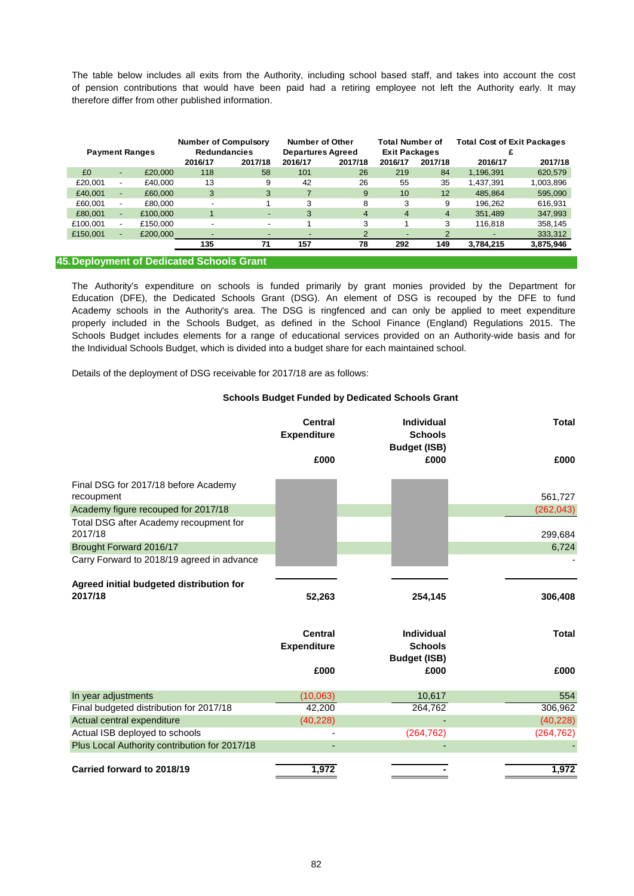The table below includes all exits from the Authority, including school based staff, and takes into account the cost of pension contributions that would have been paid had a retiring employee not left the Authority early. It may therefore differ from other published information.

| Payment Ranges | Number of Compulsory Redundancies | | Number of Other Departures Agreed | | Total Number of Exit Packages | | Total Cost of Exit Packages £ | |
|---|---|---|---|---|---|---|---|---|
| | 2016/17 | 2017/18 | 2016/17 | 2017/18 | 2016/17 | 2017/18 | 2016/17 | 2017/18 |
| £0 - £20,000 | 118 | 58 | 101 | 26 | 219 | 84 | 1,196,391 | 620,579 |
| £20,001 - £40,000 | 13 | 9 | 42 | 26 | 55 | 35 | 1,437,391 | 1,003,896 |
| £40,001 - £60,000 | 3 | 3 | 7 | 9 | 10 | 12 | 485,864 | 595,090 |
| £60,001 - £80,000 | - | 1 | 3 | 8 | 3 | 9 | 196,262 | 616,931 |
| £80,001 - £100,000 | 1 | - | 3 | 4 | 4 | 4 | 351,489 | 347,993 |
| £100,001 - £150,000 | - | - | 1 | 3 | 1 | 3 | 116,818 | 358,145 |
| £150,001 - £200,000 | - | - | - | 2 | - | 2 | - | 333,312 |
| | 135 | 71 | 157 | 78 | 292 | 149 | 3,784,215 | 3,875,946 |

## 45. Deployment of Dedicated Schools Grant

The Authority's expenditure on schools is funded primarily by grant monies provided by the Department for Education (DFE), the Dedicated Schools Grant (DSG). An element of DSG is recouped by the DFE to fund Academy schools in the Authority's area. The DSG is ringfenced and can only be applied to meet expenditure properly included in the Schools Budget, as defined in the School Finance (England) Regulations 2015. The Schools Budget includes elements for a range of educational services provided on an Authority-wide basis and for the Individual Schools Budget, which is divided into a budget share for each maintained school.

Details of the deployment of DSG receivable for 2017/18 are as follows:

**Schools Budget Funded by Dedicated Schools Grant**

| | Central Expenditure £000 | Individual Schools Budget (ISB) £000 | Total £000 |
|---|---|---|---|
| Final DSG for 2017/18 before Academy recoupment | | | 561,727 |
| Academy figure recouped for 2017/18 | | | (262,043) |
| Total DSG after Academy recoupment for 2017/18 | | | 299,684 |
| Brought Forward 2016/17 | | | 6,724 |
| Carry Forward to 2018/19 agreed in advance | | | - |
| **Agreed initial budgeted distribution for 2017/18** | **52,263** | **254,145** | **306,408** |

| | Central Expenditure £000 | Individual Schools Budget (ISB) £000 | Total £000 |
|---|---|---|---|
| In year adjustments | (10,063) | 10,617 | 554 |
| Final budgeted distribution for 2017/18 | 42,200 | 264,762 | 306,962 |
| Actual central expenditure | (40,228) | - | (40,228) |
| Actual ISB deployed to schools | - | (264,762) | (264,762) |
| Plus Local Authority contribution for 2017/18 | - | - | - |
| **Carried forward to 2018/19** | **1,972** | **-** | **1,972** |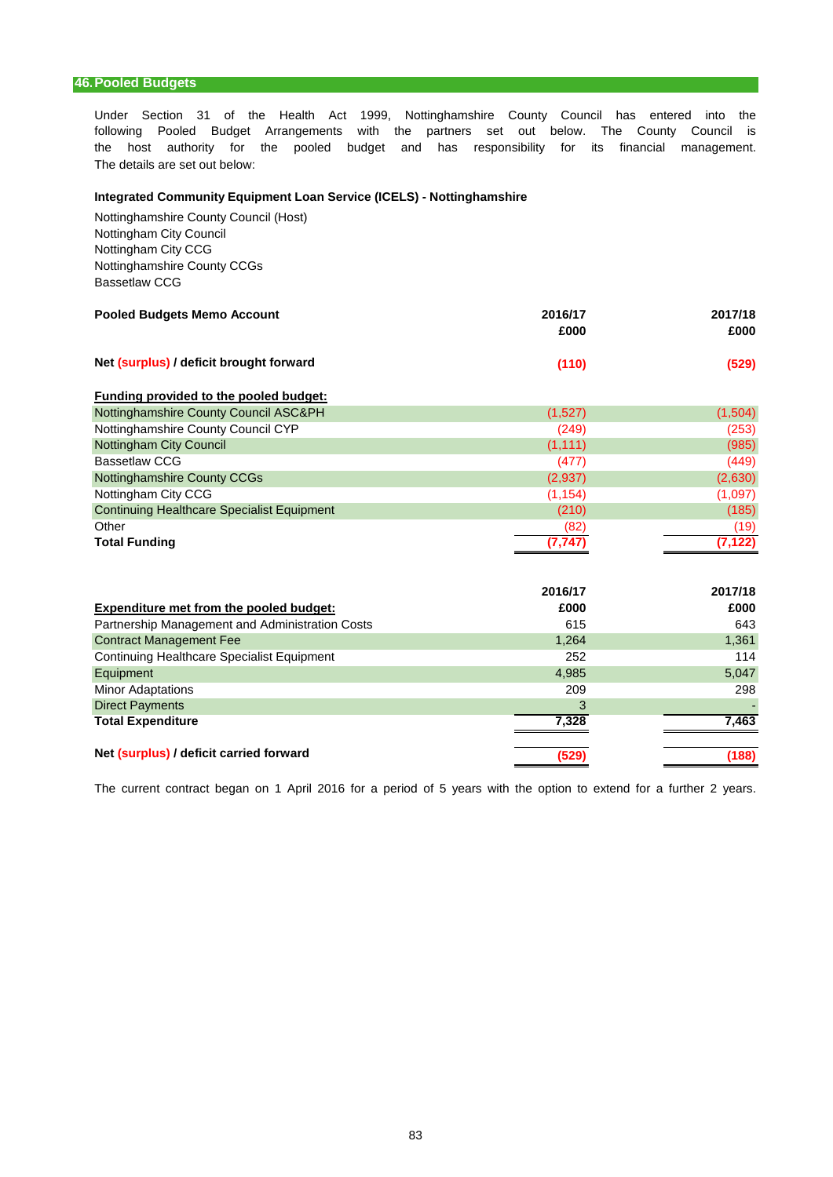## 46. Pooled Budgets

Under Section 31 of the Health Act 1999, Nottinghamshire County Council has entered into the following Pooled Budget Arrangements with the partners set out below. The County Council is the host authority for the pooled budget and has responsibility for its financial management. The details are set out below:

**Integrated Community Equipment Loan Service (ICELS) - Nottinghamshire**

Nottinghamshire County Council (Host)
Nottingham City Council
Nottingham City CCG
Nottinghamshire County CCGs
Bassetlaw CCG

| **Pooled Budgets Memo Account** | **2016/17 £000** | **2017/18 £000** |
|---|---|---|
| **Net (surplus) / deficit brought forward** | **(110)** | **(529)** |
| **Funding provided to the pooled budget:** | | |
| Nottinghamshire County Council ASC&PH | (1,527) | (1,504) |
| Nottinghamshire County Council CYP | (249) | (253) |
| Nottingham City Council | (1,111) | (985) |
| Bassetlaw CCG | (477) | (449) |
| Nottinghamshire County CCGs | (2,937) | (2,630) |
| Nottingham City CCG | (1,154) | (1,097) |
| Continuing Healthcare Specialist Equipment | (210) | (185) |
| Other | (82) | (19) |
| **Total Funding** | **(7,747)** | **(7,122)** |

| **Expenditure met from the pooled budget:** | **2016/17 £000** | **2017/18 £000** |
|---|---|---|
| Partnership Management and Administration Costs | 615 | 643 |
| Contract Management Fee | 1,264 | 1,361 |
| Continuing Healthcare Specialist Equipment | 252 | 114 |
| Equipment | 4,985 | 5,047 |
| Minor Adaptations | 209 | 298 |
| Direct Payments | 3 | - |
| **Total Expenditure** | **7,328** | **7,463** |
| **Net (surplus) / deficit carried forward** | **(529)** | **(188)** |

The current contract began on 1 April 2016 for a period of 5 years with the option to extend for a further 2 years.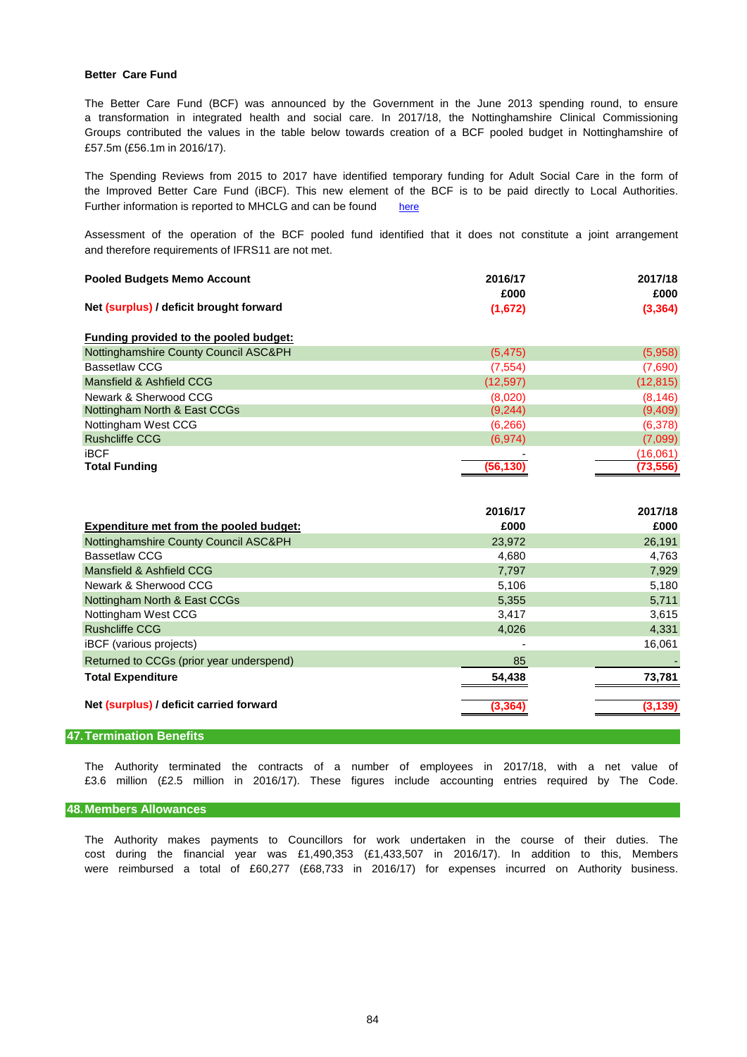**Better Care Fund**

The Better Care Fund (BCF) was announced by the Government in the June 2013 spending round, to ensure a transformation in integrated health and social care. In 2017/18, the Nottinghamshire Clinical Commissioning Groups contributed the values in the table below towards creation of a BCF pooled budget in Nottinghamshire of £57.5m (£56.1m in 2016/17).

The Spending Reviews from 2015 to 2017 have identified temporary funding for Adult Social Care in the form of the Improved Better Care Fund (iBCF). This new element of the BCF is to be paid directly to Local Authorities. Further information is reported to MHCLG and can be found here

Assessment of the operation of the BCF pooled fund identified that it does not constitute a joint arrangement and therefore requirements of IFRS11 are not met.

| **Pooled Budgets Memo Account** | **2016/17 £000** | **2017/18 £000** |
|---|---|---|
| **Net (surplus) / deficit brought forward** | **(1,672)** | **(3,364)** |
| | | |
| **Funding provided to the pooled budget:** | | |
| Nottinghamshire County Council ASC&PH | (5,475) | (5,958) |
| Bassetlaw CCG | (7,554) | (7,690) |
| Mansfield & Ashfield CCG | (12,597) | (12,815) |
| Newark & Sherwood CCG | (8,020) | (8,146) |
| Nottingham North & East CCGs | (9,244) | (9,409) |
| Nottingham West CCG | (6,266) | (6,378) |
| Rushcliffe CCG | (6,974) | (7,099) |
| iBCF | - | (16,061) |
| **Total Funding** | **(56,130)** | **(73,556)** |

| **Expenditure met from the pooled budget:** | **2016/17 £000** | **2017/18 £000** |
|---|---|---|
| Nottinghamshire County Council ASC&PH | 23,972 | 26,191 |
| Bassetlaw CCG | 4,680 | 4,763 |
| Mansfield & Ashfield CCG | 7,797 | 7,929 |
| Newark & Sherwood CCG | 5,106 | 5,180 |
| Nottingham North & East CCGs | 5,355 | 5,711 |
| Nottingham West CCG | 3,417 | 3,615 |
| Rushcliffe CCG | 4,026 | 4,331 |
| iBCF (various projects) | - | 16,061 |
| Returned to CCGs (prior year underspend) | 85 | - |
| **Total Expenditure** | **54,438** | **73,781** |
| | | |
| **Net (surplus) / deficit carried forward** | **(3,364)** | **(3,139)** |

## 47. Termination Benefits

The Authority terminated the contracts of a number of employees in 2017/18, with a net value of £3.6 million (£2.5 million in 2016/17). These figures include accounting entries required by The Code.

## 48. Members Allowances

The Authority makes payments to Councillors for work undertaken in the course of their duties. The cost during the financial year was £1,490,353 (£1,433,507 in 2016/17). In addition to this, Members were reimbursed a total of £60,277 (£68,733 in 2016/17) for expenses incurred on Authority business.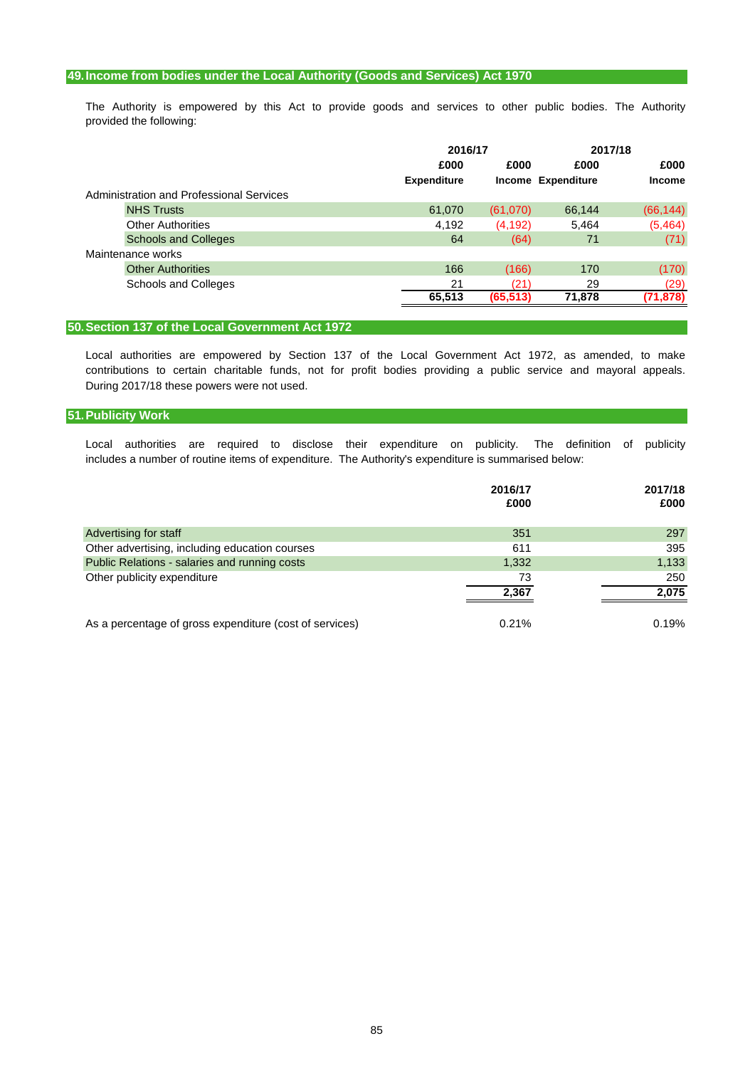## 49. Income from bodies under the Local Authority (Goods and Services) Act 1970

The Authority is empowered by this Act to provide goods and services to other public bodies. The Authority provided the following:

| | 2016/17 | | 2017/18 | |
|---|---|---|---|---|
| | £000 | £000 | £000 | £000 |
| | Expenditure | Income | Expenditure | Income |
| Administration and Professional Services | | | | |
| NHS Trusts | 61,070 | (61,070) | 66,144 | (66,144) |
| Other Authorities | 4,192 | (4,192) | 5,464 | (5,464) |
| Schools and Colleges | 64 | (64) | 71 | (71) |
| Maintenance works | | | | |
| Other Authorities | 166 | (166) | 170 | (170) |
| Schools and Colleges | 21 | (21) | 29 | (29) |
| | **65,513** | **(65,513)** | **71,878** | **(71,878)** |

## 50. Section 137 of the Local Government Act 1972

Local authorities are empowered by Section 137 of the Local Government Act 1972, as amended, to make contributions to certain charitable funds, not for profit bodies providing a public service and mayoral appeals. During 2017/18 these powers were not used.

## 51. Publicity Work

Local authorities are required to disclose their expenditure on publicity. The definition of publicity includes a number of routine items of expenditure. The Authority's expenditure is summarised below:

| | 2016/17 £000 | 2017/18 £000 |
|---|---|---|
| Advertising for staff | 351 | 297 |
| Other advertising, including education courses | 611 | 395 |
| Public Relations - salaries and running costs | 1,332 | 1,133 |
| Other publicity expenditure | 73 | 250 |
| | **2,367** | **2,075** |
| As a percentage of gross expenditure (cost of services) | 0.21% | 0.19% |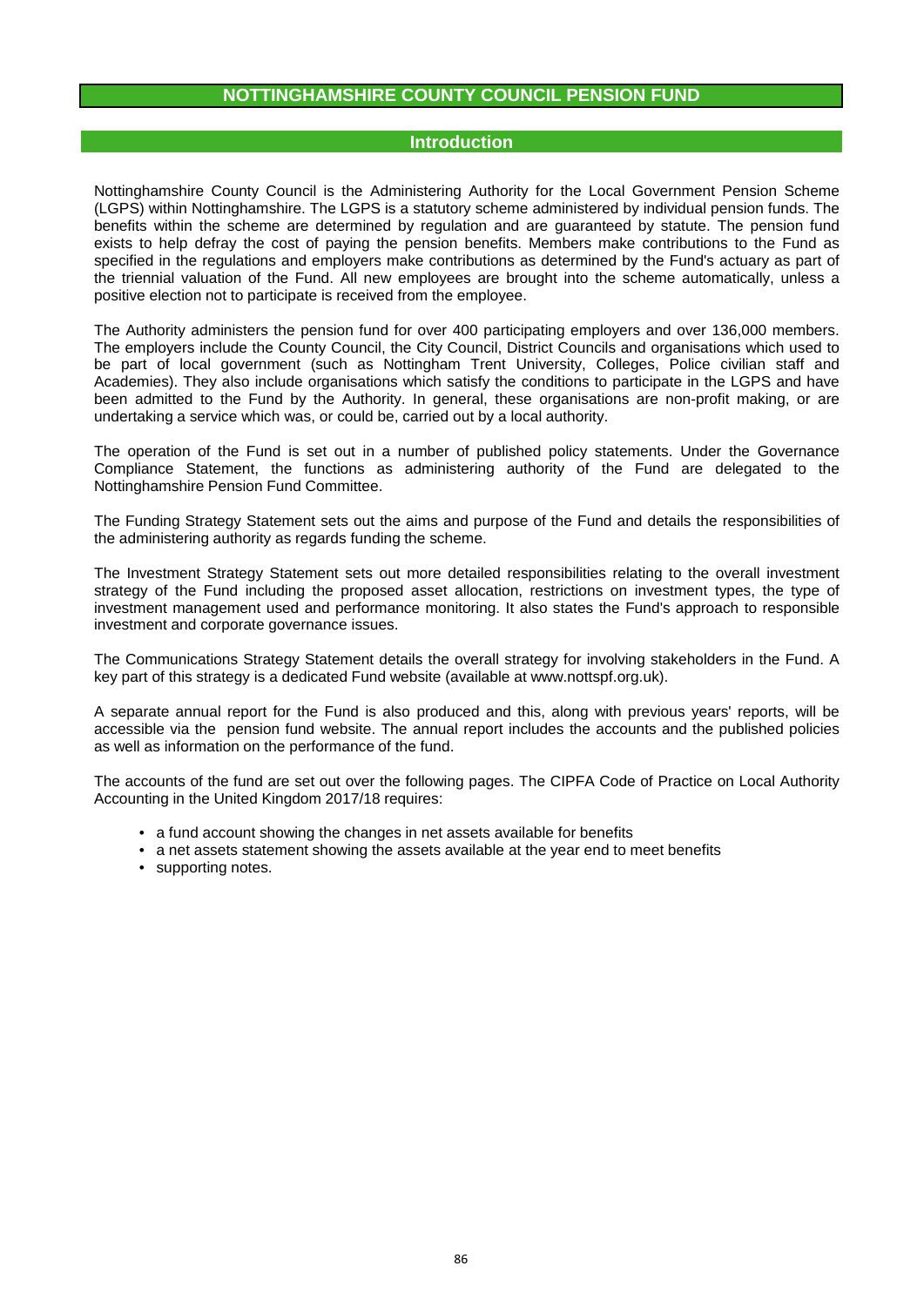# NOTTINGHAMSHIRE COUNTY COUNCIL PENSION FUND

## Introduction

Nottinghamshire County Council is the Administering Authority for the Local Government Pension Scheme (LGPS) within Nottinghamshire. The LGPS is a statutory scheme administered by individual pension funds. The benefits within the scheme are determined by regulation and are guaranteed by statute. The pension fund exists to help defray the cost of paying the pension benefits. Members make contributions to the Fund as specified in the regulations and employers make contributions as determined by the Fund's actuary as part of the triennial valuation of the Fund. All new employees are brought into the scheme automatically, unless a positive election not to participate is received from the employee.

The Authority administers the pension fund for over 400 participating employers and over 136,000 members. The employers include the County Council, the City Council, District Councils and organisations which used to be part of local government (such as Nottingham Trent University, Colleges, Police civilian staff and Academies). They also include organisations which satisfy the conditions to participate in the LGPS and have been admitted to the Fund by the Authority. In general, these organisations are non-profit making, or are undertaking a service which was, or could be, carried out by a local authority.

The operation of the Fund is set out in a number of published policy statements. Under the Governance Compliance Statement, the functions as administering authority of the Fund are delegated to the Nottinghamshire Pension Fund Committee.

The Funding Strategy Statement sets out the aims and purpose of the Fund and details the responsibilities of the administering authority as regards funding the scheme.

The Investment Strategy Statement sets out more detailed responsibilities relating to the overall investment strategy of the Fund including the proposed asset allocation, restrictions on investment types, the type of investment management used and performance monitoring. It also states the Fund's approach to responsible investment and corporate governance issues.

The Communications Strategy Statement details the overall strategy for involving stakeholders in the Fund. A key part of this strategy is a dedicated Fund website (available at www.nottspf.org.uk).

A separate annual report for the Fund is also produced and this, along with previous years' reports, will be accessible via the pension fund website. The annual report includes the accounts and the published policies as well as information on the performance of the fund.

The accounts of the fund are set out over the following pages. The CIPFA Code of Practice on Local Authority Accounting in the United Kingdom 2017/18 requires:

- a fund account showing the changes in net assets available for benefits
- a net assets statement showing the assets available at the year end to meet benefits
- supporting notes.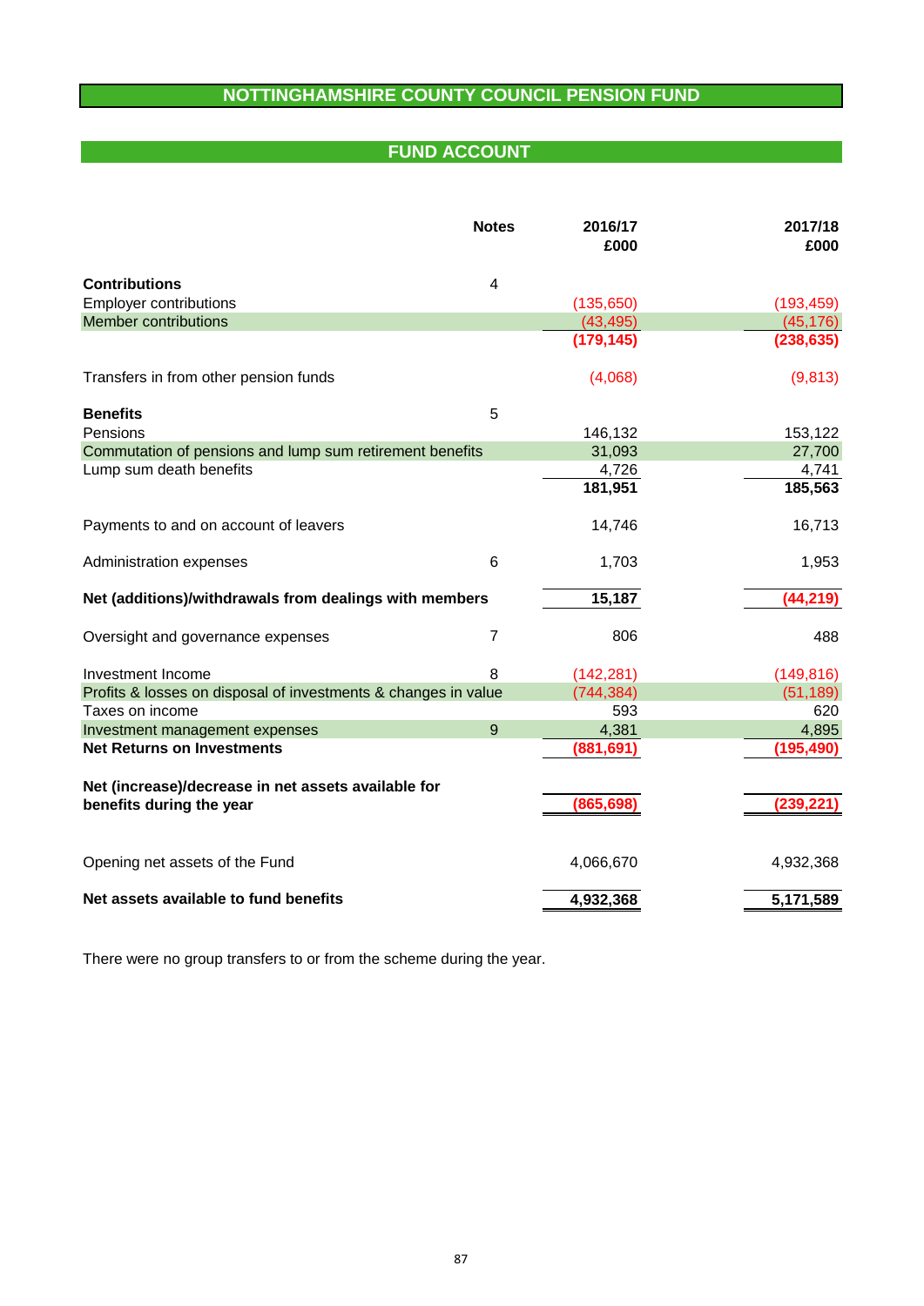# NOTTINGHAMSHIRE COUNTY COUNCIL PENSION FUND

## FUND ACCOUNT

| | Notes | 2016/17 £000 | 2017/18 £000 |
|---|---|---|---|
| **Contributions** | 4 | | |
| Employer contributions | | (135,650) | (193,459) |
| Member contributions | | (43,495) | (45,176) |
| | | **(179,145)** | **(238,635)** |
| Transfers in from other pension funds | | (4,068) | (9,813) |
| **Benefits** | 5 | | |
| Pensions | | 146,132 | 153,122 |
| Commutation of pensions and lump sum retirement benefits | | 31,093 | 27,700 |
| Lump sum death benefits | | 4,726 | 4,741 |
| | | **181,951** | **185,563** |
| Payments to and on account of leavers | | 14,746 | 16,713 |
| Administration expenses | 6 | 1,703 | 1,953 |
| **Net (additions)/withdrawals from dealings with members** | | **15,187** | **(44,219)** |
| Oversight and governance expenses | 7 | 806 | 488 |
| Investment Income | 8 | (142,281) | (149,816) |
| Profits & losses on disposal of investments & changes in value | | (744,384) | (51,189) |
| Taxes on income | | 593 | 620 |
| Investment management expenses | 9 | 4,381 | 4,895 |
| **Net Returns on Investments** | | **(881,691)** | **(195,490)** |
| **Net (increase)/decrease in net assets available for benefits during the year** | | **(865,698)** | **(239,221)** |
| Opening net assets of the Fund | | 4,066,670 | 4,932,368 |
| **Net assets available to fund benefits** | | **4,932,368** | **5,171,589** |

There were no group transfers to or from the scheme during the year.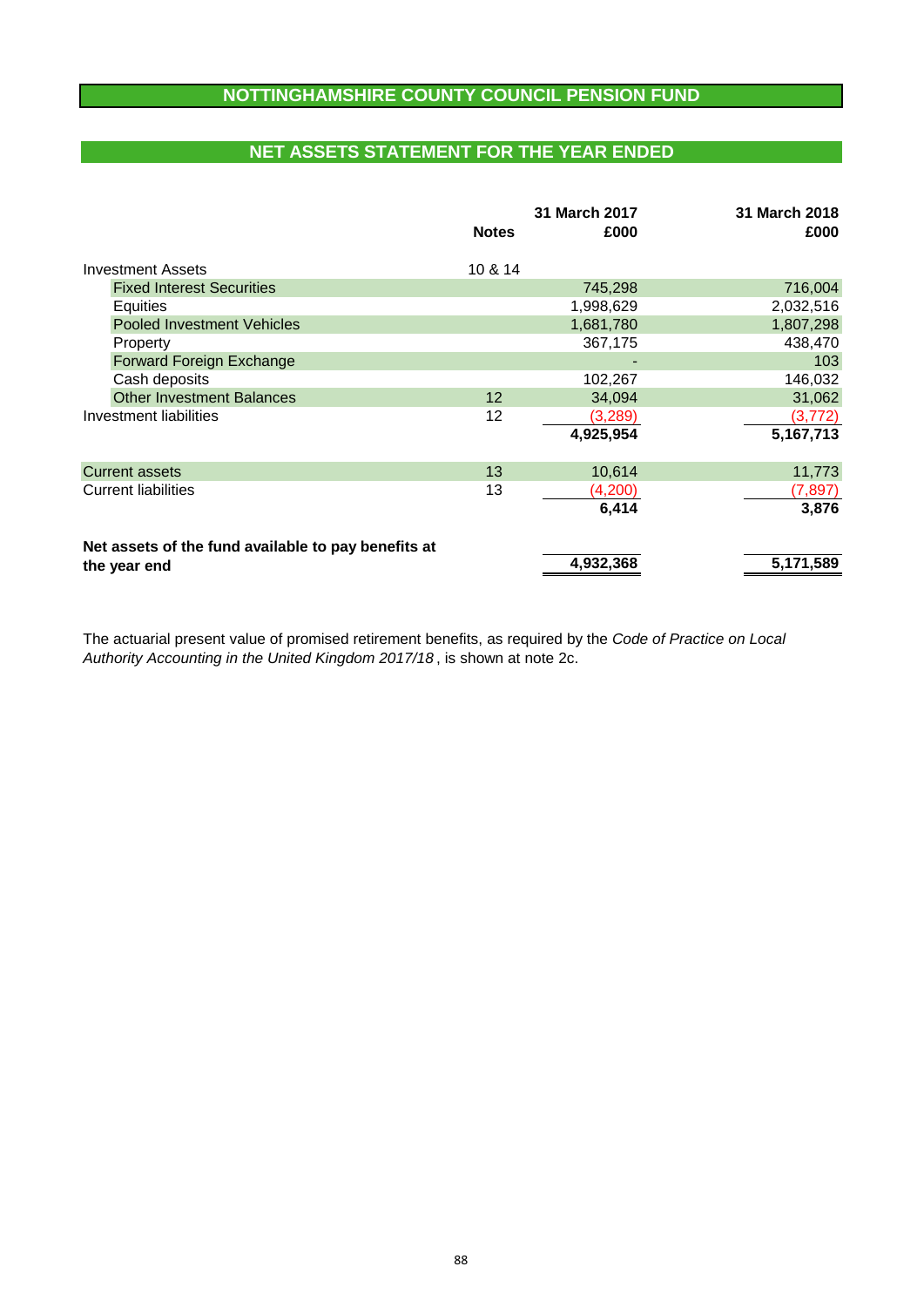# NOTTINGHAMSHIRE COUNTY COUNCIL PENSION FUND

## NET ASSETS STATEMENT FOR THE YEAR ENDED

| | Notes | 31 March 2017 £000 | 31 March 2018 £000 |
|---|---|---|---|
| Investment Assets | 10 & 14 | | |
| Fixed Interest Securities | | 745,298 | 716,004 |
| Equities | | 1,998,629 | 2,032,516 |
| Pooled Investment Vehicles | | 1,681,780 | 1,807,298 |
| Property | | 367,175 | 438,470 |
| Forward Foreign Exchange | | - | 103 |
| Cash deposits | | 102,267 | 146,032 |
| Other Investment Balances | 12 | 34,094 | 31,062 |
| Investment liabilities | 12 | (3,289) | (3,772) |
| | | **4,925,954** | **5,167,713** |
| Current assets | 13 | 10,614 | 11,773 |
| Current liabilities | 13 | (4,200) | (7,897) |
| | | **6,414** | **3,876** |
| **Net assets of the fund available to pay benefits at the year end** | | **4,932,368** | **5,171,589** |

The actuarial present value of promised retirement benefits, as required by the *Code of Practice on Local Authority Accounting in the United Kingdom 2017/18*, is shown at note 2c.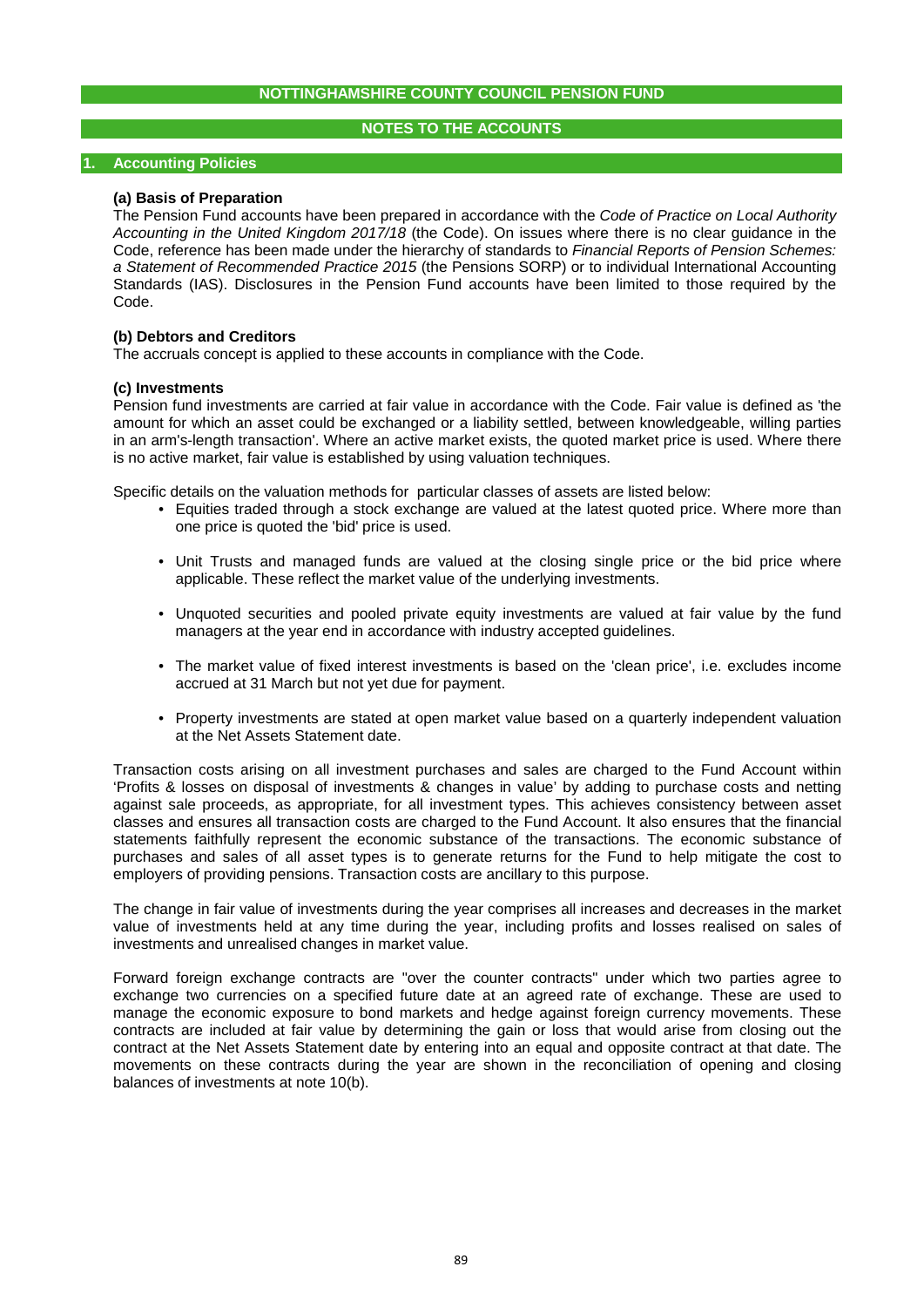# NOTTINGHAMSHIRE COUNTY COUNCIL PENSION FUND

## NOTES TO THE ACCOUNTS

### 1. Accounting Policies

**(a) Basis of Preparation**

The Pension Fund accounts have been prepared in accordance with the *Code of Practice on Local Authority Accounting in the United Kingdom 2017/18* (the Code). On issues where there is no clear guidance in the Code, reference has been made under the hierarchy of standards to *Financial Reports of Pension Schemes: a Statement of Recommended Practice 2015* (the Pensions SORP) or to individual International Accounting Standards (IAS). Disclosures in the Pension Fund accounts have been limited to those required by the Code.

**(b) Debtors and Creditors**

The accruals concept is applied to these accounts in compliance with the Code.

**(c) Investments**

Pension fund investments are carried at fair value in accordance with the Code. Fair value is defined as 'the amount for which an asset could be exchanged or a liability settled, between knowledgeable, willing parties in an arm's-length transaction'. Where an active market exists, the quoted market price is used. Where there is no active market, fair value is established by using valuation techniques.

Specific details on the valuation methods for particular classes of assets are listed below:

- Equities traded through a stock exchange are valued at the latest quoted price. Where more than one price is quoted the 'bid' price is used.
- Unit Trusts and managed funds are valued at the closing single price or the bid price where applicable. These reflect the market value of the underlying investments.
- Unquoted securities and pooled private equity investments are valued at fair value by the fund managers at the year end in accordance with industry accepted guidelines.
- The market value of fixed interest investments is based on the 'clean price', i.e. excludes income accrued at 31 March but not yet due for payment.
- Property investments are stated at open market value based on a quarterly independent valuation at the Net Assets Statement date.

Transaction costs arising on all investment purchases and sales are charged to the Fund Account within 'Profits & losses on disposal of investments & changes in value' by adding to purchase costs and netting against sale proceeds, as appropriate, for all investment types. This achieves consistency between asset classes and ensures all transaction costs are charged to the Fund Account. It also ensures that the financial statements faithfully represent the economic substance of the transactions. The economic substance of purchases and sales of all asset types is to generate returns for the Fund to help mitigate the cost to employers of providing pensions. Transaction costs are ancillary to this purpose.

The change in fair value of investments during the year comprises all increases and decreases in the market value of investments held at any time during the year, including profits and losses realised on sales of investments and unrealised changes in market value.

Forward foreign exchange contracts are "over the counter contracts" under which two parties agree to exchange two currencies on a specified future date at an agreed rate of exchange. These are used to manage the economic exposure to bond markets and hedge against foreign currency movements. These contracts are included at fair value by determining the gain or loss that would arise from closing out the contract at the Net Assets Statement date by entering into an equal and opposite contract at that date. The movements on these contracts during the year are shown in the reconciliation of opening and closing balances of investments at note 10(b).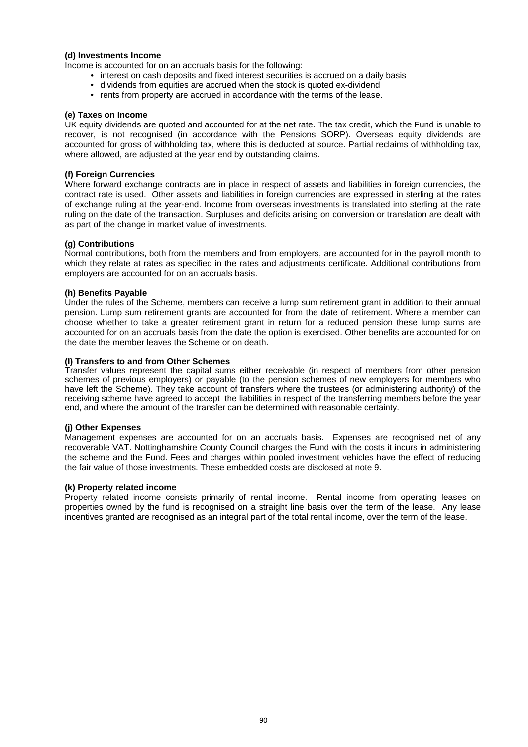**(d) Investments Income**

Income is accounted for on an accruals basis for the following:

- interest on cash deposits and fixed interest securities is accrued on a daily basis
- dividends from equities are accrued when the stock is quoted ex-dividend
- rents from property are accrued in accordance with the terms of the lease.

**(e) Taxes on Income**

UK equity dividends are quoted and accounted for at the net rate. The tax credit, which the Fund is unable to recover, is not recognised (in accordance with the Pensions SORP). Overseas equity dividends are accounted for gross of withholding tax, where this is deducted at source. Partial reclaims of withholding tax, where allowed, are adjusted at the year end by outstanding claims.

**(f) Foreign Currencies**

Where forward exchange contracts are in place in respect of assets and liabilities in foreign currencies, the contract rate is used. Other assets and liabilities in foreign currencies are expressed in sterling at the rates of exchange ruling at the year-end. Income from overseas investments is translated into sterling at the rate ruling on the date of the transaction. Surpluses and deficits arising on conversion or translation are dealt with as part of the change in market value of investments.

**(g) Contributions**

Normal contributions, both from the members and from employers, are accounted for in the payroll month to which they relate at rates as specified in the rates and adjustments certificate. Additional contributions from employers are accounted for on an accruals basis.

**(h) Benefits Payable**

Under the rules of the Scheme, members can receive a lump sum retirement grant in addition to their annual pension. Lump sum retirement grants are accounted for from the date of retirement. Where a member can choose whether to take a greater retirement grant in return for a reduced pension these lump sums are accounted for on an accruals basis from the date the option is exercised. Other benefits are accounted for on the date the member leaves the Scheme or on death.

**(I) Transfers to and from Other Schemes**

Transfer values represent the capital sums either receivable (in respect of members from other pension schemes of previous employers) or payable (to the pension schemes of new employers for members who have left the Scheme). They take account of transfers where the trustees (or administering authority) of the receiving scheme have agreed to accept the liabilities in respect of the transferring members before the year end, and where the amount of the transfer can be determined with reasonable certainty.

**(j) Other Expenses**

Management expenses are accounted for on an accruals basis. Expenses are recognised net of any recoverable VAT. Nottinghamshire County Council charges the Fund with the costs it incurs in administering the scheme and the Fund. Fees and charges within pooled investment vehicles have the effect of reducing the fair value of those investments. These embedded costs are disclosed at note 9.

**(k) Property related income**

Property related income consists primarily of rental income. Rental income from operating leases on properties owned by the fund is recognised on a straight line basis over the term of the lease. Any lease incentives granted are recognised as an integral part of the total rental income, over the term of the lease.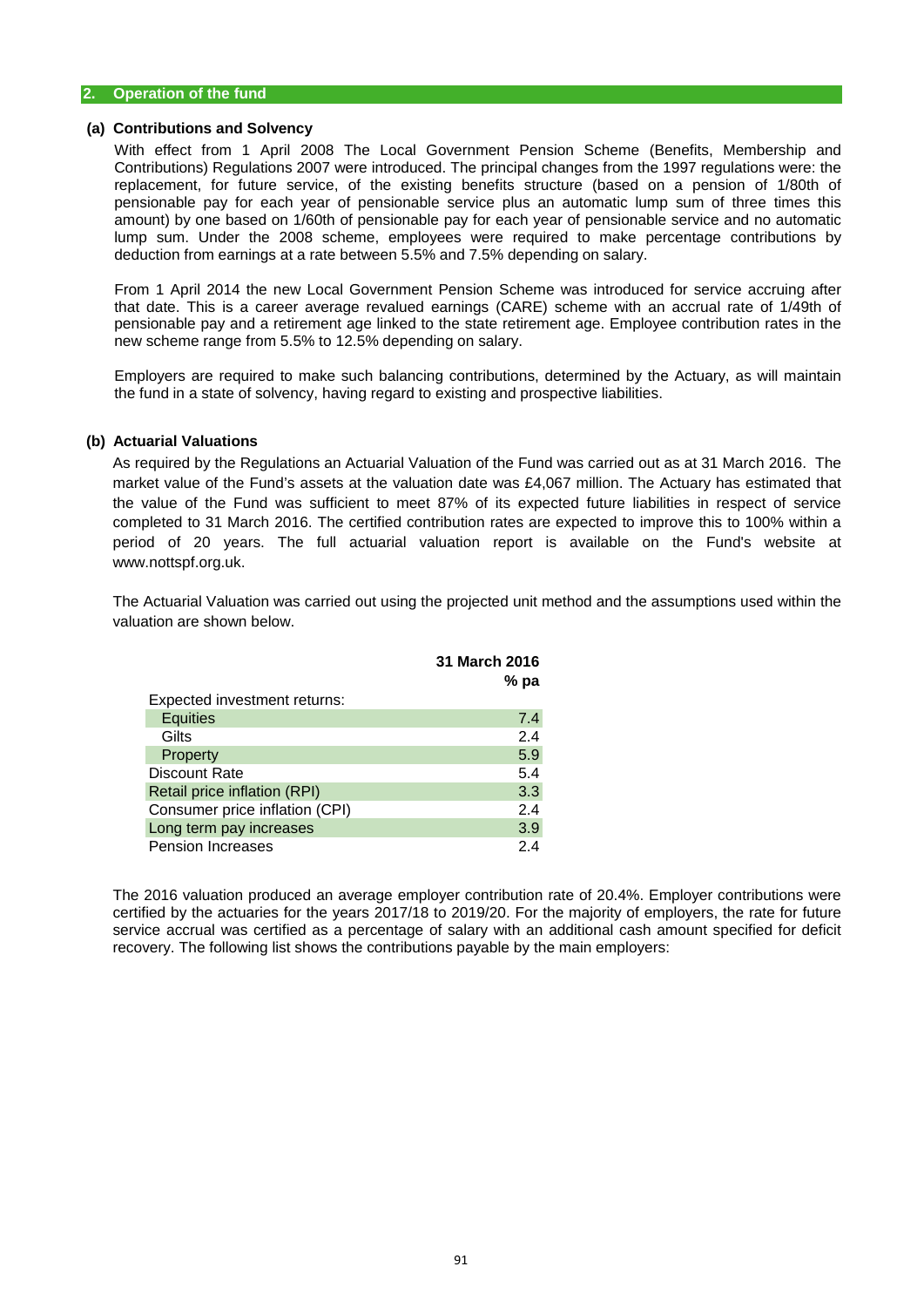## 2. Operation of the fund

### (a) Contributions and Solvency

With effect from 1 April 2008 The Local Government Pension Scheme (Benefits, Membership and Contributions) Regulations 2007 were introduced. The principal changes from the 1997 regulations were: the replacement, for future service, of the existing benefits structure (based on a pension of 1/80th of pensionable pay for each year of pensionable service plus an automatic lump sum of three times this amount) by one based on 1/60th of pensionable pay for each year of pensionable service and no automatic lump sum. Under the 2008 scheme, employees were required to make percentage contributions by deduction from earnings at a rate between 5.5% and 7.5% depending on salary.

From 1 April 2014 the new Local Government Pension Scheme was introduced for service accruing after that date. This is a career average revalued earnings (CARE) scheme with an accrual rate of 1/49th of pensionable pay and a retirement age linked to the state retirement age. Employee contribution rates in the new scheme range from 5.5% to 12.5% depending on salary.

Employers are required to make such balancing contributions, determined by the Actuary, as will maintain the fund in a state of solvency, having regard to existing and prospective liabilities.

### (b) Actuarial Valuations

As required by the Regulations an Actuarial Valuation of the Fund was carried out as at 31 March 2016. The market value of the Fund's assets at the valuation date was £4,067 million. The Actuary has estimated that the value of the Fund was sufficient to meet 87% of its expected future liabilities in respect of service completed to 31 March 2016. The certified contribution rates are expected to improve this to 100% within a period of 20 years. The full actuarial valuation report is available on the Fund's website at www.nottspf.org.uk.

The Actuarial Valuation was carried out using the projected unit method and the assumptions used within the valuation are shown below.

| | 31 March 2016 % pa |
|---|---|
| Expected investment returns: | |
| Equities | 7.4 |
| Gilts | 2.4 |
| Property | 5.9 |
| Discount Rate | 5.4 |
| Retail price inflation (RPI) | 3.3 |
| Consumer price inflation (CPI) | 2.4 |
| Long term pay increases | 3.9 |
| Pension Increases | 2.4 |

The 2016 valuation produced an average employer contribution rate of 20.4%. Employer contributions were certified by the actuaries for the years 2017/18 to 2019/20. For the majority of employers, the rate for future service accrual was certified as a percentage of salary with an additional cash amount specified for deficit recovery. The following list shows the contributions payable by the main employers: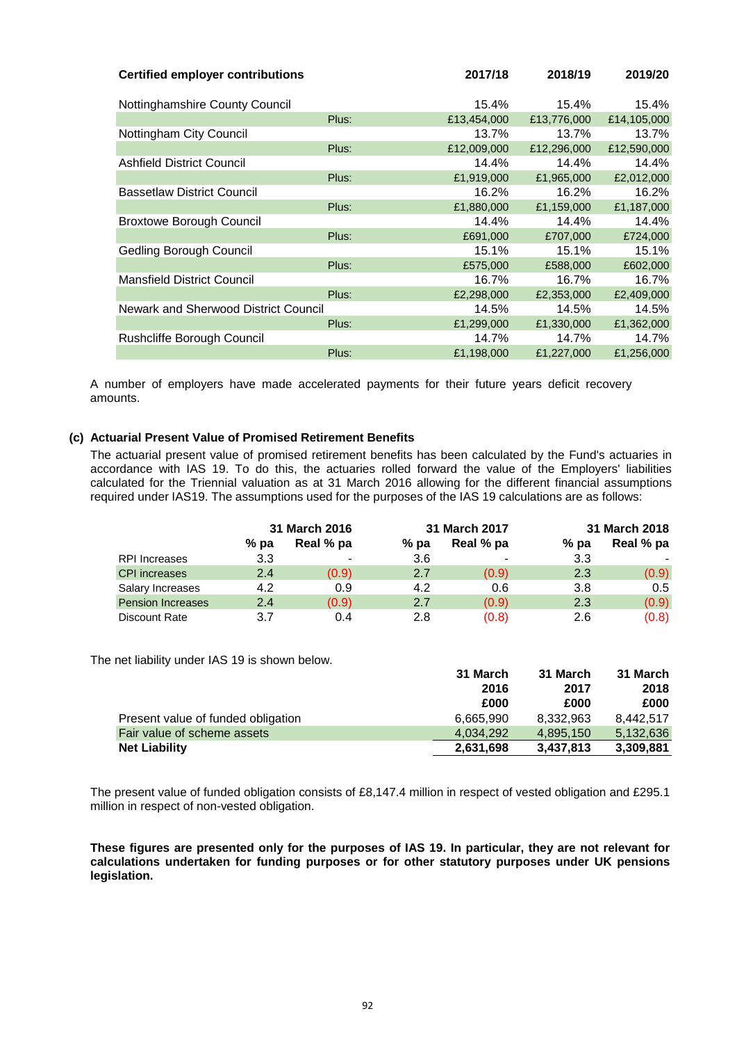| Certified employer contributions | | 2017/18 | 2018/19 | 2019/20 |
|---|---|---|---|---|
| Nottinghamshire County Council | | 15.4% | 15.4% | 15.4% |
| | Plus: | £13,454,000 | £13,776,000 | £14,105,000 |
| Nottingham City Council | | 13.7% | 13.7% | 13.7% |
| | Plus: | £12,009,000 | £12,296,000 | £12,590,000 |
| Ashfield District Council | | 14.4% | 14.4% | 14.4% |
| | Plus: | £1,919,000 | £1,965,000 | £2,012,000 |
| Bassetlaw District Council | | 16.2% | 16.2% | 16.2% |
| | Plus: | £1,880,000 | £1,159,000 | £1,187,000 |
| Broxtowe Borough Council | | 14.4% | 14.4% | 14.4% |
| | Plus: | £691,000 | £707,000 | £724,000 |
| Gedling Borough Council | | 15.1% | 15.1% | 15.1% |
| | Plus: | £575,000 | £588,000 | £602,000 |
| Mansfield District Council | | 16.7% | 16.7% | 16.7% |
| | Plus: | £2,298,000 | £2,353,000 | £2,409,000 |
| Newark and Sherwood District Council | | 14.5% | 14.5% | 14.5% |
| | Plus: | £1,299,000 | £1,330,000 | £1,362,000 |
| Rushcliffe Borough Council | | 14.7% | 14.7% | 14.7% |
| | Plus: | £1,198,000 | £1,227,000 | £1,256,000 |

A number of employers have made accelerated payments for their future years deficit recovery amounts.

### (c) Actuarial Present Value of Promised Retirement Benefits

The actuarial present value of promised retirement benefits has been calculated by the Fund's actuaries in accordance with IAS 19. To do this, the actuaries rolled forward the value of the Employers' liabilities calculated for the Triennial valuation as at 31 March 2016 allowing for the different financial assumptions required under IAS19. The assumptions used for the purposes of the IAS 19 calculations are as follows:

| | 31 March 2016 | | 31 March 2017 | | 31 March 2018 | |
|---|---|---|---|---|---|---|
| | % pa | Real % pa | % pa | Real % pa | % pa | Real % pa |
| RPI Increases | 3.3 | - | 3.6 | - | 3.3 | - |
| CPI increases | 2.4 | (0.9) | 2.7 | (0.9) | 2.3 | (0.9) |
| Salary Increases | 4.2 | 0.9 | 4.2 | 0.6 | 3.8 | 0.5 |
| Pension Increases | 2.4 | (0.9) | 2.7 | (0.9) | 2.3 | (0.9) |
| Discount Rate | 3.7 | 0.4 | 2.8 | (0.8) | 2.6 | (0.8) |

The net liability under IAS 19 is shown below.

| | 31 March 2016 £000 | 31 March 2017 £000 | 31 March 2018 £000 |
|---|---|---|---|
| Present value of funded obligation | 6,665,990 | 8,332,963 | 8,442,517 |
| Fair value of scheme assets | 4,034,292 | 4,895,150 | 5,132,636 |
| **Net Liability** | **2,631,698** | **3,437,813** | **3,309,881** |

The present value of funded obligation consists of £8,147.4 million in respect of vested obligation and £295.1 million in respect of non-vested obligation.

**These figures are presented only for the purposes of IAS 19. In particular, they are not relevant for calculations undertaken for funding purposes or for other statutory purposes under UK pensions legislation.**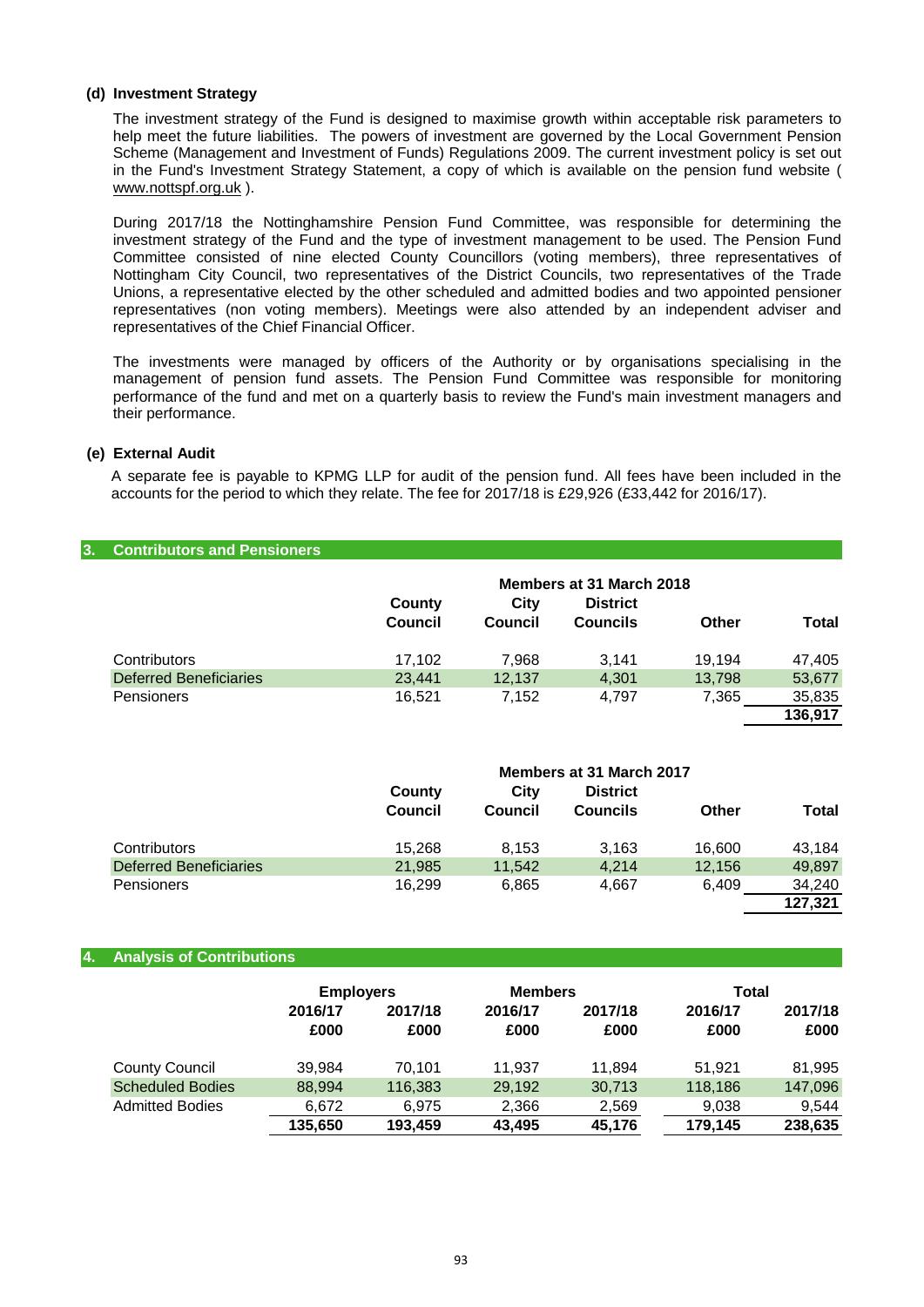### (d) Investment Strategy

The investment strategy of the Fund is designed to maximise growth within acceptable risk parameters to help meet the future liabilities. The powers of investment are governed by the Local Government Pension Scheme (Management and Investment of Funds) Regulations 2009. The current investment policy is set out in the Fund's Investment Strategy Statement, a copy of which is available on the pension fund website ( www.nottspf.org.uk ).

During 2017/18 the Nottinghamshire Pension Fund Committee, was responsible for determining the investment strategy of the Fund and the type of investment management to be used. The Pension Fund Committee consisted of nine elected County Councillors (voting members), three representatives of Nottingham City Council, two representatives of the District Councils, two representatives of the Trade Unions, a representative elected by the other scheduled and admitted bodies and two appointed pensioner representatives (non voting members). Meetings were also attended by an independent adviser and representatives of the Chief Financial Officer.

The investments were managed by officers of the Authority or by organisations specialising in the management of pension fund assets. The Pension Fund Committee was responsible for monitoring performance of the fund and met on a quarterly basis to review the Fund's main investment managers and their performance.

### (e) External Audit

A separate fee is payable to KPMG LLP for audit of the pension fund. All fees have been included in the accounts for the period to which they relate. The fee for 2017/18 is £29,926 (£33,442 for 2016/17).

## 3. Contributors and Pensioners

| | Members at 31 March 2018 | | | | |
|---|---|---|---|---|---|
| | County Council | City Council | District Councils | Other | Total |
| Contributors | 17,102 | 7,968 | 3,141 | 19,194 | 47,405 |
| Deferred Beneficiaries | 23,441 | 12,137 | 4,301 | 13,798 | 53,677 |
| Pensioners | 16,521 | 7,152 | 4,797 | 7,365 | 35,835 |
| | | | | | **136,917** |

| | Members at 31 March 2017 | | | | |
|---|---|---|---|---|---|
| | County Council | City Council | District Councils | Other | Total |
| Contributors | 15,268 | 8,153 | 3,163 | 16,600 | 43,184 |
| Deferred Beneficiaries | 21,985 | 11,542 | 4,214 | 12,156 | 49,897 |
| Pensioners | 16,299 | 6,865 | 4,667 | 6,409 | 34,240 |
| | | | | | **127,321** |

## 4. Analysis of Contributions

| | Employers | | Members | | Total | |
|---|---|---|---|---|---|---|
| | 2016/17 £000 | 2017/18 £000 | 2016/17 £000 | 2017/18 £000 | 2016/17 £000 | 2017/18 £000 |
| County Council | 39,984 | 70,101 | 11,937 | 11,894 | 51,921 | 81,995 |
| Scheduled Bodies | 88,994 | 116,383 | 29,192 | 30,713 | 118,186 | 147,096 |
| Admitted Bodies | 6,672 | 6,975 | 2,366 | 2,569 | 9,038 | 9,544 |
| | **135,650** | **193,459** | **43,495** | **45,176** | **179,145** | **238,635** |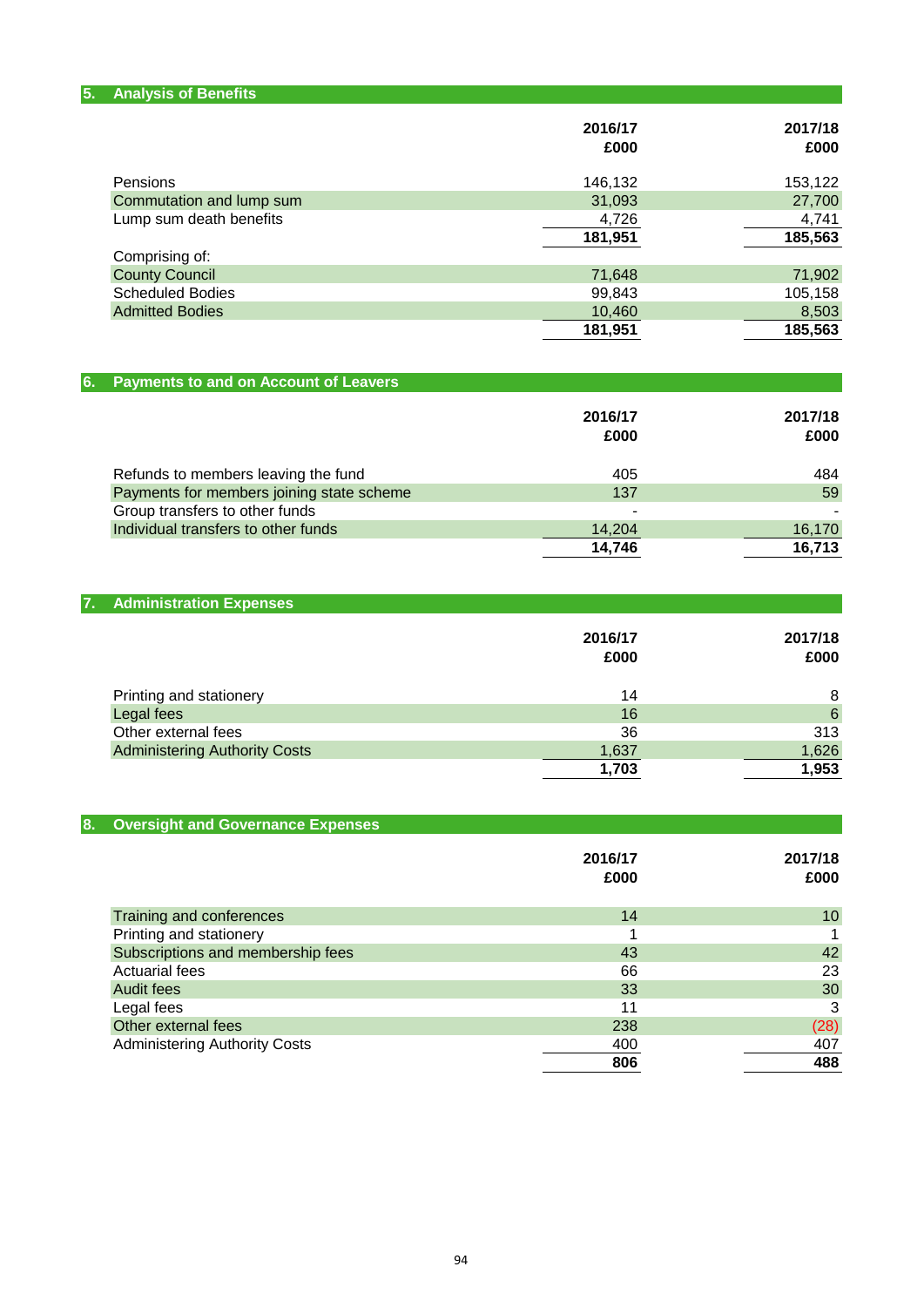## 5. Analysis of Benefits

| | 2016/17 £000 | 2017/18 £000 |
|---|---|---|
| Pensions | 146,132 | 153,122 |
| Commutation and lump sum | 31,093 | 27,700 |
| Lump sum death benefits | 4,726 | 4,741 |
| | **181,951** | **185,563** |
| Comprising of: | | |
| County Council | 71,648 | 71,902 |
| Scheduled Bodies | 99,843 | 105,158 |
| Admitted Bodies | 10,460 | 8,503 |
| | **181,951** | **185,563** |

## 6. Payments to and on Account of Leavers

| | 2016/17 £000 | 2017/18 £000 |
|---|---|---|
| Refunds to members leaving the fund | 405 | 484 |
| Payments for members joining state scheme | 137 | 59 |
| Group transfers to other funds | - | - |
| Individual transfers to other funds | 14,204 | 16,170 |
| | **14,746** | **16,713** |

## 7. Administration Expenses

| | 2016/17 £000 | 2017/18 £000 |
|---|---|---|
| Printing and stationery | 14 | 8 |
| Legal fees | 16 | 6 |
| Other external fees | 36 | 313 |
| Administering Authority Costs | 1,637 | 1,626 |
| | **1,703** | **1,953** |

## 8. Oversight and Governance Expenses

| | 2016/17 £000 | 2017/18 £000 |
|---|---|---|
| Training and conferences | 14 | 10 |
| Printing and stationery | 1 | 1 |
| Subscriptions and membership fees | 43 | 42 |
| Actuarial fees | 66 | 23 |
| Audit fees | 33 | 30 |
| Legal fees | 11 | 3 |
| Other external fees | 238 | (28) |
| Administering Authority Costs | 400 | 407 |
| | **806** | **488** |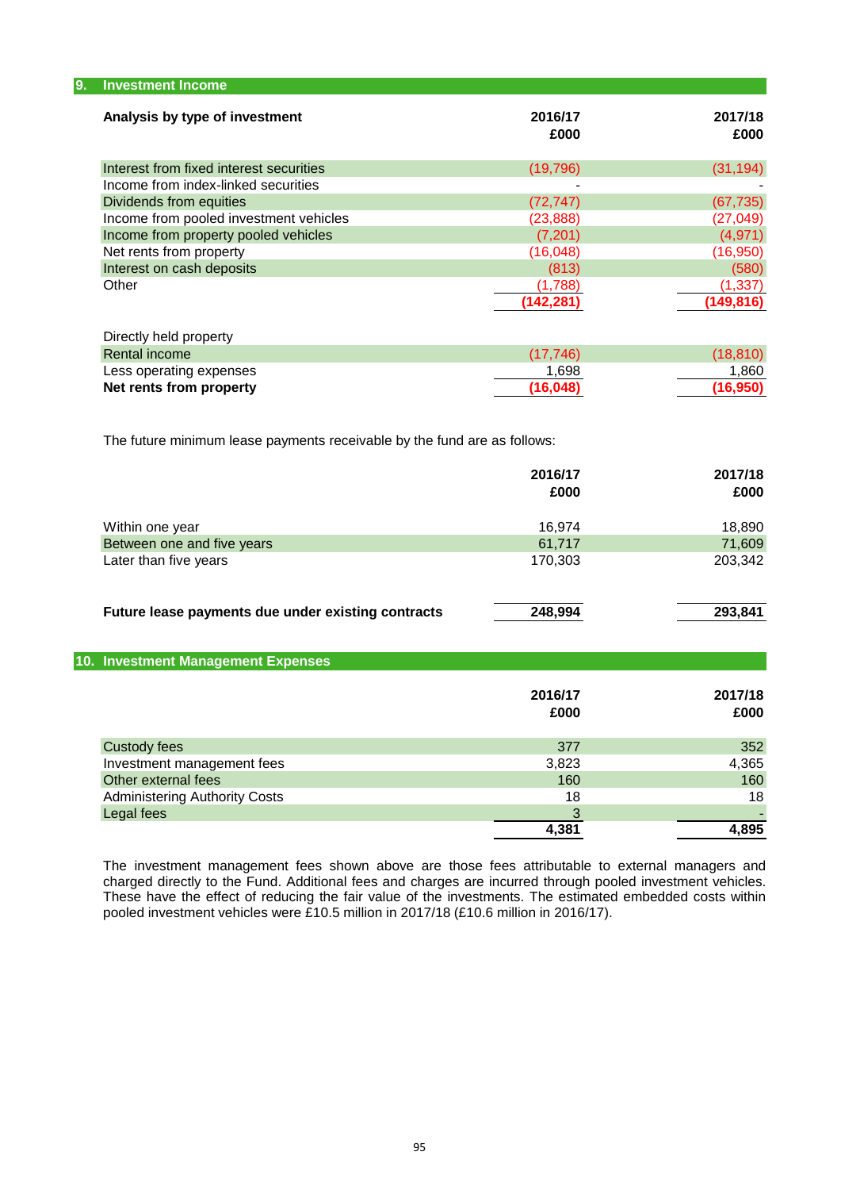## 9. Investment Income

| Analysis by type of investment | 2016/17 £000 | 2017/18 £000 |
|---|---|---|
| Interest from fixed interest securities | (19,796) | (31,194) |
| Income from index-linked securities | - | - |
| Dividends from equities | (72,747) | (67,735) |
| Income from pooled investment vehicles | (23,888) | (27,049) |
| Income from property pooled vehicles | (7,201) | (4,971) |
| Net rents from property | (16,048) | (16,950) |
| Interest on cash deposits | (813) | (580) |
| Other | (1,788) | (1,337) |
| | **(142,281)** | **(149,816)** |

| Directly held property | 2016/17 £000 | 2017/18 £000 |
|---|---|---|
| Rental income | (17,746) | (18,810) |
| Less operating expenses | 1,698 | 1,860 |
| **Net rents from property** | **(16,048)** | **(16,950)** |

The future minimum lease payments receivable by the fund are as follows:

| | 2016/17 £000 | 2017/18 £000 |
|---|---|---|
| Within one year | 16,974 | 18,890 |
| Between one and five years | 61,717 | 71,609 |
| Later than five years | 170,303 | 203,342 |
| **Future lease payments due under existing contracts** | **248,994** | **293,841** |

## 10. Investment Management Expenses

| | 2016/17 £000 | 2017/18 £000 |
|---|---|---|
| Custody fees | 377 | 352 |
| Investment management fees | 3,823 | 4,365 |
| Other external fees | 160 | 160 |
| Administering Authority Costs | 18 | 18 |
| Legal fees | 3 | - |
| | **4,381** | **4,895** |

The investment management fees shown above are those fees attributable to external managers and charged directly to the Fund. Additional fees and charges are incurred through pooled investment vehicles. These have the effect of reducing the fair value of the investments. The estimated embedded costs within pooled investment vehicles were £10.5 million in 2017/18 (£10.6 million in 2016/17).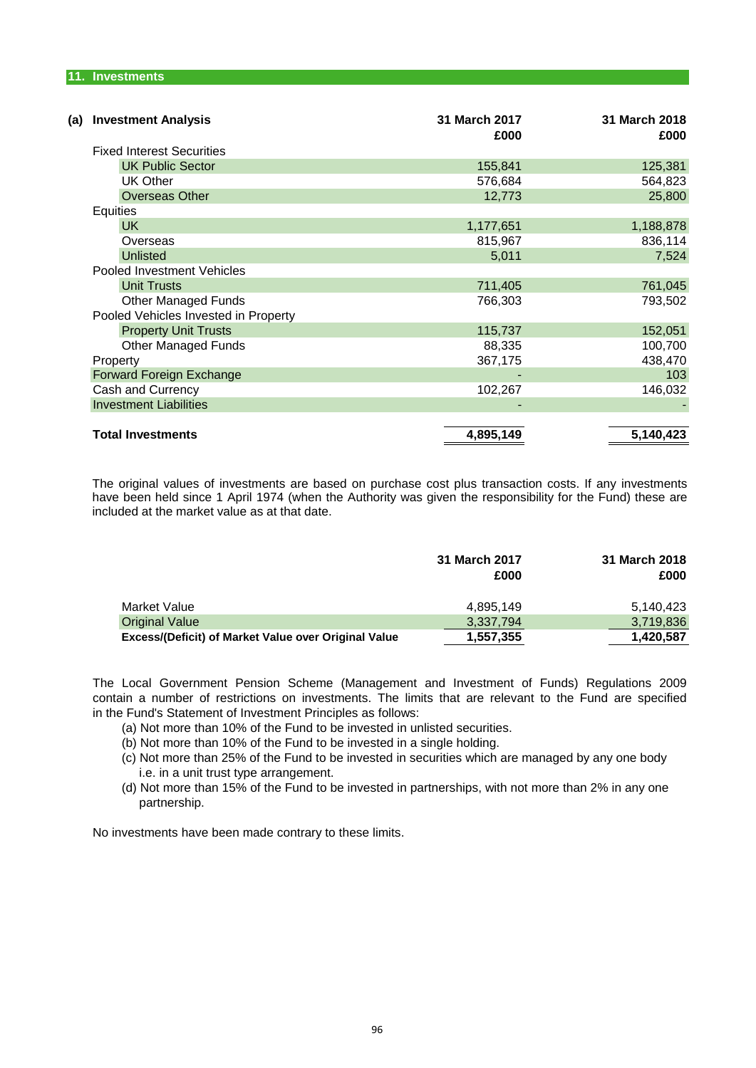## 11. Investments

### (a) Investment Analysis

| | 31 March 2017 £000 | 31 March 2018 £000 |
|---|---|---|
| Fixed Interest Securities | | |
| UK Public Sector | 155,841 | 125,381 |
| UK Other | 576,684 | 564,823 |
| Overseas Other | 12,773 | 25,800 |
| Equities | | |
| UK | 1,177,651 | 1,188,878 |
| Overseas | 815,967 | 836,114 |
| Unlisted | 5,011 | 7,524 |
| Pooled Investment Vehicles | | |
| Unit Trusts | 711,405 | 761,045 |
| Other Managed Funds | 766,303 | 793,502 |
| Pooled Vehicles Invested in Property | | |
| Property Unit Trusts | 115,737 | 152,051 |
| Other Managed Funds | 88,335 | 100,700 |
| Property | 367,175 | 438,470 |
| Forward Foreign Exchange | - | 103 |
| Cash and Currency | 102,267 | 146,032 |
| Investment Liabilities | - | - |
| **Total Investments** | **4,895,149** | **5,140,423** |

The original values of investments are based on purchase cost plus transaction costs. If any investments have been held since 1 April 1974 (when the Authority was given the responsibility for the Fund) these are included at the market value as at that date.

| | 31 March 2017 £000 | 31 March 2018 £000 |
|---|---|---|
| Market Value | 4,895,149 | 5,140,423 |
| Original Value | 3,337,794 | 3,719,836 |
| **Excess/(Deficit) of Market Value over Original Value** | **1,557,355** | **1,420,587** |

The Local Government Pension Scheme (Management and Investment of Funds) Regulations 2009 contain a number of restrictions on investments. The limits that are relevant to the Fund are specified in the Fund's Statement of Investment Principles as follows:

(a) Not more than 10% of the Fund to be invested in unlisted securities.
(b) Not more than 10% of the Fund to be invested in a single holding.
(c) Not more than 25% of the Fund to be invested in securities which are managed by any one body i.e. in a unit trust type arrangement.
(d) Not more than 15% of the Fund to be invested in partnerships, with not more than 2% in any one partnership.

No investments have been made contrary to these limits.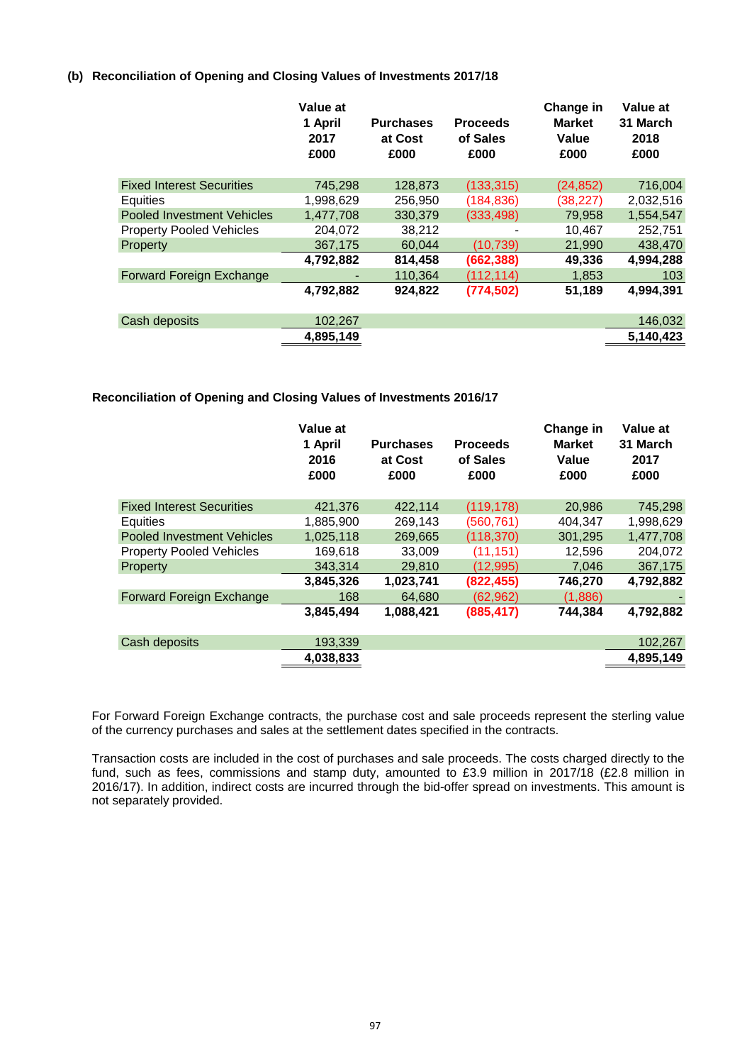### (b) Reconciliation of Opening and Closing Values of Investments 2017/18

| | Value at 1 April 2017 £000 | Purchases at Cost £000 | Proceeds of Sales £000 | Change in Market Value £000 | Value at 31 March 2018 £000 |
|---|---|---|---|---|---|
| Fixed Interest Securities | 745,298 | 128,873 | (133,315) | (24,852) | 716,004 |
| Equities | 1,998,629 | 256,950 | (184,836) | (38,227) | 2,032,516 |
| Pooled Investment Vehicles | 1,477,708 | 330,379 | (333,498) | 79,958 | 1,554,547 |
| Property Pooled Vehicles | 204,072 | 38,212 | - | 10,467 | 252,751 |
| Property | 367,175 | 60,044 | (10,739) | 21,990 | 438,470 |
| | **4,792,882** | **814,458** | **(662,388)** | **49,336** | **4,994,288** |
| Forward Foreign Exchange | - | 110,364 | (112,114) | 1,853 | 103 |
| | **4,792,882** | **924,822** | **(774,502)** | **51,189** | **4,994,391** |
| Cash deposits | 102,267 | | | | 146,032 |
| | **4,895,149** | | | | **5,140,423** |

### Reconciliation of Opening and Closing Values of Investments 2016/17

| | Value at 1 April 2016 £000 | Purchases at Cost £000 | Proceeds of Sales £000 | Change in Market Value £000 | Value at 31 March 2017 £000 |
|---|---|---|---|---|---|
| Fixed Interest Securities | 421,376 | 422,114 | (119,178) | 20,986 | 745,298 |
| Equities | 1,885,900 | 269,143 | (560,761) | 404,347 | 1,998,629 |
| Pooled Investment Vehicles | 1,025,118 | 269,665 | (118,370) | 301,295 | 1,477,708 |
| Property Pooled Vehicles | 169,618 | 33,009 | (11,151) | 12,596 | 204,072 |
| Property | 343,314 | 29,810 | (12,995) | 7,046 | 367,175 |
| | **3,845,326** | **1,023,741** | **(822,455)** | **746,270** | **4,792,882** |
| Forward Foreign Exchange | 168 | 64,680 | (62,962) | (1,886) | - |
| | **3,845,494** | **1,088,421** | **(885,417)** | **744,384** | **4,792,882** |
| Cash deposits | 193,339 | | | | 102,267 |
| | **4,038,833** | | | | **4,895,149** |

For Forward Foreign Exchange contracts, the purchase cost and sale proceeds represent the sterling value of the currency purchases and sales at the settlement dates specified in the contracts.

Transaction costs are included in the cost of purchases and sale proceeds. The costs charged directly to the fund, such as fees, commissions and stamp duty, amounted to £3.9 million in 2017/18 (£2.8 million in 2016/17). In addition, indirect costs are incurred through the bid-offer spread on investments. This amount is not separately provided.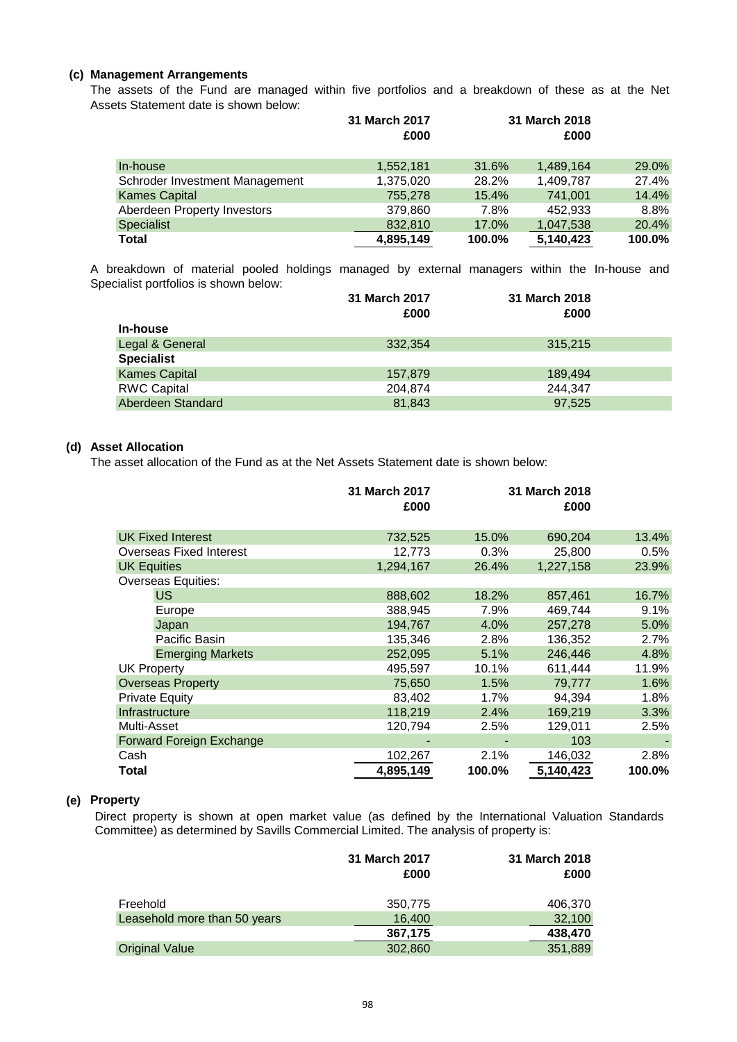### (c) Management Arrangements

The assets of the Fund are managed within five portfolios and a breakdown of these as at the Net Assets Statement date is shown below:

| | 31 March 2017 £000 | | 31 March 2018 £000 | |
|---|---|---|---|---|
| In-house | 1,552,181 | 31.6% | 1,489,164 | 29.0% |
| Schroder Investment Management | 1,375,020 | 28.2% | 1,409,787 | 27.4% |
| Kames Capital | 755,278 | 15.4% | 741,001 | 14.4% |
| Aberdeen Property Investors | 379,860 | 7.8% | 452,933 | 8.8% |
| Specialist | 832,810 | 17.0% | 1,047,538 | 20.4% |
| **Total** | **4,895,149** | **100.0%** | **5,140,423** | **100.0%** |

A breakdown of material pooled holdings managed by external managers within the In-house and Specialist portfolios is shown below:

| | 31 March 2017 £000 | 31 March 2018 £000 |
|---|---|---|
| **In-house** | | |
| Legal & General | 332,354 | 315,215 |
| **Specialist** | | |
| Kames Capital | 157,879 | 189,494 |
| RWC Capital | 204,874 | 244,347 |
| Aberdeen Standard | 81,843 | 97,525 |

### (d) Asset Allocation

The asset allocation of the Fund as at the Net Assets Statement date is shown below:

| | 31 March 2017 £000 | | 31 March 2018 £000 | |
|---|---|---|---|---|
| UK Fixed Interest | 732,525 | 15.0% | 690,204 | 13.4% |
| Overseas Fixed Interest | 12,773 | 0.3% | 25,800 | 0.5% |
| UK Equities | 1,294,167 | 26.4% | 1,227,158 | 23.9% |
| Overseas Equities: | | | | |
| US | 888,602 | 18.2% | 857,461 | 16.7% |
| Europe | 388,945 | 7.9% | 469,744 | 9.1% |
| Japan | 194,767 | 4.0% | 257,278 | 5.0% |
| Pacific Basin | 135,346 | 2.8% | 136,352 | 2.7% |
| Emerging Markets | 252,095 | 5.1% | 246,446 | 4.8% |
| UK Property | 495,597 | 10.1% | 611,444 | 11.9% |
| Overseas Property | 75,650 | 1.5% | 79,777 | 1.6% |
| Private Equity | 83,402 | 1.7% | 94,394 | 1.8% |
| Infrastructure | 118,219 | 2.4% | 169,219 | 3.3% |
| Multi-Asset | 120,794 | 2.5% | 129,011 | 2.5% |
| Forward Foreign Exchange | - | - | 103 | - |
| Cash | 102,267 | 2.1% | 146,032 | 2.8% |
| **Total** | **4,895,149** | **100.0%** | **5,140,423** | **100.0%** |

### (e) Property

Direct property is shown at open market value (as defined by the International Valuation Standards Committee) as determined by Savills Commercial Limited. The analysis of property is:

| | 31 March 2017 £000 | 31 March 2018 £000 |
|---|---|---|
| Freehold | 350,775 | 406,370 |
| Leasehold more than 50 years | 16,400 | 32,100 |
| | **367,175** | **438,470** |
| Original Value | 302,860 | 351,889 |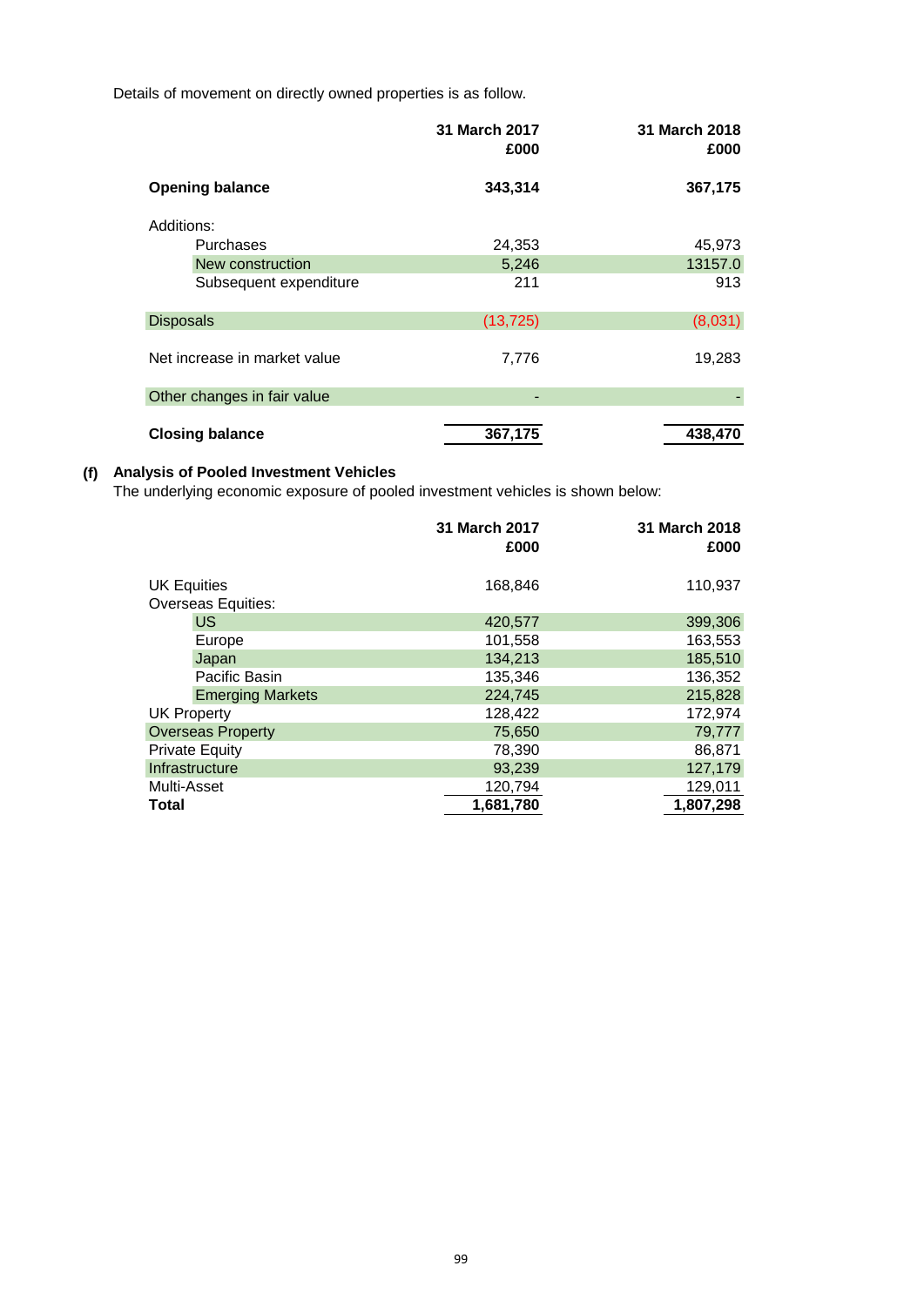Details of movement on directly owned properties is as follow.

| | 31 March 2017 £000 | 31 March 2018 £000 |
|---|---|---|
| **Opening balance** | **343,314** | **367,175** |
| Additions: | | |
| Purchases | 24,353 | 45,973 |
| New construction | 5,246 | 13157.0 |
| Subsequent expenditure | 211 | 913 |
| Disposals | (13,725) | (8,031) |
| Net increase in market value | 7,776 | 19,283 |
| Other changes in fair value | - | - |
| **Closing balance** | **367,175** | **438,470** |

**(f) Analysis of Pooled Investment Vehicles**

The underlying economic exposure of pooled investment vehicles is shown below:

| | 31 March 2017 £000 | 31 March 2018 £000 |
|---|---|---|
| UK Equities | 168,846 | 110,937 |
| Overseas Equities: | | |
| US | 420,577 | 399,306 |
| Europe | 101,558 | 163,553 |
| Japan | 134,213 | 185,510 |
| Pacific Basin | 135,346 | 136,352 |
| Emerging Markets | 224,745 | 215,828 |
| UK Property | 128,422 | 172,974 |
| Overseas Property | 75,650 | 79,777 |
| Private Equity | 78,390 | 86,871 |
| Infrastructure | 93,239 | 127,179 |
| Multi-Asset | 120,794 | 129,011 |
| **Total** | **1,681,780** | **1,807,298** |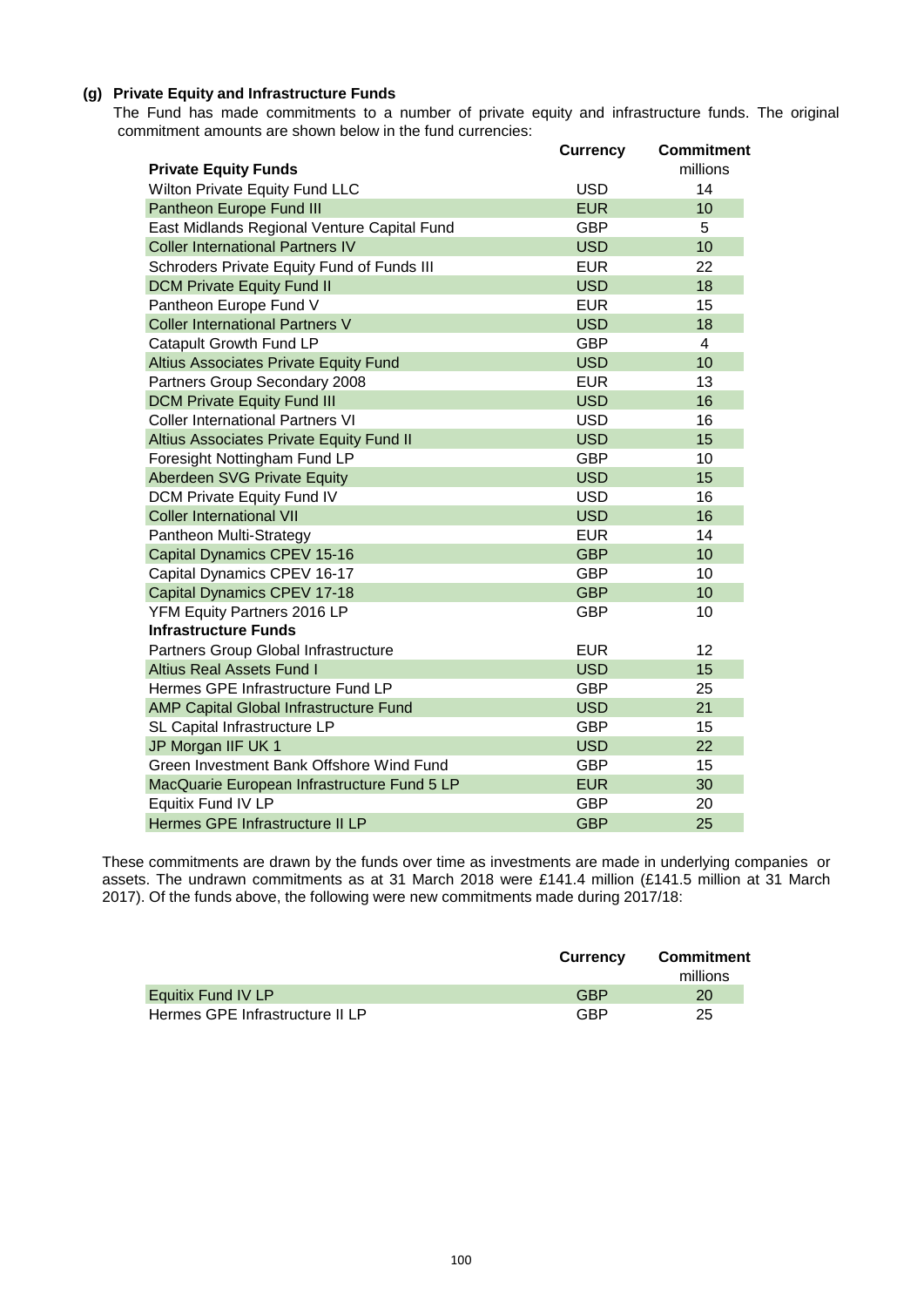### (g) Private Equity and Infrastructure Funds

The Fund has made commitments to a number of private equity and infrastructure funds. The original commitment amounts are shown below in the fund currencies:

| | Currency | Commitment |
|---|---|---|
| **Private Equity Funds** | | millions |
| Wilton Private Equity Fund LLC | USD | 14 |
| Pantheon Europe Fund III | EUR | 10 |
| East Midlands Regional Venture Capital Fund | GBP | 5 |
| Coller International Partners IV | USD | 10 |
| Schroders Private Equity Fund of Funds III | EUR | 22 |
| DCM Private Equity Fund II | USD | 18 |
| Pantheon Europe Fund V | EUR | 15 |
| Coller International Partners V | USD | 18 |
| Catapult Growth Fund LP | GBP | 4 |
| Altius Associates Private Equity Fund | USD | 10 |
| Partners Group Secondary 2008 | EUR | 13 |
| DCM Private Equity Fund III | USD | 16 |
| Coller International Partners VI | USD | 16 |
| Altius Associates Private Equity Fund II | USD | 15 |
| Foresight Nottingham Fund LP | GBP | 10 |
| Aberdeen SVG Private Equity | USD | 15 |
| DCM Private Equity Fund IV | USD | 16 |
| Coller International VII | USD | 16 |
| Pantheon Multi-Strategy | EUR | 14 |
| Capital Dynamics CPEV 15-16 | GBP | 10 |
| Capital Dynamics CPEV 16-17 | GBP | 10 |
| Capital Dynamics CPEV 17-18 | GBP | 10 |
| YFM Equity Partners 2016 LP | GBP | 10 |
| **Infrastructure Funds** | | |
| Partners Group Global Infrastructure | EUR | 12 |
| Altius Real Assets Fund I | USD | 15 |
| Hermes GPE Infrastructure Fund LP | GBP | 25 |
| AMP Capital Global Infrastructure Fund | USD | 21 |
| SL Capital Infrastructure LP | GBP | 15 |
| JP Morgan IIF UK 1 | USD | 22 |
| Green Investment Bank Offshore Wind Fund | GBP | 15 |
| MacQuarie European Infrastructure Fund 5 LP | EUR | 30 |
| Equitix Fund IV LP | GBP | 20 |
| Hermes GPE Infrastructure II LP | GBP | 25 |

These commitments are drawn by the funds over time as investments are made in underlying companies or assets. The undrawn commitments as at 31 March 2018 were £141.4 million (£141.5 million at 31 March 2017). Of the funds above, the following were new commitments made during 2017/18:

| | Currency | Commitment |
|---|---|---|
| | | millions |
| Equitix Fund IV LP | GBP | 20 |
| Hermes GPE Infrastructure II LP | GBP | 25 |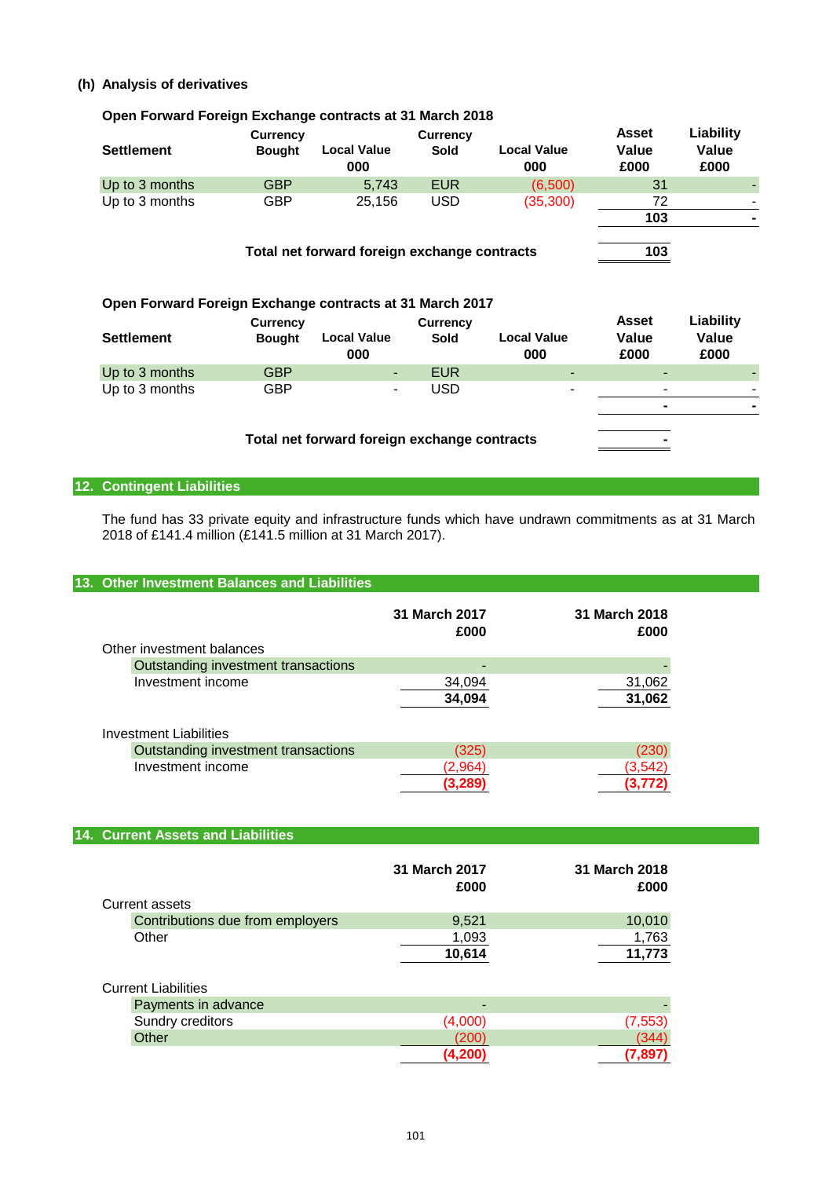**(h) Analysis of derivatives**

**Open Forward Foreign Exchange contracts at 31 March 2018**

| Settlement | Currency Bought | Local Value 000 | Currency Sold | Local Value 000 | Asset Value £000 | Liability Value £000 |
|---|---|---|---|---|---|---|
| Up to 3 months | GBP | 5,743 | EUR | (6,500) | 31 | - |
| Up to 3 months | GBP | 25,156 | USD | (35,300) | 72 | - |
| | | | | | **103** | **-** |
| | **Total net forward foreign exchange contracts** | | | | **103** | |

**Open Forward Foreign Exchange contracts at 31 March 2017**

| Settlement | Currency Bought | Local Value 000 | Currency Sold | Local Value 000 | Asset Value £000 | Liability Value £000 |
|---|---|---|---|---|---|---|
| Up to 3 months | GBP | - | EUR | - | - | - |
| Up to 3 months | GBP | - | USD | - | - | - |
| | | | | | **-** | **-** |
| | **Total net forward foreign exchange contracts** | | | | **-** | |

## 12. Contingent Liabilities

The fund has 33 private equity and infrastructure funds which have undrawn commitments as at 31 March 2018 of £141.4 million (£141.5 million at 31 March 2017).

## 13. Other Investment Balances and Liabilities

| | 31 March 2017 £000 | 31 March 2018 £000 |
|---|---|---|
| Other investment balances | | |
| Outstanding investment transactions | - | - |
| Investment income | 34,094 | 31,062 |
| | **34,094** | **31,062** |
| Investment Liabilities | | |
| Outstanding investment transactions | (325) | (230) |
| Investment income | (2,964) | (3,542) |
| | **(3,289)** | **(3,772)** |

## 14. Current Assets and Liabilities

| | 31 March 2017 £000 | 31 March 2018 £000 |
|---|---|---|
| Current assets | | |
| Contributions due from employers | 9,521 | 10,010 |
| Other | 1,093 | 1,763 |
| | **10,614** | **11,773** |
| Current Liabilities | | |
| Payments in advance | - | - |
| Sundry creditors | (4,000) | (7,553) |
| Other | (200) | (344) |
| | **(4,200)** | **(7,897)** |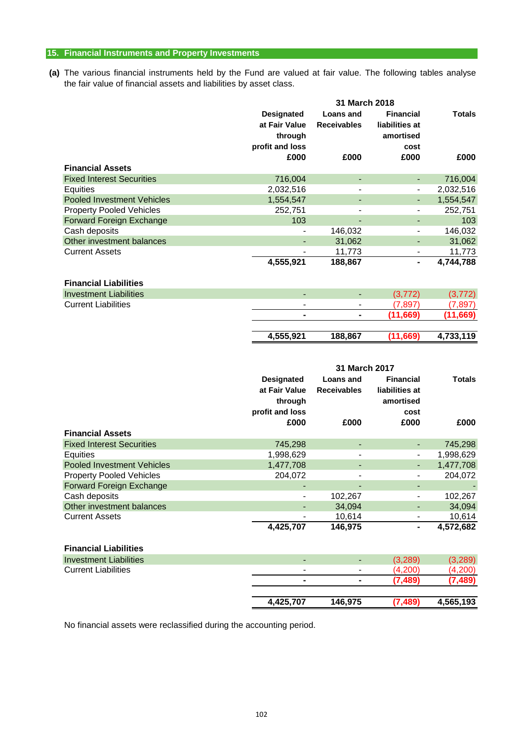## 15. Financial Instruments and Property Investments

**(a)** The various financial instruments held by the Fund are valued at fair value. The following tables analyse the fair value of financial assets and liabilities by asset class.

| | 31 March 2018 | | | |
|---|---|---|---|---|
| | **Designated at Fair Value through profit and loss £000** | **Loans and Receivables £000** | **Financial liabilities at amortised cost £000** | **Totals £000** |
| **Financial Assets** | | | | |
| Fixed Interest Securities | 716,004 | - | - | 716,004 |
| Equities | 2,032,516 | - | - | 2,032,516 |
| Pooled Investment Vehicles | 1,554,547 | - | - | 1,554,547 |
| Property Pooled Vehicles | 252,751 | - | - | 252,751 |
| Forward Foreign Exchange | 103 | - | - | 103 |
| Cash deposits | - | 146,032 | - | 146,032 |
| Other investment balances | - | 31,062 | - | 31,062 |
| Current Assets | - | 11,773 | - | 11,773 |
| | **4,555,921** | **188,867** | **-** | **4,744,788** |
| **Financial Liabilities** | | | | |
| Investment Liabilities | - | - | (3,772) | (3,772) |
| Current Liabilities | - | - | (7,897) | (7,897) |
| | **-** | **-** | **(11,669)** | **(11,669)** |
| | **4,555,921** | **188,867** | **(11,669)** | **4,733,119** |

| | 31 March 2017 | | | |
|---|---|---|---|---|
| | **Designated at Fair Value through profit and loss £000** | **Loans and Receivables £000** | **Financial liabilities at amortised cost £000** | **Totals £000** |
| **Financial Assets** | | | | |
| Fixed Interest Securities | 745,298 | - | - | 745,298 |
| Equities | 1,998,629 | - | - | 1,998,629 |
| Pooled Investment Vehicles | 1,477,708 | - | - | 1,477,708 |
| Property Pooled Vehicles | 204,072 | - | - | 204,072 |
| Forward Foreign Exchange | - | - | - | - |
| Cash deposits | - | 102,267 | - | 102,267 |
| Other investment balances | - | 34,094 | - | 34,094 |
| Current Assets | - | 10,614 | - | 10,614 |
| | **4,425,707** | **146,975** | **-** | **4,572,682** |
| **Financial Liabilities** | | | | |
| Investment Liabilities | - | - | (3,289) | (3,289) |
| Current Liabilities | - | - | (4,200) | (4,200) |
| | **-** | **-** | **(7,489)** | **(7,489)** |
| | **4,425,707** | **146,975** | **(7,489)** | **4,565,193** |

No financial assets were reclassified during the accounting period.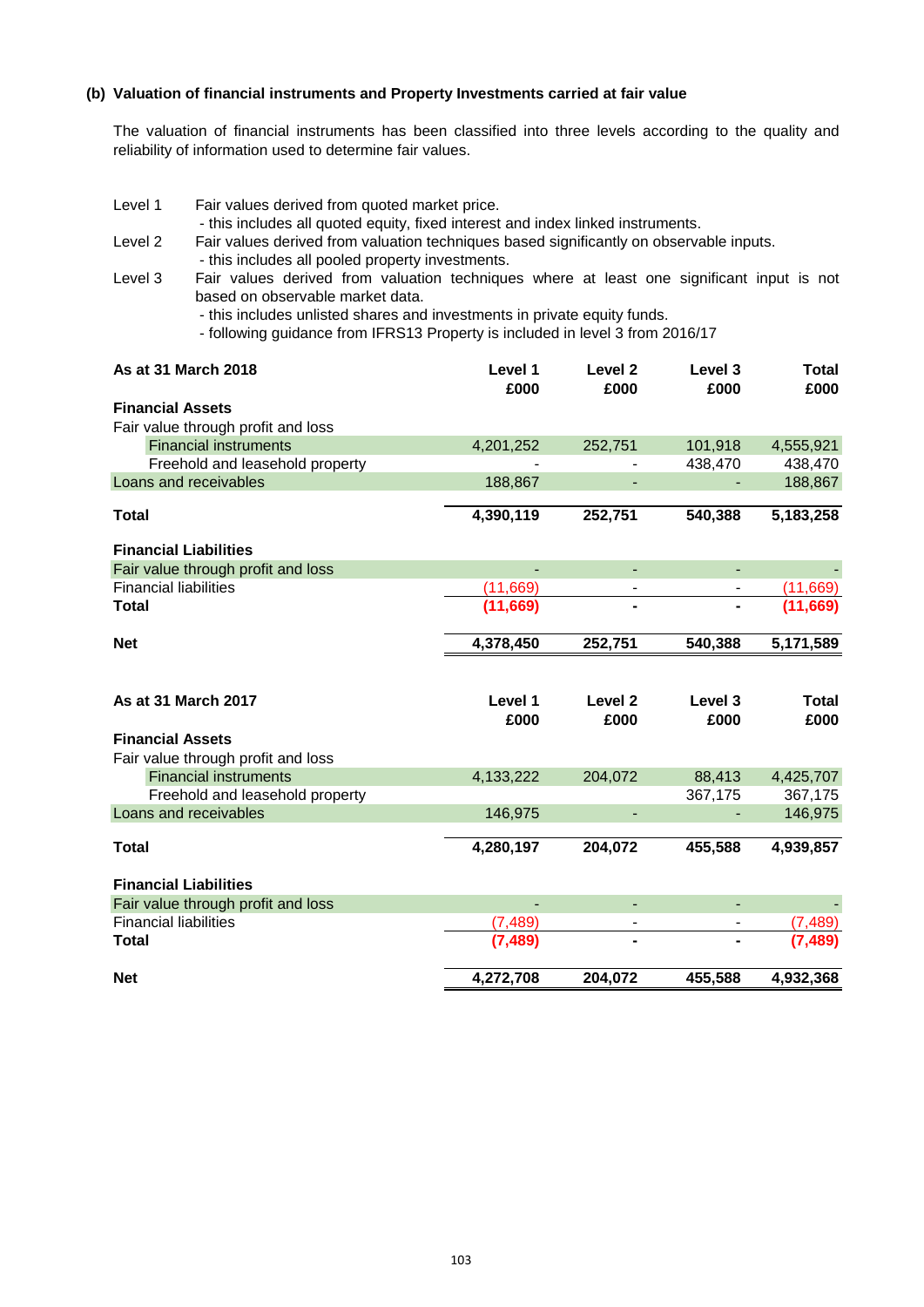### (b) Valuation of financial instruments and Property Investments carried at fair value

The valuation of financial instruments has been classified into three levels according to the quality and reliability of information used to determine fair values.

- Level 1 Fair values derived from quoted market price.
  - this includes all quoted equity, fixed interest and index linked instruments.
- Level 2 Fair values derived from valuation techniques based significantly on observable inputs.
  - this includes all pooled property investments.
- Level 3 Fair values derived from valuation techniques where at least one significant input is not based on observable market data.
  - this includes unlisted shares and investments in private equity funds.
  - following guidance from IFRS13 Property is included in level 3 from 2016/17

| **As at 31 March 2018** | **Level 1 £000** | **Level 2 £000** | **Level 3 £000** | **Total £000** |
|---|---|---|---|---|
| **Financial Assets** | | | | |
| Fair value through profit and loss | | | | |
| Financial instruments | 4,201,252 | 252,751 | 101,918 | 4,555,921 |
| Freehold and leasehold property | - | - | 438,470 | 438,470 |
| Loans and receivables | 188,867 | - | - | 188,867 |
| **Total** | **4,390,119** | **252,751** | **540,388** | **5,183,258** |
| **Financial Liabilities** | | | | |
| Fair value through profit and loss | - | - | - | - |
| Financial liabilities | (11,669) | - | - | (11,669) |
| **Total** | **(11,669)** | **-** | **-** | **(11,669)** |
| **Net** | **4,378,450** | **252,751** | **540,388** | **5,171,589** |

| **As at 31 March 2017** | **Level 1 £000** | **Level 2 £000** | **Level 3 £000** | **Total £000** |
|---|---|---|---|---|
| **Financial Assets** | | | | |
| Fair value through profit and loss | | | | |
| Financial instruments | 4,133,222 | 204,072 | 88,413 | 4,425,707 |
| Freehold and leasehold property | | | 367,175 | 367,175 |
| Loans and receivables | 146,975 | - | - | 146,975 |
| **Total** | **4,280,197** | **204,072** | **455,588** | **4,939,857** |
| **Financial Liabilities** | | | | |
| Fair value through profit and loss | - | - | - | - |
| Financial liabilities | (7,489) | - | - | (7,489) |
| **Total** | **(7,489)** | **-** | **-** | **(7,489)** |
| **Net** | **4,272,708** | **204,072** | **455,588** | **4,932,368** |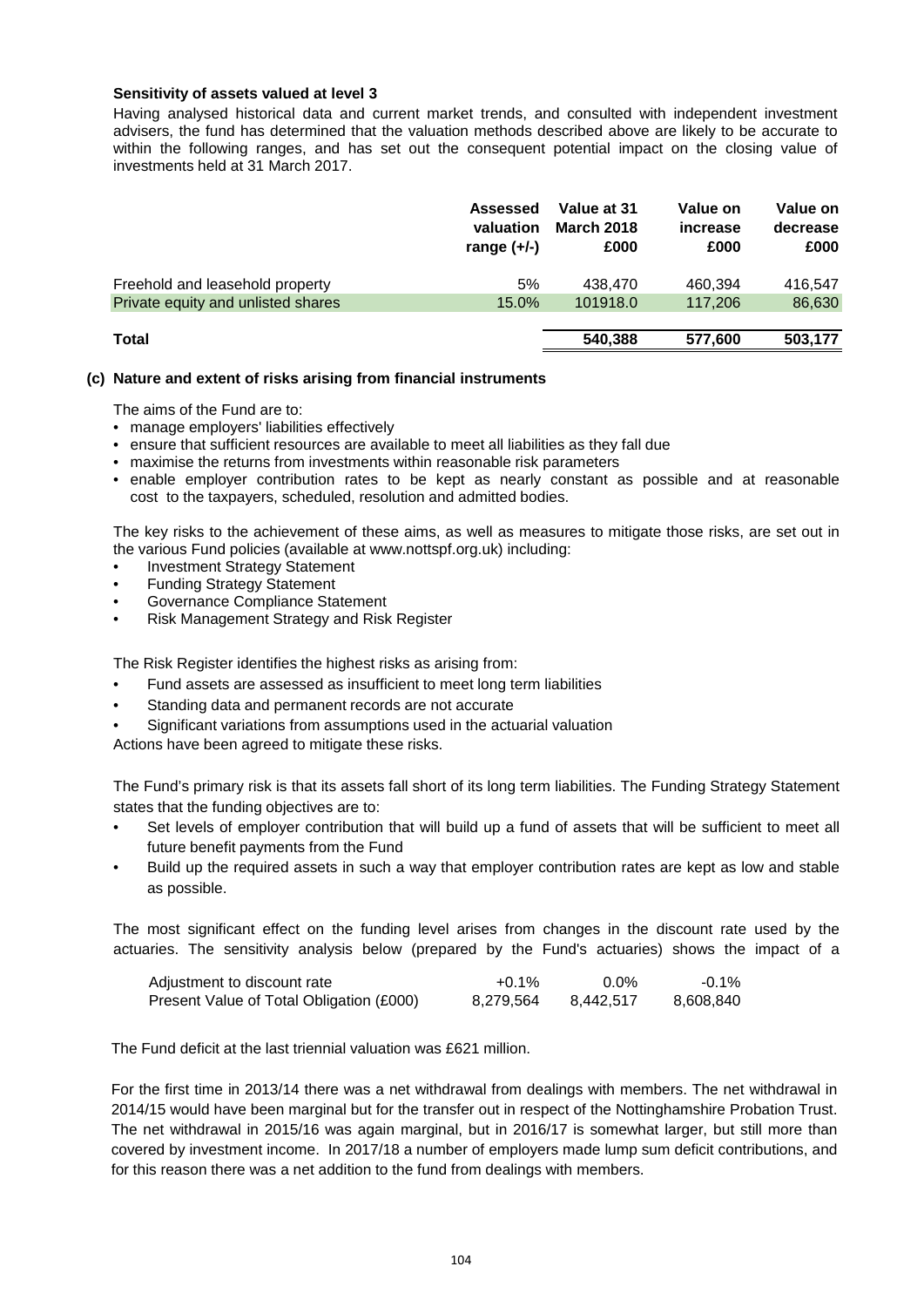**Sensitivity of assets valued at level 3**

Having analysed historical data and current market trends, and consulted with independent investment advisers, the fund has determined that the valuation methods described above are likely to be accurate to within the following ranges, and has set out the consequent potential impact on the closing value of investments held at 31 March 2017.

| | Assessed valuation range (+/-) | Value at 31 March 2018 £000 | Value on increase £000 | Value on decrease £000 |
|---|---|---|---|---|
| Freehold and leasehold property | 5% | 438,470 | 460,394 | 416,547 |
| Private equity and unlisted shares | 15.0% | 101918.0 | 117,206 | 86,630 |
| **Total** | | **540,388** | **577,600** | **503,177** |

**(c) Nature and extent of risks arising from financial instruments**

The aims of the Fund are to:

- manage employers' liabilities effectively
- ensure that sufficient resources are available to meet all liabilities as they fall due
- maximise the returns from investments within reasonable risk parameters
- enable employer contribution rates to be kept as nearly constant as possible and at reasonable cost to the taxpayers, scheduled, resolution and admitted bodies.

The key risks to the achievement of these aims, as well as measures to mitigate those risks, are set out in the various Fund policies (available at www.nottspf.org.uk) including:

- Investment Strategy Statement
- Funding Strategy Statement
- Governance Compliance Statement
- Risk Management Strategy and Risk Register

The Risk Register identifies the highest risks as arising from:

- Fund assets are assessed as insufficient to meet long term liabilities
- Standing data and permanent records are not accurate
- Significant variations from assumptions used in the actuarial valuation

Actions have been agreed to mitigate these risks.

The Fund's primary risk is that its assets fall short of its long term liabilities. The Funding Strategy Statement states that the funding objectives are to:

- Set levels of employer contribution that will build up a fund of assets that will be sufficient to meet all future benefit payments from the Fund
- Build up the required assets in such a way that employer contribution rates are kept as low and stable as possible.

The most significant effect on the funding level arises from changes in the discount rate used by the actuaries. The sensitivity analysis below (prepared by the Fund's actuaries) shows the impact of a

| Adjustment to discount rate | +0.1% | 0.0% | -0.1% |
|---|---|---|---|
| Present Value of Total Obligation (£000) | 8,279,564 | 8,442,517 | 8,608,840 |

The Fund deficit at the last triennial valuation was £621 million.

For the first time in 2013/14 there was a net withdrawal from dealings with members. The net withdrawal in 2014/15 would have been marginal but for the transfer out in respect of the Nottinghamshire Probation Trust. The net withdrawal in 2015/16 was again marginal, but in 2016/17 is somewhat larger, but still more than covered by investment income. In 2017/18 a number of employers made lump sum deficit contributions, and for this reason there was a net addition to the fund from dealings with members.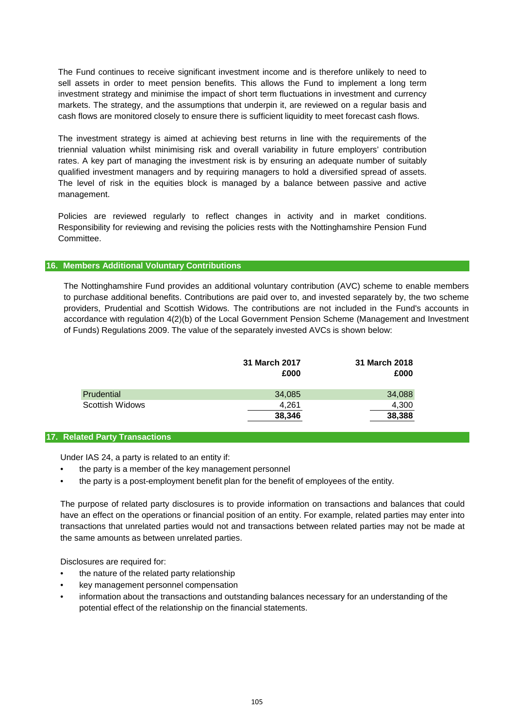The Fund continues to receive significant investment income and is therefore unlikely to need to sell assets in order to meet pension benefits. This allows the Fund to implement a long term investment strategy and minimise the impact of short term fluctuations in investment and currency markets. The strategy, and the assumptions that underpin it, are reviewed on a regular basis and cash flows are monitored closely to ensure there is sufficient liquidity to meet forecast cash flows.

The investment strategy is aimed at achieving best returns in line with the requirements of the triennial valuation whilst minimising risk and overall variability in future employers' contribution rates. A key part of managing the investment risk is by ensuring an adequate number of suitably qualified investment managers and by requiring managers to hold a diversified spread of assets. The level of risk in the equities block is managed by a balance between passive and active management.

Policies are reviewed regularly to reflect changes in activity and in market conditions. Responsibility for reviewing and revising the policies rests with the Nottinghamshire Pension Fund Committee.

## 16. Members Additional Voluntary Contributions

The Nottinghamshire Fund provides an additional voluntary contribution (AVC) scheme to enable members to purchase additional benefits. Contributions are paid over to, and invested separately by, the two scheme providers, Prudential and Scottish Widows. The contributions are not included in the Fund's accounts in accordance with regulation 4(2)(b) of the Local Government Pension Scheme (Management and Investment of Funds) Regulations 2009. The value of the separately invested AVCs is shown below:

| | 31 March 2017 £000 | 31 March 2018 £000 |
|---|---|---|
| Prudential | 34,085 | 34,088 |
| Scottish Widows | 4,261 | 4,300 |
| | **38,346** | **38,388** |

## 17. Related Party Transactions

Under IAS 24, a party is related to an entity if:

- the party is a member of the key management personnel
- the party is a post-employment benefit plan for the benefit of employees of the entity.

The purpose of related party disclosures is to provide information on transactions and balances that could have an effect on the operations or financial position of an entity. For example, related parties may enter into transactions that unrelated parties would not and transactions between related parties may not be made at the same amounts as between unrelated parties.

Disclosures are required for:

- the nature of the related party relationship
- key management personnel compensation
- information about the transactions and outstanding balances necessary for an understanding of the potential effect of the relationship on the financial statements.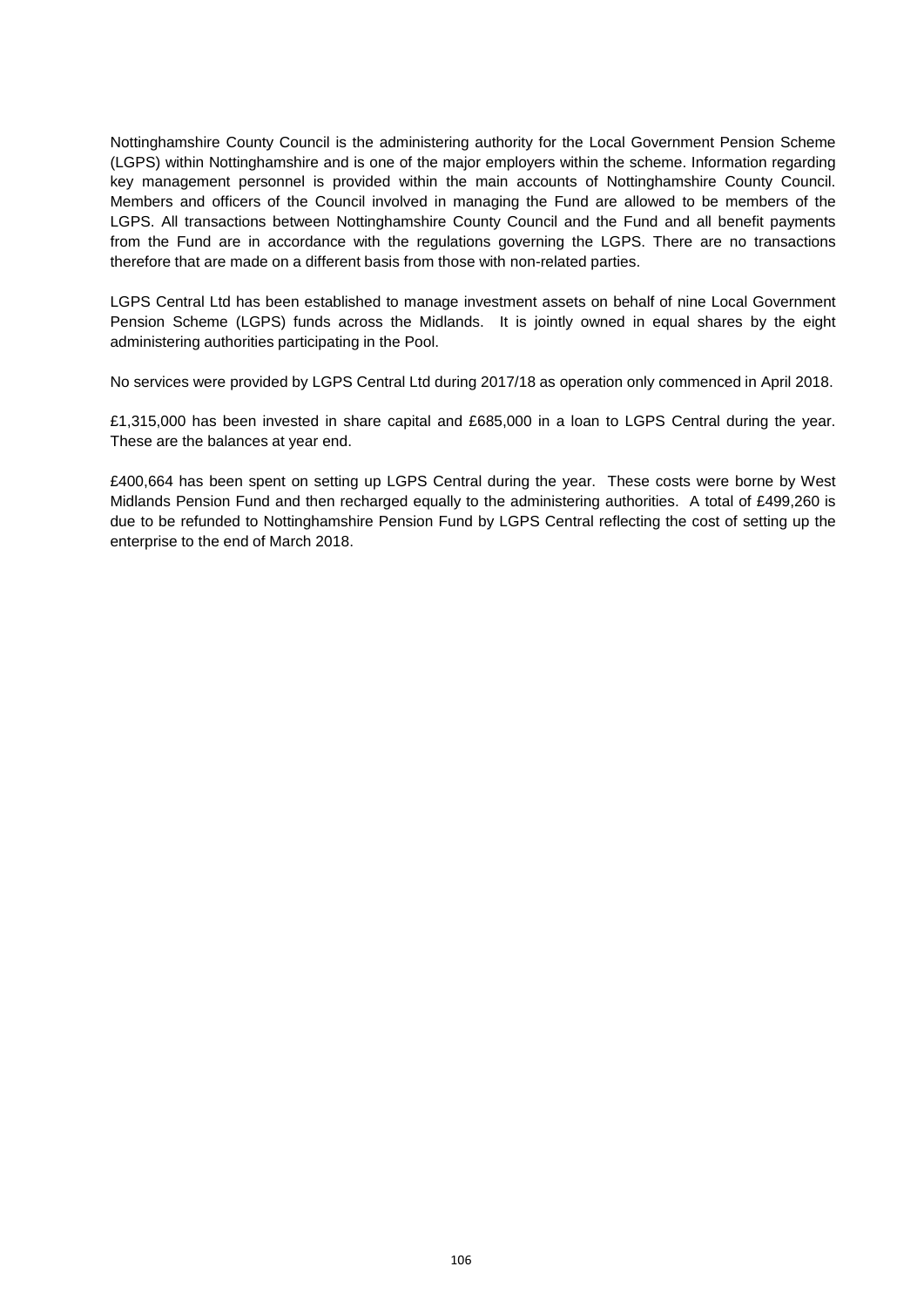Nottinghamshire County Council is the administering authority for the Local Government Pension Scheme (LGPS) within Nottinghamshire and is one of the major employers within the scheme. Information regarding key management personnel is provided within the main accounts of Nottinghamshire County Council. Members and officers of the Council involved in managing the Fund are allowed to be members of the LGPS. All transactions between Nottinghamshire County Council and the Fund and all benefit payments from the Fund are in accordance with the regulations governing the LGPS. There are no transactions therefore that are made on a different basis from those with non-related parties.

LGPS Central Ltd has been established to manage investment assets on behalf of nine Local Government Pension Scheme (LGPS) funds across the Midlands. It is jointly owned in equal shares by the eight administering authorities participating in the Pool.

No services were provided by LGPS Central Ltd during 2017/18 as operation only commenced in April 2018.

£1,315,000 has been invested in share capital and £685,000 in a loan to LGPS Central during the year. These are the balances at year end.

£400,664 has been spent on setting up LGPS Central during the year. These costs were borne by West Midlands Pension Fund and then recharged equally to the administering authorities. A total of £499,260 is due to be refunded to Nottinghamshire Pension Fund by LGPS Central reflecting the cost of setting up the enterprise to the end of March 2018.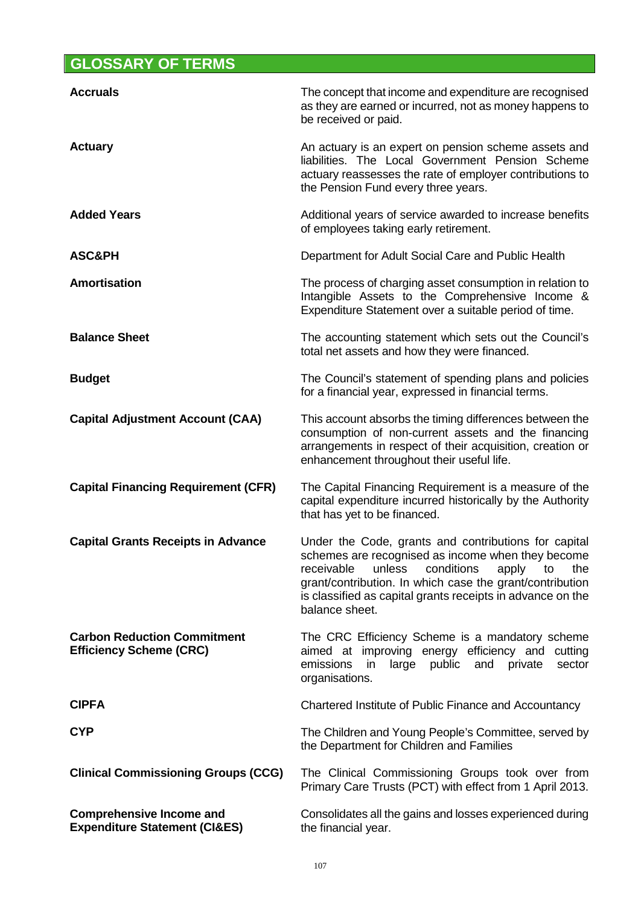# GLOSSARY OF TERMS

| | |
|---|---|
| **Accruals** | The concept that income and expenditure are recognised as they are earned or incurred, not as money happens to be received or paid. |
| **Actuary** | An actuary is an expert on pension scheme assets and liabilities. The Local Government Pension Scheme actuary reassesses the rate of employer contributions to the Pension Fund every three years. |
| **Added Years** | Additional years of service awarded to increase benefits of employees taking early retirement. |
| **ASC&PH** | Department for Adult Social Care and Public Health |
| **Amortisation** | The process of charging asset consumption in relation to Intangible Assets to the Comprehensive Income & Expenditure Statement over a suitable period of time. |
| **Balance Sheet** | The accounting statement which sets out the Council's total net assets and how they were financed. |
| **Budget** | The Council's statement of spending plans and policies for a financial year, expressed in financial terms. |
| **Capital Adjustment Account (CAA)** | This account absorbs the timing differences between the consumption of non-current assets and the financing arrangements in respect of their acquisition, creation or enhancement throughout their useful life. |
| **Capital Financing Requirement (CFR)** | The Capital Financing Requirement is a measure of the capital expenditure incurred historically by the Authority that has yet to be financed. |
| **Capital Grants Receipts in Advance** | Under the Code, grants and contributions for capital schemes are recognised as income when they become receivable unless conditions apply to the grant/contribution. In which case the grant/contribution is classified as capital grants receipts in advance on the balance sheet. |
| **Carbon Reduction Commitment Efficiency Scheme (CRC)** | The CRC Efficiency Scheme is a mandatory scheme aimed at improving energy efficiency and cutting emissions in large public and private sector organisations. |
| **CIPFA** | Chartered Institute of Public Finance and Accountancy |
| **CYP** | The Children and Young People's Committee, served by the Department for Children and Families |
| **Clinical Commissioning Groups (CCG)** | The Clinical Commissioning Groups took over from Primary Care Trusts (PCT) with effect from 1 April 2013. |
| **Comprehensive Income and Expenditure Statement (CI&ES)** | Consolidates all the gains and losses experienced during the financial year. |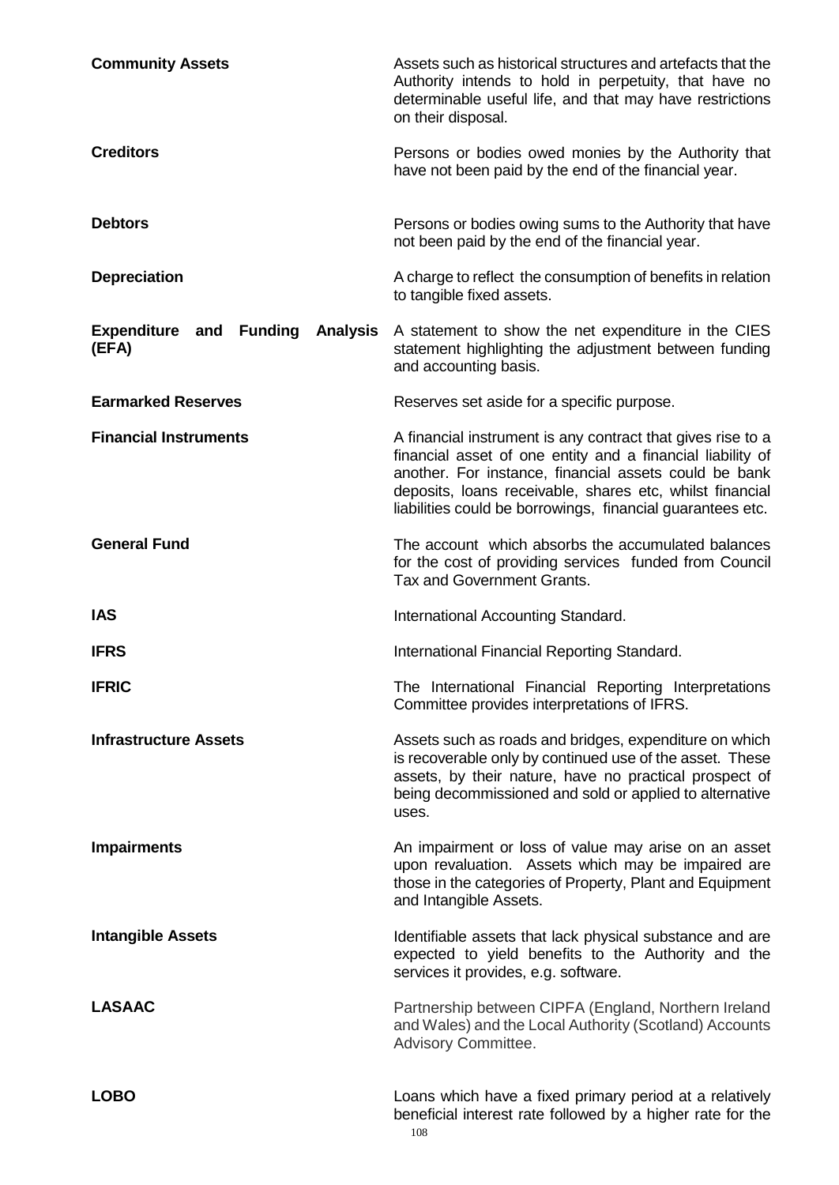| | |
|---|---|
| **Community Assets** | Assets such as historical structures and artefacts that the Authority intends to hold in perpetuity, that have no determinable useful life, and that may have restrictions on their disposal. |
| **Creditors** | Persons or bodies owed monies by the Authority that have not been paid by the end of the financial year. |
| **Debtors** | Persons or bodies owing sums to the Authority that have not been paid by the end of the financial year. |
| **Depreciation** | A charge to reflect the consumption of benefits in relation to tangible fixed assets. |
| **Expenditure and Funding Analysis (EFA)** | A statement to show the net expenditure in the CIES statement highlighting the adjustment between funding and accounting basis. |
| **Earmarked Reserves** | Reserves set aside for a specific purpose. |
| **Financial Instruments** | A financial instrument is any contract that gives rise to a financial asset of one entity and a financial liability of another. For instance, financial assets could be bank deposits, loans receivable, shares etc, whilst financial liabilities could be borrowings, financial guarantees etc. |
| **General Fund** | The account which absorbs the accumulated balances for the cost of providing services funded from Council Tax and Government Grants. |
| **IAS** | International Accounting Standard. |
| **IFRS** | International Financial Reporting Standard. |
| **IFRIC** | The International Financial Reporting Interpretations Committee provides interpretations of IFRS. |
| **Infrastructure Assets** | Assets such as roads and bridges, expenditure on which is recoverable only by continued use of the asset. These assets, by their nature, have no practical prospect of being decommissioned and sold or applied to alternative uses. |
| **Impairments** | An impairment or loss of value may arise on an asset upon revaluation. Assets which may be impaired are those in the categories of Property, Plant and Equipment and Intangible Assets. |
| **Intangible Assets** | Identifiable assets that lack physical substance and are expected to yield benefits to the Authority and the services it provides, e.g. software. |
| **LASAAC** | Partnership between CIPFA (England, Northern Ireland and Wales) and the Local Authority (Scotland) Accounts Advisory Committee. |
| **LOBO** | Loans which have a fixed primary period at a relatively beneficial interest rate followed by a higher rate for the |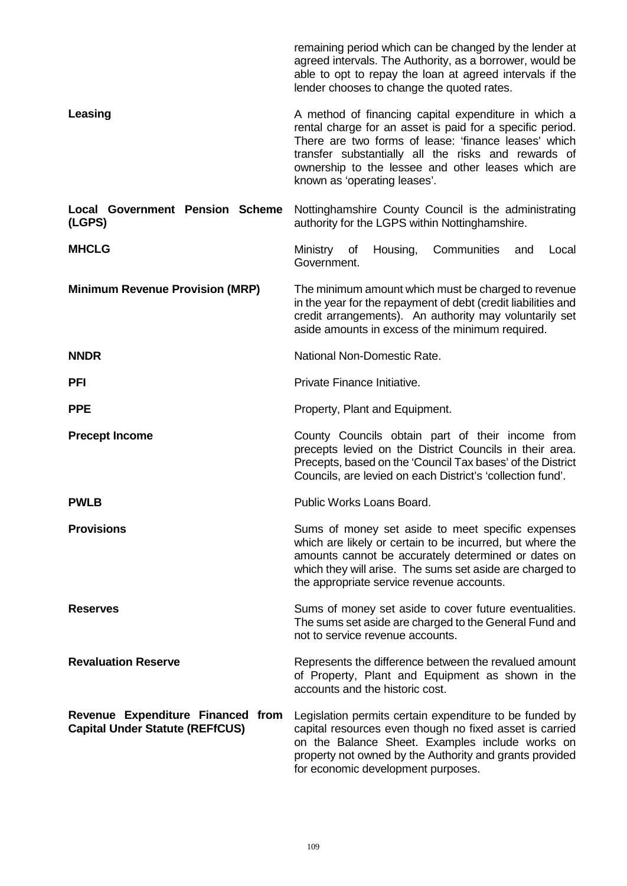remaining period which can be changed by the lender at agreed intervals. The Authority, as a borrower, would be able to opt to repay the loan at agreed intervals if the lender chooses to change the quoted rates.

**Leasing**

A method of financing capital expenditure in which a rental charge for an asset is paid for a specific period. There are two forms of lease: 'finance leases' which transfer substantially all the risks and rewards of ownership to the lessee and other leases which are known as 'operating leases'.

**Local Government Pension Scheme (LGPS)**

Nottinghamshire County Council is the administrating authority for the LGPS within Nottinghamshire.

**MHCLG**

Ministry of Housing, Communities and Local Government.

**Minimum Revenue Provision (MRP)**

The minimum amount which must be charged to revenue in the year for the repayment of debt (credit liabilities and credit arrangements). An authority may voluntarily set aside amounts in excess of the minimum required.

**NNDR**

National Non-Domestic Rate.

**PFI**

Private Finance Initiative.

**PPE**

Property, Plant and Equipment.

**Precept Income**

County Councils obtain part of their income from precepts levied on the District Councils in their area. Precepts, based on the 'Council Tax bases' of the District Councils, are levied on each District's 'collection fund'.

**PWLB**

Public Works Loans Board.

**Provisions**

Sums of money set aside to meet specific expenses which are likely or certain to be incurred, but where the amounts cannot be accurately determined or dates on which they will arise. The sums set aside are charged to the appropriate service revenue accounts.

**Reserves**

Sums of money set aside to cover future eventualities. The sums set aside are charged to the General Fund and not to service revenue accounts.

**Revaluation Reserve**

Represents the difference between the revalued amount of Property, Plant and Equipment as shown in the accounts and the historic cost.

**Revenue Expenditure Financed from Capital Under Statute (REFfCUS)**

Legislation permits certain expenditure to be funded by capital resources even though no fixed asset is carried on the Balance Sheet. Examples include works on property not owned by the Authority and grants provided for economic development purposes.